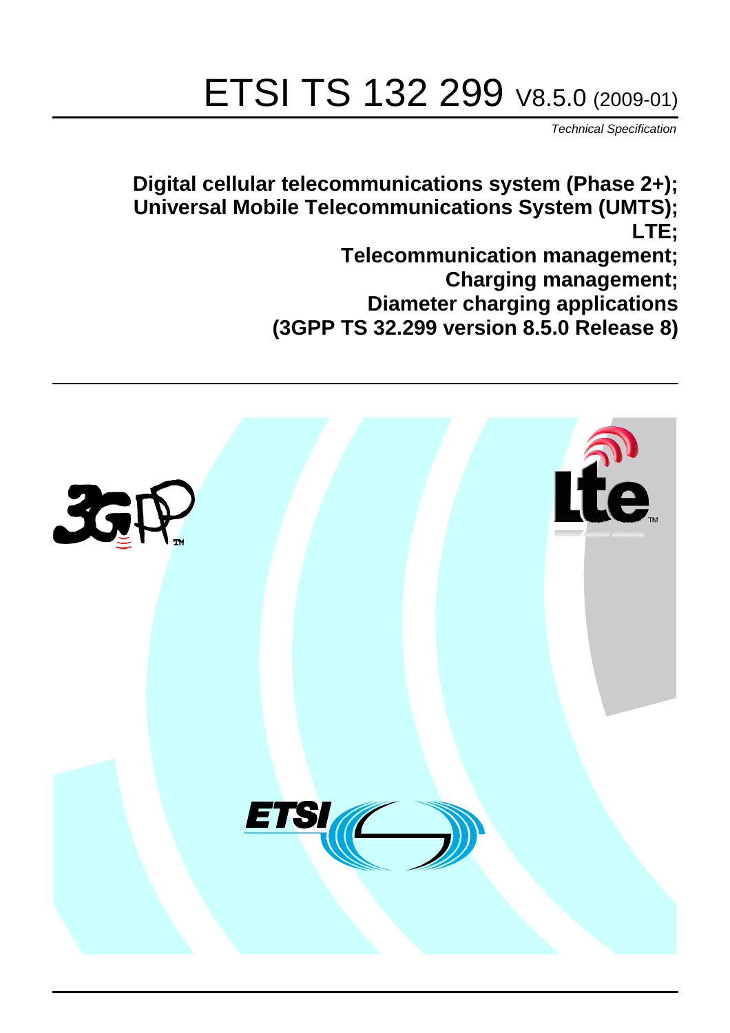# ETSI TS 132 299 V8.5.0 (2009-01)

*Technical Specification*

**Digital cellular telecommunications system (Phase 2+);**
**Universal Mobile Telecommunications System (UMTS);**
**LTE;**
**Telecommunication management;**
**Charging management;**
**Diameter charging applications**
**(3GPP TS 32.299 version 8.5.0 Release 8)**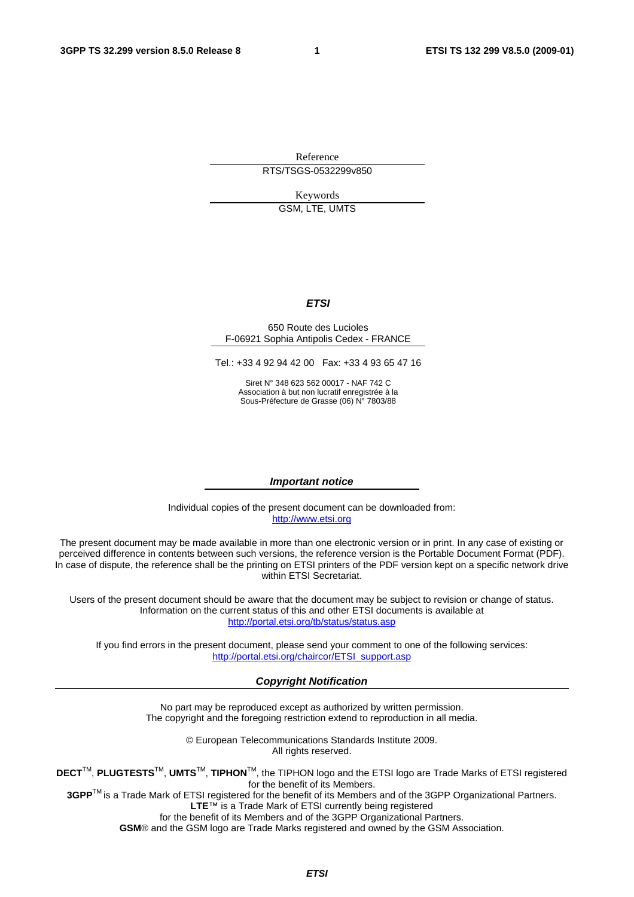Reference

RTS/TSGS-0532299v850

Keywords

GSM, LTE, UMTS

***ETSI***

650 Route des Lucioles
F-06921 Sophia Antipolis Cedex - FRANCE

Tel.: +33 4 92 94 42 00 Fax: +33 4 93 65 47 16

Siret N° 348 623 562 00017 - NAF 742 C
Association à but non lucratif enregistrée à la
Sous-Préfecture de Grasse (06) N° 7803/88

***Important notice***

Individual copies of the present document can be downloaded from:
http://www.etsi.org

The present document may be made available in more than one electronic version or in print. In any case of existing or perceived difference in contents between such versions, the reference version is the Portable Document Format (PDF). In case of dispute, the reference shall be the printing on ETSI printers of the PDF version kept on a specific network drive within ETSI Secretariat.

Users of the present document should be aware that the document may be subject to revision or change of status. Information on the current status of this and other ETSI documents is available at
http://portal.etsi.org/tb/status/status.asp

If you find errors in the present document, please send your comment to one of the following services:
http://portal.etsi.org/chaircor/ETSI_support.asp

***Copyright Notification***

No part may be reproduced except as authorized by written permission.
The copyright and the foregoing restriction extend to reproduction in all media.

© European Telecommunications Standards Institute 2009.
All rights reserved.

**DECT**™, **PLUGTESTS**™, **UMTS**™, **TIPHON**™, the TIPHON logo and the ETSI logo are Trade Marks of ETSI registered for the benefit of its Members.
**3GPP**™ is a Trade Mark of ETSI registered for the benefit of its Members and of the 3GPP Organizational Partners.
**LTE**™ is a Trade Mark of ETSI currently being registered
for the benefit of its Members and of the 3GPP Organizational Partners.
**GSM**® and the GSM logo are Trade Marks registered and owned by the GSM Association.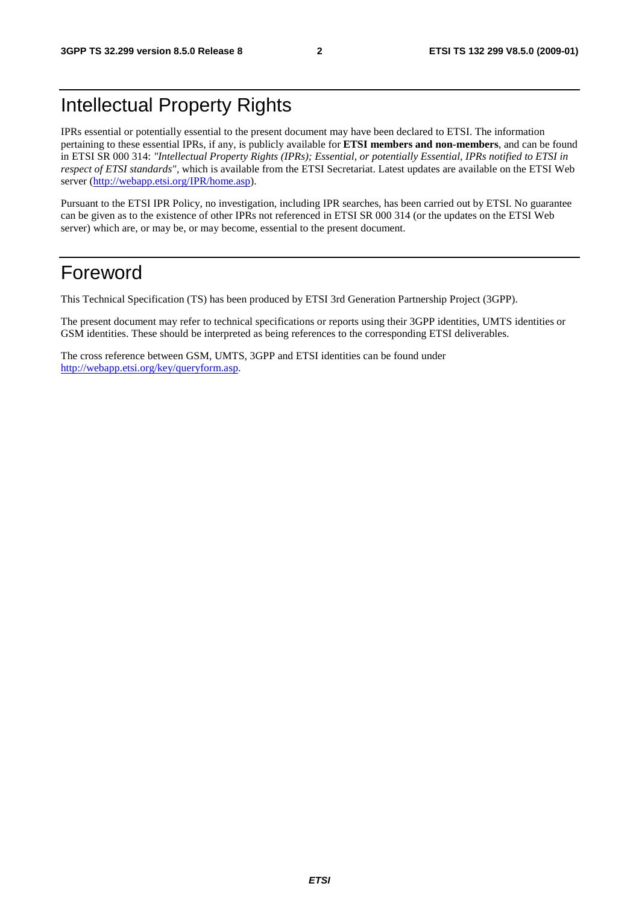# Intellectual Property Rights

IPRs essential or potentially essential to the present document may have been declared to ETSI. The information pertaining to these essential IPRs, if any, is publicly available for **ETSI members and non-members**, and can be found in ETSI SR 000 314: *"Intellectual Property Rights (IPRs); Essential, or potentially Essential, IPRs notified to ETSI in respect of ETSI standards"*, which is available from the ETSI Secretariat. Latest updates are available on the ETSI Web server (http://webapp.etsi.org/IPR/home.asp).

Pursuant to the ETSI IPR Policy, no investigation, including IPR searches, has been carried out by ETSI. No guarantee can be given as to the existence of other IPRs not referenced in ETSI SR 000 314 (or the updates on the ETSI Web server) which are, or may be, or may become, essential to the present document.

# Foreword

This Technical Specification (TS) has been produced by ETSI 3rd Generation Partnership Project (3GPP).

The present document may refer to technical specifications or reports using their 3GPP identities, UMTS identities or GSM identities. These should be interpreted as being references to the corresponding ETSI deliverables.

The cross reference between GSM, UMTS, 3GPP and ETSI identities can be found under http://webapp.etsi.org/key/queryform.asp.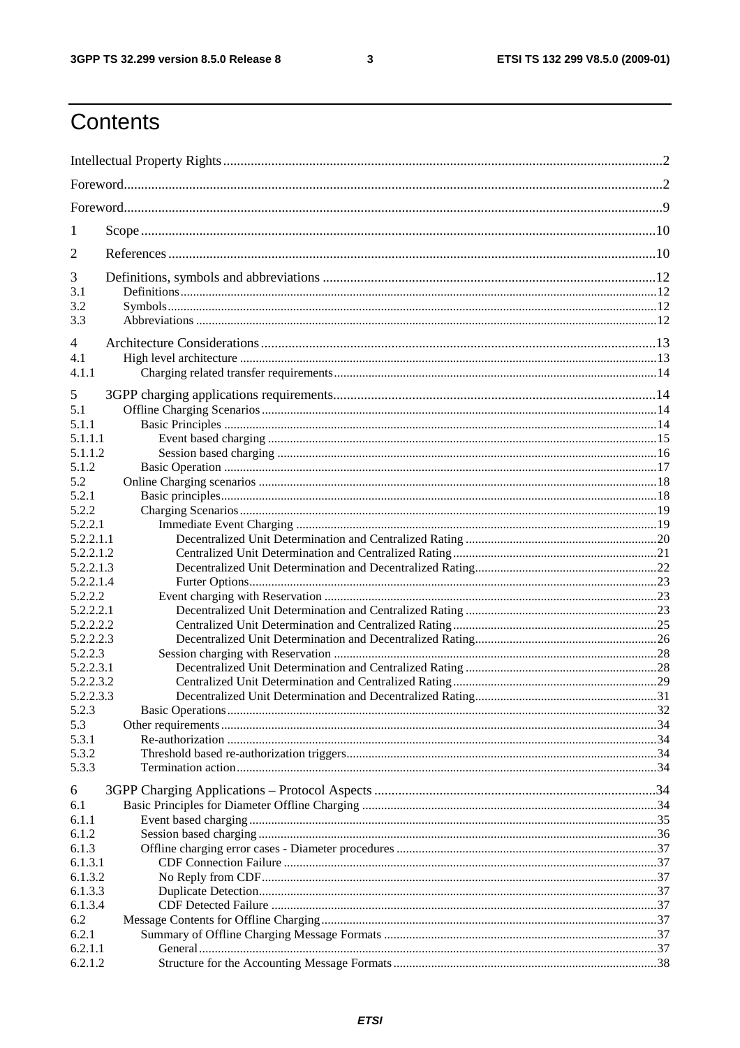# Contents

Intellectual Property Rights ... 2

Foreword ... 2

Foreword ... 9

1 Scope ... 10

2 References ... 10

3 Definitions, symbols and abbreviations ... 12
- 3.1 Definitions ... 12
- 3.2 Symbols ... 12
- 3.3 Abbreviations ... 12

4 Architecture Considerations ... 13
- 4.1 High level architecture ... 13
- 4.1.1 Charging related transfer requirements ... 14

5 3GPP charging applications requirements ... 14
- 5.1 Offline Charging Scenarios ... 14
- 5.1.1 Basic Principles ... 14
- 5.1.1.1 Event based charging ... 15
- 5.1.1.2 Session based charging ... 16
- 5.1.2 Basic Operation ... 17
- 5.2 Online Charging scenarios ... 18
- 5.2.1 Basic principles ... 18
- 5.2.2 Charging Scenarios ... 19
- 5.2.2.1 Immediate Event Charging ... 19
- 5.2.2.1.1 Decentralized Unit Determination and Centralized Rating ... 20
- 5.2.2.1.2 Centralized Unit Determination and Centralized Rating ... 21
- 5.2.2.1.3 Decentralized Unit Determination and Decentralized Rating ... 22
- 5.2.2.1.4 Furter Options ... 23
- 5.2.2.2 Event charging with Reservation ... 23
- 5.2.2.2.1 Decentralized Unit Determination and Centralized Rating ... 23
- 5.2.2.2.2 Centralized Unit Determination and Centralized Rating ... 25
- 5.2.2.2.3 Decentralized Unit Determination and Decentralized Rating ... 26
- 5.2.2.3 Session charging with Reservation ... 28
- 5.2.2.3.1 Decentralized Unit Determination and Centralized Rating ... 28
- 5.2.2.3.2 Centralized Unit Determination and Centralized Rating ... 29
- 5.2.2.3.3 Decentralized Unit Determination and Decentralized Rating ... 31
- 5.2.3 Basic Operations ... 32
- 5.3 Other requirements ... 34
- 5.3.1 Re-authorization ... 34
- 5.3.2 Threshold based re-authorization triggers ... 34
- 5.3.3 Termination action ... 34

6 3GPP Charging Applications – Protocol Aspects ... 34
- 6.1 Basic Principles for Diameter Offline Charging ... 34
- 6.1.1 Event based charging ... 35
- 6.1.2 Session based charging ... 36
- 6.1.3 Offline charging error cases - Diameter procedures ... 37
- 6.1.3.1 CDF Connection Failure ... 37
- 6.1.3.2 No Reply from CDF ... 37
- 6.1.3.3 Duplicate Detection ... 37
- 6.1.3.4 CDF Detected Failure ... 37
- 6.2 Message Contents for Offline Charging ... 37
- 6.2.1 Summary of Offline Charging Message Formats ... 37
- 6.2.1.1 General ... 37
- 6.2.1.2 Structure for the Accounting Message Formats ... 38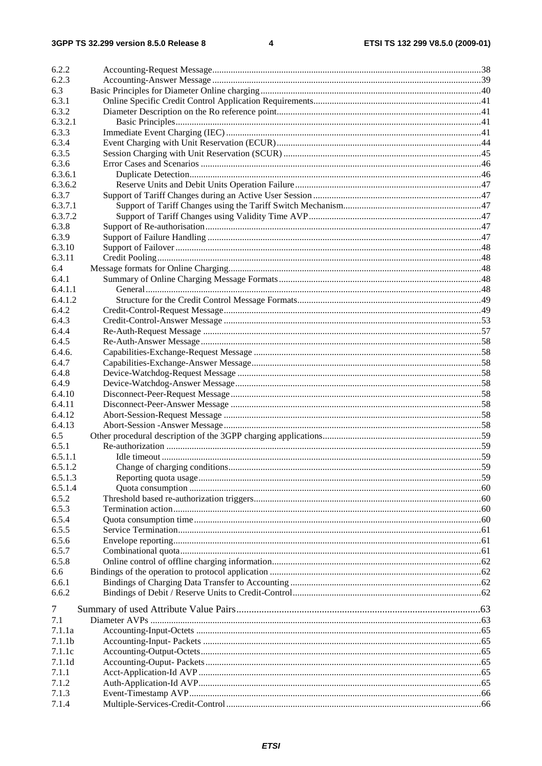6.2.2 Accounting-Request Message 38
6.2.3 Accounting-Answer Message 39
6.3 Basic Principles for Diameter Online charging 40
6.3.1 Online Specific Credit Control Application Requirements 41
6.3.2 Diameter Description on the Ro reference point 41
6.3.2.1 Basic Principles 41
6.3.3 Immediate Event Charging (IEC) 41
6.3.4 Event Charging with Unit Reservation (ECUR) 44
6.3.5 Session Charging with Unit Reservation (SCUR) 45
6.3.6 Error Cases and Scenarios 46
6.3.6.1 Duplicate Detection 46
6.3.6.2 Reserve Units and Debit Units Operation Failure 47
6.3.7 Support of Tariff Changes during an Active User Session 47
6.3.7.1 Support of Tariff Changes using the Tariff Switch Mechanism 47
6.3.7.2 Support of Tariff Changes using Validity Time AVP 47
6.3.8 Support of Re-authorisation 47
6.3.9 Support of Failure Handling 47
6.3.10 Support of Failover 48
6.3.11 Credit Pooling 48
6.4 Message formats for Online Charging 48
6.4.1 Summary of Online Charging Message Formats 48
6.4.1.1 General 48
6.4.1.2 Structure for the Credit Control Message Formats 49
6.4.2 Credit-Control-Request Message 49
6.4.3 Credit-Control-Answer Message 53
6.4.4 Re-Auth-Request Message 57
6.4.5 Re-Auth-Answer Message 58
6.4.6. Capabilities-Exchange-Request Message 58
6.4.7 Capabilities-Exchange-Answer Message 58
6.4.8 Device-Watchdog-Request Message 58
6.4.9 Device-Watchdog-Answer Message 58
6.4.10 Disconnect-Peer-Request Message 58
6.4.11 Disconnect-Peer-Answer Message 58
6.4.12 Abort-Session-Request Message 58
6.4.13 Abort-Session -Answer Message 58
6.5 Other procedural description of the 3GPP charging applications 59
6.5.1 Re-authorization 59
6.5.1.1 Idle timeout 59
6.5.1.2 Change of charging conditions 59
6.5.1.3 Reporting quota usage 59
6.5.1.4 Quota consumption 60
6.5.2 Threshold based re-authorization triggers 60
6.5.3 Termination action 60
6.5.4 Quota consumption time 60
6.5.5 Service Termination 61
6.5.6 Envelope reporting 61
6.5.7 Combinational quota 61
6.5.8 Online control of offline charging information 62
6.6 Bindings of the operation to protocol application 62
6.6.1 Bindings of Charging Data Transfer to Accounting 62
6.6.2 Bindings of Debit / Reserve Units to Credit-Control 62

7 Summary of used Attribute Value Pairs 63
7.1 Diameter AVPs 63
7.1.1a Accounting-Input-Octets 65
7.1.1b Accounting-Input- Packets 65
7.1.1c Accounting-Output-Octets 65
7.1.1d Accounting-Ouput- Packets 65
7.1.1 Acct-Application-Id AVP 65
7.1.2 Auth-Application-Id AVP 65
7.1.3 Event-Timestamp AVP 66
7.1.4 Multiple-Services-Credit-Control 66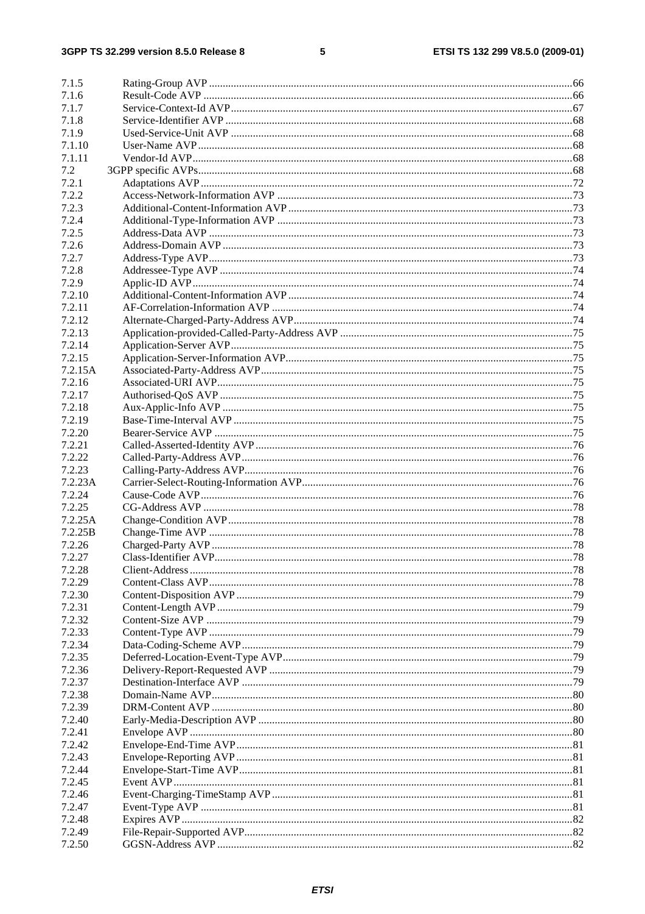7.1.5 Rating-Group AVP ....................................................................................................................................66
7.1.6 Result-Code AVP ......................................................................................................................................66
7.1.7 Service-Context-Id AVP............................................................................................................................67
7.1.8 Service-Identifier AVP ..............................................................................................................................68
7.1.9 Used-Service-Unit AVP ............................................................................................................................68
7.1.10 User-Name AVP........................................................................................................................................68
7.1.11 Vendor-Id AVP..........................................................................................................................................68
7.2 3GPP specific AVPs........................................................................................................................................68
7.2.1 Adaptations AVP.......................................................................................................................................72
7.2.2 Access-Network-Information AVP ...........................................................................................................73
7.2.3 Additional-Content-Information AVP .......................................................................................................73
7.2.4 Additional-Type-Information AVP ...........................................................................................................73
7.2.5 Address-Data AVP ....................................................................................................................................73
7.2.6 Address-Domain AVP ...............................................................................................................................73
7.2.7 Address-Type AVP....................................................................................................................................73
7.2.8 Addressee-Type AVP ................................................................................................................................74
7.2.9 Applic-ID AVP..........................................................................................................................................74
7.2.10 Additional-Content-Information AVP .......................................................................................................74
7.2.11 AF-Correlation-Information AVP .............................................................................................................74
7.2.12 Alternate-Charged-Party-Address AVP......................................................................................................74
7.2.13 Application-provided-Called-Party-Address AVP ....................................................................................75
7.2.14 Application-Server AVP............................................................................................................................75
7.2.15 Application-Server-Information AVP........................................................................................................75
7.2.15A Associated-Party-Address AVP.................................................................................................................75
7.2.16 Associated-URI AVP.................................................................................................................................75
7.2.17 Authorised-QoS AVP ................................................................................................................................75
7.2.18 Aux-Applic-Info AVP ...............................................................................................................................75
7.2.19 Base-Time-Interval AVP ...........................................................................................................................75
7.2.20 Bearer-Service AVP ..................................................................................................................................75
7.2.21 Called-Asserted-Identity AVP ...................................................................................................................76
7.2.22 Called-Party-Address AVP........................................................................................................................76
7.2.23 Calling-Party-Address AVP.......................................................................................................................76
7.2.23A Carrier-Select-Routing-Information AVP..................................................................................................76
7.2.24 Cause-Code AVP.......................................................................................................................................76
7.2.25 CG-Address AVP ......................................................................................................................................78
7.2.25A Change-Condition AVP.............................................................................................................................78
7.2.25B Change-Time AVP ....................................................................................................................................78
7.2.26 Charged-Party AVP ...................................................................................................................................78
7.2.27 Class-Identifier AVP..................................................................................................................................78
7.2.28 Client-Address...........................................................................................................................................78
7.2.29 Content-Class AVP....................................................................................................................................78
7.2.30 Content-Disposition AVP ..........................................................................................................................79
7.2.31 Content-Length AVP .................................................................................................................................79
7.2.32 Content-Size AVP .....................................................................................................................................79
7.2.33 Content-Type AVP ....................................................................................................................................79
7.2.34 Data-Coding-Scheme AVP........................................................................................................................79
7.2.35 Deferred-Location-Event-Type AVP.........................................................................................................79
7.2.36 Delivery-Report-Requested AVP ..............................................................................................................79
7.2.37 Destination-Interface AVP ........................................................................................................................79
7.2.38 Domain-Name AVP...................................................................................................................................80
7.2.39 DRM-Content AVP ...................................................................................................................................80
7.2.40 Early-Media-Description AVP ..................................................................................................................80
7.2.41 Envelope AVP ...........................................................................................................................................80
7.2.42 Envelope-End-Time AVP..........................................................................................................................81
7.2.43 Envelope-Reporting AVP..........................................................................................................................81
7.2.44 Envelope-Start-Time AVP.........................................................................................................................81
7.2.45 Event AVP.................................................................................................................................................81
7.2.46 Event-Charging-TimeStamp AVP .............................................................................................................81
7.2.47 Event-Type AVP .......................................................................................................................................81
7.2.48 Expires AVP ..............................................................................................................................................82
7.2.49 File-Repair-Supported AVP.......................................................................................................................82
7.2.50 GGSN-Address AVP .................................................................................................................................82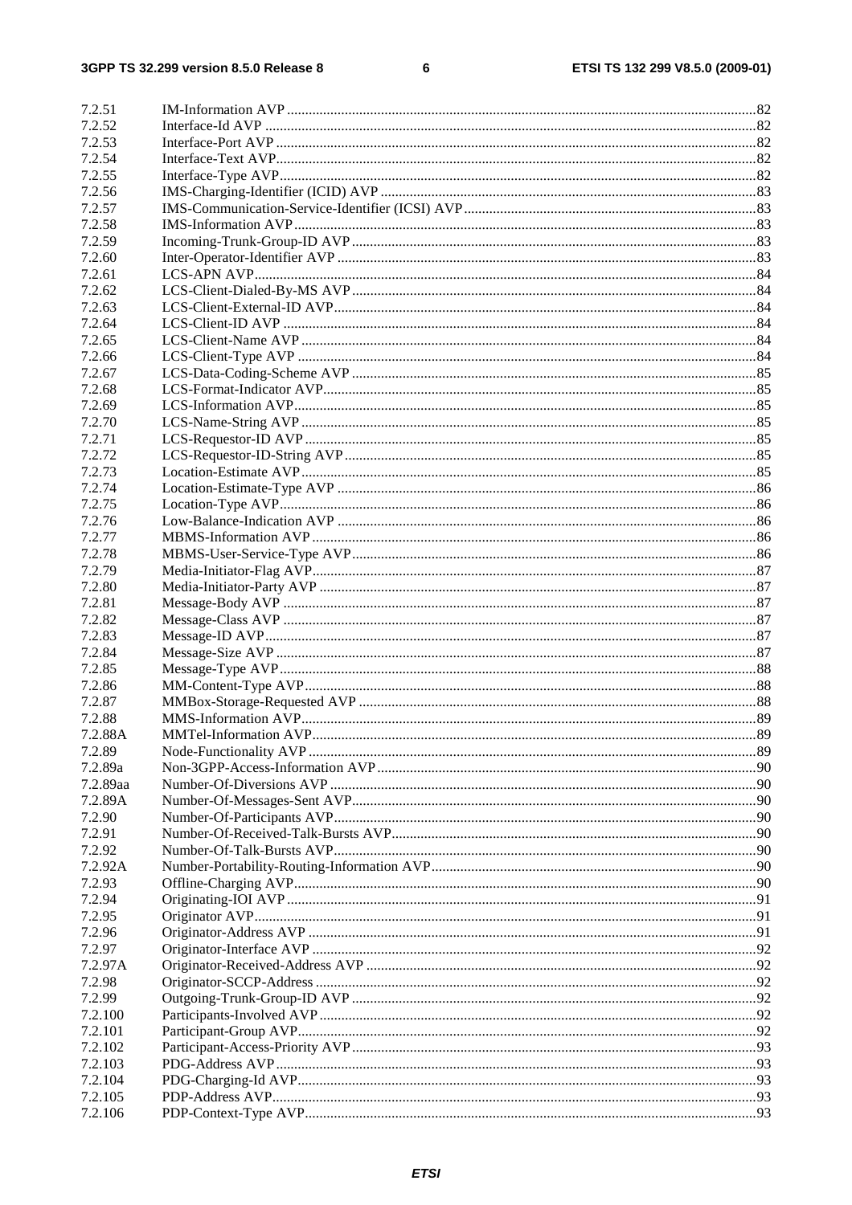7.2.51 IM-Information AVP .....82
7.2.52 Interface-Id AVP .....82
7.2.53 Interface-Port AVP .....82
7.2.54 Interface-Text AVP.....82
7.2.55 Interface-Type AVP.....82
7.2.56 IMS-Charging-Identifier (ICID) AVP .....83
7.2.57 IMS-Communication-Service-Identifier (ICSI) AVP.....83
7.2.58 IMS-Information AVP.....83
7.2.59 Incoming-Trunk-Group-ID AVP .....83
7.2.60 Inter-Operator-Identifier AVP .....83
7.2.61 LCS-APN AVP.....84
7.2.62 LCS-Client-Dialed-By-MS AVP .....84
7.2.63 LCS-Client-External-ID AVP.....84
7.2.64 LCS-Client-ID AVP .....84
7.2.65 LCS-Client-Name AVP .....84
7.2.66 LCS-Client-Type AVP .....84
7.2.67 LCS-Data-Coding-Scheme AVP .....85
7.2.68 LCS-Format-Indicator AVP.....85
7.2.69 LCS-Information AVP.....85
7.2.70 LCS-Name-String AVP .....85
7.2.71 LCS-Requestor-ID AVP .....85
7.2.72 LCS-Requestor-ID-String AVP .....85
7.2.73 Location-Estimate AVP.....85
7.2.74 Location-Estimate-Type AVP .....86
7.2.75 Location-Type AVP.....86
7.2.76 Low-Balance-Indication AVP .....86
7.2.77 MBMS-Information AVP .....86
7.2.78 MBMS-User-Service-Type AVP.....86
7.2.79 Media-Initiator-Flag AVP.....87
7.2.80 Media-Initiator-Party AVP .....87
7.2.81 Message-Body AVP .....87
7.2.82 Message-Class AVP .....87
7.2.83 Message-ID AVP.....87
7.2.84 Message-Size AVP .....87
7.2.85 Message-Type AVP.....88
7.2.86 MM-Content-Type AVP.....88
7.2.87 MMBox-Storage-Requested AVP .....88
7.2.88 MMS-Information AVP.....89
7.2.88A MMTel-Information AVP.....89
7.2.89 Node-Functionality AVP .....89
7.2.89a Non-3GPP-Access-Information AVP .....90
7.2.89aa Number-Of-Diversions AVP .....90
7.2.89A Number-Of-Messages-Sent AVP.....90
7.2.90 Number-Of-Participants AVP.....90
7.2.91 Number-Of-Received-Talk-Bursts AVP.....90
7.2.92 Number-Of-Talk-Bursts AVP.....90
7.2.92A Number-Portability-Routing-Information AVP.....90
7.2.93 Offline-Charging AVP.....90
7.2.94 Originating-IOI AVP .....91
7.2.95 Originator AVP.....91
7.2.96 Originator-Address AVP .....91
7.2.97 Originator-Interface AVP .....92
7.2.97A Originator-Received-Address AVP .....92
7.2.98 Originator-SCCP-Address .....92
7.2.99 Outgoing-Trunk-Group-ID AVP .....92
7.2.100 Participants-Involved AVP .....92
7.2.101 Participant-Group AVP.....92
7.2.102 Participant-Access-Priority AVP .....93
7.2.103 PDG-Address AVP .....93
7.2.104 PDG-Charging-Id AVP.....93
7.2.105 PDP-Address AVP.....93
7.2.106 PDP-Context-Type AVP.....93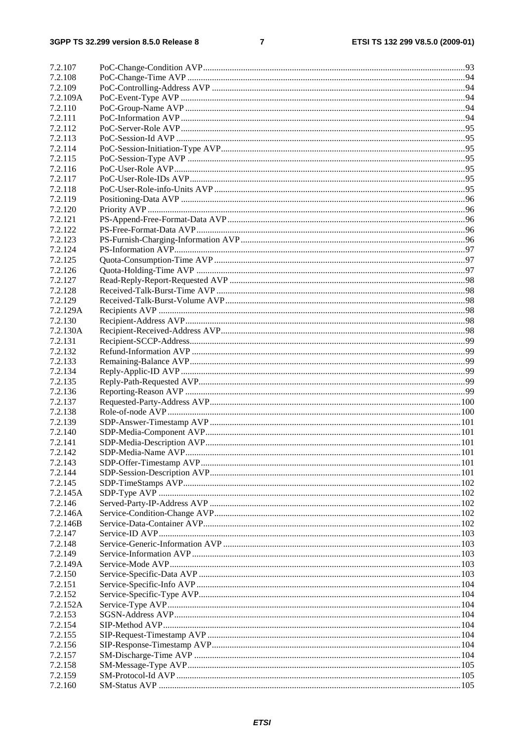7.2.107 PoC-Change-Condition AVP.....93
7.2.108 PoC-Change-Time AVP.....94
7.2.109 PoC-Controlling-Address AVP.....94
7.2.109A PoC-Event-Type AVP.....94
7.2.110 PoC-Group-Name AVP.....94
7.2.111 PoC-Information AVP.....94
7.2.112 PoC-Server-Role AVP.....95
7.2.113 PoC-Session-Id AVP.....95
7.2.114 PoC-Session-Initiation-Type AVP.....95
7.2.115 PoC-Session-Type AVP.....95
7.2.116 PoC-User-Role AVP.....95
7.2.117 PoC-User-Role-IDs AVP.....95
7.2.118 PoC-User-Role-info-Units AVP.....95
7.2.119 Positioning-Data AVP.....96
7.2.120 Priority AVP.....96
7.2.121 PS-Append-Free-Format-Data AVP.....96
7.2.122 PS-Free-Format-Data AVP.....96
7.2.123 PS-Furnish-Charging-Information AVP.....96
7.2.124 PS-Information AVP.....97
7.2.125 Quota-Consumption-Time AVP.....97
7.2.126 Quota-Holding-Time AVP.....97
7.2.127 Read-Reply-Report-Requested AVP.....98
7.2.128 Received-Talk-Burst-Time AVP.....98
7.2.129 Received-Talk-Burst-Volume AVP.....98
7.2.129A Recipients AVP.....98
7.2.130 Recipient-Address AVP.....98
7.2.130A Recipient-Received-Address AVP.....98
7.2.131 Recipient-SCCP-Address.....99
7.2.132 Refund-Information AVP.....99
7.2.133 Remaining-Balance AVP.....99
7.2.134 Reply-Applic-ID AVP.....99
7.2.135 Reply-Path-Requested AVP.....99
7.2.136 Reporting-Reason AVP.....99
7.2.137 Requested-Party-Address AVP.....100
7.2.138 Role-of-node AVP.....100
7.2.139 SDP-Answer-Timestamp AVP.....101
7.2.140 SDP-Media-Component AVP.....101
7.2.141 SDP-Media-Description AVP.....101
7.2.142 SDP-Media-Name AVP.....101
7.2.143 SDP-Offer-Timestamp AVP.....101
7.2.144 SDP-Session-Description AVP.....101
7.2.145 SDP-TimeStamps AVP.....102
7.2.145A SDP-Type AVP.....102
7.2.146 Served-Party-IP-Address AVP.....102
7.2.146A Service-Condition-Change AVP.....102
7.2.146B Service-Data-Container AVP.....102
7.2.147 Service-ID AVP.....103
7.2.148 Service-Generic-Information AVP.....103
7.2.149 Service-Information AVP.....103
7.2.149A Service-Mode AVP.....103
7.2.150 Service-Specific-Data AVP.....103
7.2.151 Service-Specific-Info AVP.....104
7.2.152 Service-Specific-Type AVP.....104
7.2.152A Service-Type AVP.....104
7.2.153 SGSN-Address AVP.....104
7.2.154 SIP-Method AVP.....104
7.2.155 SIP-Request-Timestamp AVP.....104
7.2.156 SIP-Response-Timestamp AVP.....104
7.2.157 SM-Discharge-Time AVP.....104
7.2.158 SM-Message-Type AVP.....105
7.2.159 SM-Protocol-Id AVP.....105
7.2.160 SM-Status AVP.....105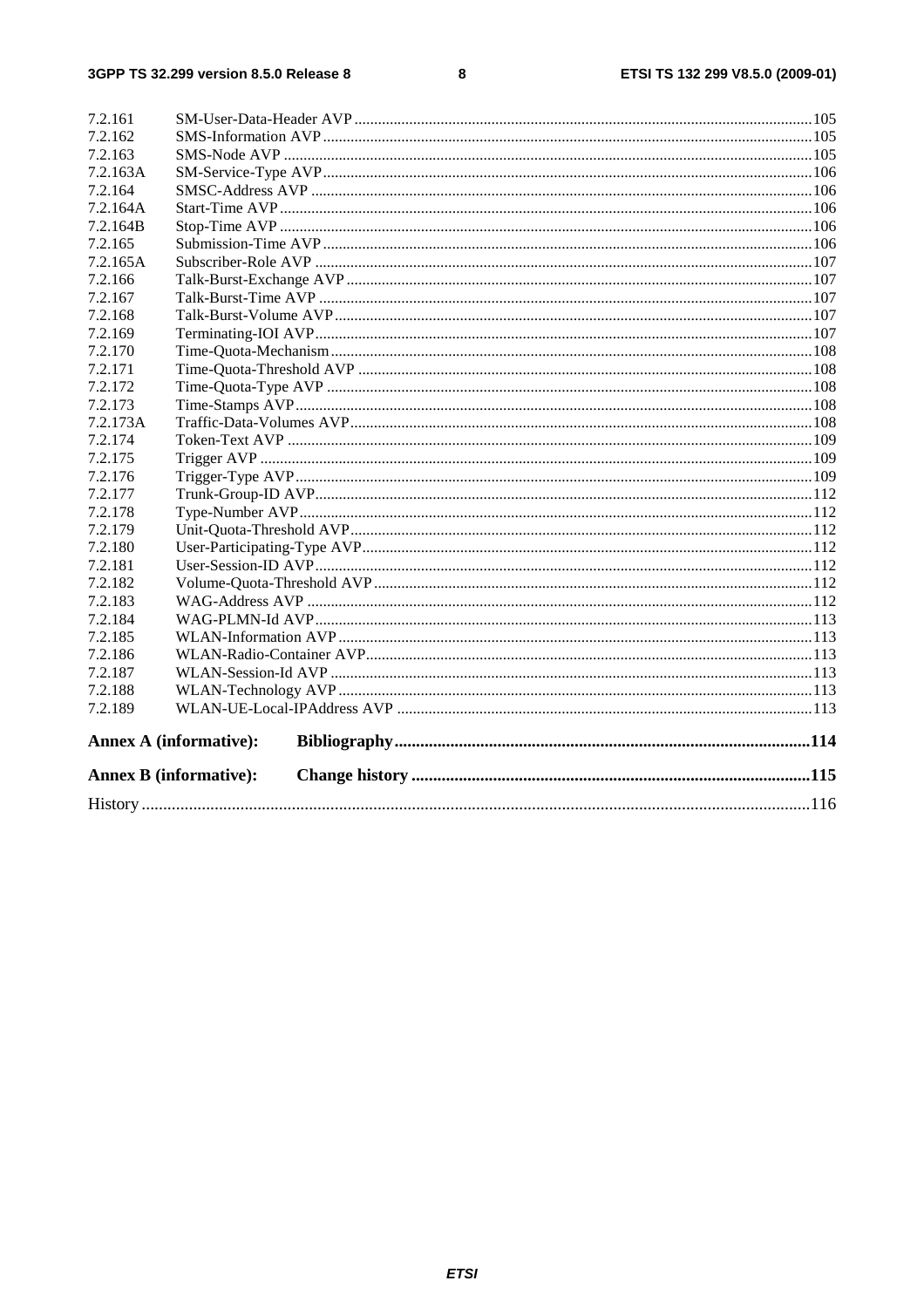7.2.161 SM-User-Data-Header AVP ..... 105
7.2.162 SMS-Information AVP ..... 105
7.2.163 SMS-Node AVP ..... 105
7.2.163A SM-Service-Type AVP ..... 106
7.2.164 SMSC-Address AVP ..... 106
7.2.164A Start-Time AVP ..... 106
7.2.164B Stop-Time AVP ..... 106
7.2.165 Submission-Time AVP ..... 106
7.2.165A Subscriber-Role AVP ..... 107
7.2.166 Talk-Burst-Exchange AVP ..... 107
7.2.167 Talk-Burst-Time AVP ..... 107
7.2.168 Talk-Burst-Volume AVP ..... 107
7.2.169 Terminating-IOI AVP ..... 107
7.2.170 Time-Quota-Mechanism ..... 108
7.2.171 Time-Quota-Threshold AVP ..... 108
7.2.172 Time-Quota-Type AVP ..... 108
7.2.173 Time-Stamps AVP ..... 108
7.2.173A Traffic-Data-Volumes AVP ..... 108
7.2.174 Token-Text AVP ..... 109
7.2.175 Trigger AVP ..... 109
7.2.176 Trigger-Type AVP ..... 109
7.2.177 Trunk-Group-ID AVP ..... 112
7.2.178 Type-Number AVP ..... 112
7.2.179 Unit-Quota-Threshold AVP ..... 112
7.2.180 User-Participating-Type AVP ..... 112
7.2.181 User-Session-ID AVP ..... 112
7.2.182 Volume-Quota-Threshold AVP ..... 112
7.2.183 WAG-Address AVP ..... 112
7.2.184 WAG-PLMN-Id AVP ..... 113
7.2.185 WLAN-Information AVP ..... 113
7.2.186 WLAN-Radio-Container AVP ..... 113
7.2.187 WLAN-Session-Id AVP ..... 113
7.2.188 WLAN-Technology AVP ..... 113
7.2.189 WLAN-UE-Local-IPAddress AVP ..... 113

**Annex A (informative): Bibliography ..... 114**

**Annex B (informative): Change history ..... 115**

History ..... 116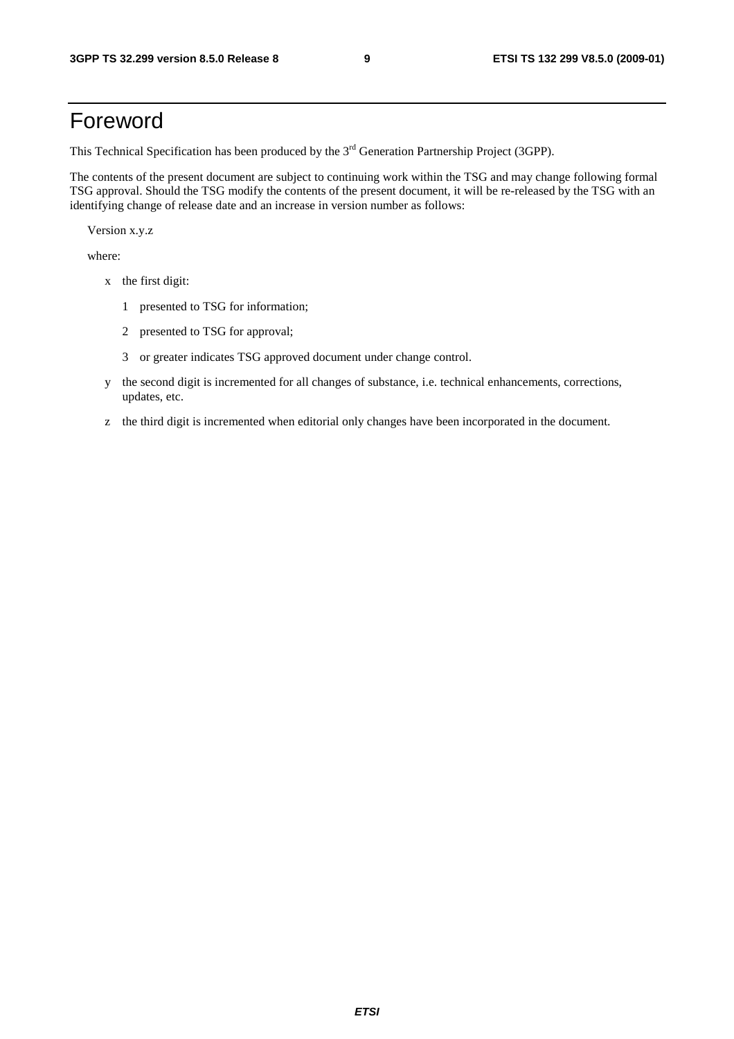# Foreword

This Technical Specification has been produced by the 3rd Generation Partnership Project (3GPP).

The contents of the present document are subject to continuing work within the TSG and may change following formal TSG approval. Should the TSG modify the contents of the present document, it will be re-released by the TSG with an identifying change of release date and an increase in version number as follows:

Version x.y.z

where:

- x the first digit:
  - 1 presented to TSG for information;
  - 2 presented to TSG for approval;
  - 3 or greater indicates TSG approved document under change control.
- y the second digit is incremented for all changes of substance, i.e. technical enhancements, corrections, updates, etc.
- z the third digit is incremented when editorial only changes have been incorporated in the document.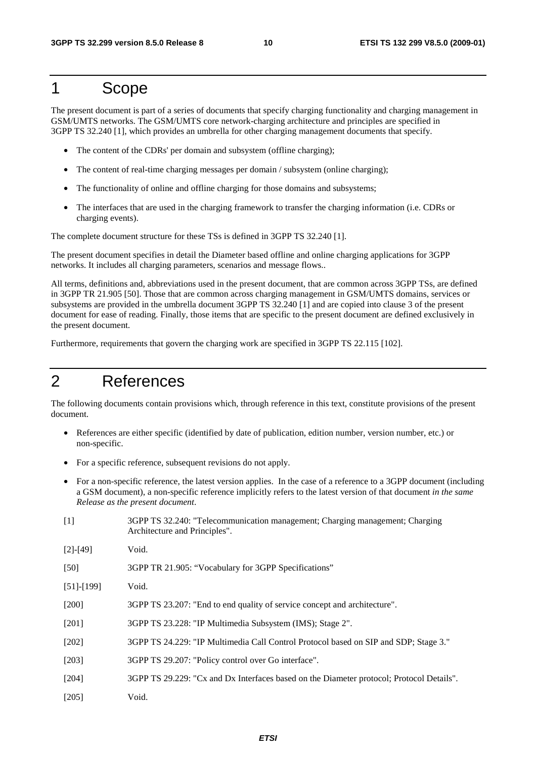# 1 Scope

The present document is part of a series of documents that specify charging functionality and charging management in GSM/UMTS networks. The GSM/UMTS core network-charging architecture and principles are specified in 3GPP TS 32.240 [1], which provides an umbrella for other charging management documents that specify.

- The content of the CDRs' per domain and subsystem (offline charging);
- The content of real-time charging messages per domain / subsystem (online charging);
- The functionality of online and offline charging for those domains and subsystems;
- The interfaces that are used in the charging framework to transfer the charging information (i.e. CDRs or charging events).

The complete document structure for these TSs is defined in 3GPP TS 32.240 [1].

The present document specifies in detail the Diameter based offline and online charging applications for 3GPP networks. It includes all charging parameters, scenarios and message flows..

All terms, definitions and, abbreviations used in the present document, that are common across 3GPP TSs, are defined in 3GPP TR 21.905 [50]. Those that are common across charging management in GSM/UMTS domains, services or subsystems are provided in the umbrella document 3GPP TS 32.240 [1] and are copied into clause 3 of the present document for ease of reading. Finally, those items that are specific to the present document are defined exclusively in the present document.

Furthermore, requirements that govern the charging work are specified in 3GPP TS 22.115 [102].

# 2 References

The following documents contain provisions which, through reference in this text, constitute provisions of the present document.

- References are either specific (identified by date of publication, edition number, version number, etc.) or non-specific.
- For a specific reference, subsequent revisions do not apply.
- For a non-specific reference, the latest version applies. In the case of a reference to a 3GPP document (including a GSM document), a non-specific reference implicitly refers to the latest version of that document *in the same Release as the present document*.

[1] 3GPP TS 32.240: "Telecommunication management; Charging management; Charging Architecture and Principles".

[2]-[49] Void.

[50] 3GPP TR 21.905: "Vocabulary for 3GPP Specifications"

[51]-[199] Void.

[200] 3GPP TS 23.207: "End to end quality of service concept and architecture".

[201] 3GPP TS 23.228: "IP Multimedia Subsystem (IMS); Stage 2".

[202] 3GPP TS 24.229: "IP Multimedia Call Control Protocol based on SIP and SDP; Stage 3."

[203] 3GPP TS 29.207: "Policy control over Go interface".

[204] 3GPP TS 29.229: "Cx and Dx Interfaces based on the Diameter protocol; Protocol Details".

[205] Void.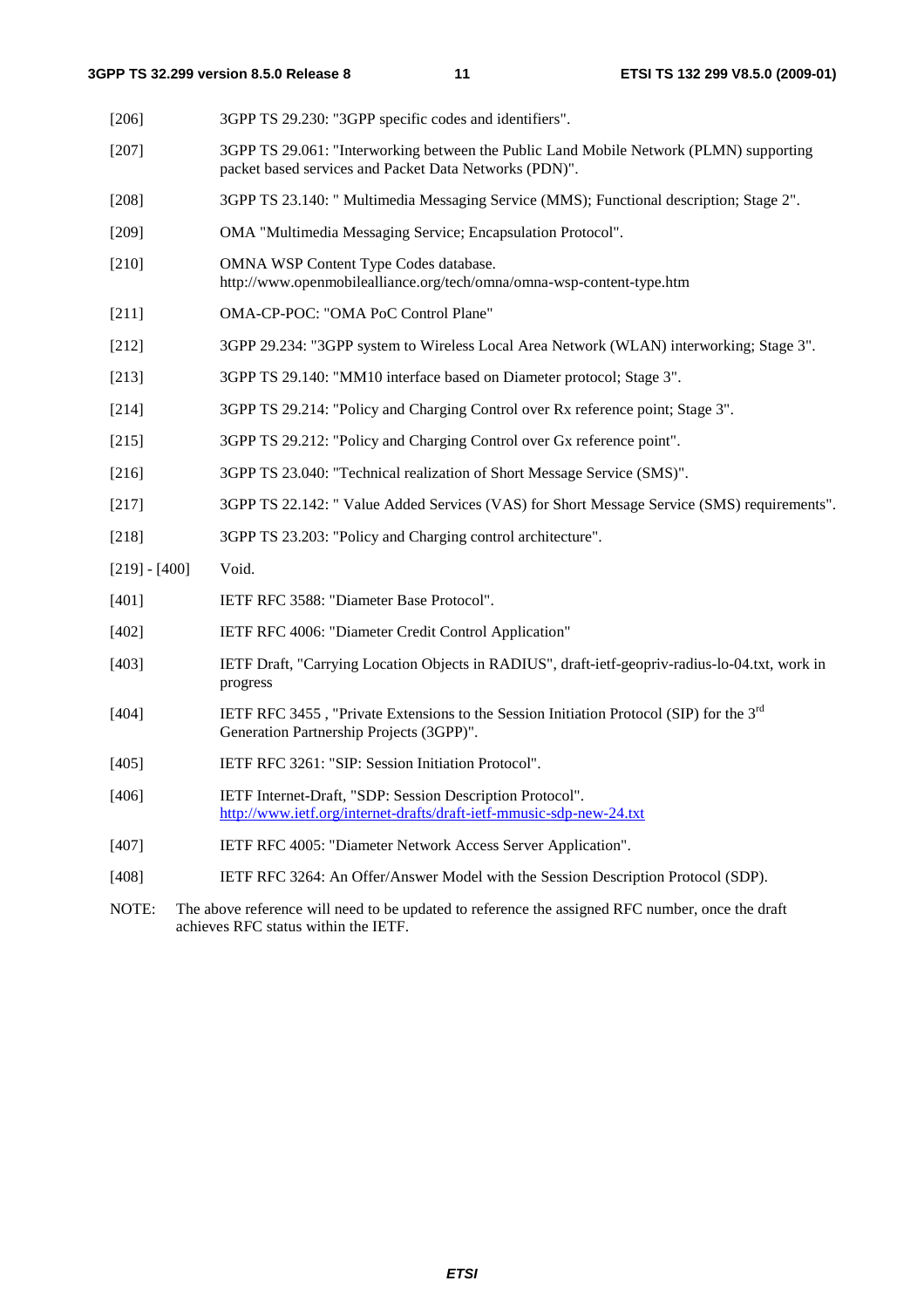[206] 3GPP TS 29.230: "3GPP specific codes and identifiers".

[207] 3GPP TS 29.061: "Interworking between the Public Land Mobile Network (PLMN) supporting packet based services and Packet Data Networks (PDN)".

[208] 3GPP TS 23.140: " Multimedia Messaging Service (MMS); Functional description; Stage 2".

[209] OMA "Multimedia Messaging Service; Encapsulation Protocol".

[210] OMNA WSP Content Type Codes database. http://www.openmobilealliance.org/tech/omna/omna-wsp-content-type.htm

[211] OMA-CP-POC: "OMA PoC Control Plane"

[212] 3GPP 29.234: "3GPP system to Wireless Local Area Network (WLAN) interworking; Stage 3".

[213] 3GPP TS 29.140: "MM10 interface based on Diameter protocol; Stage 3".

[214] 3GPP TS 29.214: "Policy and Charging Control over Rx reference point; Stage 3".

[215] 3GPP TS 29.212: "Policy and Charging Control over Gx reference point".

[216] 3GPP TS 23.040: "Technical realization of Short Message Service (SMS)".

[217] 3GPP TS 22.142: " Value Added Services (VAS) for Short Message Service (SMS) requirements".

[218] 3GPP TS 23.203: "Policy and Charging control architecture".

[219] - [400] Void.

[401] IETF RFC 3588: "Diameter Base Protocol".

[402] IETF RFC 4006: "Diameter Credit Control Application"

[403] IETF Draft, "Carrying Location Objects in RADIUS", draft-ietf-geopriv-radius-lo-04.txt, work in progress

[404] IETF RFC 3455 , "Private Extensions to the Session Initiation Protocol (SIP) for the 3rd Generation Partnership Projects (3GPP)".

[405] IETF RFC 3261: "SIP: Session Initiation Protocol".

[406] IETF Internet-Draft, "SDP: Session Description Protocol". http://www.ietf.org/internet-drafts/draft-ietf-mmusic-sdp-new-24.txt

[407] IETF RFC 4005: "Diameter Network Access Server Application".

[408] IETF RFC 3264: An Offer/Answer Model with the Session Description Protocol (SDP).

NOTE: The above reference will need to be updated to reference the assigned RFC number, once the draft achieves RFC status within the IETF.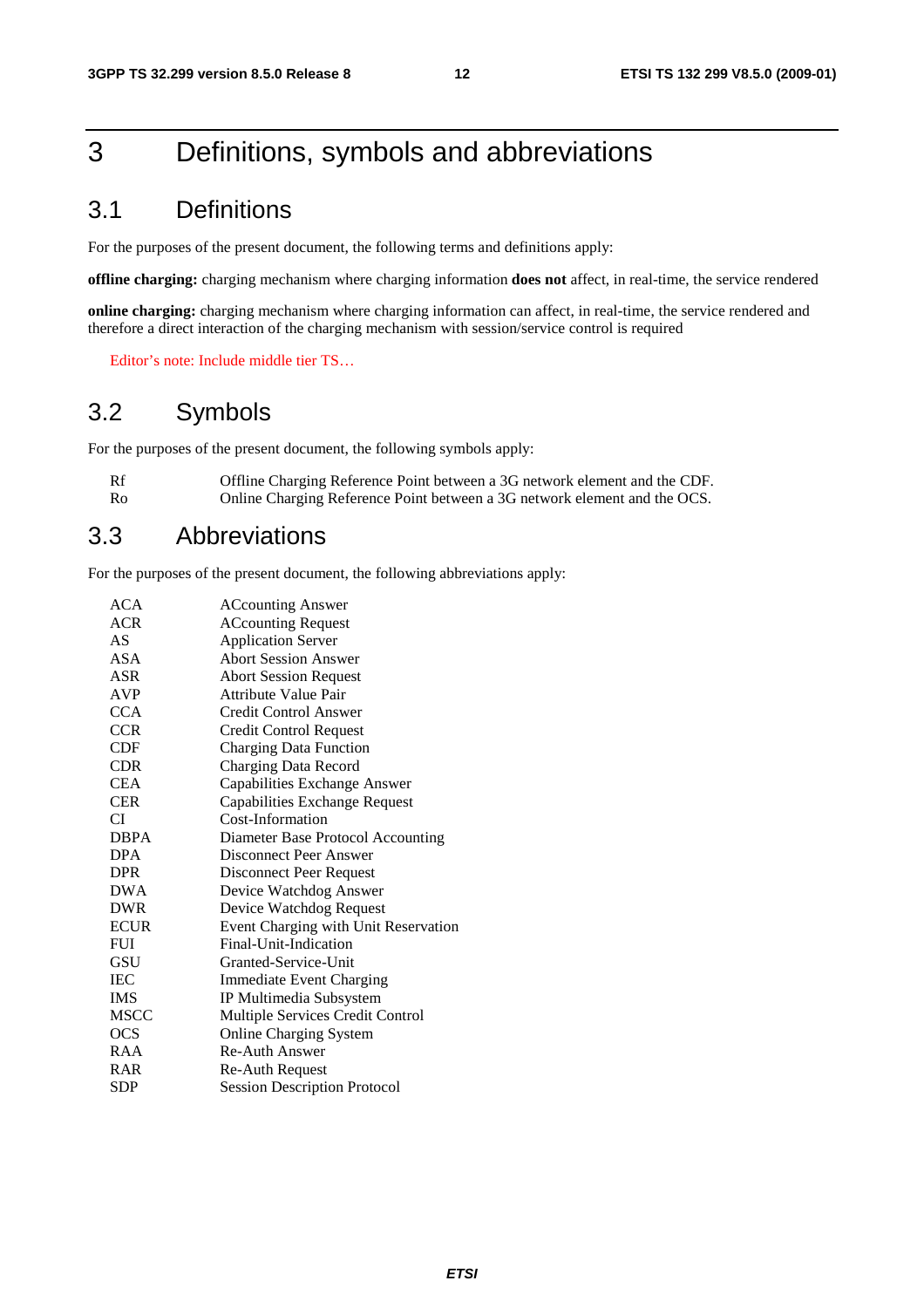# 3 Definitions, symbols and abbreviations

## 3.1 Definitions

For the purposes of the present document, the following terms and definitions apply:

**offline charging:** charging mechanism where charging information **does not** affect, in real-time, the service rendered

**online charging:** charging mechanism where charging information can affect, in real-time, the service rendered and therefore a direct interaction of the charging mechanism with session/service control is required

Editor's note: Include middle tier TS…

## 3.2 Symbols

For the purposes of the present document, the following symbols apply:

| | |
|---|---|
| Rf | Offline Charging Reference Point between a 3G network element and the CDF. |
| Ro | Online Charging Reference Point between a 3G network element and the OCS. |

## 3.3 Abbreviations

For the purposes of the present document, the following abbreviations apply:

| | |
|---|---|
| ACA | ACcounting Answer |
| ACR | ACcounting Request |
| AS | Application Server |
| ASA | Abort Session Answer |
| ASR | Abort Session Request |
| AVP | Attribute Value Pair |
| CCA | Credit Control Answer |
| CCR | Credit Control Request |
| CDF | Charging Data Function |
| CDR | Charging Data Record |
| CEA | Capabilities Exchange Answer |
| CER | Capabilities Exchange Request |
| CI | Cost-Information |
| DBPA | Diameter Base Protocol Accounting |
| DPA | Disconnect Peer Answer |
| DPR | Disconnect Peer Request |
| DWA | Device Watchdog Answer |
| DWR | Device Watchdog Request |
| ECUR | Event Charging with Unit Reservation |
| FUI | Final-Unit-Indication |
| GSU | Granted-Service-Unit |
| IEC | Immediate Event Charging |
| IMS | IP Multimedia Subsystem |
| MSCC | Multiple Services Credit Control |
| OCS | Online Charging System |
| RAA | Re-Auth Answer |
| RAR | Re-Auth Request |
| SDP | Session Description Protocol |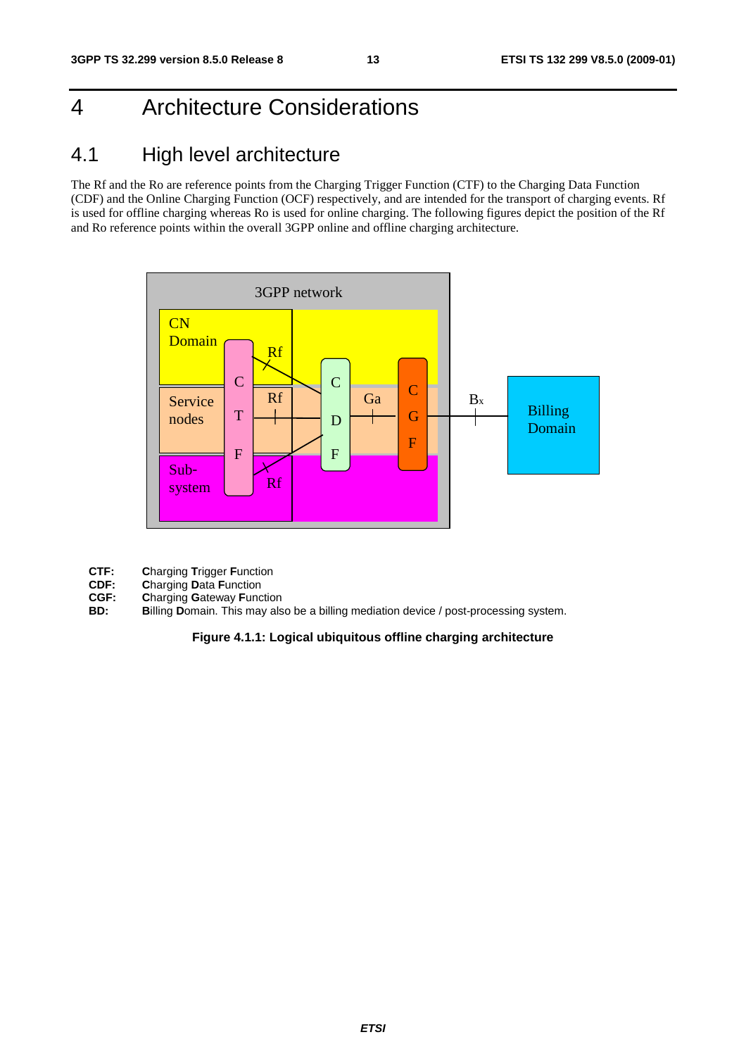# 4 Architecture Considerations

## 4.1 High level architecture

The Rf and the Ro are reference points from the Charging Trigger Function (CTF) to the Charging Data Function (CDF) and the Online Charging Function (OCF) respectively, and are intended for the transport of charging events. Rf is used for offline charging whereas Ro is used for online charging. The following figures depict the position of the Rf and Ro reference points within the overall 3GPP online and offline charging architecture.

**CTF:** **C**harging **T**rigger **F**unction
**CDF:** **C**harging **D**ata **F**unction
**CGF:** **C**harging **G**ateway **F**unction
**BD:** **B**illing **D**omain. This may also be a billing mediation device / post-processing system.

**Figure 4.1.1: Logical ubiquitous offline charging architecture**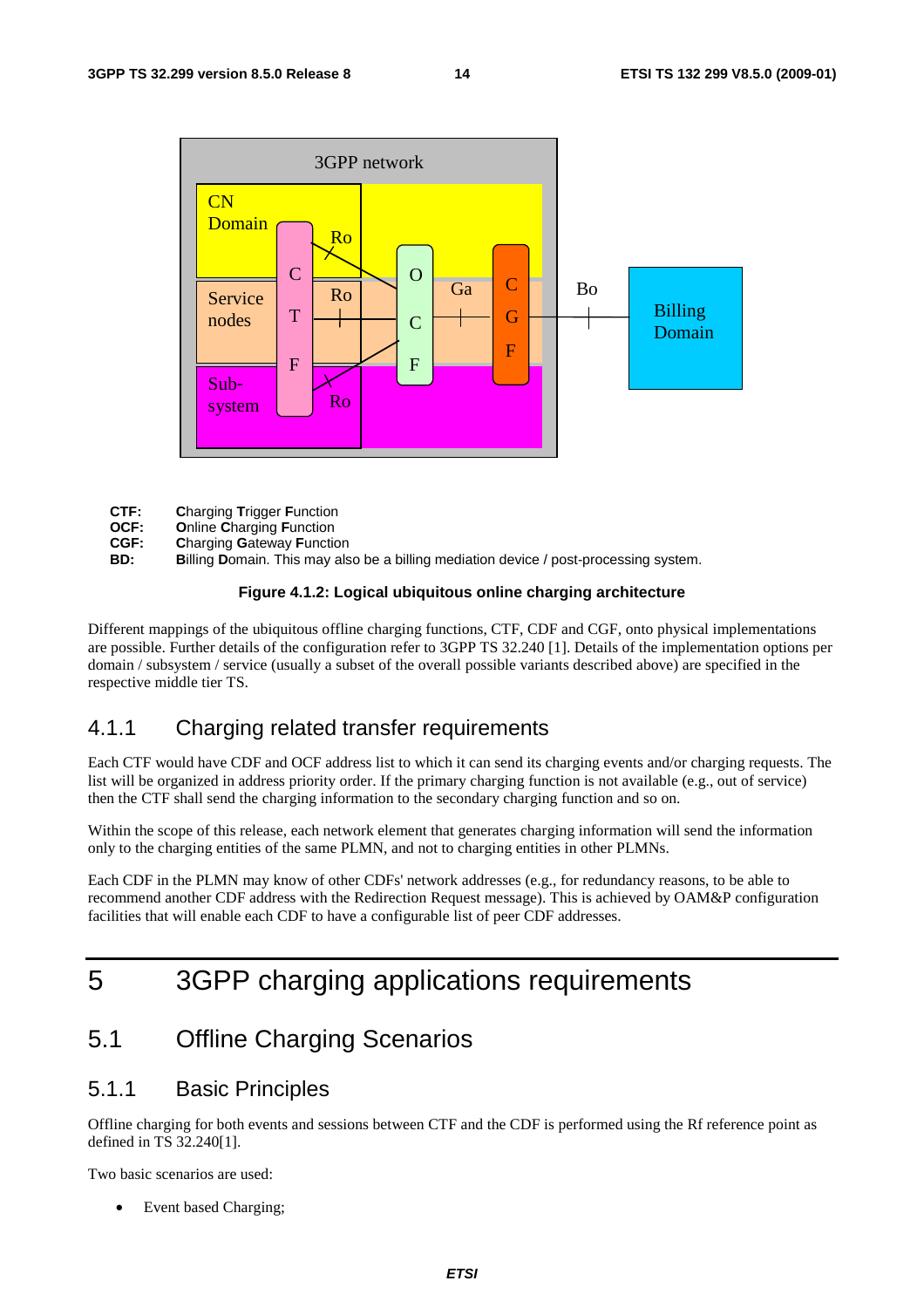**CTF:** **C**harging **T**rigger **F**unction
**OCF:** **O**nline **C**harging **F**unction
**CGF:** **C**harging **G**ateway **F**unction
**BD:** **B**illing **D**omain. This may also be a billing mediation device / post-processing system.

**Figure 4.1.2: Logical ubiquitous online charging architecture**

Different mappings of the ubiquitous offline charging functions, CTF, CDF and CGF, onto physical implementations are possible. Further details of the configuration refer to 3GPP TS 32.240 [1]. Details of the implementation options per domain / subsystem / service (usually a subset of the overall possible variants described above) are specified in the respective middle tier TS.

### 4.1.1 Charging related transfer requirements

Each CTF would have CDF and OCF address list to which it can send its charging events and/or charging requests. The list will be organized in address priority order. If the primary charging function is not available (e.g., out of service) then the CTF shall send the charging information to the secondary charging function and so on.

Within the scope of this release, each network element that generates charging information will send the information only to the charging entities of the same PLMN, and not to charging entities in other PLMNs.

Each CDF in the PLMN may know of other CDFs' network addresses (e.g., for redundancy reasons, to be able to recommend another CDF address with the Redirection Request message). This is achieved by OAM&P configuration facilities that will enable each CDF to have a configurable list of peer CDF addresses.

# 5 3GPP charging applications requirements

## 5.1 Offline Charging Scenarios

### 5.1.1 Basic Principles

Offline charging for both events and sessions between CTF and the CDF is performed using the Rf reference point as defined in TS 32.240[1].

Two basic scenarios are used:

- Event based Charging;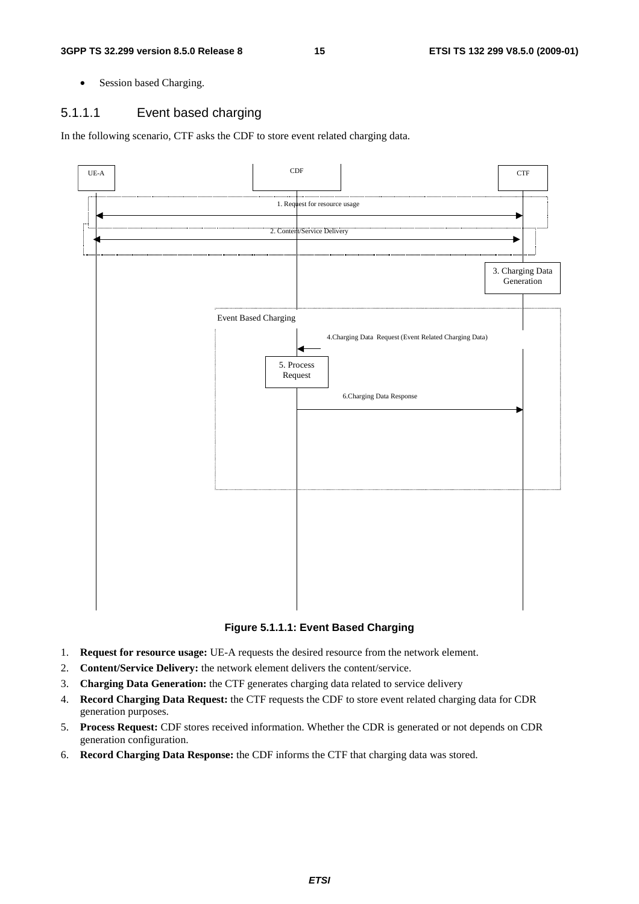- Session based Charging.

#### 5.1.1.1 Event based charging

In the following scenario, CTF asks the CDF to store event related charging data.

Figure 5.1.1.1: Event Based Charging

1. **Request for resource usage:** UE-A requests the desired resource from the network element.
2. **Content/Service Delivery:** the network element delivers the content/service.
3. **Charging Data Generation:** the CTF generates charging data related to service delivery
4. **Record Charging Data Request:** the CTF requests the CDF to store event related charging data for CDR generation purposes.
5. **Process Request:** CDF stores received information. Whether the CDR is generated or not depends on CDR generation configuration.
6. **Record Charging Data Response:** the CDF informs the CTF that charging data was stored.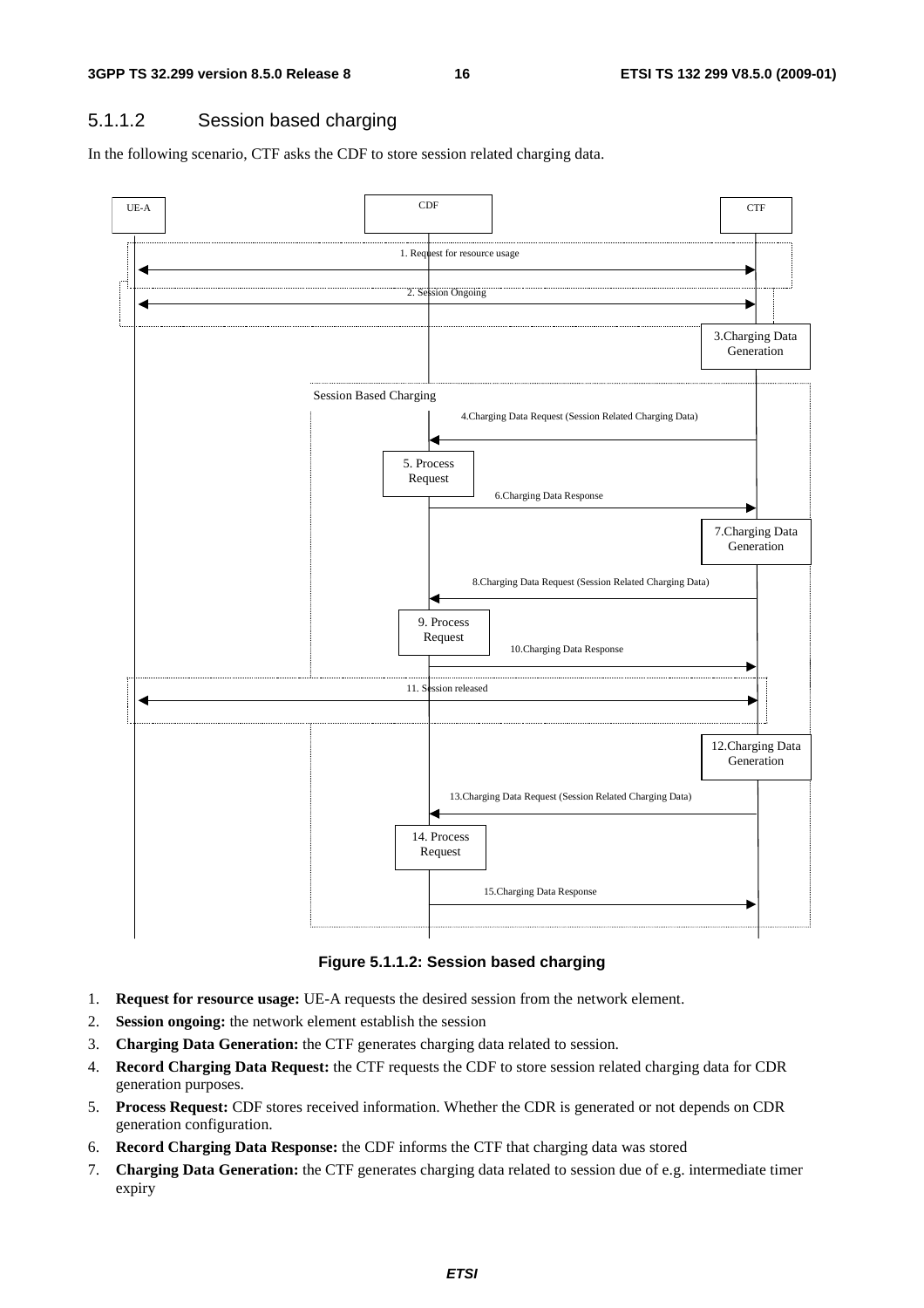### 5.1.1.2 Session based charging

In the following scenario, CTF asks the CDF to store session related charging data.

Figure 5.1.1.2: Session based charging

1. **Request for resource usage:** UE-A requests the desired session from the network element.
2. **Session ongoing:** the network element establish the session
3. **Charging Data Generation:** the CTF generates charging data related to session.
4. **Record Charging Data Request:** the CTF requests the CDF to store session related charging data for CDR generation purposes.
5. **Process Request:** CDF stores received information. Whether the CDR is generated or not depends on CDR generation configuration.
6. **Record Charging Data Response:** the CDF informs the CTF that charging data was stored
7. **Charging Data Generation:** the CTF generates charging data related to session due of e.g. intermediate timer expiry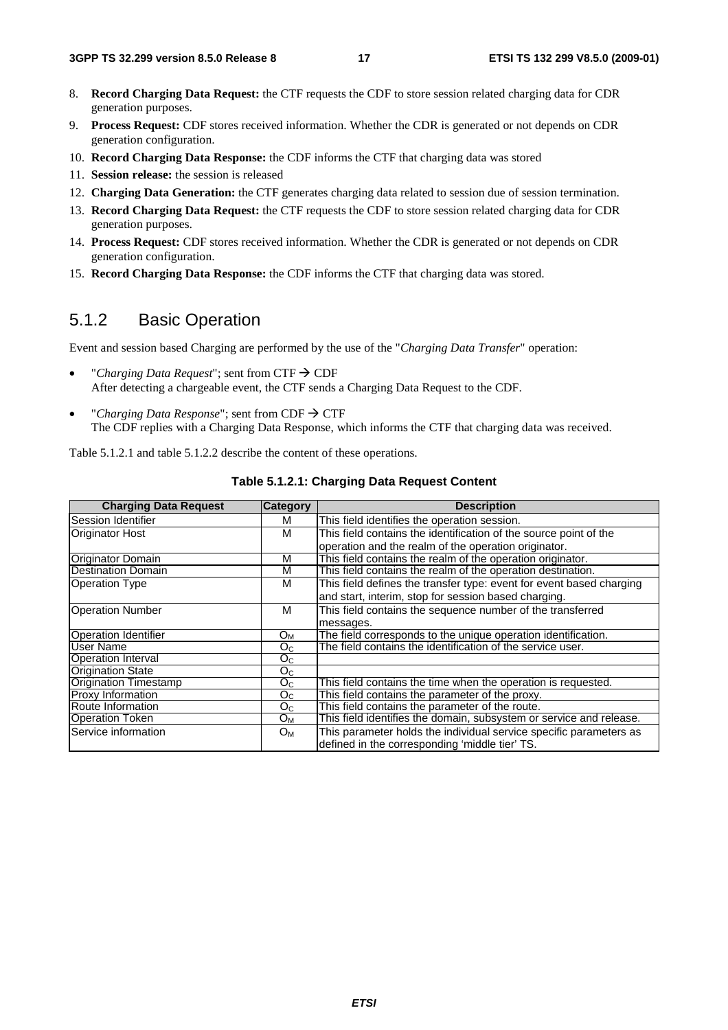8. **Record Charging Data Request:** the CTF requests the CDF to store session related charging data for CDR generation purposes.
9. **Process Request:** CDF stores received information. Whether the CDR is generated or not depends on CDR generation configuration.
10. **Record Charging Data Response:** the CDF informs the CTF that charging data was stored
11. **Session release:** the session is released
12. **Charging Data Generation:** the CTF generates charging data related to session due of session termination.
13. **Record Charging Data Request:** the CTF requests the CDF to store session related charging data for CDR generation purposes.
14. **Process Request:** CDF stores received information. Whether the CDR is generated or not depends on CDR generation configuration.
15. **Record Charging Data Response:** the CDF informs the CTF that charging data was stored.

### 5.1.2 Basic Operation

Event and session based Charging are performed by the use of the "*Charging Data Transfer*" operation:

- "*Charging Data Request*"; sent from CTF → CDF
  After detecting a chargeable event, the CTF sends a Charging Data Request to the CDF.
- "*Charging Data Response*"; sent from CDF → CTF
  The CDF replies with a Charging Data Response, which informs the CTF that charging data was received.

Table 5.1.2.1 and table 5.1.2.2 describe the content of these operations.

**Table 5.1.2.1: Charging Data Request Content**

| Charging Data Request | Category | Description |
|---|---|---|
| Session Identifier | M | This field identifies the operation session. |
| Originator Host | M | This field contains the identification of the source point of the operation and the realm of the operation originator. |
| Originator Domain | M | This field contains the realm of the operation originator. |
| Destination Domain | M | This field contains the realm of the operation destination. |
| Operation Type | M | This field defines the transfer type: event for event based charging and start, interim, stop for session based charging. |
| Operation Number | M | This field contains the sequence number of the transferred messages. |
| Operation Identifier | $O_M$ | The field corresponds to the unique operation identification. |
| User Name | $O_C$ | The field contains the identification of the service user. |
| Operation Interval | $O_C$ | |
| Origination State | $O_C$ | |
| Origination Timestamp | $O_C$ | This field contains the time when the operation is requested. |
| Proxy Information | $O_C$ | This field contains the parameter of the proxy. |
| Route Information | $O_C$ | This field contains the parameter of the route. |
| Operation Token | $O_M$ | This field identifies the domain, subsystem or service and release. |
| Service information | $O_M$ | This parameter holds the individual service specific parameters as defined in the corresponding 'middle tier' TS. |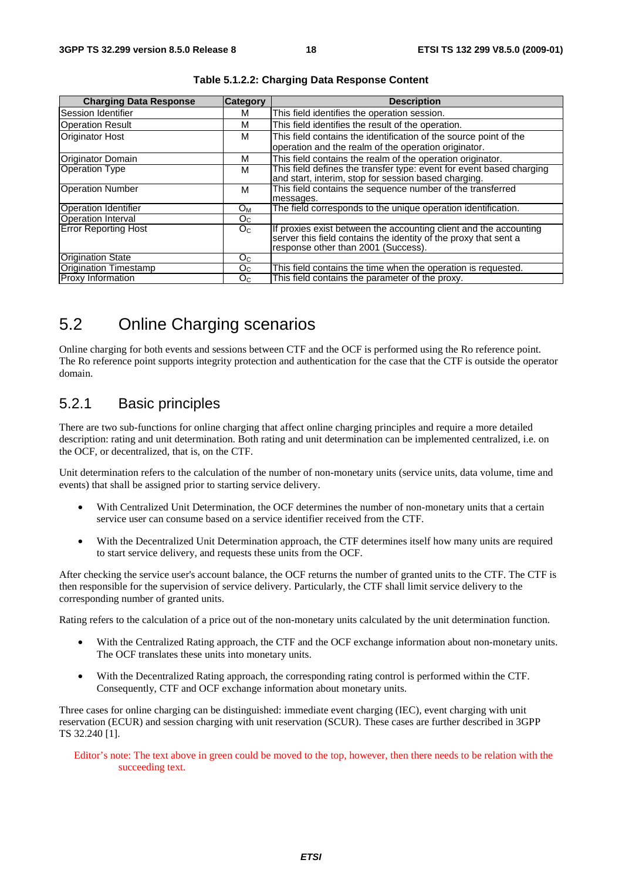**Table 5.1.2.2: Charging Data Response Content**

| Charging Data Response | Category | Description |
|---|---|---|
| Session Identifier | M | This field identifies the operation session. |
| Operation Result | M | This field identifies the result of the operation. |
| Originator Host | M | This field contains the identification of the source point of the operation and the realm of the operation originator. |
| Originator Domain | M | This field contains the realm of the operation originator. |
| Operation Type | M | This field defines the transfer type: event for event based charging and start, interim, stop for session based charging. |
| Operation Number | M | This field contains the sequence number of the transferred messages. |
| Operation Identifier | $O_M$ | The field corresponds to the unique operation identification. |
| Operation Interval | $O_C$ | |
| Error Reporting Host | $O_C$ | If proxies exist between the accounting client and the accounting server this field contains the identity of the proxy that sent a response other than 2001 (Success). |
| Origination State | $O_C$ | |
| Origination Timestamp | $O_C$ | This field contains the time when the operation is requested. |
| Proxy Information | $O_C$ | This field contains the parameter of the proxy. |

# 5.2 Online Charging scenarios

Online charging for both events and sessions between CTF and the OCF is performed using the Ro reference point. The Ro reference point supports integrity protection and authentication for the case that the CTF is outside the operator domain.

## 5.2.1 Basic principles

There are two sub-functions for online charging that affect online charging principles and require a more detailed description: rating and unit determination. Both rating and unit determination can be implemented centralized, i.e. on the OCF, or decentralized, that is, on the CTF.

Unit determination refers to the calculation of the number of non-monetary units (service units, data volume, time and events) that shall be assigned prior to starting service delivery.

- With Centralized Unit Determination, the OCF determines the number of non-monetary units that a certain service user can consume based on a service identifier received from the CTF.
- With the Decentralized Unit Determination approach, the CTF determines itself how many units are required to start service delivery, and requests these units from the OCF.

After checking the service user's account balance, the OCF returns the number of granted units to the CTF. The CTF is then responsible for the supervision of service delivery. Particularly, the CTF shall limit service delivery to the corresponding number of granted units.

Rating refers to the calculation of a price out of the non-monetary units calculated by the unit determination function.

- With the Centralized Rating approach, the CTF and the OCF exchange information about non-monetary units. The OCF translates these units into monetary units.
- With the Decentralized Rating approach, the corresponding rating control is performed within the CTF. Consequently, CTF and OCF exchange information about monetary units.

Three cases for online charging can be distinguished: immediate event charging (IEC), event charging with unit reservation (ECUR) and session charging with unit reservation (SCUR). These cases are further described in 3GPP TS 32.240 [1].

Editor's note: The text above in green could be moved to the top, however, then there needs to be relation with the succeeding text.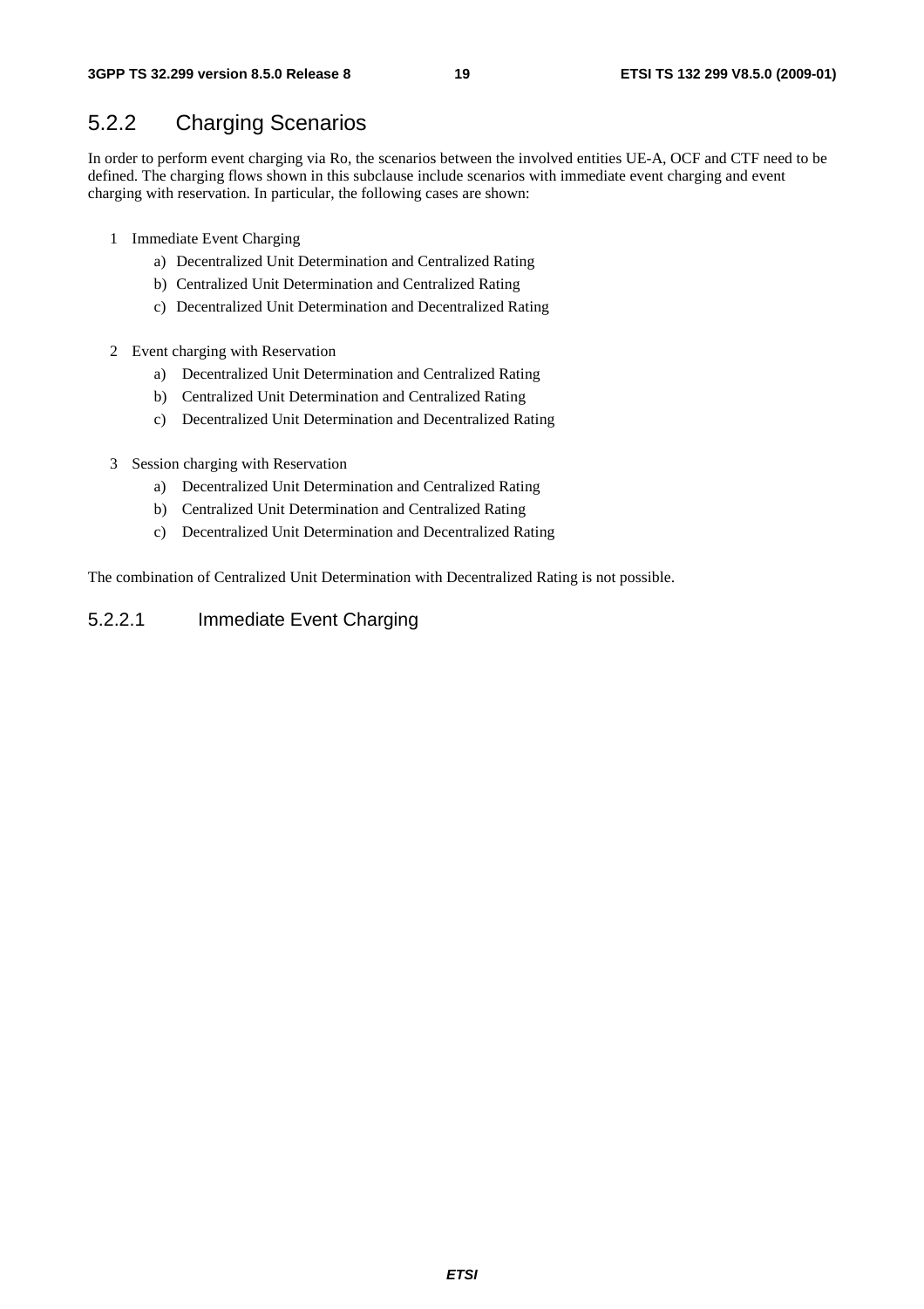### 5.2.2 Charging Scenarios

In order to perform event charging via Ro, the scenarios between the involved entities UE-A, OCF and CTF need to be defined. The charging flows shown in this subclause include scenarios with immediate event charging and event charging with reservation. In particular, the following cases are shown:

1 Immediate Event Charging
   a) Decentralized Unit Determination and Centralized Rating
   b) Centralized Unit Determination and Centralized Rating
   c) Decentralized Unit Determination and Decentralized Rating

2 Event charging with Reservation
   a) Decentralized Unit Determination and Centralized Rating
   b) Centralized Unit Determination and Centralized Rating
   c) Decentralized Unit Determination and Decentralized Rating

3 Session charging with Reservation
   a) Decentralized Unit Determination and Centralized Rating
   b) Centralized Unit Determination and Centralized Rating
   c) Decentralized Unit Determination and Decentralized Rating

The combination of Centralized Unit Determination with Decentralized Rating is not possible.

#### 5.2.2.1 Immediate Event Charging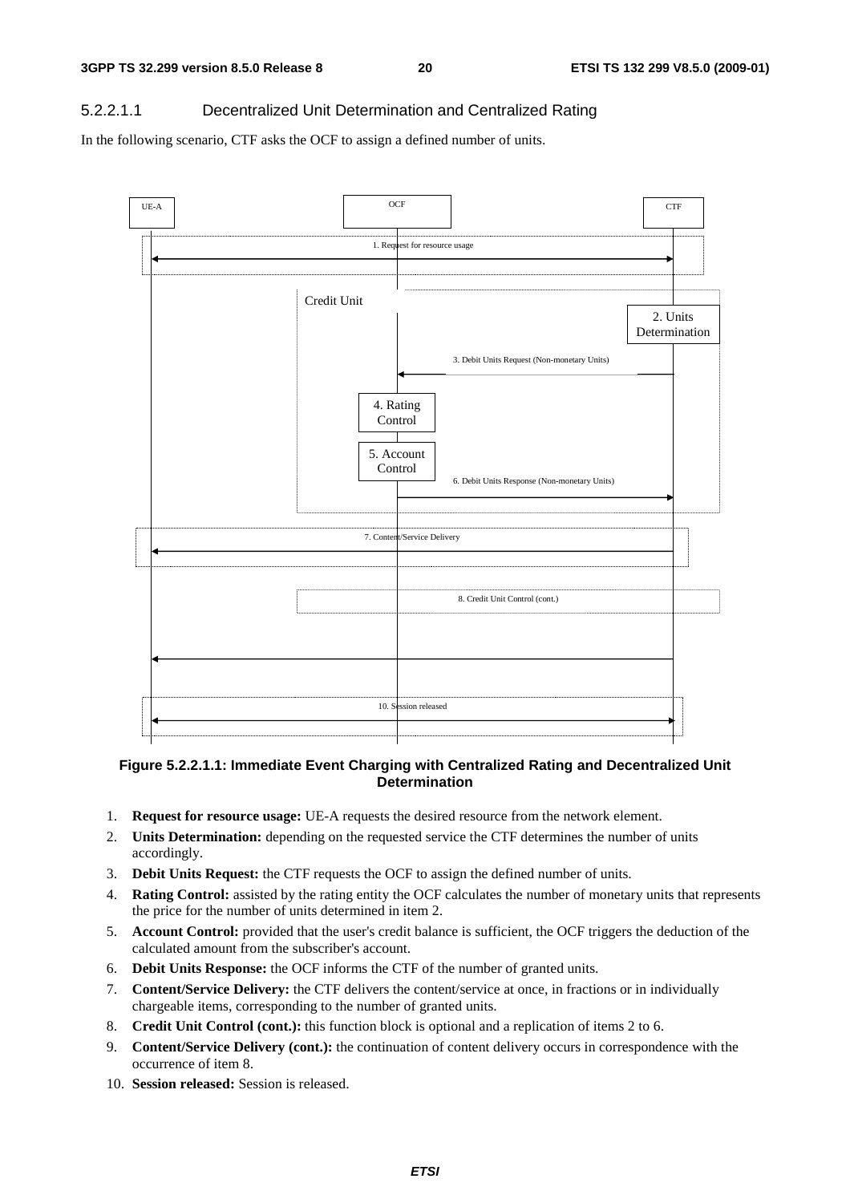#### 5.2.2.1.1 Decentralized Unit Determination and Centralized Rating

In the following scenario, CTF asks the OCF to assign a defined number of units.

**Figure 5.2.2.1.1: Immediate Event Charging with Centralized Rating and Decentralized Unit Determination**

1. **Request for resource usage:** UE-A requests the desired resource from the network element.
2. **Units Determination:** depending on the requested service the CTF determines the number of units accordingly.
3. **Debit Units Request:** the CTF requests the OCF to assign the defined number of units.
4. **Rating Control:** assisted by the rating entity the OCF calculates the number of monetary units that represents the price for the number of units determined in item 2.
5. **Account Control:** provided that the user's credit balance is sufficient, the OCF triggers the deduction of the calculated amount from the subscriber's account.
6. **Debit Units Response:** the OCF informs the CTF of the number of granted units.
7. **Content/Service Delivery:** the CTF delivers the content/service at once, in fractions or in individually chargeable items, corresponding to the number of granted units.
8. **Credit Unit Control (cont.):** this function block is optional and a replication of items 2 to 6.
9. **Content/Service Delivery (cont.):** the continuation of content delivery occurs in correspondence with the occurrence of item 8.
10. **Session released:** Session is released.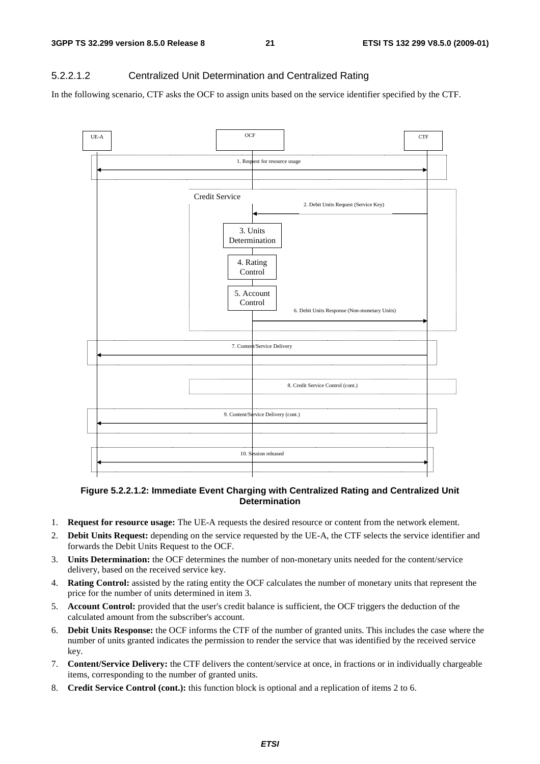#### 5.2.2.1.2 Centralized Unit Determination and Centralized Rating

In the following scenario, CTF asks the OCF to assign units based on the service identifier specified by the CTF.

**Figure 5.2.2.1.2: Immediate Event Charging with Centralized Rating and Centralized Unit Determination**

1. **Request for resource usage:** The UE-A requests the desired resource or content from the network element.
2. **Debit Units Request:** depending on the service requested by the UE-A, the CTF selects the service identifier and forwards the Debit Units Request to the OCF.
3. **Units Determination:** the OCF determines the number of non-monetary units needed for the content/service delivery, based on the received service key.
4. **Rating Control:** assisted by the rating entity the OCF calculates the number of monetary units that represent the price for the number of units determined in item 3.
5. **Account Control:** provided that the user's credit balance is sufficient, the OCF triggers the deduction of the calculated amount from the subscriber's account.
6. **Debit Units Response:** the OCF informs the CTF of the number of granted units. This includes the case where the number of units granted indicates the permission to render the service that was identified by the received service key.
7. **Content/Service Delivery:** the CTF delivers the content/service at once, in fractions or in individually chargeable items, corresponding to the number of granted units.
8. **Credit Service Control (cont.):** this function block is optional and a replication of items 2 to 6.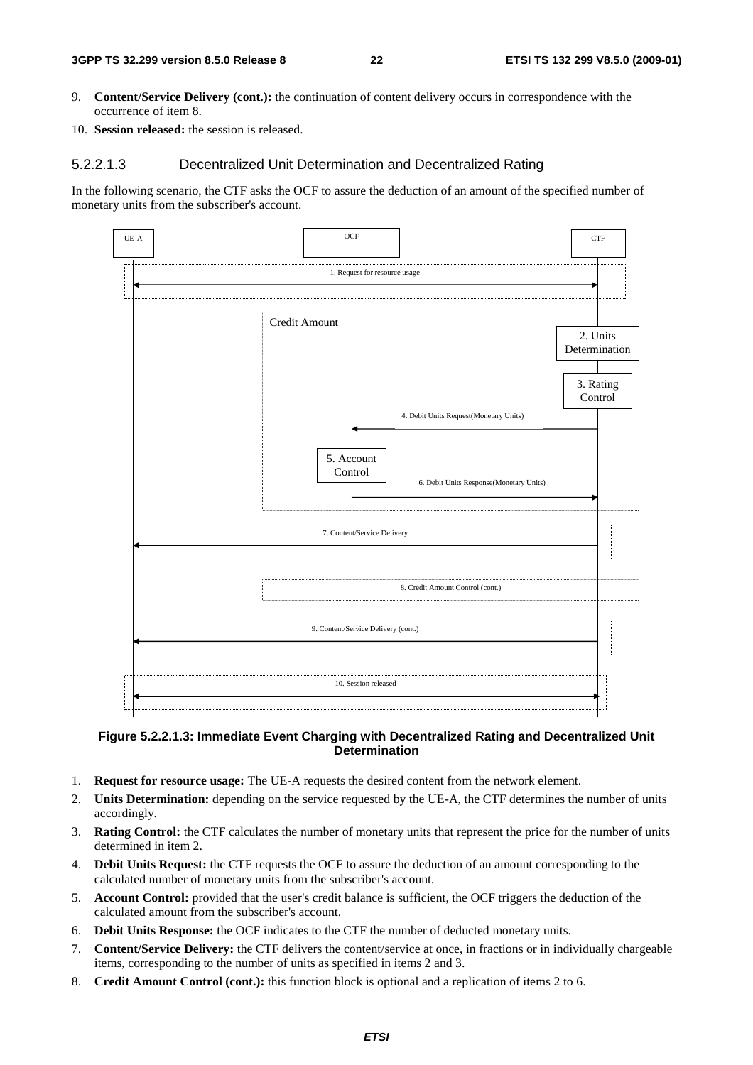9. **Content/Service Delivery (cont.):** the continuation of content delivery occurs in correspondence with the occurrence of item 8.
10. **Session released:** the session is released.

#### 5.2.2.1.3 Decentralized Unit Determination and Decentralized Rating

In the following scenario, the CTF asks the OCF to assure the deduction of an amount of the specified number of monetary units from the subscriber's account.

**Figure 5.2.2.1.3: Immediate Event Charging with Decentralized Rating and Decentralized Unit Determination**

1. **Request for resource usage:** The UE-A requests the desired content from the network element.
2. **Units Determination:** depending on the service requested by the UE-A, the CTF determines the number of units accordingly.
3. **Rating Control:** the CTF calculates the number of monetary units that represent the price for the number of units determined in item 2.
4. **Debit Units Request:** the CTF requests the OCF to assure the deduction of an amount corresponding to the calculated number of monetary units from the subscriber's account.
5. **Account Control:** provided that the user's credit balance is sufficient, the OCF triggers the deduction of the calculated amount from the subscriber's account.
6. **Debit Units Response:** the OCF indicates to the CTF the number of deducted monetary units.
7. **Content/Service Delivery:** the CTF delivers the content/service at once, in fractions or in individually chargeable items, corresponding to the number of units as specified in items 2 and 3.
8. **Credit Amount Control (cont.):** this function block is optional and a replication of items 2 to 6.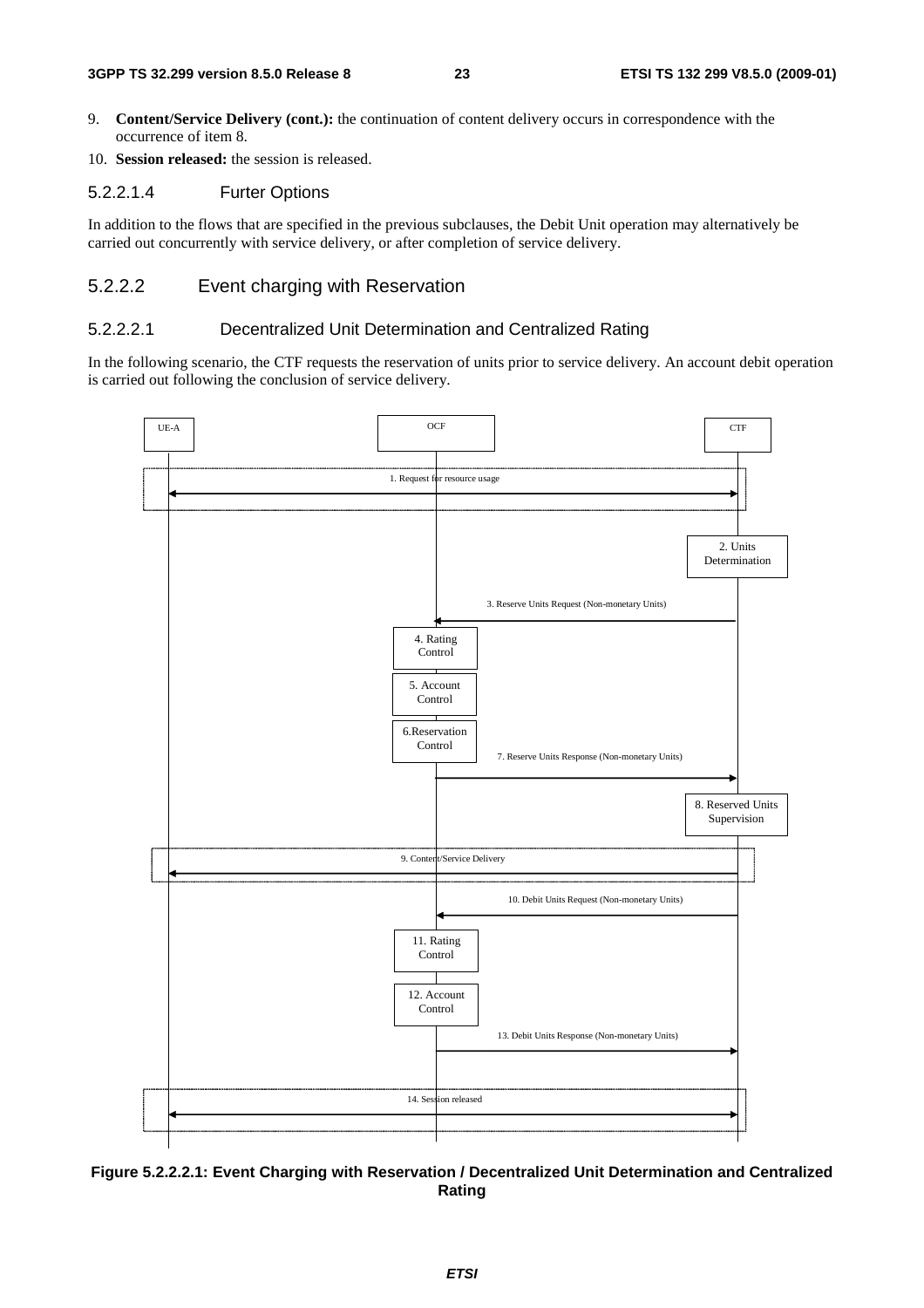9. **Content/Service Delivery (cont.):** the continuation of content delivery occurs in correspondence with the occurrence of item 8.
10. **Session released:** the session is released.

#### 5.2.2.1.4 Furter Options

In addition to the flows that are specified in the previous subclauses, the Debit Unit operation may alternatively be carried out concurrently with service delivery, or after completion of service delivery.

### 5.2.2.2 Event charging with Reservation

#### 5.2.2.2.1 Decentralized Unit Determination and Centralized Rating

In the following scenario, the CTF requests the reservation of units prior to service delivery. An account debit operation is carried out following the conclusion of service delivery.

UE-A

OCF

CTF

1. Request for resource usage

2. Units Determination

3. Reserve Units Request (Non-monetary Units)

4. Rating Control

5. Account Control

6.Reservation Control

7. Reserve Units Response (Non-monetary Units)

8. Reserved Units Supervision

9. Content/Service Delivery

10. Debit Units Request (Non-monetary Units)

11. Rating Control

12. Account Control

13. Debit Units Response (Non-monetary Units)

14. Session released

**Figure 5.2.2.2.1: Event Charging with Reservation / Decentralized Unit Determination and Centralized Rating**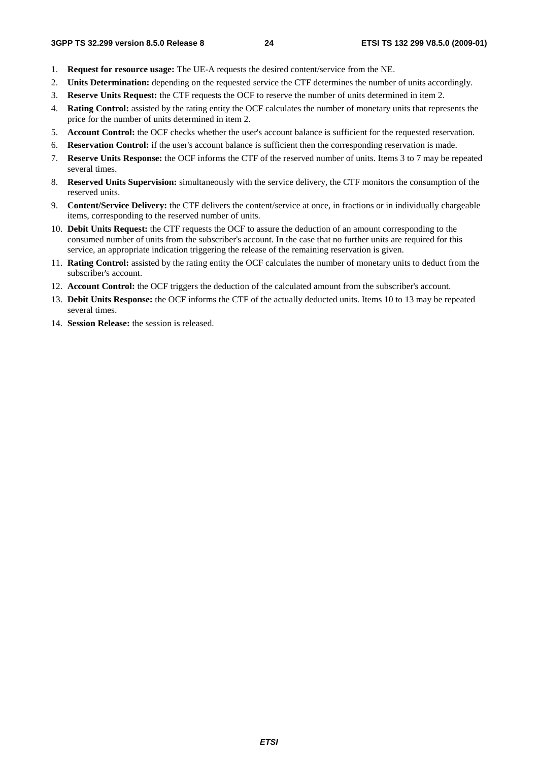1. **Request for resource usage:** The UE-A requests the desired content/service from the NE.
2. **Units Determination:** depending on the requested service the CTF determines the number of units accordingly.
3. **Reserve Units Request:** the CTF requests the OCF to reserve the number of units determined in item 2.
4. **Rating Control:** assisted by the rating entity the OCF calculates the number of monetary units that represents the price for the number of units determined in item 2.
5. **Account Control:** the OCF checks whether the user's account balance is sufficient for the requested reservation.
6. **Reservation Control:** if the user's account balance is sufficient then the corresponding reservation is made.
7. **Reserve Units Response:** the OCF informs the CTF of the reserved number of units. Items 3 to 7 may be repeated several times.
8. **Reserved Units Supervision:** simultaneously with the service delivery, the CTF monitors the consumption of the reserved units.
9. **Content/Service Delivery:** the CTF delivers the content/service at once, in fractions or in individually chargeable items, corresponding to the reserved number of units.
10. **Debit Units Request:** the CTF requests the OCF to assure the deduction of an amount corresponding to the consumed number of units from the subscriber's account. In the case that no further units are required for this service, an appropriate indication triggering the release of the remaining reservation is given.
11. **Rating Control:** assisted by the rating entity the OCF calculates the number of monetary units to deduct from the subscriber's account.
12. **Account Control:** the OCF triggers the deduction of the calculated amount from the subscriber's account.
13. **Debit Units Response:** the OCF informs the CTF of the actually deducted units. Items 10 to 13 may be repeated several times.
14. **Session Release:** the session is released.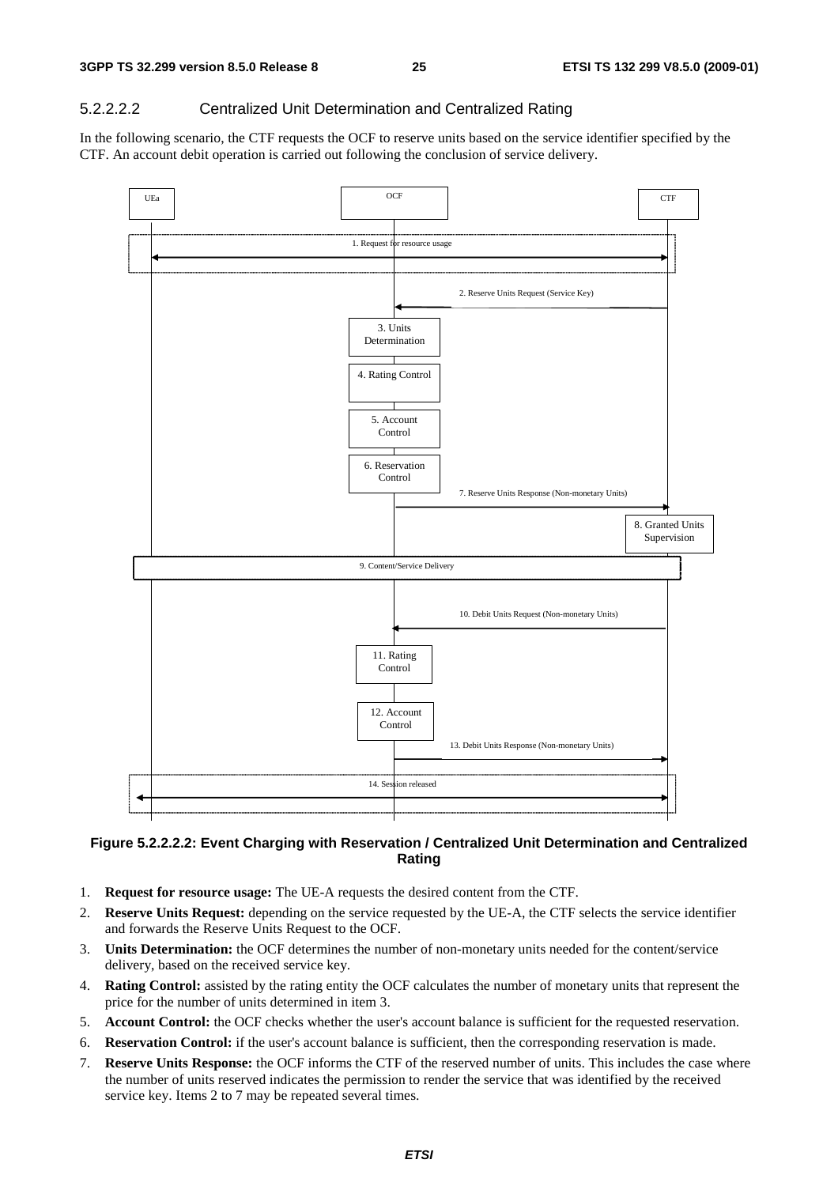#### 5.2.2.2.2 Centralized Unit Determination and Centralized Rating

In the following scenario, the CTF requests the OCF to reserve units based on the service identifier specified by the CTF. An account debit operation is carried out following the conclusion of service delivery.

**Figure 5.2.2.2.2: Event Charging with Reservation / Centralized Unit Determination and Centralized Rating**

1. **Request for resource usage:** The UE-A requests the desired content from the CTF.
2. **Reserve Units Request:** depending on the service requested by the UE-A, the CTF selects the service identifier and forwards the Reserve Units Request to the OCF.
3. **Units Determination:** the OCF determines the number of non-monetary units needed for the content/service delivery, based on the received service key.
4. **Rating Control:** assisted by the rating entity the OCF calculates the number of monetary units that represent the price for the number of units determined in item 3.
5. **Account Control:** the OCF checks whether the user's account balance is sufficient for the requested reservation.
6. **Reservation Control:** if the user's account balance is sufficient, then the corresponding reservation is made.
7. **Reserve Units Response:** the OCF informs the CTF of the reserved number of units. This includes the case where the number of units reserved indicates the permission to render the service that was identified by the received service key. Items 2 to 7 may be repeated several times.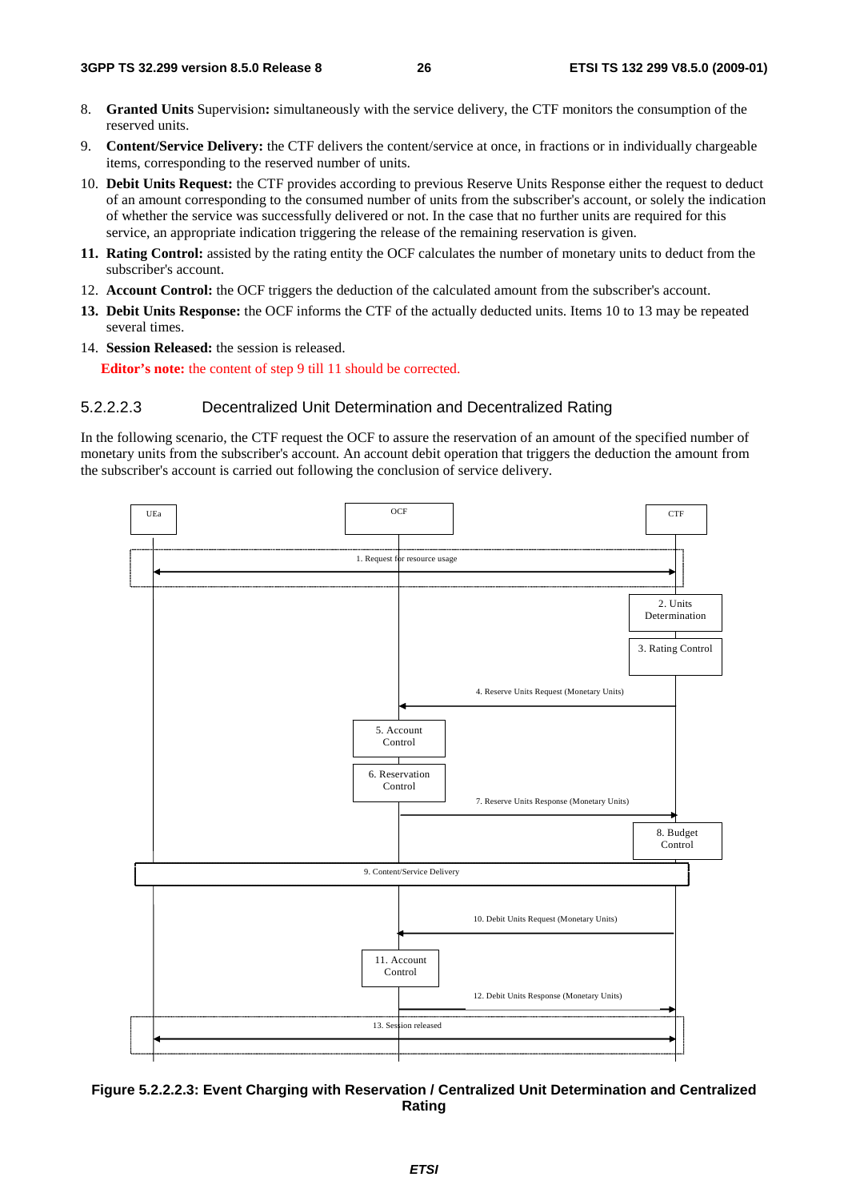8. **Granted Units** Supervision**:** simultaneously with the service delivery, the CTF monitors the consumption of the reserved units.
9. **Content/Service Delivery:** the CTF delivers the content/service at once, in fractions or in individually chargeable items, corresponding to the reserved number of units.
10. **Debit Units Request:** the CTF provides according to previous Reserve Units Response either the request to deduct of an amount corresponding to the consumed number of units from the subscriber's account, or solely the indication of whether the service was successfully delivered or not. In the case that no further units are required for this service, an appropriate indication triggering the release of the remaining reservation is given.
11. **Rating Control:** assisted by the rating entity the OCF calculates the number of monetary units to deduct from the subscriber's account.
12. **Account Control:** the OCF triggers the deduction of the calculated amount from the subscriber's account.
13. **Debit Units Response:** the OCF informs the CTF of the actually deducted units. Items 10 to 13 may be repeated several times.
14. **Session Released:** the session is released.

**Editor's note:** the content of step 9 till 11 should be corrected.

#### 5.2.2.2.3 Decentralized Unit Determination and Decentralized Rating

In the following scenario, the CTF request the OCF to assure the reservation of an amount of the specified number of monetary units from the subscriber's account. An account debit operation that triggers the deduction the amount from the subscriber's account is carried out following the conclusion of service delivery.

UEa | OCF | CTF

1. Request for resource usage
2. Units Determination
3. Rating Control
4. Reserve Units Request (Monetary Units)
5. Account Control
6. Reservation Control
7. Reserve Units Response (Monetary Units)
8. Budget Control
9. Content/Service Delivery
10. Debit Units Request (Monetary Units)
11. Account Control
12. Debit Units Response (Monetary Units)
13. Session released

**Figure 5.2.2.2.3: Event Charging with Reservation / Centralized Unit Determination and Centralized Rating**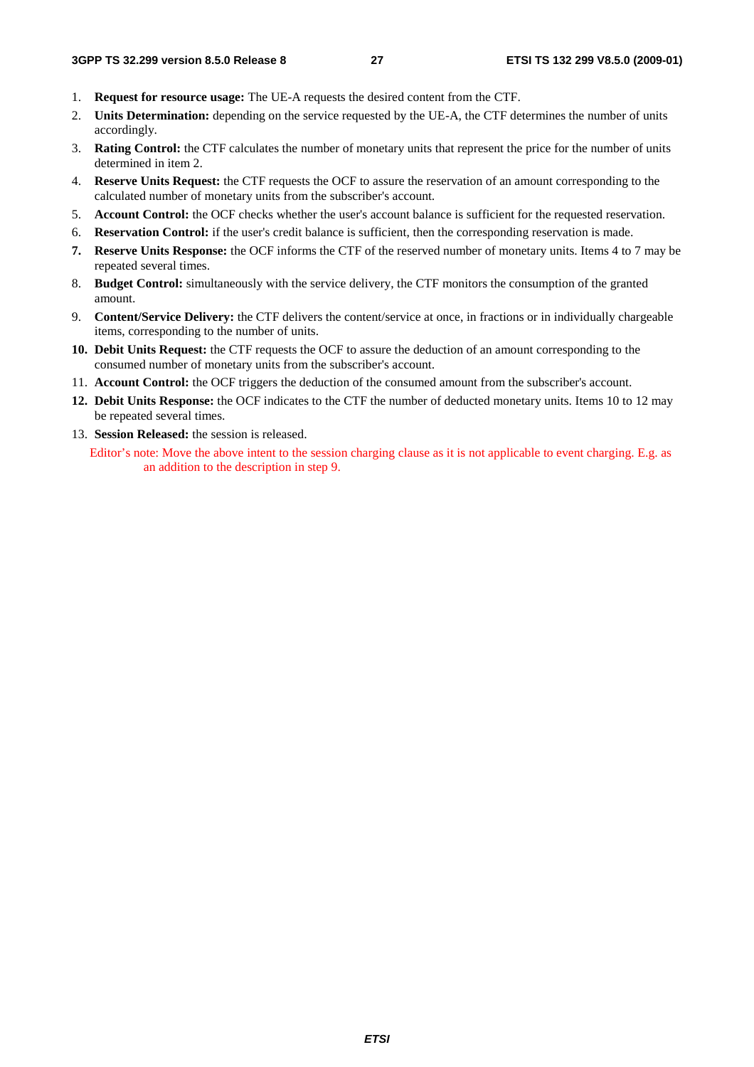1. **Request for resource usage:** The UE-A requests the desired content from the CTF.
2. **Units Determination:** depending on the service requested by the UE-A, the CTF determines the number of units accordingly.
3. **Rating Control:** the CTF calculates the number of monetary units that represent the price for the number of units determined in item 2.
4. **Reserve Units Request:** the CTF requests the OCF to assure the reservation of an amount corresponding to the calculated number of monetary units from the subscriber's account.
5. **Account Control:** the OCF checks whether the user's account balance is sufficient for the requested reservation.
6. **Reservation Control:** if the user's credit balance is sufficient, then the corresponding reservation is made.
7. **Reserve Units Response:** the OCF informs the CTF of the reserved number of monetary units. Items 4 to 7 may be repeated several times.
8. **Budget Control:** simultaneously with the service delivery, the CTF monitors the consumption of the granted amount.
9. **Content/Service Delivery:** the CTF delivers the content/service at once, in fractions or in individually chargeable items, corresponding to the number of units.
10. **Debit Units Request:** the CTF requests the OCF to assure the deduction of an amount corresponding to the consumed number of monetary units from the subscriber's account.
11. **Account Control:** the OCF triggers the deduction of the consumed amount from the subscriber's account.
12. **Debit Units Response:** the OCF indicates to the CTF the number of deducted monetary units. Items 10 to 12 may be repeated several times.
13. **Session Released:** the session is released.

Editor's note: Move the above intent to the session charging clause as it is not applicable to event charging. E.g. as an addition to the description in step 9.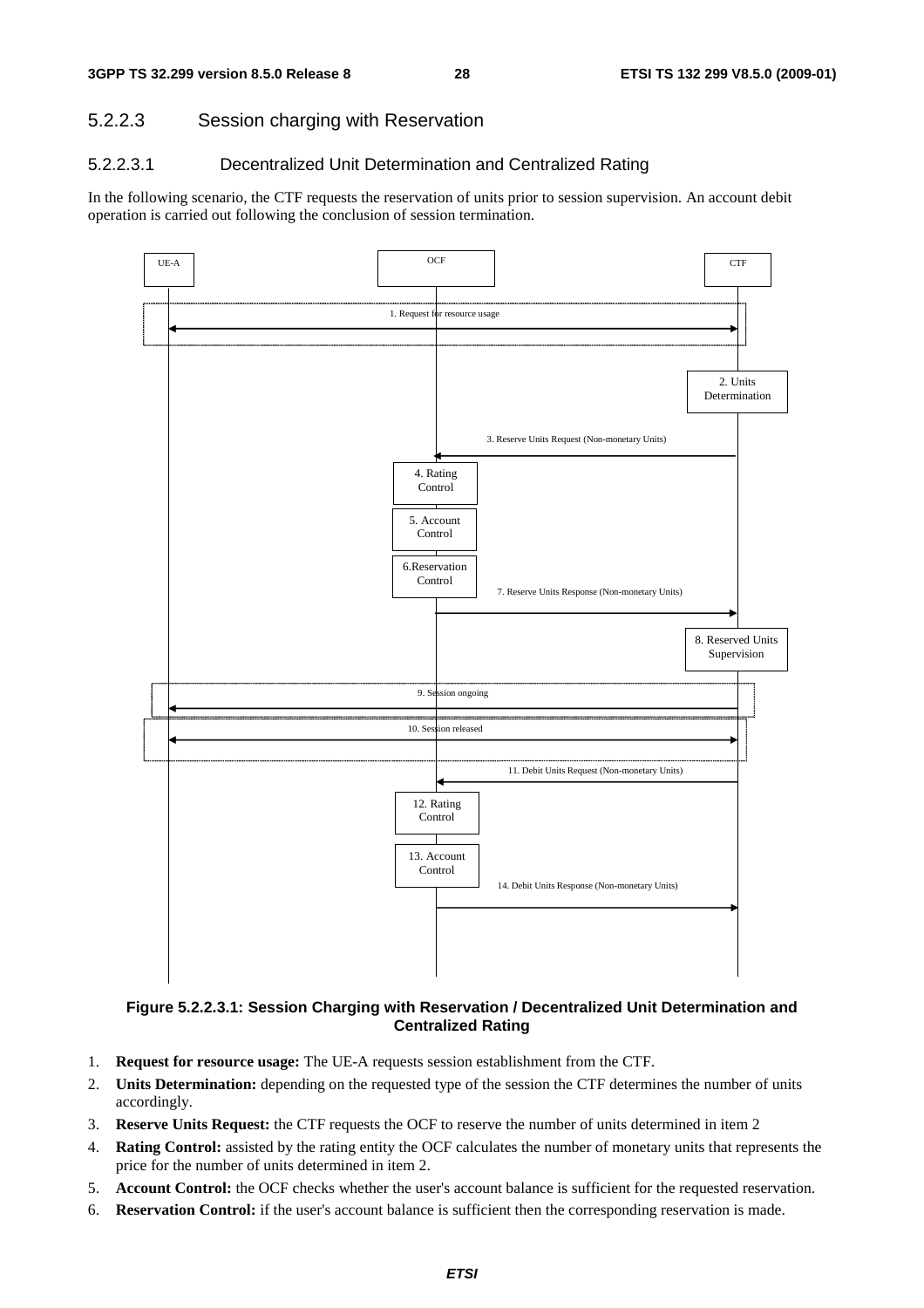### 5.2.2.3 Session charging with Reservation

#### 5.2.2.3.1 Decentralized Unit Determination and Centralized Rating

In the following scenario, the CTF requests the reservation of units prior to session supervision. An account debit operation is carried out following the conclusion of session termination.

**Figure 5.2.2.3.1: Session Charging with Reservation / Decentralized Unit Determination and Centralized Rating**

1. **Request for resource usage:** The UE-A requests session establishment from the CTF.
2. **Units Determination:** depending on the requested type of the session the CTF determines the number of units accordingly.
3. **Reserve Units Request:** the CTF requests the OCF to reserve the number of units determined in item 2
4. **Rating Control:** assisted by the rating entity the OCF calculates the number of monetary units that represents the price for the number of units determined in item 2.
5. **Account Control:** the OCF checks whether the user's account balance is sufficient for the requested reservation.
6. **Reservation Control:** if the user's account balance is sufficient then the corresponding reservation is made.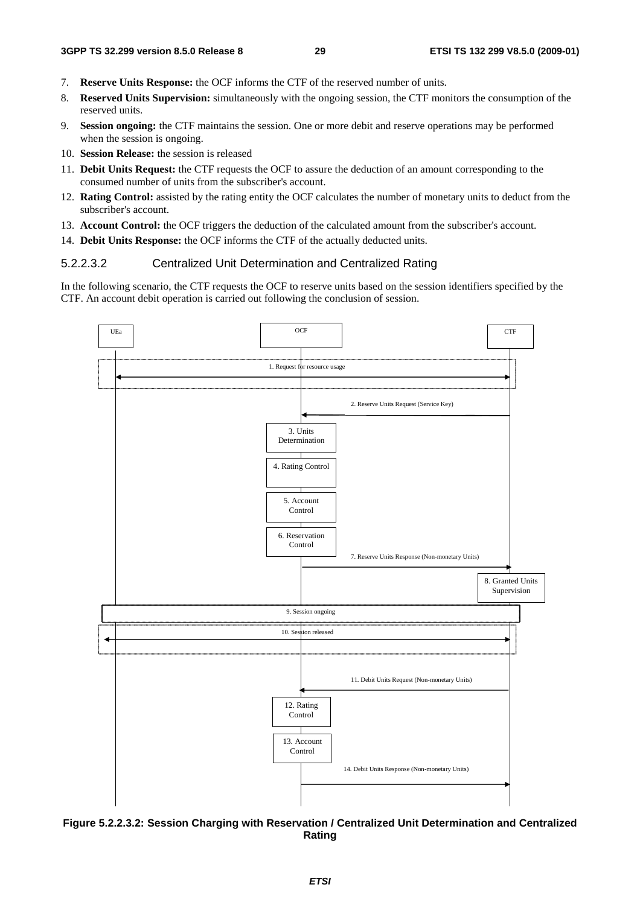7. **Reserve Units Response:** the OCF informs the CTF of the reserved number of units.
8. **Reserved Units Supervision:** simultaneously with the ongoing session, the CTF monitors the consumption of the reserved units.
9. **Session ongoing:** the CTF maintains the session. One or more debit and reserve operations may be performed when the session is ongoing.
10. **Session Release:** the session is released
11. **Debit Units Request:** the CTF requests the OCF to assure the deduction of an amount corresponding to the consumed number of units from the subscriber's account.
12. **Rating Control:** assisted by the rating entity the OCF calculates the number of monetary units to deduct from the subscriber's account.
13. **Account Control:** the OCF triggers the deduction of the calculated amount from the subscriber's account.
14. **Debit Units Response:** the OCF informs the CTF of the actually deducted units.

#### 5.2.2.3.2 Centralized Unit Determination and Centralized Rating

In the following scenario, the CTF requests the OCF to reserve units based on the session identifiers specified by the CTF. An account debit operation is carried out following the conclusion of session.

UEa | OCF | CTF

1. Request for resource usage
2. Reserve Units Request (Service Key)
3. Units Determination
4. Rating Control
5. Account Control
6. Reservation Control
7. Reserve Units Response (Non-monetary Units)
8. Granted Units Supervision
9. Session ongoing
10. Session released
11. Debit Units Request (Non-monetary Units)
12. Rating Control
13. Account Control
14. Debit Units Response (Non-monetary Units)

**Figure 5.2.2.3.2: Session Charging with Reservation / Centralized Unit Determination and Centralized Rating**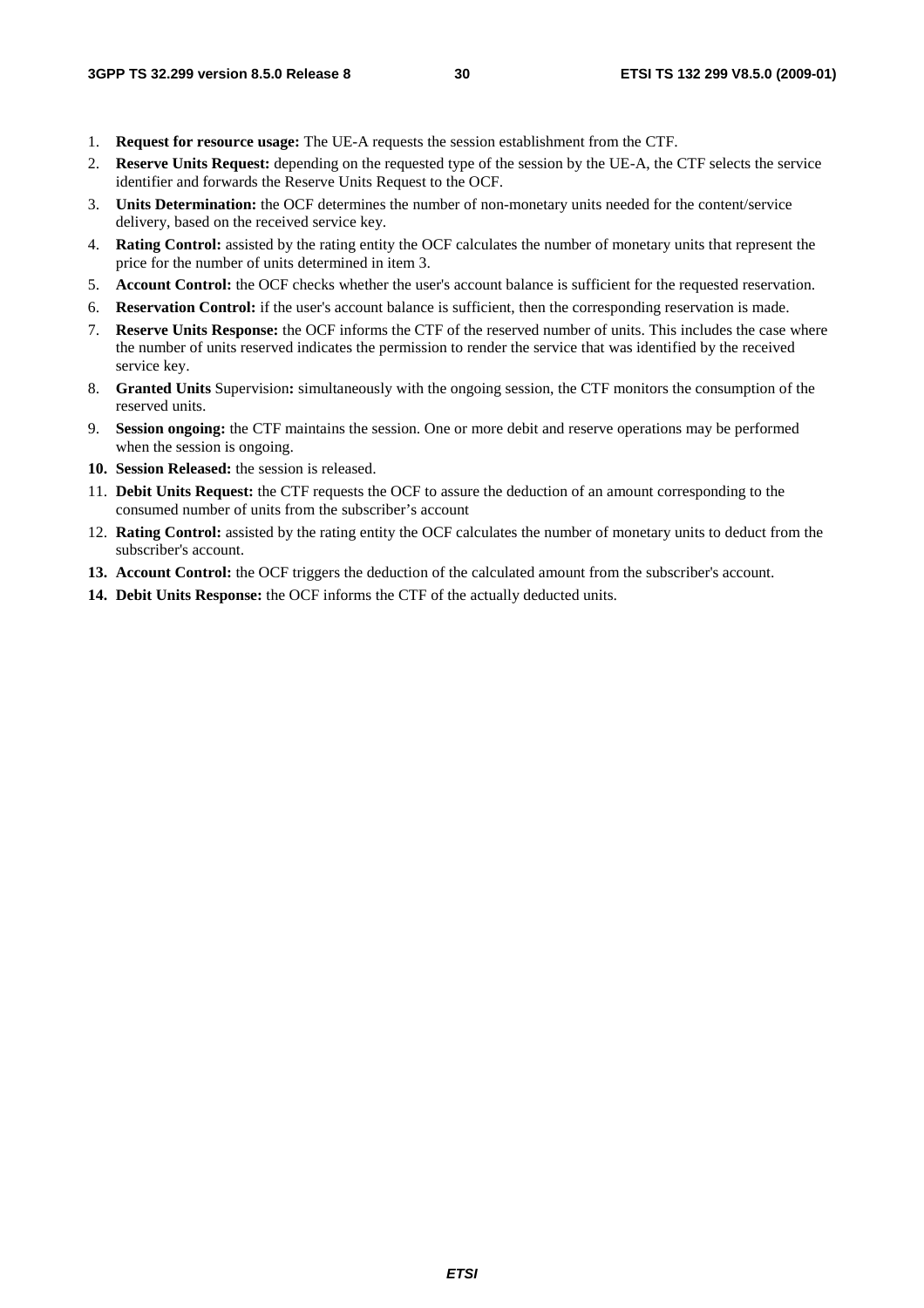1. **Request for resource usage:** The UE-A requests the session establishment from the CTF.
2. **Reserve Units Request:** depending on the requested type of the session by the UE-A, the CTF selects the service identifier and forwards the Reserve Units Request to the OCF.
3. **Units Determination:** the OCF determines the number of non-monetary units needed for the content/service delivery, based on the received service key.
4. **Rating Control:** assisted by the rating entity the OCF calculates the number of monetary units that represent the price for the number of units determined in item 3.
5. **Account Control:** the OCF checks whether the user's account balance is sufficient for the requested reservation.
6. **Reservation Control:** if the user's account balance is sufficient, then the corresponding reservation is made.
7. **Reserve Units Response:** the OCF informs the CTF of the reserved number of units. This includes the case where the number of units reserved indicates the permission to render the service that was identified by the received service key.
8. **Granted Units** Supervision**:** simultaneously with the ongoing session, the CTF monitors the consumption of the reserved units.
9. **Session ongoing:** the CTF maintains the session. One or more debit and reserve operations may be performed when the session is ongoing.
10. **Session Released:** the session is released.
11. **Debit Units Request:** the CTF requests the OCF to assure the deduction of an amount corresponding to the consumed number of units from the subscriber's account
12. **Rating Control:** assisted by the rating entity the OCF calculates the number of monetary units to deduct from the subscriber's account.
13. **Account Control:** the OCF triggers the deduction of the calculated amount from the subscriber's account.
14. **Debit Units Response:** the OCF informs the CTF of the actually deducted units.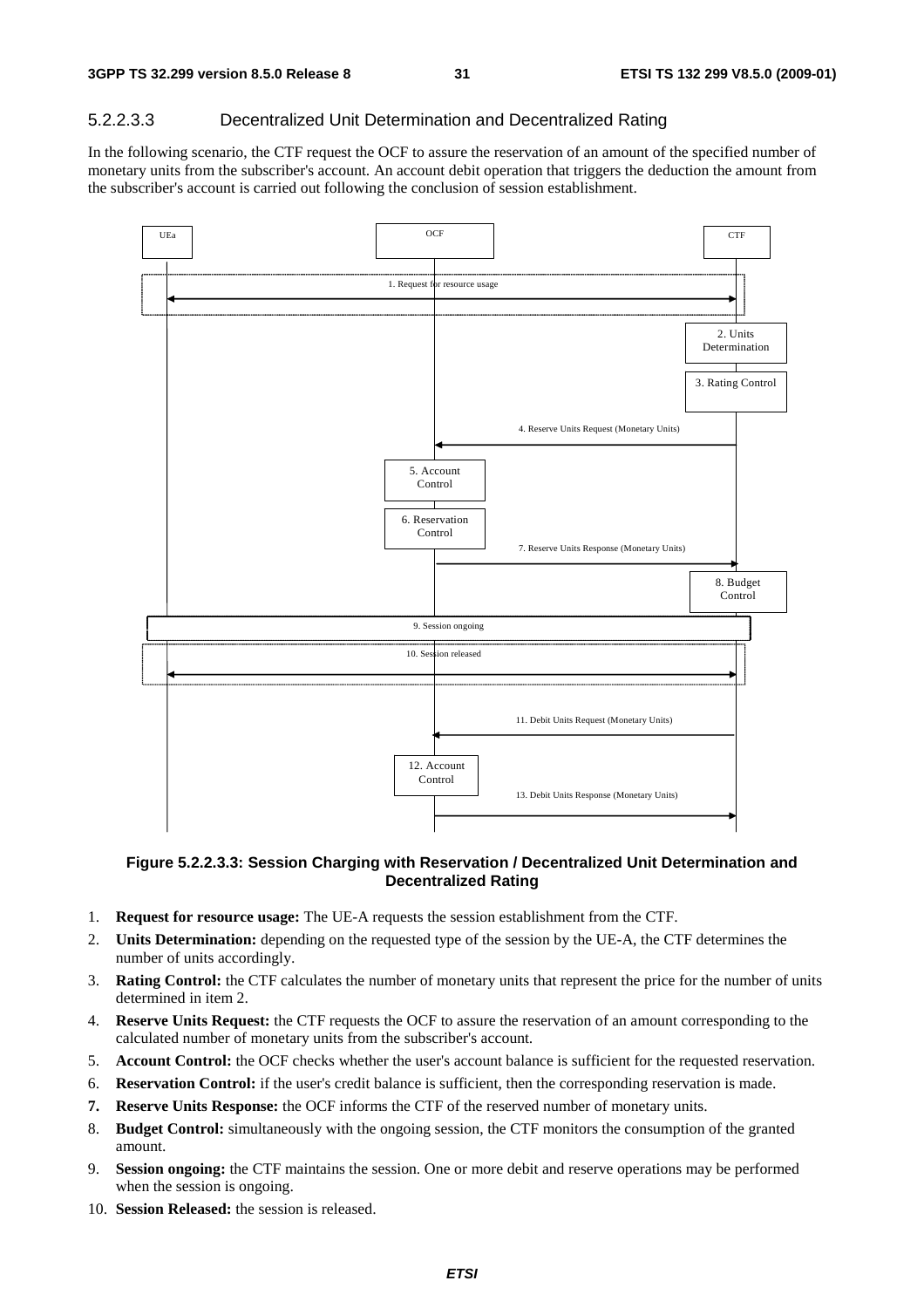#### 5.2.2.3.3 Decentralized Unit Determination and Decentralized Rating

In the following scenario, the CTF request the OCF to assure the reservation of an amount of the specified number of monetary units from the subscriber's account. An account debit operation that triggers the deduction the amount from the subscriber's account is carried out following the conclusion of session establishment.

**Figure 5.2.2.3.3: Session Charging with Reservation / Decentralized Unit Determination and Decentralized Rating**

1. **Request for resource usage:** The UE-A requests the session establishment from the CTF.
2. **Units Determination:** depending on the requested type of the session by the UE-A, the CTF determines the number of units accordingly.
3. **Rating Control:** the CTF calculates the number of monetary units that represent the price for the number of units determined in item 2.
4. **Reserve Units Request:** the CTF requests the OCF to assure the reservation of an amount corresponding to the calculated number of monetary units from the subscriber's account.
5. **Account Control:** the OCF checks whether the user's account balance is sufficient for the requested reservation.
6. **Reservation Control:** if the user's credit balance is sufficient, then the corresponding reservation is made.
7. **Reserve Units Response:** the OCF informs the CTF of the reserved number of monetary units.
8. **Budget Control:** simultaneously with the ongoing session, the CTF monitors the consumption of the granted amount.
9. **Session ongoing:** the CTF maintains the session. One or more debit and reserve operations may be performed when the session is ongoing.
10. **Session Released:** the session is released.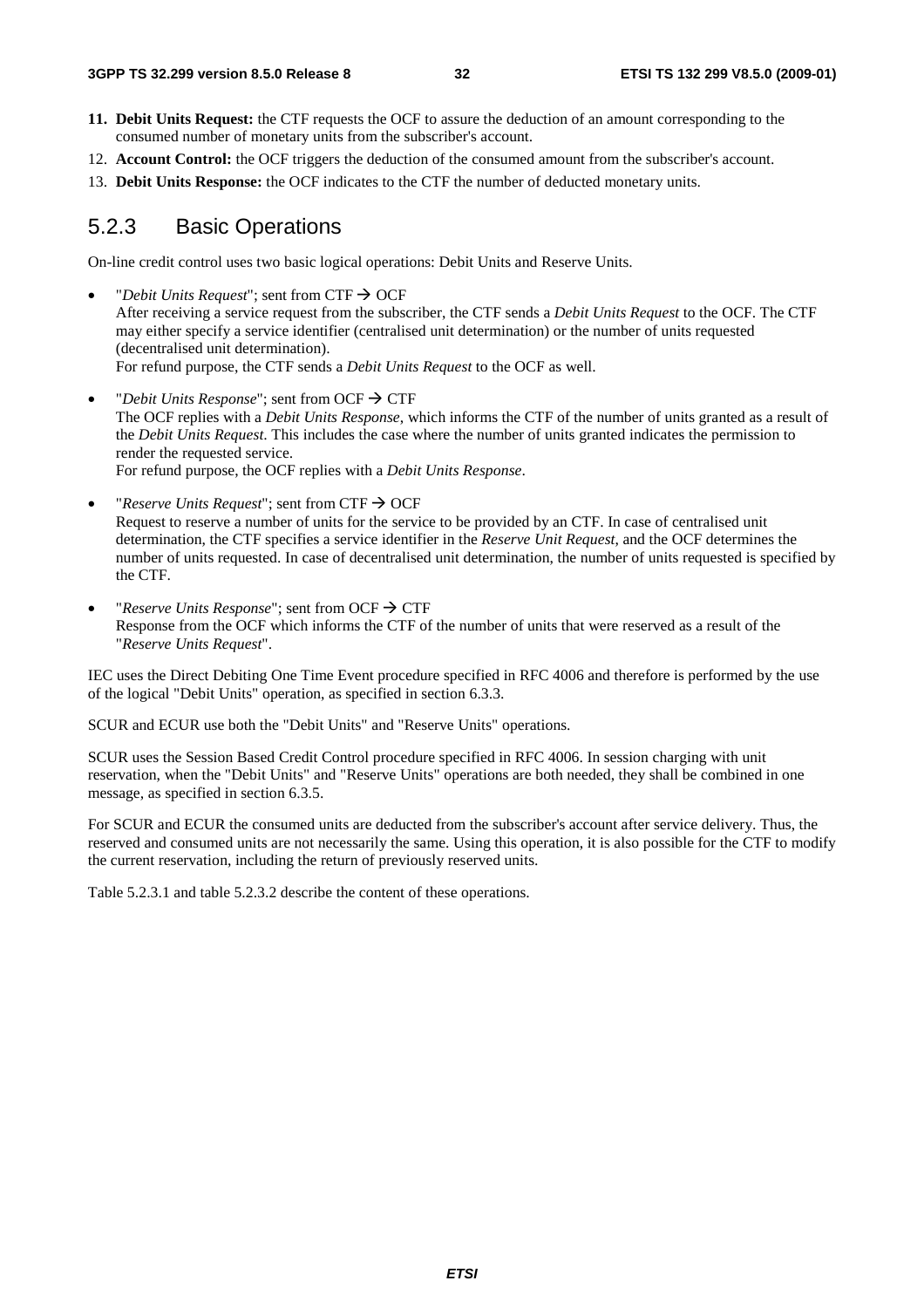11. **Debit Units Request:** the CTF requests the OCF to assure the deduction of an amount corresponding to the consumed number of monetary units from the subscriber's account.
12. **Account Control:** the OCF triggers the deduction of the consumed amount from the subscriber's account.
13. **Debit Units Response:** the OCF indicates to the CTF the number of deducted monetary units.

## 5.2.3 Basic Operations

On-line credit control uses two basic logical operations: Debit Units and Reserve Units.

- "*Debit Units Request*"; sent from CTF → OCF
  After receiving a service request from the subscriber, the CTF sends a *Debit Units Request* to the OCF. The CTF may either specify a service identifier (centralised unit determination) or the number of units requested (decentralised unit determination).
  For refund purpose, the CTF sends a *Debit Units Request* to the OCF as well.
- "*Debit Units Response*"; sent from OCF → CTF
  The OCF replies with a *Debit Units Response*, which informs the CTF of the number of units granted as a result of the *Debit Units Request*. This includes the case where the number of units granted indicates the permission to render the requested service.
  For refund purpose, the OCF replies with a *Debit Units Response*.
- "*Reserve Units Request*"; sent from CTF → OCF
  Request to reserve a number of units for the service to be provided by an CTF. In case of centralised unit determination, the CTF specifies a service identifier in the *Reserve Unit Request*, and the OCF determines the number of units requested. In case of decentralised unit determination, the number of units requested is specified by the CTF.
- "*Reserve Units Response*"; sent from OCF → CTF
  Response from the OCF which informs the CTF of the number of units that were reserved as a result of the "*Reserve Units Request*".

IEC uses the Direct Debiting One Time Event procedure specified in RFC 4006 and therefore is performed by the use of the logical "Debit Units" operation, as specified in section 6.3.3.

SCUR and ECUR use both the "Debit Units" and "Reserve Units" operations.

SCUR uses the Session Based Credit Control procedure specified in RFC 4006. In session charging with unit reservation, when the "Debit Units" and "Reserve Units" operations are both needed, they shall be combined in one message, as specified in section 6.3.5.

For SCUR and ECUR the consumed units are deducted from the subscriber's account after service delivery. Thus, the reserved and consumed units are not necessarily the same. Using this operation, it is also possible for the CTF to modify the current reservation, including the return of previously reserved units.

Table 5.2.3.1 and table 5.2.3.2 describe the content of these operations.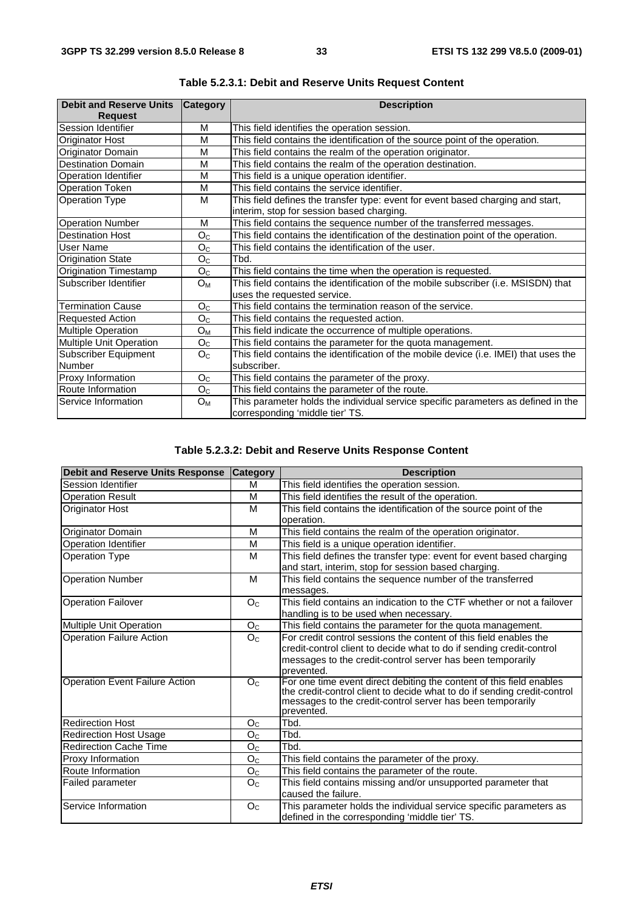**Table 5.2.3.1: Debit and Reserve Units Request Content**

| Debit and Reserve Units Request | Category | Description |
| --- | --- | --- |
| Session Identifier | M | This field identifies the operation session. |
| Originator Host | M | This field contains the identification of the source point of the operation. |
| Originator Domain | M | This field contains the realm of the operation originator. |
| Destination Domain | M | This field contains the realm of the operation destination. |
| Operation Identifier | M | This field is a unique operation identifier. |
| Operation Token | M | This field contains the service identifier. |
| Operation Type | M | This field defines the transfer type: event for event based charging and start, interim, stop for session based charging. |
| Operation Number | M | This field contains the sequence number of the transferred messages. |
| Destination Host | $O_C$ | This field contains the identification of the destination point of the operation. |
| User Name | $O_C$ | This field contains the identification of the user. |
| Origination State | $O_C$ | Tbd. |
| Origination Timestamp | $O_C$ | This field contains the time when the operation is requested. |
| Subscriber Identifier | $O_M$ | This field contains the identification of the mobile subscriber (i.e. MSISDN) that uses the requested service. |
| Termination Cause | $O_C$ | This field contains the termination reason of the service. |
| Requested Action | $O_C$ | This field contains the requested action. |
| Multiple Operation | $O_M$ | This field indicate the occurrence of multiple operations. |
| Multiple Unit Operation | $O_C$ | This field contains the parameter for the quota management. |
| Subscriber Equipment Number | $O_C$ | This field contains the identification of the mobile device (i.e. IMEI) that uses the subscriber. |
| Proxy Information | $O_C$ | This field contains the parameter of the proxy. |
| Route Information | $O_C$ | This field contains the parameter of the route. |
| Service Information | $O_M$ | This parameter holds the individual service specific parameters as defined in the corresponding 'middle tier' TS. |

**Table 5.2.3.2: Debit and Reserve Units Response Content**

| Debit and Reserve Units Response | Category | Description |
| --- | --- | --- |
| Session Identifier | M | This field identifies the operation session. |
| Operation Result | M | This field identifies the result of the operation. |
| Originator Host | M | This field contains the identification of the source point of the operation. |
| Originator Domain | M | This field contains the realm of the operation originator. |
| Operation Identifier | M | This field is a unique operation identifier. |
| Operation Type | M | This field defines the transfer type: event for event based charging and start, interim, stop for session based charging. |
| Operation Number | M | This field contains the sequence number of the transferred messages. |
| Operation Failover | $O_C$ | This field contains an indication to the CTF whether or not a failover handling is to be used when necessary. |
| Multiple Unit Operation | $O_C$ | This field contains the parameter for the quota management. |
| Operation Failure Action | $O_C$ | For credit control sessions the content of this field enables the credit-control client to decide what to do if sending credit-control messages to the credit-control server has been temporarily prevented. |
| Operation Event Failure Action | $O_C$ | For one time event direct debiting the content of this field enables the credit-control client to decide what to do if sending credit-control messages to the credit-control server has been temporarily prevented. |
| Redirection Host | $O_C$ | Tbd. |
| Redirection Host Usage | $O_C$ | Tbd. |
| Redirection Cache Time | $O_C$ | Tbd. |
| Proxy Information | $O_C$ | This field contains the parameter of the proxy. |
| Route Information | $O_C$ | This field contains the parameter of the route. |
| Failed parameter | $O_C$ | This field contains missing and/or unsupported parameter that caused the failure. |
| Service Information | $O_C$ | This parameter holds the individual service specific parameters as defined in the corresponding 'middle tier' TS. |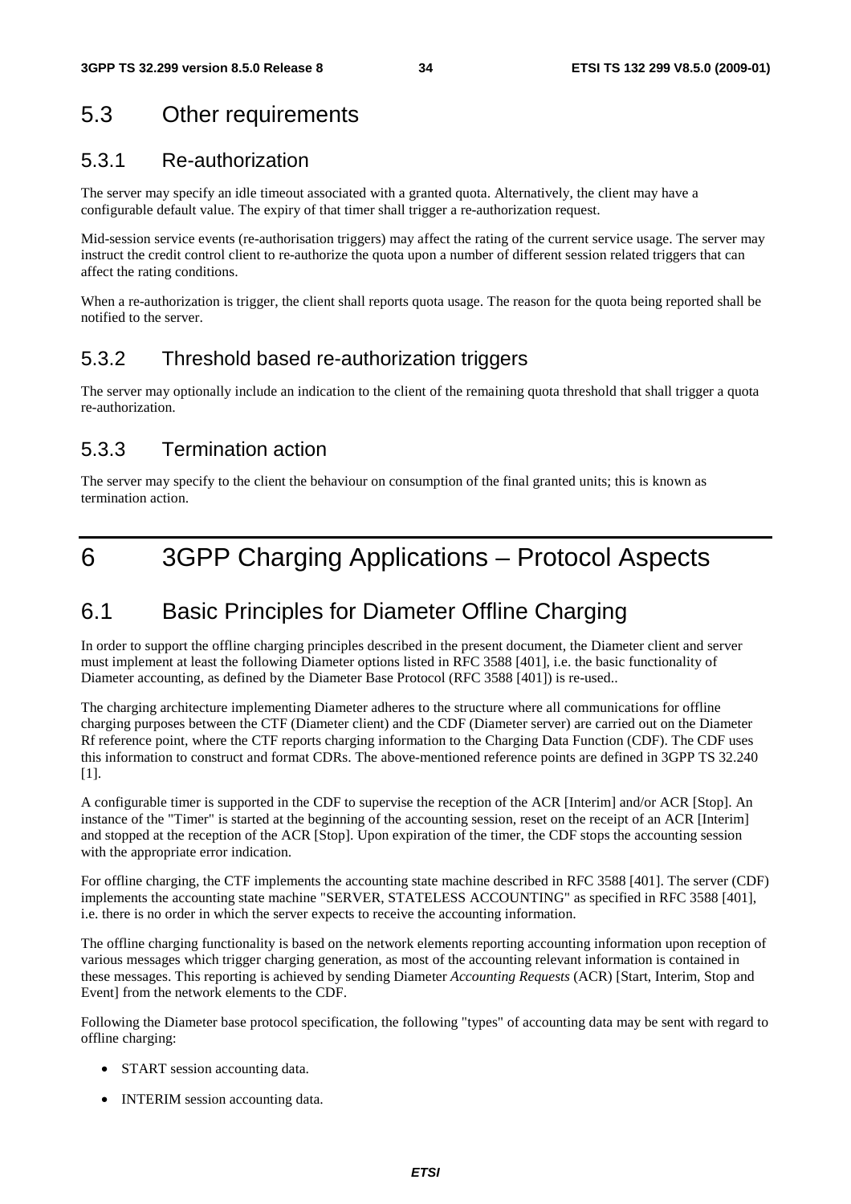## 5.3 Other requirements

### 5.3.1 Re-authorization

The server may specify an idle timeout associated with a granted quota. Alternatively, the client may have a configurable default value. The expiry of that timer shall trigger a re-authorization request.

Mid-session service events (re-authorisation triggers) may affect the rating of the current service usage. The server may instruct the credit control client to re-authorize the quota upon a number of different session related triggers that can affect the rating conditions.

When a re-authorization is trigger, the client shall reports quota usage. The reason for the quota being reported shall be notified to the server.

### 5.3.2 Threshold based re-authorization triggers

The server may optionally include an indication to the client of the remaining quota threshold that shall trigger a quota re-authorization.

### 5.3.3 Termination action

The server may specify to the client the behaviour on consumption of the final granted units; this is known as termination action.

# 6 3GPP Charging Applications – Protocol Aspects

## 6.1 Basic Principles for Diameter Offline Charging

In order to support the offline charging principles described in the present document, the Diameter client and server must implement at least the following Diameter options listed in RFC 3588 [401], i.e. the basic functionality of Diameter accounting, as defined by the Diameter Base Protocol (RFC 3588 [401]) is re-used..

The charging architecture implementing Diameter adheres to the structure where all communications for offline charging purposes between the CTF (Diameter client) and the CDF (Diameter server) are carried out on the Diameter Rf reference point, where the CTF reports charging information to the Charging Data Function (CDF). The CDF uses this information to construct and format CDRs. The above-mentioned reference points are defined in 3GPP TS 32.240 [1].

A configurable timer is supported in the CDF to supervise the reception of the ACR [Interim] and/or ACR [Stop]. An instance of the "Timer" is started at the beginning of the accounting session, reset on the receipt of an ACR [Interim] and stopped at the reception of the ACR [Stop]. Upon expiration of the timer, the CDF stops the accounting session with the appropriate error indication.

For offline charging, the CTF implements the accounting state machine described in RFC 3588 [401]. The server (CDF) implements the accounting state machine "SERVER, STATELESS ACCOUNTING" as specified in RFC 3588 [401], i.e. there is no order in which the server expects to receive the accounting information.

The offline charging functionality is based on the network elements reporting accounting information upon reception of various messages which trigger charging generation, as most of the accounting relevant information is contained in these messages. This reporting is achieved by sending Diameter *Accounting Requests* (ACR) [Start, Interim, Stop and Event] from the network elements to the CDF.

Following the Diameter base protocol specification, the following "types" of accounting data may be sent with regard to offline charging:

- START session accounting data.
- INTERIM session accounting data.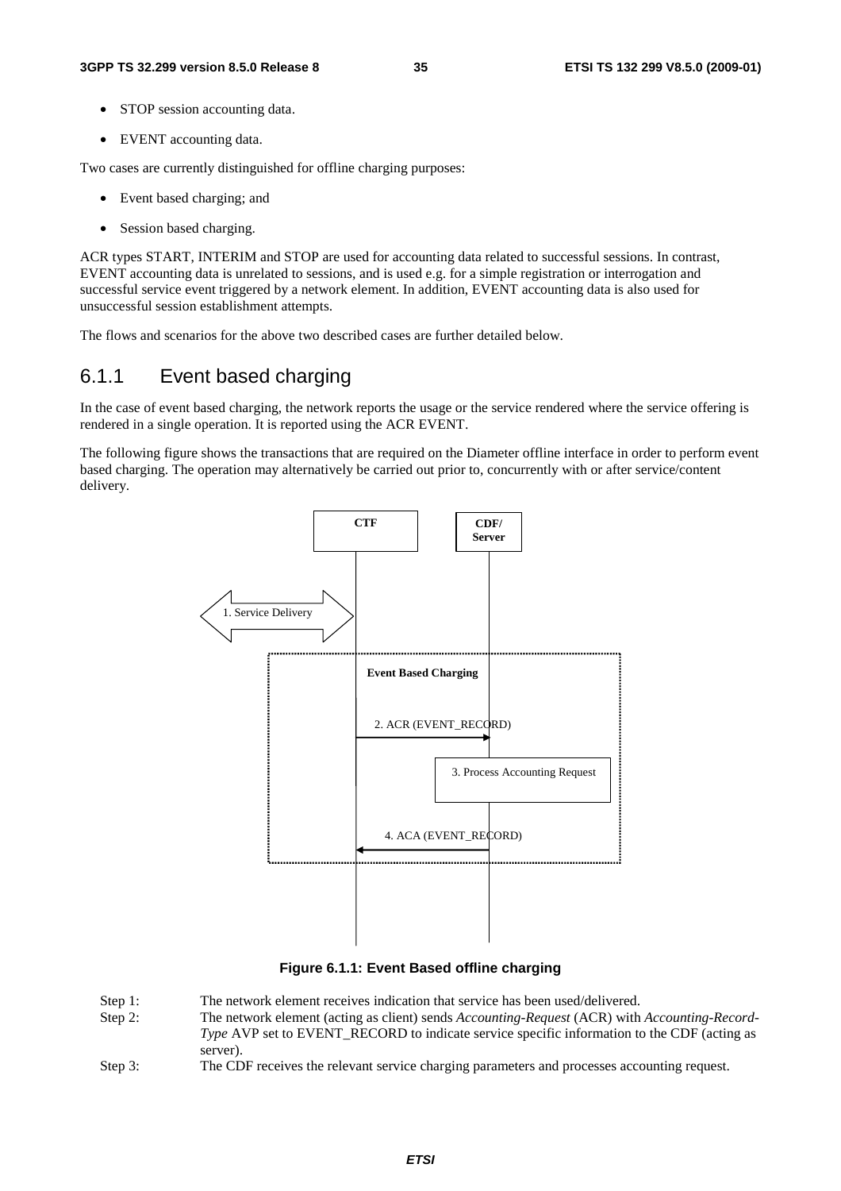- STOP session accounting data.
- EVENT accounting data.

Two cases are currently distinguished for offline charging purposes:

- Event based charging; and
- Session based charging.

ACR types START, INTERIM and STOP are used for accounting data related to successful sessions. In contrast, EVENT accounting data is unrelated to sessions, and is used e.g. for a simple registration or interrogation and successful service event triggered by a network element. In addition, EVENT accounting data is also used for unsuccessful session establishment attempts.

The flows and scenarios for the above two described cases are further detailed below.

### 6.1.1 Event based charging

In the case of event based charging, the network reports the usage or the service rendered where the service offering is rendered in a single operation. It is reported using the ACR EVENT.

The following figure shows the transactions that are required on the Diameter offline interface in order to perform event based charging. The operation may alternatively be carried out prior to, concurrently with or after service/content delivery.

**Figure 6.1.1: Event Based offline charging**

Step 1: The network element receives indication that service has been used/delivered.

Step 2: The network element (acting as client) sends *Accounting-Request* (ACR) with *Accounting-Record-Type* AVP set to EVENT_RECORD to indicate service specific information to the CDF (acting as server).

Step 3: The CDF receives the relevant service charging parameters and processes accounting request.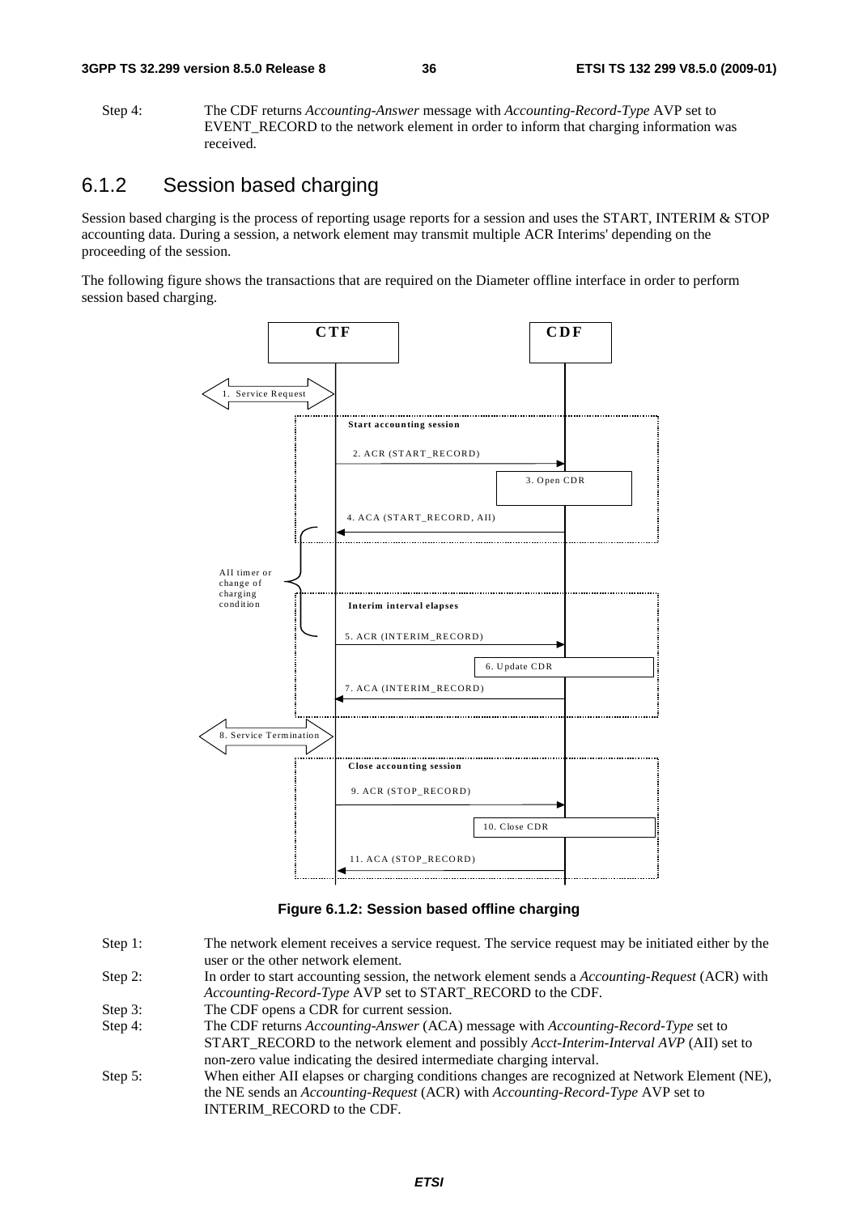Step 4: The CDF returns *Accounting-Answer* message with *Accounting-Record-Type* AVP set to EVENT_RECORD to the network element in order to inform that charging information was received.

### 6.1.2 Session based charging

Session based charging is the process of reporting usage reports for a session and uses the START, INTERIM & STOP accounting data. During a session, a network element may transmit multiple ACR Interims' depending on the proceeding of the session.

The following figure shows the transactions that are required on the Diameter offline interface in order to perform session based charging.

**Figure 6.1.2: Session based offline charging**

Step 1: The network element receives a service request. The service request may be initiated either by the user or the other network element.

Step 2: In order to start accounting session, the network element sends a *Accounting-Request* (ACR) with *Accounting-Record-Type* AVP set to START_RECORD to the CDF.

Step 3: The CDF opens a CDR for current session.

Step 4: The CDF returns *Accounting-Answer* (ACA) message with *Accounting-Record-Type* set to START_RECORD to the network element and possibly *Acct-Interim-Interval AVP* (AII) set to non-zero value indicating the desired intermediate charging interval.

Step 5: When either AII elapses or charging conditions changes are recognized at Network Element (NE), the NE sends an *Accounting-Request* (ACR) with *Accounting-Record-Type* AVP set to INTERIM_RECORD to the CDF.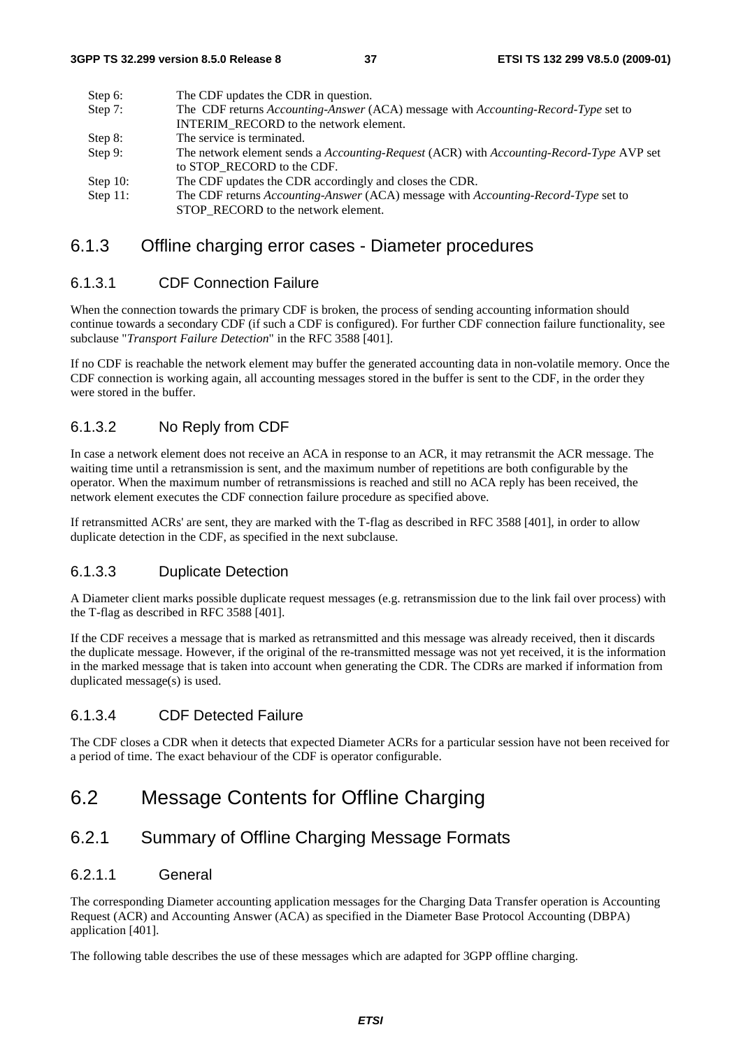Step 6: The CDF updates the CDR in question.

Step 7: The CDF returns *Accounting-Answer* (ACA) message with *Accounting-Record-Type* set to INTERIM_RECORD to the network element.

Step 8: The service is terminated.

Step 9: The network element sends a *Accounting-Request* (ACR) with *Accounting-Record-Type* AVP set to STOP_RECORD to the CDF.

Step 10: The CDF updates the CDR accordingly and closes the CDR.

Step 11: The CDF returns *Accounting-Answer* (ACA) message with *Accounting-Record-Type* set to STOP_RECORD to the network element.

### 6.1.3 Offline charging error cases - Diameter procedures

#### 6.1.3.1 CDF Connection Failure

When the connection towards the primary CDF is broken, the process of sending accounting information should continue towards a secondary CDF (if such a CDF is configured). For further CDF connection failure functionality, see subclause "*Transport Failure Detection*" in the RFC 3588 [401].

If no CDF is reachable the network element may buffer the generated accounting data in non-volatile memory. Once the CDF connection is working again, all accounting messages stored in the buffer is sent to the CDF, in the order they were stored in the buffer.

#### 6.1.3.2 No Reply from CDF

In case a network element does not receive an ACA in response to an ACR, it may retransmit the ACR message. The waiting time until a retransmission is sent, and the maximum number of repetitions are both configurable by the operator. When the maximum number of retransmissions is reached and still no ACA reply has been received, the network element executes the CDF connection failure procedure as specified above.

If retransmitted ACRs' are sent, they are marked with the T-flag as described in RFC 3588 [401], in order to allow duplicate detection in the CDF, as specified in the next subclause.

#### 6.1.3.3 Duplicate Detection

A Diameter client marks possible duplicate request messages (e.g. retransmission due to the link fail over process) with the T-flag as described in RFC 3588 [401].

If the CDF receives a message that is marked as retransmitted and this message was already received, then it discards the duplicate message. However, if the original of the re-transmitted message was not yet received, it is the information in the marked message that is taken into account when generating the CDR. The CDRs are marked if information from duplicated message(s) is used.

#### 6.1.3.4 CDF Detected Failure

The CDF closes a CDR when it detects that expected Diameter ACRs for a particular session have not been received for a period of time. The exact behaviour of the CDF is operator configurable.

## 6.2 Message Contents for Offline Charging

### 6.2.1 Summary of Offline Charging Message Formats

#### 6.2.1.1 General

The corresponding Diameter accounting application messages for the Charging Data Transfer operation is Accounting Request (ACR) and Accounting Answer (ACA) as specified in the Diameter Base Protocol Accounting (DBPA) application [401].

The following table describes the use of these messages which are adapted for 3GPP offline charging.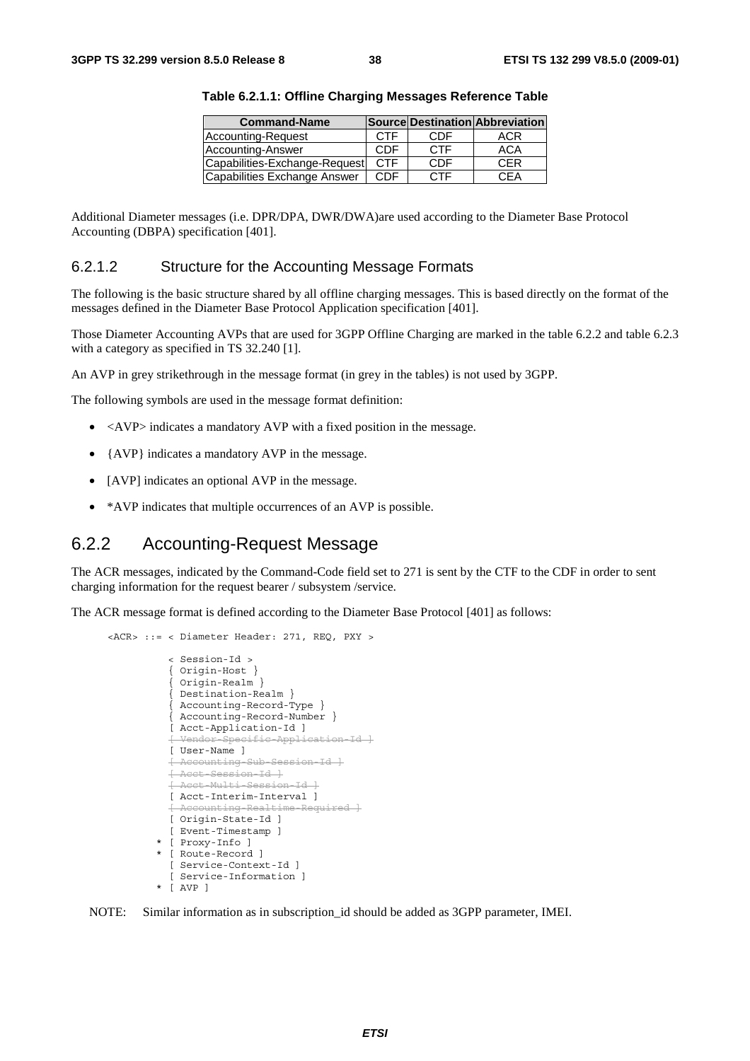**Table 6.2.1.1: Offline Charging Messages Reference Table**

| Command-Name | Source | Destination | Abbreviation |
| --- | --- | --- | --- |
| Accounting-Request | CTF | CDF | ACR |
| Accounting-Answer | CDF | CTF | ACA |
| Capabilities-Exchange-Request | CTF | CDF | CER |
| Capabilities Exchange Answer | CDF | CTF | CEA |

Additional Diameter messages (i.e. DPR/DPA, DWR/DWA)are used according to the Diameter Base Protocol Accounting (DBPA) specification [401].

### 6.2.1.2 Structure for the Accounting Message Formats

The following is the basic structure shared by all offline charging messages. This is based directly on the format of the messages defined in the Diameter Base Protocol Application specification [401].

Those Diameter Accounting AVPs that are used for 3GPP Offline Charging are marked in the table 6.2.2 and table 6.2.3 with a category as specified in TS 32.240 [1].

An AVP in grey strikethrough in the message format (in grey in the tables) is not used by 3GPP.

The following symbols are used in the message format definition:

- <AVP> indicates a mandatory AVP with a fixed position in the message.
- {AVP} indicates a mandatory AVP in the message.
- [AVP] indicates an optional AVP in the message.
- *AVP indicates that multiple occurrences of an AVP is possible.

## 6.2.2 Accounting-Request Message

The ACR messages, indicated by the Command-Code field set to 271 is sent by the CTF to the CDF in order to sent charging information for the request bearer / subsystem /service.

The ACR message format is defined according to the Diameter Base Protocol [401] as follows:

```
<ACR> ::= < Diameter Header: 271, REQ, PXY >

          < Session-Id >
          { Origin-Host }
          { Origin-Realm }
          { Destination-Realm }
          { Accounting-Record-Type }
          { Accounting-Record-Number }
          [ Acct-Application-Id ]
          [ Vendor-Specific-Application-Id ]
          [ User-Name ]
          [ Accounting-Sub-Session-Id ]
          [ Acct-Session-Id ]
          [ Acct-Multi-Session-Id ]
          [ Acct-Interim-Interval ]
          [ Accounting-Realtime-Required ]
          [ Origin-State-Id ]
          [ Event-Timestamp ]
        * [ Proxy-Info ]
        * [ Route-Record ]
          [ Service-Context-Id ]
          [ Service-Information ]
        * [ AVP ]
```

NOTE: Similar information as in subscription_id should be added as 3GPP parameter, IMEI.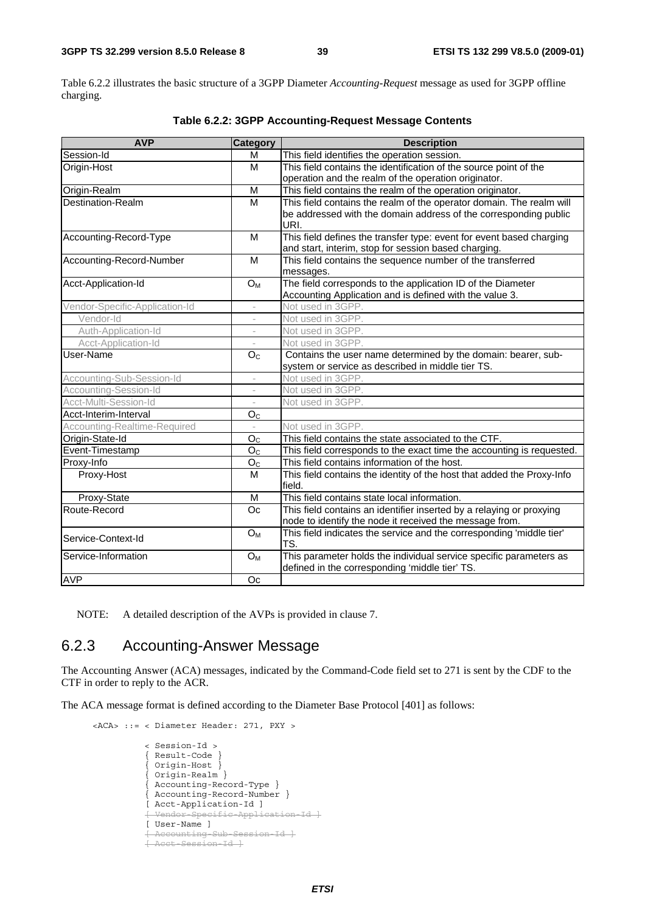Table 6.2.2 illustrates the basic structure of a 3GPP Diameter *Accounting-Request* message as used for 3GPP offline charging.

**Table 6.2.2: 3GPP Accounting-Request Message Contents**

| AVP | Category | Description |
|---|---|---|
| Session-Id | M | This field identifies the operation session. |
| Origin-Host | M | This field contains the identification of the source point of the operation and the realm of the operation originator. |
| Origin-Realm | M | This field contains the realm of the operation originator. |
| Destination-Realm | M | This field contains the realm of the operator domain. The realm will be addressed with the domain address of the corresponding public URI. |
| Accounting-Record-Type | M | This field defines the transfer type: event for event based charging and start, interim, stop for session based charging. |
| Accounting-Record-Number | M | This field contains the sequence number of the transferred messages. |
| Acct-Application-Id | $O_M$ | The field corresponds to the application ID of the Diameter Accounting Application and is defined with the value 3. |
| Vendor-Specific-Application-Id | - | Not used in 3GPP. |
| Vendor-Id | - | Not used in 3GPP. |
| Auth-Application-Id | - | Not used in 3GPP. |
| Acct-Application-Id | - | Not used in 3GPP. |
| User-Name | $O_C$ | Contains the user name determined by the domain: bearer, sub-system or service as described in middle tier TS. |
| Accounting-Sub-Session-Id | - | Not used in 3GPP. |
| Accounting-Session-Id | - | Not used in 3GPP. |
| Acct-Multi-Session-Id | - | Not used in 3GPP. |
| Acct-Interim-Interval | $O_C$ | |
| Accounting-Realtime-Required | - | Not used in 3GPP. |
| Origin-State-Id | $O_C$ | This field contains the state associated to the CTF. |
| Event-Timestamp | $O_C$ | This field corresponds to the exact time the accounting is requested. |
| Proxy-Info | $O_C$ | This field contains information of the host. |
| Proxy-Host | M | This field contains the identity of the host that added the Proxy-Info field. |
| Proxy-State | M | This field contains state local information. |
| Route-Record | Oc | This field contains an identifier inserted by a relaying or proxying node to identify the node it received the message from. |
| Service-Context-Id | $O_M$ | This field indicates the service and the corresponding 'middle tier' TS. |
| Service-Information | $O_M$ | This parameter holds the individual service specific parameters as defined in the corresponding 'middle tier' TS. |
| AVP | Oc | |

NOTE: A detailed description of the AVPs is provided in clause 7.

### 6.2.3 Accounting-Answer Message

The Accounting Answer (ACA) messages, indicated by the Command-Code field set to 271 is sent by the CDF to the CTF in order to reply to the ACR.

The ACA message format is defined according to the Diameter Base Protocol [401] as follows:

```
<ACA> ::= < Diameter Header: 271, PXY >

          < Session-Id >
          { Result-Code }
          { Origin-Host }
          { Origin-Realm }
          { Accounting-Record-Type }
          { Accounting-Record-Number }
          [ Acct-Application-Id ]
          [ Vendor-Specific-Application-Id ]
          [ User-Name ]
          [ Accounting-Sub-Session-Id ]
          [ Acct-Session-Id ]
```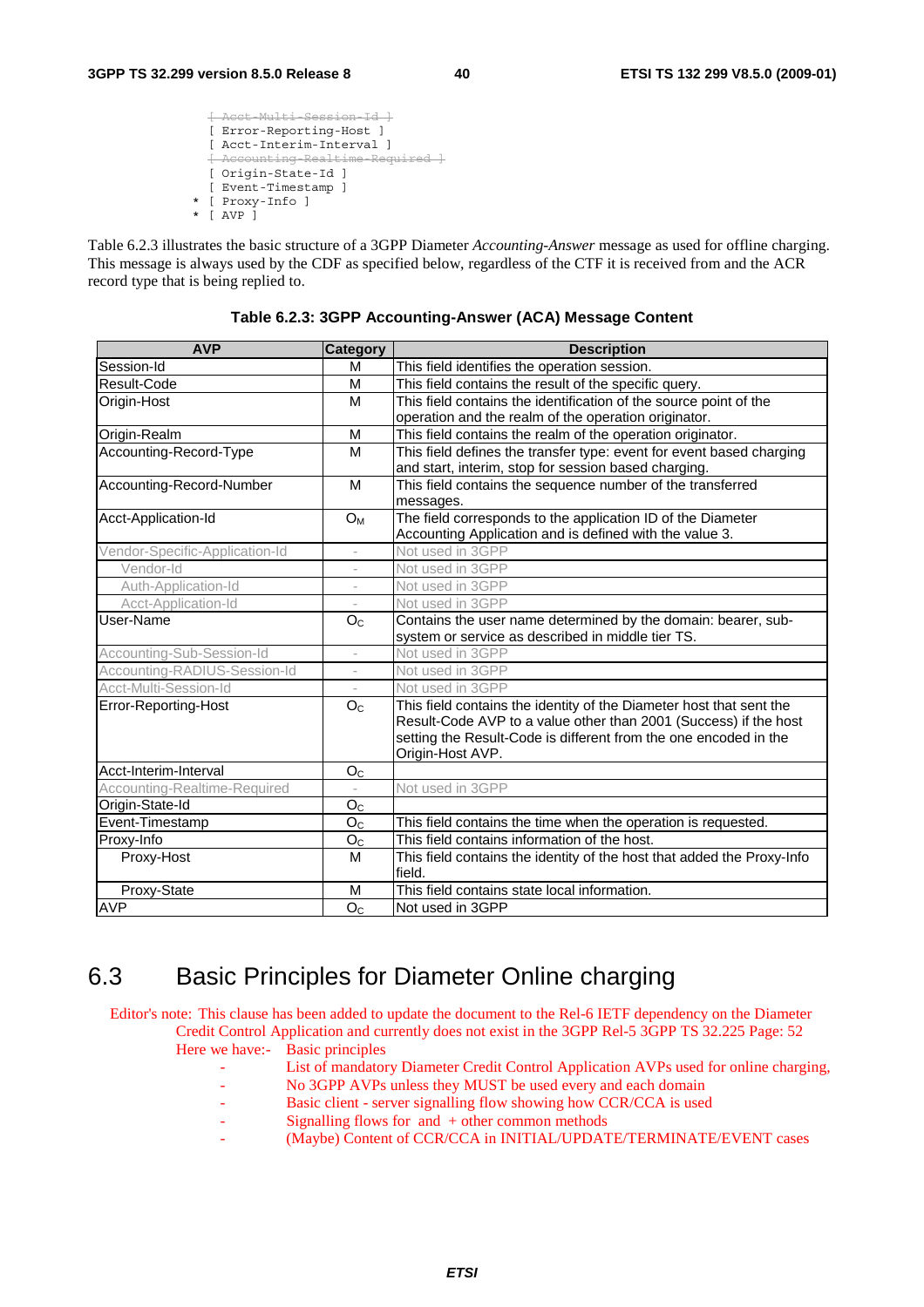```
  [ Acct-Multi-Session-Id ]
  [ Error-Reporting-Host ]
  [ Acct-Interim-Interval ]
  [ Accounting-Realtime-Required ]
  [ Origin-State-Id ]
  [ Event-Timestamp ]
* [ Proxy-Info ]
* [ AVP ]
```

Table 6.2.3 illustrates the basic structure of a 3GPP Diameter *Accounting-Answer* message as used for offline charging. This message is always used by the CDF as specified below, regardless of the CTF it is received from and the ACR record type that is being replied to.

**Table 6.2.3: 3GPP Accounting-Answer (ACA) Message Content**

| AVP | Category | Description |
|---|---|---|
| Session-Id | M | This field identifies the operation session. |
| Result-Code | M | This field contains the result of the specific query. |
| Origin-Host | M | This field contains the identification of the source point of the operation and the realm of the operation originator. |
| Origin-Realm | M | This field contains the realm of the operation originator. |
| Accounting-Record-Type | M | This field defines the transfer type: event for event based charging and start, interim, stop for session based charging. |
| Accounting-Record-Number | M | This field contains the sequence number of the transferred messages. |
| Acct-Application-Id | $O_M$ | The field corresponds to the application ID of the Diameter Accounting Application and is defined with the value 3. |
| Vendor-Specific-Application-Id | - | Not used in 3GPP |
| Vendor-Id | - | Not used in 3GPP |
| Auth-Application-Id | - | Not used in 3GPP |
| Acct-Application-Id | - | Not used in 3GPP |
| User-Name | $O_C$ | Contains the user name determined by the domain: bearer, sub-system or service as described in middle tier TS. |
| Accounting-Sub-Session-Id | - | Not used in 3GPP |
| Accounting-RADIUS-Session-Id | - | Not used in 3GPP |
| Acct-Multi-Session-Id | - | Not used in 3GPP |
| Error-Reporting-Host | $O_C$ | This field contains the identity of the Diameter host that sent the Result-Code AVP to a value other than 2001 (Success) if the host setting the Result-Code is different from the one encoded in the Origin-Host AVP. |
| Acct-Interim-Interval | $O_C$ | |
| Accounting-Realtime-Required | - | Not used in 3GPP |
| Origin-State-Id | $O_C$ | |
| Event-Timestamp | $O_C$ | This field contains the time when the operation is requested. |
| Proxy-Info | $O_C$ | This field contains information of the host. |
| Proxy-Host | M | This field contains the identity of the host that added the Proxy-Info field. |
| Proxy-State | M | This field contains state local information. |
| AVP | $O_C$ | Not used in 3GPP |

## 6.3 Basic Principles for Diameter Online charging

Editor's note: This clause has been added to update the document to the Rel-6 IETF dependency on the Diameter Credit Control Application and currently does not exist in the 3GPP Rel-5 3GPP TS 32.225 Page: 52 Here we have:- Basic principles

- List of mandatory Diameter Credit Control Application AVPs used for online charging,
- No 3GPP AVPs unless they MUST be used every and each domain
- Basic client - server signalling flow showing how CCR/CCA is used
- Signalling flows for and + other common methods
- (Maybe) Content of CCR/CCA in INITIAL/UPDATE/TERMINATE/EVENT cases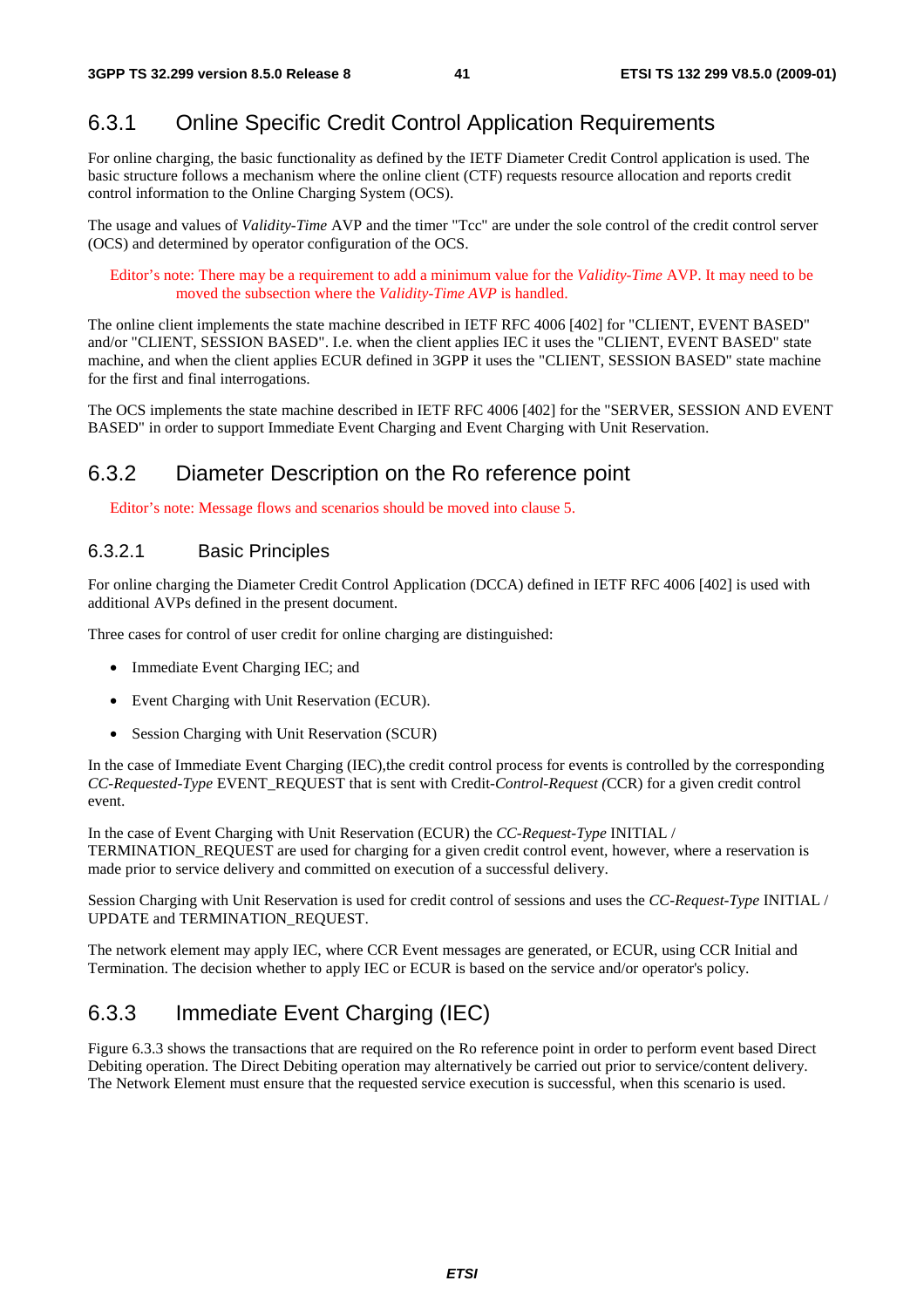## 6.3.1 Online Specific Credit Control Application Requirements

For online charging, the basic functionality as defined by the IETF Diameter Credit Control application is used. The basic structure follows a mechanism where the online client (CTF) requests resource allocation and reports credit control information to the Online Charging System (OCS).

The usage and values of *Validity-Time* AVP and the timer "Tcc" are under the sole control of the credit control server (OCS) and determined by operator configuration of the OCS.

Editor's note: There may be a requirement to add a minimum value for the *Validity-Time* AVP. It may need to be moved the subsection where the *Validity-Time AVP* is handled.

The online client implements the state machine described in IETF RFC 4006 [402] for "CLIENT, EVENT BASED" and/or "CLIENT, SESSION BASED". I.e. when the client applies IEC it uses the "CLIENT, EVENT BASED" state machine, and when the client applies ECUR defined in 3GPP it uses the "CLIENT, SESSION BASED" state machine for the first and final interrogations.

The OCS implements the state machine described in IETF RFC 4006 [402] for the "SERVER, SESSION AND EVENT BASED" in order to support Immediate Event Charging and Event Charging with Unit Reservation.

## 6.3.2 Diameter Description on the Ro reference point

Editor's note: Message flows and scenarios should be moved into clause 5.

### 6.3.2.1 Basic Principles

For online charging the Diameter Credit Control Application (DCCA) defined in IETF RFC 4006 [402] is used with additional AVPs defined in the present document.

Three cases for control of user credit for online charging are distinguished:

- Immediate Event Charging IEC; and
- Event Charging with Unit Reservation (ECUR).
- Session Charging with Unit Reservation (SCUR)

In the case of Immediate Event Charging (IEC),the credit control process for events is controlled by the corresponding *CC-Requested-Type* EVENT_REQUEST that is sent with Credit-*Control-Request (*CCR) for a given credit control event.

In the case of Event Charging with Unit Reservation (ECUR) the *CC-Request-Type* INITIAL / TERMINATION_REQUEST are used for charging for a given credit control event, however, where a reservation is made prior to service delivery and committed on execution of a successful delivery.

Session Charging with Unit Reservation is used for credit control of sessions and uses the *CC-Request-Type* INITIAL / UPDATE and TERMINATION_REQUEST.

The network element may apply IEC, where CCR Event messages are generated, or ECUR, using CCR Initial and Termination. The decision whether to apply IEC or ECUR is based on the service and/or operator's policy.

## 6.3.3 Immediate Event Charging (IEC)

Figure 6.3.3 shows the transactions that are required on the Ro reference point in order to perform event based Direct Debiting operation. The Direct Debiting operation may alternatively be carried out prior to service/content delivery. The Network Element must ensure that the requested service execution is successful, when this scenario is used.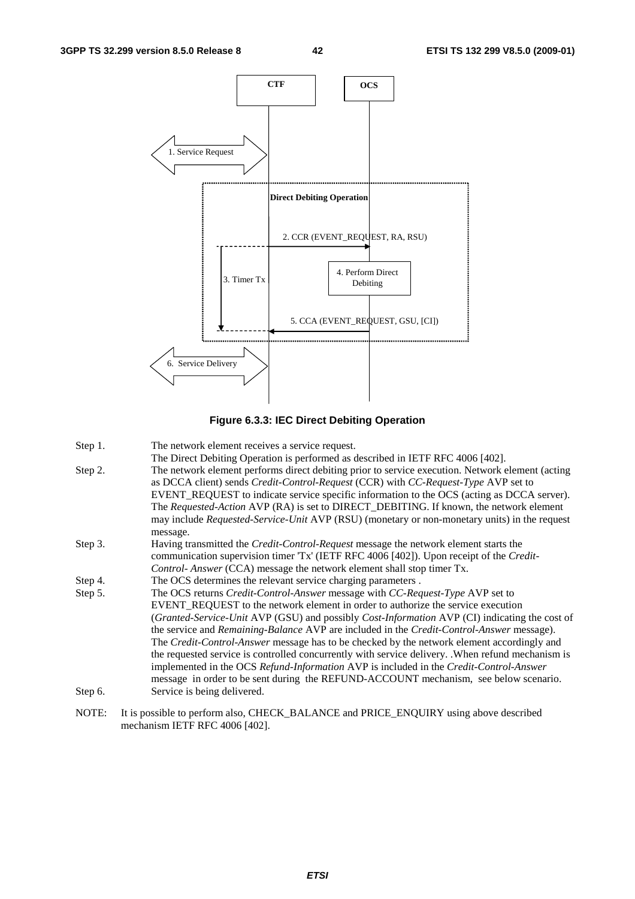**Figure 6.3.3: IEC Direct Debiting Operation**

Step 1. The network element receives a service request.
The Direct Debiting Operation is performed as described in IETF RFC 4006 [402].

Step 2. The network element performs direct debiting prior to service execution. Network element (acting as DCCA client) sends *Credit-Control-Request* (CCR) with *CC-Request-Type* AVP set to EVENT_REQUEST to indicate service specific information to the OCS (acting as DCCA server). The *Requested-Action* AVP (RA) is set to DIRECT_DEBITING. If known, the network element may include *Requested-Service-Unit* AVP (RSU) (monetary or non-monetary units) in the request message.

Step 3. Having transmitted the *Credit-Control-Request* message the network element starts the communication supervision timer 'Tx' (IETF RFC 4006 [402]). Upon receipt of the *Credit-Control- Answer* (CCA) message the network element shall stop timer Tx.

Step 4. The OCS determines the relevant service charging parameters .

Step 5. The OCS returns *Credit-Control-Answer* message with *CC-Request-Type* AVP set to EVENT_REQUEST to the network element in order to authorize the service execution (*Granted-Service-Unit* AVP (GSU) and possibly *Cost-Information* AVP (CI) indicating the cost of the service and *Remaining-Balance* AVP are included in the *Credit-Control-Answer* message). The *Credit-Control-Answer* message has to be checked by the network element accordingly and the requested service is controlled concurrently with service delivery. .When refund mechanism is implemented in the OCS *Refund-Information* AVP is included in the *Credit-Control-Answer* message in order to be sent during the REFUND-ACCOUNT mechanism, see below scenario.

Step 6. Service is being delivered.

NOTE: It is possible to perform also, CHECK_BALANCE and PRICE_ENQUIRY using above described mechanism IETF RFC 4006 [402].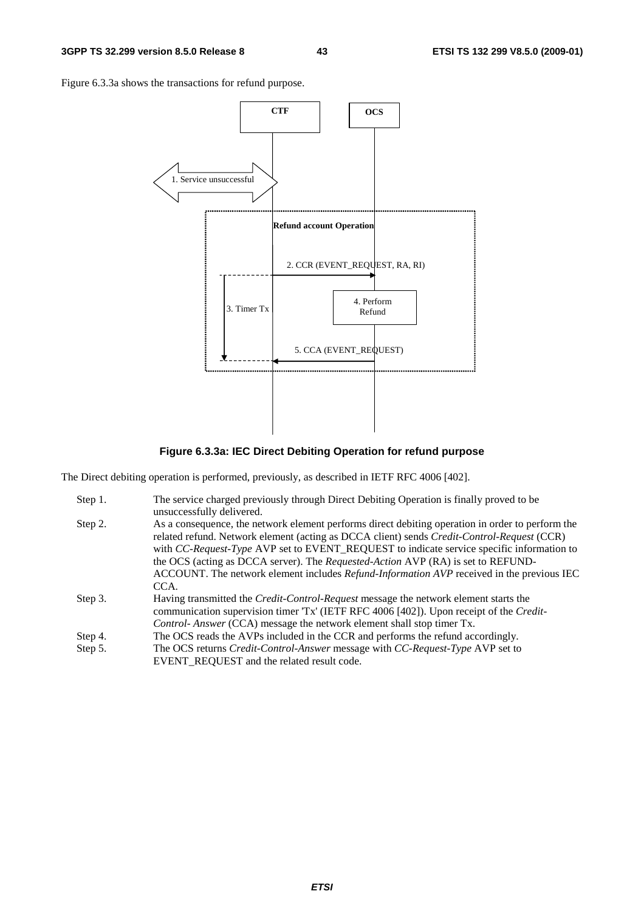Figure 6.3.3a shows the transactions for refund purpose.

**Figure 6.3.3a: IEC Direct Debiting Operation for refund purpose**

The Direct debiting operation is performed, previously, as described in IETF RFC 4006 [402].

Step 1. The service charged previously through Direct Debiting Operation is finally proved to be unsuccessfully delivered.

Step 2. As a consequence, the network element performs direct debiting operation in order to perform the related refund. Network element (acting as DCCA client) sends *Credit-Control-Request* (CCR) with *CC-Request-Type* AVP set to EVENT_REQUEST to indicate service specific information to the OCS (acting as DCCA server). The *Requested-Action* AVP (RA) is set to REFUND-ACCOUNT. The network element includes *Refund-Information AVP* received in the previous IEC CCA.

Step 3. Having transmitted the *Credit-Control-Request* message the network element starts the communication supervision timer 'Tx' (IETF RFC 4006 [402]). Upon receipt of the *Credit-Control- Answer* (CCA) message the network element shall stop timer Tx.

Step 4. The OCS reads the AVPs included in the CCR and performs the refund accordingly.

Step 5. The OCS returns *Credit-Control-Answer* message with *CC-Request-Type* AVP set to EVENT_REQUEST and the related result code.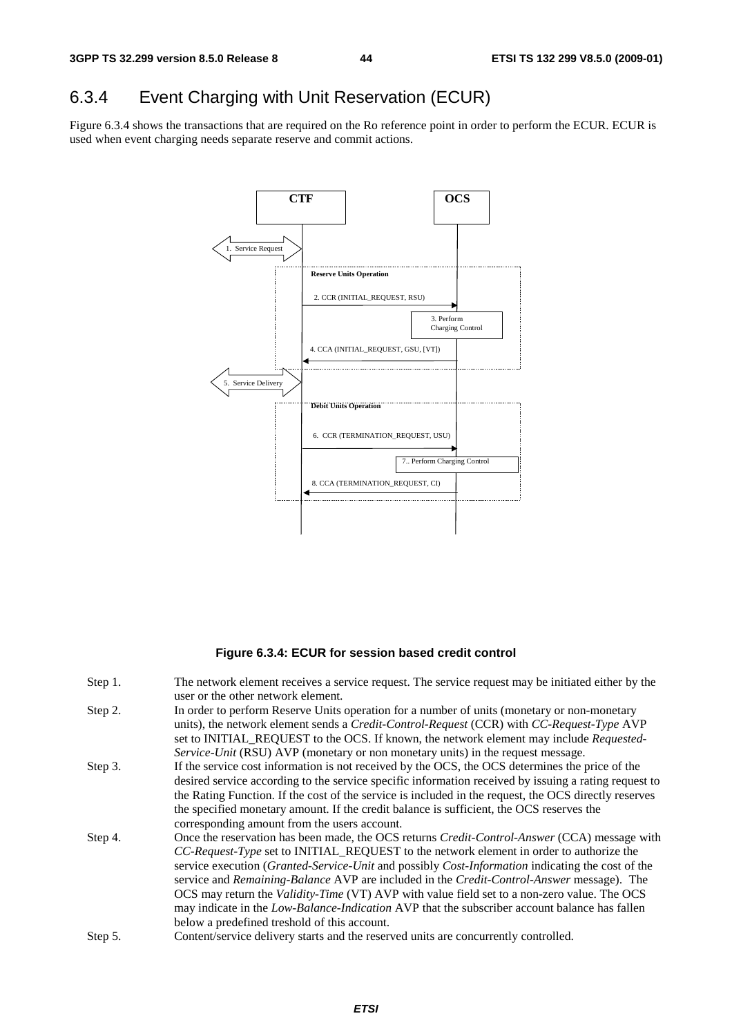### 6.3.4 Event Charging with Unit Reservation (ECUR)

Figure 6.3.4 shows the transactions that are required on the Ro reference point in order to perform the ECUR. ECUR is used when event charging needs separate reserve and commit actions.

**Figure 6.3.4: ECUR for session based credit control**

Step 1. The network element receives a service request. The service request may be initiated either by the user or the other network element.

Step 2. In order to perform Reserve Units operation for a number of units (monetary or non-monetary units), the network element sends a *Credit-Control-Request* (CCR) with *CC-Request-Type* AVP set to INITIAL_REQUEST to the OCS. If known, the network element may include *Requested-Service-Unit* (RSU) AVP (monetary or non monetary units) in the request message.

Step 3. If the service cost information is not received by the OCS, the OCS determines the price of the desired service according to the service specific information received by issuing a rating request to the Rating Function. If the cost of the service is included in the request, the OCS directly reserves the specified monetary amount. If the credit balance is sufficient, the OCS reserves the corresponding amount from the users account.

Step 4. Once the reservation has been made, the OCS returns *Credit-Control-Answer* (CCA) message with *CC-Request-Type* set to INITIAL_REQUEST to the network element in order to authorize the service execution (*Granted-Service-Unit* and possibly *Cost-Information* indicating the cost of the service and *Remaining-Balance* AVP are included in the *Credit-Control-Answer* message). The OCS may return the *Validity-Time* (VT) AVP with value field set to a non-zero value. The OCS may indicate in the *Low-Balance-Indication* AVP that the subscriber account balance has fallen below a predefined treshold of this account.

Step 5. Content/service delivery starts and the reserved units are concurrently controlled.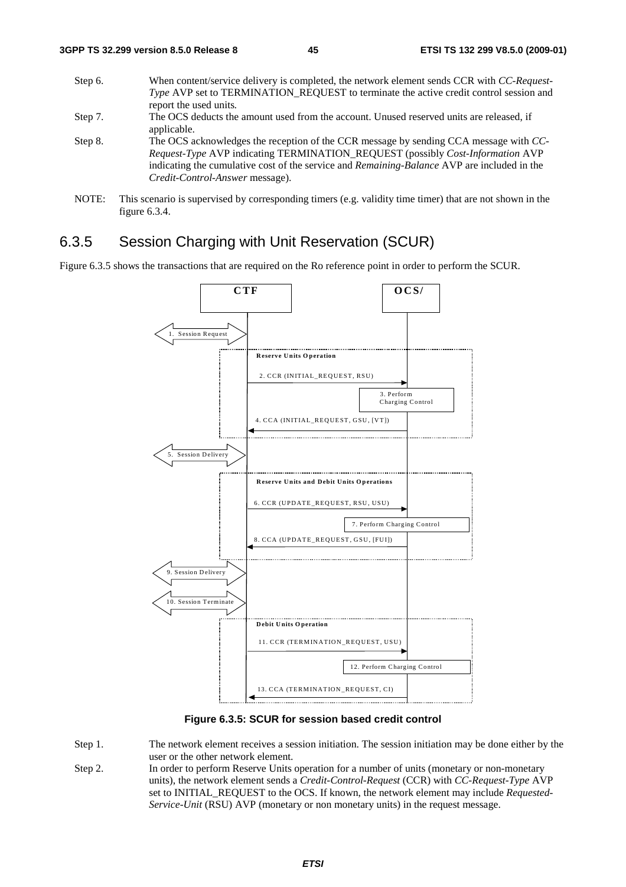Step 6. When content/service delivery is completed, the network element sends CCR with *CC-Request-Type* AVP set to TERMINATION_REQUEST to terminate the active credit control session and report the used units.

Step 7. The OCS deducts the amount used from the account. Unused reserved units are released, if applicable.

Step 8. The OCS acknowledges the reception of the CCR message by sending CCA message with *CC-Request-Type* AVP indicating TERMINATION_REQUEST (possibly *Cost-Information* AVP indicating the cumulative cost of the service and *Remaining-Balance* AVP are included in the *Credit-Control-Answer* message).

NOTE: This scenario is supervised by corresponding timers (e.g. validity time timer) that are not shown in the figure 6.3.4.

### 6.3.5 Session Charging with Unit Reservation (SCUR)

Figure 6.3.5 shows the transactions that are required on the Ro reference point in order to perform the SCUR.

**Figure 6.3.5: SCUR for session based credit control**

Step 1. The network element receives a session initiation. The session initiation may be done either by the user or the other network element.

Step 2. In order to perform Reserve Units operation for a number of units (monetary or non-monetary units), the network element sends a *Credit-Control-Request* (CCR) with *CC-Request-Type* AVP set to INITIAL_REQUEST to the OCS. If known, the network element may include *Requested-Service-Unit* (RSU) AVP (monetary or non monetary units) in the request message.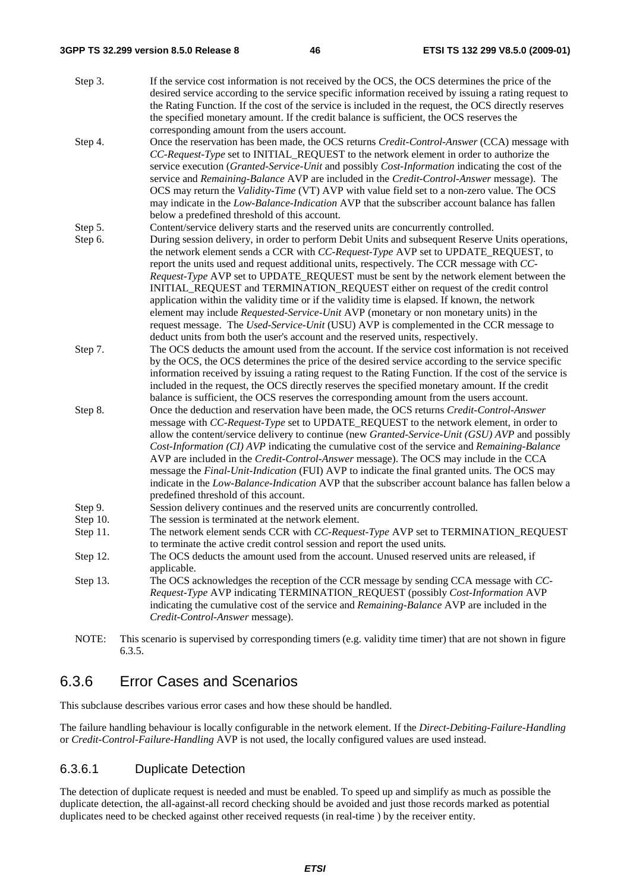Step 3. If the service cost information is not received by the OCS, the OCS determines the price of the desired service according to the service specific information received by issuing a rating request to the Rating Function. If the cost of the service is included in the request, the OCS directly reserves the specified monetary amount. If the credit balance is sufficient, the OCS reserves the corresponding amount from the users account.

Step 4. Once the reservation has been made, the OCS returns *Credit-Control-Answer* (CCA) message with *CC-Request-Type* set to INITIAL_REQUEST to the network element in order to authorize the service execution (*Granted-Service-Unit* and possibly *Cost-Information* indicating the cost of the service and *Remaining-Balance* AVP are included in the *Credit-Control-Answer* message). The OCS may return the *Validity-Time* (VT) AVP with value field set to a non-zero value. The OCS may indicate in the *Low-Balance-Indication* AVP that the subscriber account balance has fallen below a predefined threshold of this account.

Step 5. Content/service delivery starts and the reserved units are concurrently controlled.

Step 6. During session delivery, in order to perform Debit Units and subsequent Reserve Units operations, the network element sends a CCR with *CC-Request-Type* AVP set to UPDATE_REQUEST, to report the units used and request additional units, respectively. The CCR message with *CC-Request-Type* AVP set to UPDATE_REQUEST must be sent by the network element between the INITIAL_REQUEST and TERMINATION_REQUEST either on request of the credit control application within the validity time or if the validity time is elapsed. If known, the network element may include *Requested-Service-Unit* AVP (monetary or non monetary units) in the request message. The *Used-Service-Unit* (USU) AVP is complemented in the CCR message to deduct units from both the user's account and the reserved units, respectively.

Step 7. The OCS deducts the amount used from the account. If the service cost information is not received by the OCS, the OCS determines the price of the desired service according to the service specific information received by issuing a rating request to the Rating Function. If the cost of the service is included in the request, the OCS directly reserves the specified monetary amount. If the credit balance is sufficient, the OCS reserves the corresponding amount from the users account.

Step 8. Once the deduction and reservation have been made, the OCS returns *Credit-Control-Answer* message with *CC-Request-Type* set to UPDATE_REQUEST to the network element, in order to allow the content/service delivery to continue (new *Granted-Service-Unit (GSU) AVP* and possibly *Cost-Information (CI) AVP* indicating the cumulative cost of the service and *Remaining-Balance* AVP are included in the *Credit-Control-Answer* message). The OCS may include in the CCA message the *Final-Unit-Indication* (FUI) AVP to indicate the final granted units. The OCS may indicate in the *Low-Balance-Indication* AVP that the subscriber account balance has fallen below a predefined threshold of this account.

Step 9. Session delivery continues and the reserved units are concurrently controlled.

Step 10. The session is terminated at the network element.

Step 11. The network element sends CCR with *CC-Request-Type* AVP set to TERMINATION_REQUEST to terminate the active credit control session and report the used units.

Step 12. The OCS deducts the amount used from the account. Unused reserved units are released, if applicable.

Step 13. The OCS acknowledges the reception of the CCR message by sending CCA message with *CC-Request-Type* AVP indicating TERMINATION_REQUEST (possibly *Cost-Information* AVP indicating the cumulative cost of the service and *Remaining-Balance* AVP are included in the *Credit-Control-Answer* message).

NOTE: This scenario is supervised by corresponding timers (e.g. validity time timer) that are not shown in figure 6.3.5.

## 6.3.6 Error Cases and Scenarios

This subclause describes various error cases and how these should be handled.

The failure handling behaviour is locally configurable in the network element. If the *Direct-Debiting-Failure-Handling* or *Credit-Control-Failure-Handling* AVP is not used, the locally configured values are used instead.

### 6.3.6.1 Duplicate Detection

The detection of duplicate request is needed and must be enabled. To speed up and simplify as much as possible the duplicate detection, the all-against-all record checking should be avoided and just those records marked as potential duplicates need to be checked against other received requests (in real-time ) by the receiver entity.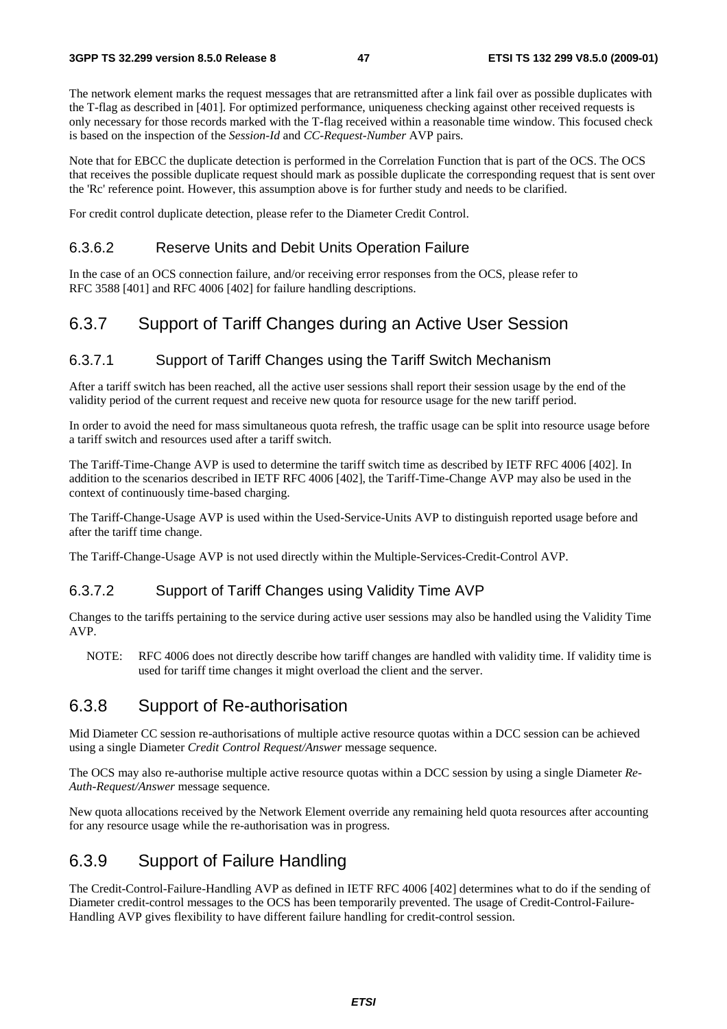The network element marks the request messages that are retransmitted after a link fail over as possible duplicates with the T-flag as described in [401]. For optimized performance, uniqueness checking against other received requests is only necessary for those records marked with the T-flag received within a reasonable time window. This focused check is based on the inspection of the *Session-Id* and *CC-Request-Number* AVP pairs.

Note that for EBCC the duplicate detection is performed in the Correlation Function that is part of the OCS. The OCS that receives the possible duplicate request should mark as possible duplicate the corresponding request that is sent over the 'Rc' reference point. However, this assumption above is for further study and needs to be clarified.

For credit control duplicate detection, please refer to the Diameter Credit Control.

#### 6.3.6.2 Reserve Units and Debit Units Operation Failure

In the case of an OCS connection failure, and/or receiving error responses from the OCS, please refer to RFC 3588 [401] and RFC 4006 [402] for failure handling descriptions.

### 6.3.7 Support of Tariff Changes during an Active User Session

#### 6.3.7.1 Support of Tariff Changes using the Tariff Switch Mechanism

After a tariff switch has been reached, all the active user sessions shall report their session usage by the end of the validity period of the current request and receive new quota for resource usage for the new tariff period.

In order to avoid the need for mass simultaneous quota refresh, the traffic usage can be split into resource usage before a tariff switch and resources used after a tariff switch.

The Tariff-Time-Change AVP is used to determine the tariff switch time as described by IETF RFC 4006 [402]. In addition to the scenarios described in IETF RFC 4006 [402], the Tariff-Time-Change AVP may also be used in the context of continuously time-based charging.

The Tariff-Change-Usage AVP is used within the Used-Service-Units AVP to distinguish reported usage before and after the tariff time change.

The Tariff-Change-Usage AVP is not used directly within the Multiple-Services-Credit-Control AVP.

#### 6.3.7.2 Support of Tariff Changes using Validity Time AVP

Changes to the tariffs pertaining to the service during active user sessions may also be handled using the Validity Time AVP.

NOTE: RFC 4006 does not directly describe how tariff changes are handled with validity time. If validity time is used for tariff time changes it might overload the client and the server.

### 6.3.8 Support of Re-authorisation

Mid Diameter CC session re-authorisations of multiple active resource quotas within a DCC session can be achieved using a single Diameter *Credit Control Request/Answer* message sequence.

The OCS may also re-authorise multiple active resource quotas within a DCC session by using a single Diameter *Re-Auth-Request/Answer* message sequence.

New quota allocations received by the Network Element override any remaining held quota resources after accounting for any resource usage while the re-authorisation was in progress.

### 6.3.9 Support of Failure Handling

The Credit-Control-Failure-Handling AVP as defined in IETF RFC 4006 [402] determines what to do if the sending of Diameter credit-control messages to the OCS has been temporarily prevented. The usage of Credit-Control-Failure-Handling AVP gives flexibility to have different failure handling for credit-control session.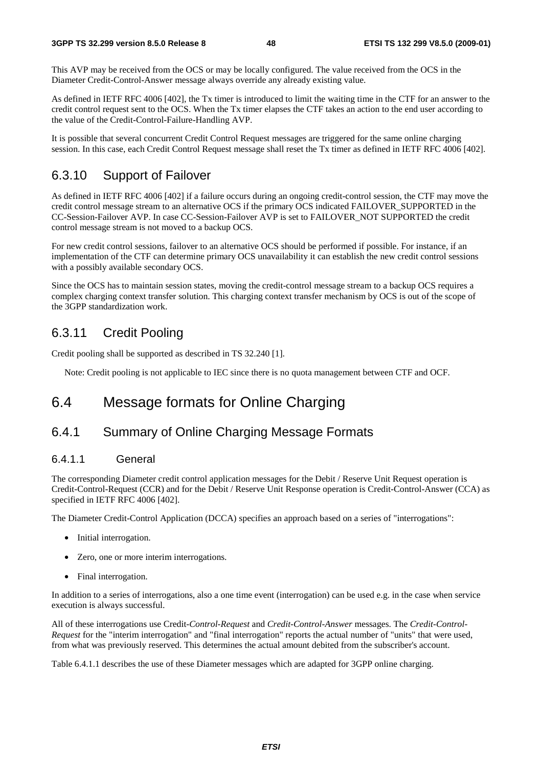This AVP may be received from the OCS or may be locally configured. The value received from the OCS in the Diameter Credit-Control-Answer message always override any already existing value.

As defined in IETF RFC 4006 [402], the Tx timer is introduced to limit the waiting time in the CTF for an answer to the credit control request sent to the OCS. When the Tx timer elapses the CTF takes an action to the end user according to the value of the Credit-Control-Failure-Handling AVP.

It is possible that several concurrent Credit Control Request messages are triggered for the same online charging session. In this case, each Credit Control Request message shall reset the Tx timer as defined in IETF RFC 4006 [402].

### 6.3.10 Support of Failover

As defined in IETF RFC 4006 [402] if a failure occurs during an ongoing credit-control session, the CTF may move the credit control message stream to an alternative OCS if the primary OCS indicated FAILOVER_SUPPORTED in the CC-Session-Failover AVP. In case CC-Session-Failover AVP is set to FAILOVER_NOT SUPPORTED the credit control message stream is not moved to a backup OCS.

For new credit control sessions, failover to an alternative OCS should be performed if possible. For instance, if an implementation of the CTF can determine primary OCS unavailability it can establish the new credit control sessions with a possibly available secondary OCS.

Since the OCS has to maintain session states, moving the credit-control message stream to a backup OCS requires a complex charging context transfer solution. This charging context transfer mechanism by OCS is out of the scope of the 3GPP standardization work.

### 6.3.11 Credit Pooling

Credit pooling shall be supported as described in TS 32.240 [1].

Note: Credit pooling is not applicable to IEC since there is no quota management between CTF and OCF.

## 6.4 Message formats for Online Charging

### 6.4.1 Summary of Online Charging Message Formats

#### 6.4.1.1 General

The corresponding Diameter credit control application messages for the Debit / Reserve Unit Request operation is Credit-Control-Request (CCR) and for the Debit / Reserve Unit Response operation is Credit-Control-Answer (CCA) as specified in IETF RFC 4006 [402].

The Diameter Credit-Control Application (DCCA) specifies an approach based on a series of "interrogations":

- Initial interrogation.
- Zero, one or more interim interrogations.
- Final interrogation.

In addition to a series of interrogations, also a one time event (interrogation) can be used e.g. in the case when service execution is always successful.

All of these interrogations use Credit-*Control-Request* and *Credit-Control-Answer* messages. The *Credit-Control-Request* for the "interim interrogation" and "final interrogation" reports the actual number of "units" that were used, from what was previously reserved. This determines the actual amount debited from the subscriber's account.

Table 6.4.1.1 describes the use of these Diameter messages which are adapted for 3GPP online charging.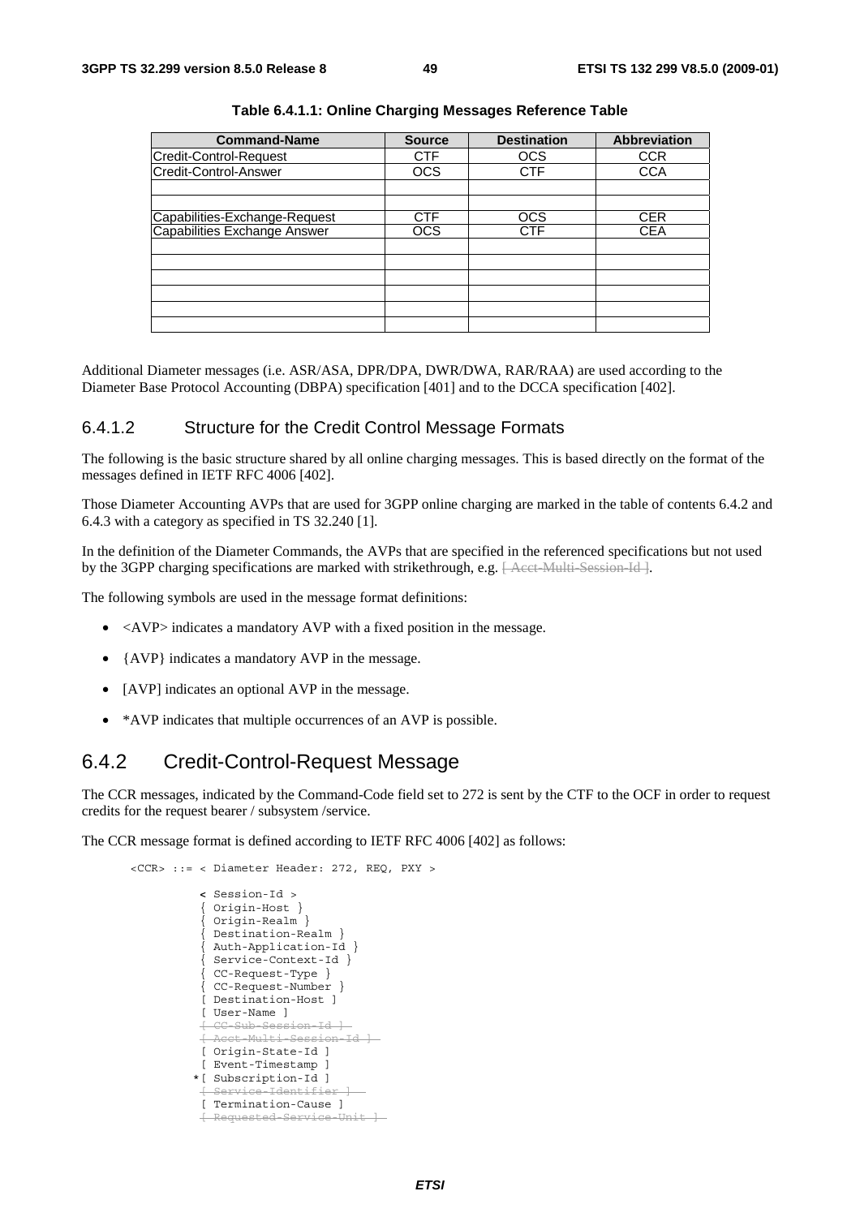**Table 6.4.1.1: Online Charging Messages Reference Table**

| Command-Name | Source | Destination | Abbreviation |
|---|---|---|---|
| Credit-Control-Request | CTF | OCS | CCR |
| Credit-Control-Answer | OCS | CTF | CCA |
| | | | |
| | | | |
| Capabilities-Exchange-Request | CTF | OCS | CER |
| Capabilities Exchange Answer | OCS | CTF | CEA |
| | | | |
| | | | |
| | | | |
| | | | |
| | | | |
| | | | |

Additional Diameter messages (i.e. ASR/ASA, DPR/DPA, DWR/DWA, RAR/RAA) are used according to the Diameter Base Protocol Accounting (DBPA) specification [401] and to the DCCA specification [402].

### 6.4.1.2 Structure for the Credit Control Message Formats

The following is the basic structure shared by all online charging messages. This is based directly on the format of the messages defined in IETF RFC 4006 [402].

Those Diameter Accounting AVPs that are used for 3GPP online charging are marked in the table of contents 6.4.2 and 6.4.3 with a category as specified in TS 32.240 [1].

In the definition of the Diameter Commands, the AVPs that are specified in the referenced specifications but not used by the 3GPP charging specifications are marked with strikethrough, e.g. ~~[ Acct-Multi-Session-Id ]~~.

The following symbols are used in the message format definitions:

- <AVP> indicates a mandatory AVP with a fixed position in the message.
- {AVP} indicates a mandatory AVP in the message.
- [AVP] indicates an optional AVP in the message.
- *AVP indicates that multiple occurrences of an AVP is possible.

## 6.4.2 Credit-Control-Request Message

The CCR messages, indicated by the Command-Code field set to 272 is sent by the CTF to the OCF in order to request credits for the request bearer / subsystem /service.

The CCR message format is defined according to IETF RFC 4006 [402] as follows:

```
<CCR> ::= < Diameter Header: 272, REQ, PXY >

          < Session-Id >
          { Origin-Host }
          { Origin-Realm }
          { Destination-Realm }
          { Auth-Application-Id }
          { Service-Context-Id }
          { CC-Request-Type }
          { CC-Request-Number }
          [ Destination-Host ]
          [ User-Name ]
          [ CC-Sub-Session-Id ]          (strikethrough)
          [ Acct-Multi-Session-Id ]      (strikethrough)
          [ Origin-State-Id ]
          [ Event-Timestamp ]
         *[ Subscription-Id ]
          [ Service-Identifier ]         (strikethrough)
          [ Termination-Cause ]
          [ Requested-Service-Unit ]     (strikethrough)
```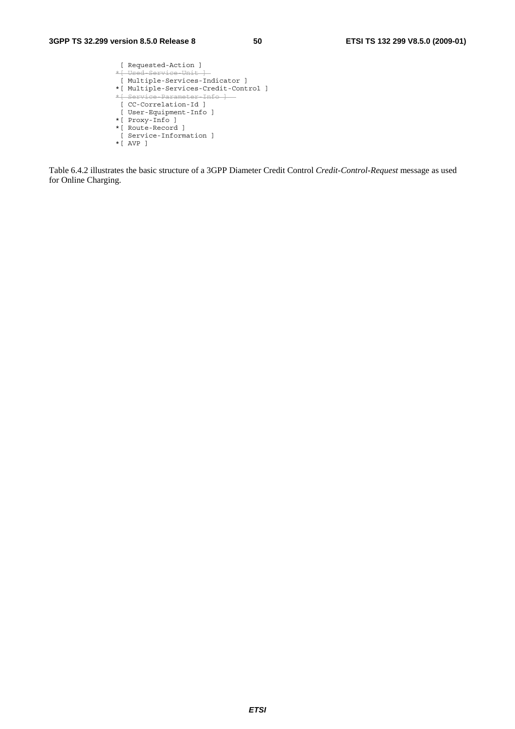```
 [ Requested-Action ]
*[ Used-Service-Unit ]
 [ Multiple-Services-Indicator ]
*[ Multiple-Services-Credit-Control ]
*[ Service-Parameter-Info ]
 [ CC-Correlation-Id ]
 [ User-Equipment-Info ]
*[ Proxy-Info ]
*[ Route-Record ]
 [ Service-Information ]
*[ AVP ]
```

Table 6.4.2 illustrates the basic structure of a 3GPP Diameter Credit Control *Credit-Control-Request* message as used for Online Charging.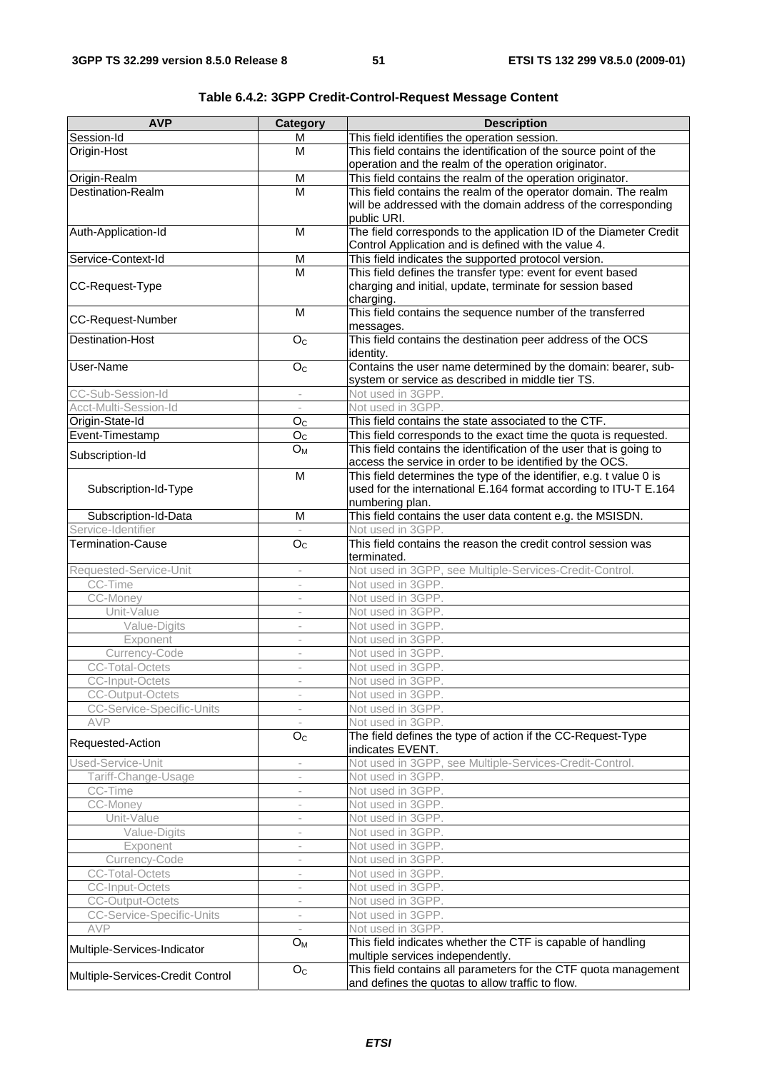**Table 6.4.2: 3GPP Credit-Control-Request Message Content**

| AVP | Category | Description |
|---|---|---|
| Session-Id | M | This field identifies the operation session. |
| Origin-Host | M | This field contains the identification of the source point of the operation and the realm of the operation originator. |
| Origin-Realm | M | This field contains the realm of the operation originator. |
| Destination-Realm | M | This field contains the realm of the operator domain. The realm will be addressed with the domain address of the corresponding public URI. |
| Auth-Application-Id | M | The field corresponds to the application ID of the Diameter Credit Control Application and is defined with the value 4. |
| Service-Context-Id | M | This field indicates the supported protocol version. |
| CC-Request-Type | M | This field defines the transfer type: event for event based charging and initial, update, terminate for session based charging. |
| CC-Request-Number | M | This field contains the sequence number of the transferred messages. |
| Destination-Host | $O_C$ | This field contains the destination peer address of the OCS identity. |
| User-Name | $O_C$ | Contains the user name determined by the domain: bearer, sub-system or service as described in middle tier TS. |
| CC-Sub-Session-Id | - | Not used in 3GPP. |
| Acct-Multi-Session-Id | - | Not used in 3GPP. |
| Origin-State-Id | $O_C$ | This field contains the state associated to the CTF. |
| Event-Timestamp | $O_C$ | This field corresponds to the exact time the quota is requested. |
| Subscription-Id | $O_M$ | This field contains the identification of the user that is going to access the service in order to be identified by the OCS. |
|     Subscription-Id-Type | M | This field determines the type of the identifier, e.g. t value 0 is used for the international E.164 format according to ITU-T E.164 numbering plan. |
|     Subscription-Id-Data | M | This field contains the user data content e.g. the MSISDN. |
| Service-Identifier | - | Not used in 3GPP. |
| Termination-Cause | $O_C$ | This field contains the reason the credit control session was terminated. |
| Requested-Service-Unit | - | Not used in 3GPP, see Multiple-Services-Credit-Control. |
|     CC-Time | - | Not used in 3GPP. |
|     CC-Money | - | Not used in 3GPP. |
|         Unit-Value | - | Not used in 3GPP. |
|             Value-Digits | - | Not used in 3GPP. |
|             Exponent | - | Not used in 3GPP. |
|         Currency-Code | - | Not used in 3GPP. |
|     CC-Total-Octets | - | Not used in 3GPP. |
|     CC-Input-Octets | - | Not used in 3GPP. |
|     CC-Output-Octets | - | Not used in 3GPP. |
|     CC-Service-Specific-Units | - | Not used in 3GPP. |
|     AVP | - | Not used in 3GPP. |
| Requested-Action | $O_C$ | The field defines the type of action if the CC-Request-Type indicates EVENT. |
| Used-Service-Unit | - | Not used in 3GPP, see Multiple-Services-Credit-Control. |
|     Tariff-Change-Usage | - | Not used in 3GPP. |
|     CC-Time | - | Not used in 3GPP. |
|     CC-Money | - | Not used in 3GPP. |
|         Unit-Value | - | Not used in 3GPP. |
|             Value-Digits | - | Not used in 3GPP. |
|             Exponent | - | Not used in 3GPP. |
|         Currency-Code | - | Not used in 3GPP. |
|     CC-Total-Octets | - | Not used in 3GPP. |
|     CC-Input-Octets | - | Not used in 3GPP. |
|     CC-Output-Octets | - | Not used in 3GPP. |
|     CC-Service-Specific-Units | - | Not used in 3GPP. |
|     AVP | - | Not used in 3GPP. |
| Multiple-Services-Indicator | $O_M$ | This field indicates whether the CTF is capable of handling multiple services independently. |
| Multiple-Services-Credit Control | $O_C$ | This field contains all parameters for the CTF quota management and defines the quotas to allow traffic to flow. |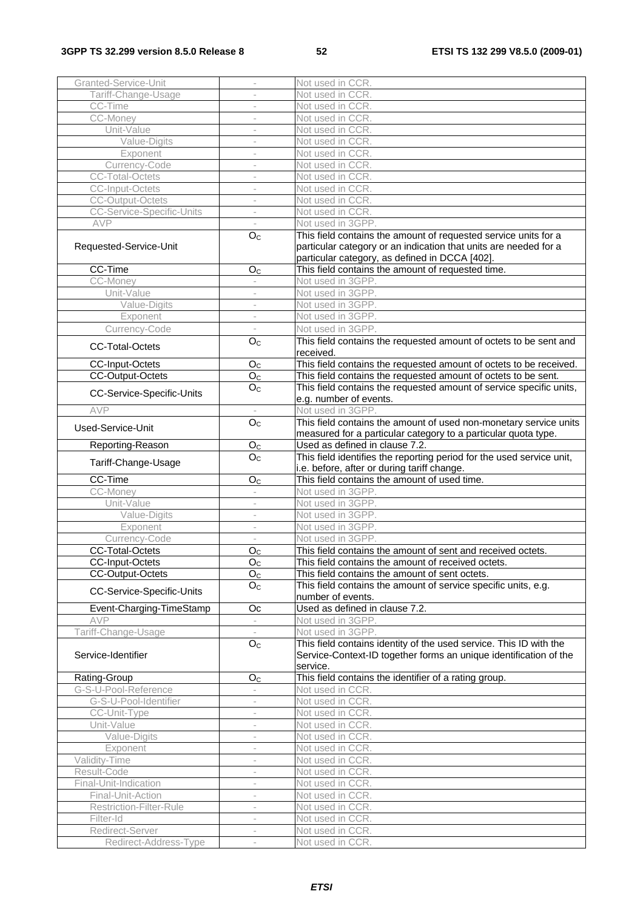| | | |
|---|---|---|
| Granted-Service-Unit | - | Not used in CCR. |
| Tariff-Change-Usage | - | Not used in CCR. |
| CC-Time | - | Not used in CCR. |
| CC-Money | - | Not used in CCR. |
| Unit-Value | - | Not used in CCR. |
| Value-Digits | - | Not used in CCR. |
| Exponent | - | Not used in CCR. |
| Currency-Code | - | Not used in CCR. |
| CC-Total-Octets | - | Not used in CCR. |
| CC-Input-Octets | - | Not used in CCR. |
| CC-Output-Octets | - | Not used in CCR. |
| CC-Service-Specific-Units | - | Not used in CCR. |
| AVP | - | Not used in 3GPP. |
| Requested-Service-Unit | $O_C$ | This field contains the amount of requested service units for a particular category or an indication that units are needed for a particular category, as defined in DCCA [402]. |
| CC-Time | $O_C$ | This field contains the amount of requested time. |
| CC-Money | - | Not used in 3GPP. |
| Unit-Value | - | Not used in 3GPP. |
| Value-Digits | - | Not used in 3GPP. |
| Exponent | - | Not used in 3GPP. |
| Currency-Code | - | Not used in 3GPP. |
| CC-Total-Octets | $O_C$ | This field contains the requested amount of octets to be sent and received. |
| CC-Input-Octets | $O_C$ | This field contains the requested amount of octets to be received. |
| CC-Output-Octets | $O_C$ | This field contains the requested amount of octets to be sent. |
| CC-Service-Specific-Units | $O_C$ | This field contains the requested amount of service specific units, e.g. number of events. |
| AVP | - | Not used in 3GPP. |
| Used-Service-Unit | $O_C$ | This field contains the amount of used non-monetary service units measured for a particular category to a particular quota type. |
| Reporting-Reason | $O_C$ | Used as defined in clause 7.2. |
| Tariff-Change-Usage | $O_C$ | This field identifies the reporting period for the used service unit, i.e. before, after or during tariff change. |
| CC-Time | $O_C$ | This field contains the amount of used time. |
| CC-Money | - | Not used in 3GPP. |
| Unit-Value | - | Not used in 3GPP. |
| Value-Digits | - | Not used in 3GPP. |
| Exponent | - | Not used in 3GPP. |
| Currency-Code | - | Not used in 3GPP. |
| CC-Total-Octets | $O_C$ | This field contains the amount of sent and received octets. |
| CC-Input-Octets | $O_C$ | This field contains the amount of received octets. |
| CC-Output-Octets | $O_C$ | This field contains the amount of sent octets. |
| CC-Service-Specific-Units | $O_C$ | This field contains the amount of service specific units, e.g. number of events. |
| Event-Charging-TimeStamp | Oc | Used as defined in clause 7.2. |
| AVP | - | Not used in 3GPP. |
| Tariff-Change-Usage | - | Not used in 3GPP. |
| Service-Identifier | $O_C$ | This field contains identity of the used service. This ID with the Service-Context-ID together forms an unique identification of the service. |
| Rating-Group | $O_C$ | This field contains the identifier of a rating group. |
| G-S-U-Pool-Reference | - | Not used in CCR. |
| G-S-U-Pool-Identifier | - | Not used in CCR. |
| CC-Unit-Type | - | Not used in CCR. |
| Unit-Value | - | Not used in CCR. |
| Value-Digits | - | Not used in CCR. |
| Exponent | - | Not used in CCR. |
| Validity-Time | - | Not used in CCR. |
| Result-Code | - | Not used in CCR. |
| Final-Unit-Indication | - | Not used in CCR. |
| Final-Unit-Action | - | Not used in CCR. |
| Restriction-Filter-Rule | - | Not used in CCR. |
| Filter-Id | - | Not used in CCR. |
| Redirect-Server | - | Not used in CCR. |
| Redirect-Address-Type | - | Not used in CCR. |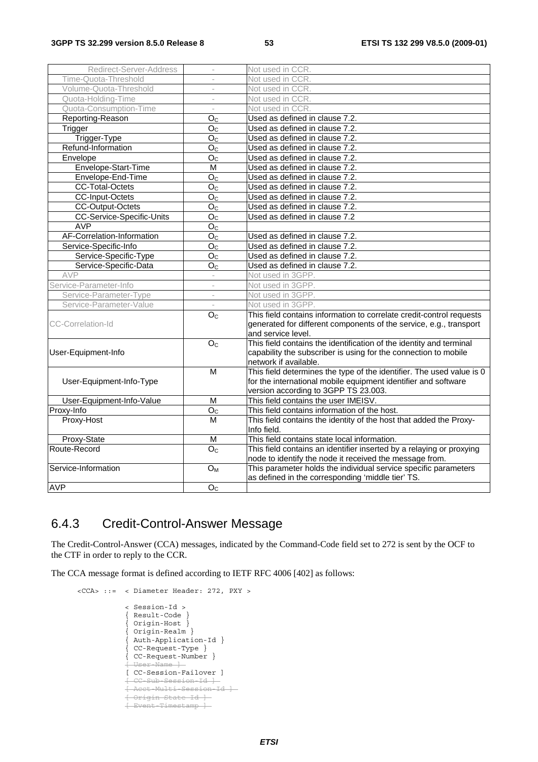| | | |
|---|---|---|
| Redirect-Server-Address | - | Not used in CCR. |
| Time-Quota-Threshold | - | Not used in CCR. |
| Volume-Quota-Threshold | - | Not used in CCR. |
| Quota-Holding-Time | - | Not used in CCR. |
| Quota-Consumption-Time | - | Not used in CCR. |
| Reporting-Reason | $O_C$ | Used as defined in clause 7.2. |
| Trigger | $O_C$ | Used as defined in clause 7.2. |
| Trigger-Type | $O_C$ | Used as defined in clause 7.2. |
| Refund-Information | $O_C$ | Used as defined in clause 7.2. |
| Envelope | $O_C$ | Used as defined in clause 7.2. |
| Envelope-Start-Time | M | Used as defined in clause 7.2. |
| Envelope-End-Time | $O_C$ | Used as defined in clause 7.2. |
| CC-Total-Octets | $O_C$ | Used as defined in clause 7.2. |
| CC-Input-Octets | $O_C$ | Used as defined in clause 7.2. |
| CC-Output-Octets | $O_C$ | Used as defined in clause 7.2. |
| CC-Service-Specific-Units | $O_C$ | Used as defined in clause 7.2 |
| AVP | $O_C$ | |
| AF-Correlation-Information | $O_C$ | Used as defined in clause 7.2. |
| Service-Specific-Info | $O_C$ | Used as defined in clause 7.2. |
| Service-Specific-Type | $O_C$ | Used as defined in clause 7.2. |
| Service-Specific-Data | $O_C$ | Used as defined in clause 7.2. |
| AVP | - | Not used in 3GPP. |
| Service-Parameter-Info | - | Not used in 3GPP. |
| Service-Parameter-Type | - | Not used in 3GPP. |
| Service-Parameter-Value | - | Not used in 3GPP. |
| CC-Correlation-Id | $O_C$ | This field contains information to correlate credit-control requests generated for different components of the service, e.g., transport and service level. |
| User-Equipment-Info | $O_C$ | This field contains the identification of the identity and terminal capability the subscriber is using for the connection to mobile network if available. |
| User-Equipment-Info-Type | M | This field determines the type of the identifier. The used value is 0 for the international mobile equipment identifier and software version according to 3GPP TS 23.003. |
| User-Equipment-Info-Value | M | This field contains the user IMEISV. |
| Proxy-Info | $O_C$ | This field contains information of the host. |
| Proxy-Host | M | This field contains the identity of the host that added the Proxy-Info field. |
| Proxy-State | M | This field contains state local information. |
| Route-Record | $O_C$ | This field contains an identifier inserted by a relaying or proxying node to identify the node it received the message from. |
| Service-Information | $O_M$ | This parameter holds the individual service specific parameters as defined in the corresponding 'middle tier' TS. |
| AVP | $O_C$ | |

## 6.4.3 Credit-Control-Answer Message

The Credit-Control-Answer (CCA) messages, indicated by the Command-Code field set to 272 is sent by the OCF to the CTF in order to reply to the CCR.

The CCA message format is defined according to IETF RFC 4006 [402] as follows:

```
<CCA> ::=  < Diameter Header: 272, PXY >

           < Session-Id >
           { Result-Code }
           { Origin-Host }
           { Origin-Realm }
           { Auth-Application-Id }
           { CC-Request-Type }
           { CC-Request-Number }
           [ User-Name ]
           [ CC-Session-Failover ]
           [ CC-Sub-Session-Id ]
           [ Acct-Multi-Session-Id ]
           [ Origin-State-Id ]
           [ Event-Timestamp ]
```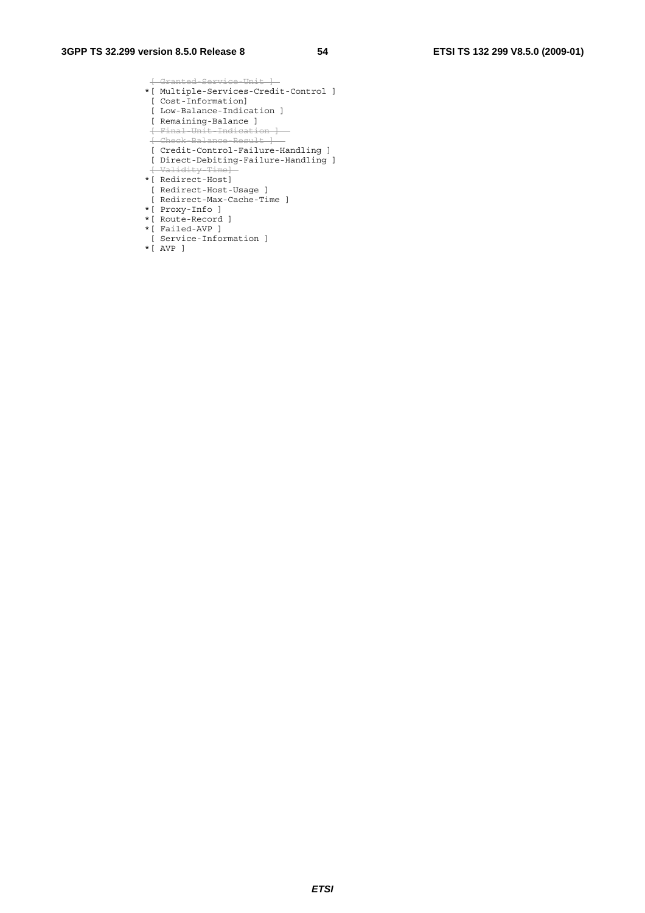```
 [ Granted-Service-Unit ] 
*[ Multiple-Services-Credit-Control ]
 [ Cost-Information]
 [ Low-Balance-Indication ]
 [ Remaining-Balance ]
 [ Final-Unit-Indication ] 
 [ Check-Balance-Result ] 
 [ Credit-Control-Failure-Handling ]
 [ Direct-Debiting-Failure-Handling ]
 [ Validity-Time] 
*[ Redirect-Host]
 [ Redirect-Host-Usage ]
 [ Redirect-Max-Cache-Time ]
*[ Proxy-Info ]
*[ Route-Record ]
*[ Failed-AVP ]
 [ Service-Information ]
*[ AVP ]
```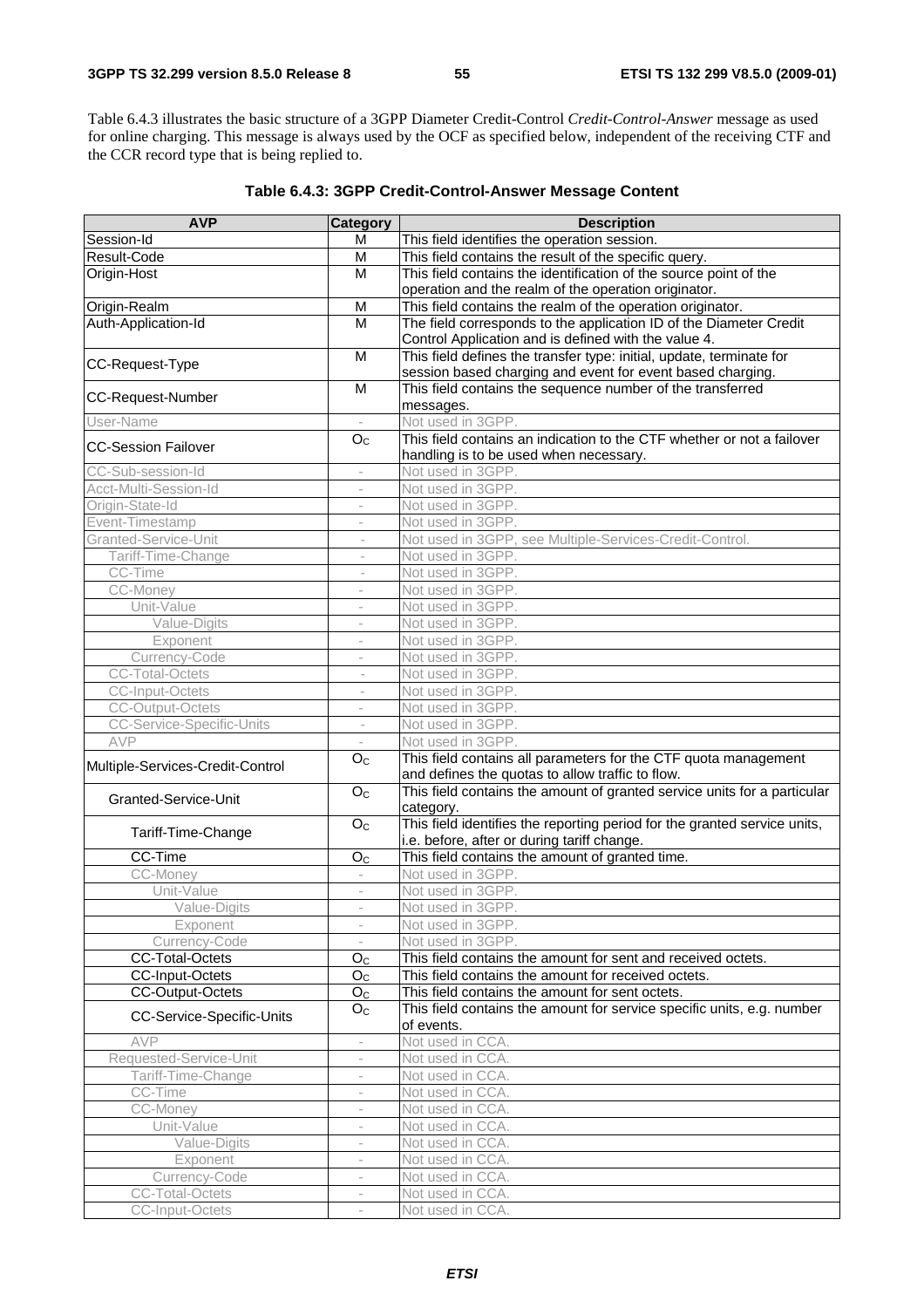Table 6.4.3 illustrates the basic structure of a 3GPP Diameter Credit-Control *Credit-Control-Answer* message as used for online charging. This message is always used by the OCF as specified below, independent of the receiving CTF and the CCR record type that is being replied to.

**Table 6.4.3: 3GPP Credit-Control-Answer Message Content**

| AVP | Category | Description |
|---|---|---|
| Session-Id | M | This field identifies the operation session. |
| Result-Code | M | This field contains the result of the specific query. |
| Origin-Host | M | This field contains the identification of the source point of the operation and the realm of the operation originator. |
| Origin-Realm | M | This field contains the realm of the operation originator. |
| Auth-Application-Id | M | The field corresponds to the application ID of the Diameter Credit Control Application and is defined with the value 4. |
| CC-Request-Type | M | This field defines the transfer type: initial, update, terminate for session based charging and event for event based charging. |
| CC-Request-Number | M | This field contains the sequence number of the transferred messages. |
| User-Name | - | Not used in 3GPP. |
| CC-Session Failover | $O_C$ | This field contains an indication to the CTF whether or not a failover handling is to be used when necessary. |
| CC-Sub-session-Id | - | Not used in 3GPP. |
| Acct-Multi-Session-Id | - | Not used in 3GPP. |
| Origin-State-Id | - | Not used in 3GPP. |
| Event-Timestamp | - | Not used in 3GPP. |
| Granted-Service-Unit | - | Not used in 3GPP, see Multiple-Services-Credit-Control. |
| Tariff-Time-Change | - | Not used in 3GPP. |
| CC-Time | - | Not used in 3GPP. |
| CC-Money | - | Not used in 3GPP. |
| Unit-Value | - | Not used in 3GPP. |
| Value-Digits | - | Not used in 3GPP. |
| Exponent | - | Not used in 3GPP. |
| Currency-Code | - | Not used in 3GPP. |
| CC-Total-Octets | - | Not used in 3GPP. |
| CC-Input-Octets | - | Not used in 3GPP. |
| CC-Output-Octets | - | Not used in 3GPP. |
| CC-Service-Specific-Units | - | Not used in 3GPP. |
| AVP | - | Not used in 3GPP. |
| Multiple-Services-Credit-Control | $O_C$ | This field contains all parameters for the CTF quota management and defines the quotas to allow traffic to flow. |
| Granted-Service-Unit | $O_C$ | This field contains the amount of granted service units for a particular category. |
| Tariff-Time-Change | $O_C$ | This field identifies the reporting period for the granted service units, i.e. before, after or during tariff change. |
| CC-Time | $O_C$ | This field contains the amount of granted time. |
| CC-Money | - | Not used in 3GPP. |
| Unit-Value | - | Not used in 3GPP. |
| Value-Digits | - | Not used in 3GPP. |
| Exponent | - | Not used in 3GPP. |
| Currency-Code | - | Not used in 3GPP. |
| CC-Total-Octets | $O_C$ | This field contains the amount for sent and received octets. |
| CC-Input-Octets | $O_C$ | This field contains the amount for received octets. |
| CC-Output-Octets | $O_C$ | This field contains the amount for sent octets. |
| CC-Service-Specific-Units | $O_C$ | This field contains the amount for service specific units, e.g. number of events. |
| AVP | - | Not used in CCA. |
| Requested-Service-Unit | - | Not used in CCA. |
| Tariff-Time-Change | - | Not used in CCA. |
| CC-Time | - | Not used in CCA. |
| CC-Money | - | Not used in CCA. |
| Unit-Value | - | Not used in CCA. |
| Value-Digits | - | Not used in CCA. |
| Exponent | - | Not used in CCA. |
| Currency-Code | - | Not used in CCA. |
| CC-Total-Octets | - | Not used in CCA. |
| CC-Input-Octets | - | Not used in CCA. |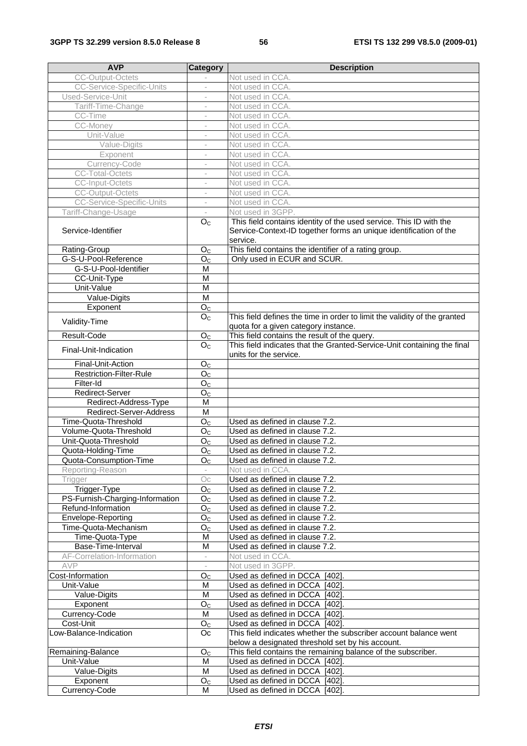| AVP | Category | Description |
| --- | --- | --- |
| CC-Output-Octets | - | Not used in CCA. |
| CC-Service-Specific-Units | - | Not used in CCA. |
| Used-Service-Unit | - | Not used in CCA. |
| Tariff-Time-Change | - | Not used in CCA. |
| CC-Time | - | Not used in CCA. |
| CC-Money | - | Not used in CCA. |
| Unit-Value | - | Not used in CCA. |
| Value-Digits | - | Not used in CCA. |
| Exponent | - | Not used in CCA. |
| Currency-Code | - | Not used in CCA. |
| CC-Total-Octets | - | Not used in CCA. |
| CC-Input-Octets | - | Not used in CCA. |
| CC-Output-Octets | - | Not used in CCA. |
| CC-Service-Specific-Units | - | Not used in CCA. |
| Tariff-Change-Usage | - | Not used in 3GPP. |
| Service-Identifier | $O_C$ | This field contains identity of the used service. This ID with the Service-Context-ID together forms an unique identification of the service. |
| Rating-Group | $O_C$ | This field contains the identifier of a rating group. |
| G-S-U-Pool-Reference | $O_C$ | Only used in ECUR and SCUR. |
| G-S-U-Pool-Identifier | M | |
| CC-Unit-Type | M | |
| Unit-Value | M | |
| Value-Digits | M | |
| Exponent | $O_C$ | |
| Validity-Time | $O_C$ | This field defines the time in order to limit the validity of the granted quota for a given category instance. |
| Result-Code | $O_C$ | This field contains the result of the query. |
| Final-Unit-Indication | $O_C$ | This field indicates that the Granted-Service-Unit containing the final units for the service. |
| Final-Unit-Action | $O_C$ | |
| Restriction-Filter-Rule | $O_C$ | |
| Filter-Id | $O_C$ | |
| Redirect-Server | $O_C$ | |
| Redirect-Address-Type | M | |
| Redirect-Server-Address | M | |
| Time-Quota-Threshold | $O_C$ | Used as defined in clause 7.2. |
| Volume-Quota-Threshold | $O_C$ | Used as defined in clause 7.2. |
| Unit-Quota-Threshold | $O_C$ | Used as defined in clause 7.2. |
| Quota-Holding-Time | $O_C$ | Used as defined in clause 7.2. |
| Quota-Consumption-Time | $O_C$ | Used as defined in clause 7.2. |
| Reporting-Reason | - | Not used in CCA. |
| Trigger | $O_C$ | Used as defined in clause 7.2. |
| Trigger-Type | $O_C$ | Used as defined in clause 7.2. |
| PS-Furnish-Charging-Information | $O_C$ | Used as defined in clause 7.2. |
| Refund-Information | $O_C$ | Used as defined in clause 7.2. |
| Envelope-Reporting | $O_C$ | Used as defined in clause 7.2. |
| Time-Quota-Mechanism | $O_C$ | Used as defined in clause 7.2. |
| Time-Quota-Type | M | Used as defined in clause 7.2. |
| Base-Time-Interval | M | Used as defined in clause 7.2. |
| AF-Correlation-Information | - | Not used in CCA. |
| AVP | - | Not used in 3GPP. |
| Cost-Information | $O_C$ | Used as defined in DCCA [402]. |
| Unit-Value | M | Used as defined in DCCA [402]. |
| Value-Digits | M | Used as defined in DCCA [402]. |
| Exponent | $O_C$ | Used as defined in DCCA [402]. |
| Currency-Code | M | Used as defined in DCCA [402]. |
| Cost-Unit | $O_C$ | Used as defined in DCCA [402]. |
| Low-Balance-Indication | Oc | This field indicates whether the subscriber account balance went below a designated threshold set by his account. |
| Remaining-Balance | $O_C$ | This field contains the remaining balance of the subscriber. |
| Unit-Value | M | Used as defined in DCCA [402]. |
| Value-Digits | M | Used as defined in DCCA [402]. |
| Exponent | $O_C$ | Used as defined in DCCA [402]. |
| Currency-Code | M | Used as defined in DCCA [402]. |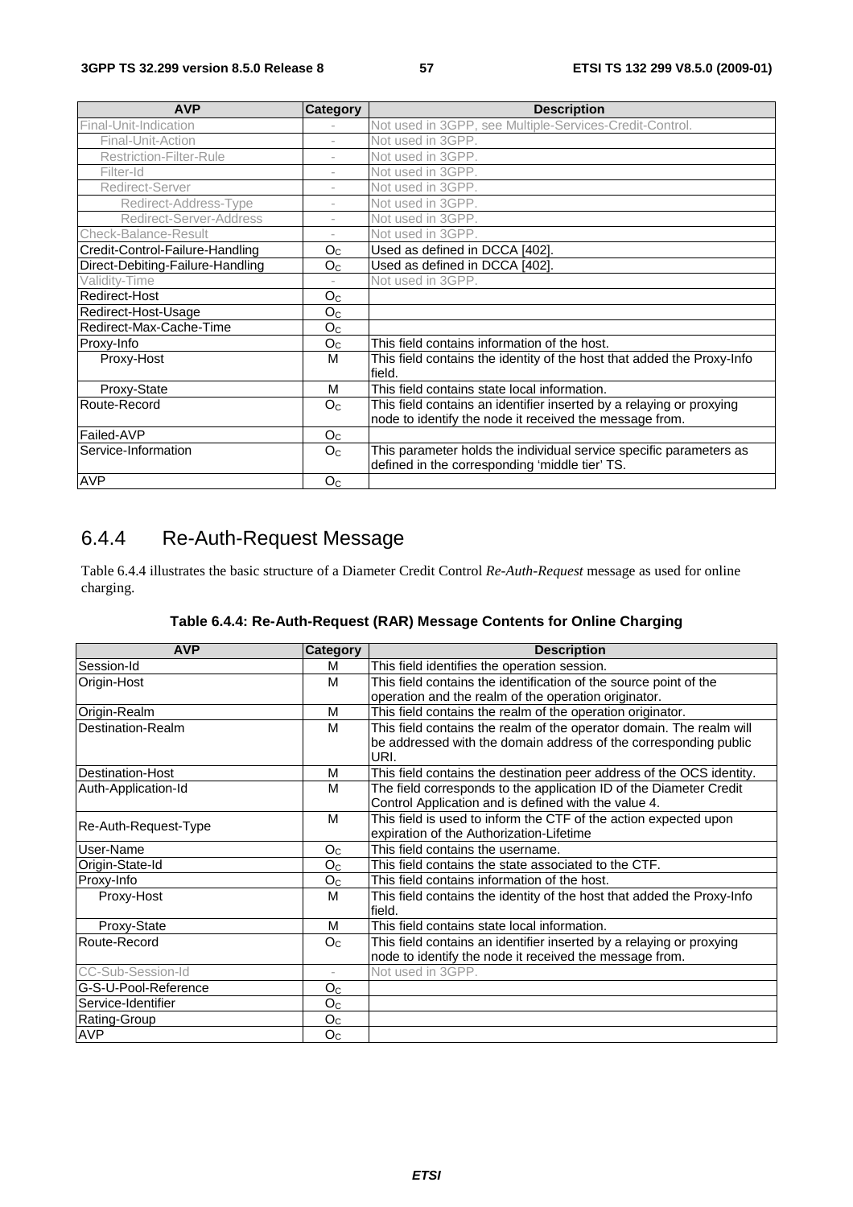| AVP | Category | Description |
|---|---|---|
| Final-Unit-Indication | - | Not used in 3GPP, see Multiple-Services-Credit-Control. |
| Final-Unit-Action | - | Not used in 3GPP. |
| Restriction-Filter-Rule | - | Not used in 3GPP. |
| Filter-Id | - | Not used in 3GPP. |
| Redirect-Server | - | Not used in 3GPP. |
| Redirect-Address-Type | - | Not used in 3GPP. |
| Redirect-Server-Address | - | Not used in 3GPP. |
| Check-Balance-Result | - | Not used in 3GPP. |
| Credit-Control-Failure-Handling | $O_C$ | Used as defined in DCCA [402]. |
| Direct-Debiting-Failure-Handling | $O_C$ | Used as defined in DCCA [402]. |
| Validity-Time | - | Not used in 3GPP. |
| Redirect-Host | $O_C$ | |
| Redirect-Host-Usage | $O_C$ | |
| Redirect-Max-Cache-Time | $O_C$ | |
| Proxy-Info | $O_C$ | This field contains information of the host. |
| Proxy-Host | M | This field contains the identity of the host that added the Proxy-Info field. |
| Proxy-State | M | This field contains state local information. |
| Route-Record | $O_C$ | This field contains an identifier inserted by a relaying or proxying node to identify the node it received the message from. |
| Failed-AVP | $O_C$ | |
| Service-Information | $O_C$ | This parameter holds the individual service specific parameters as defined in the corresponding 'middle tier' TS. |
| AVP | $O_C$ | |

## 6.4.4 Re-Auth-Request Message

Table 6.4.4 illustrates the basic structure of a Diameter Credit Control *Re-Auth-Request* message as used for online charging.

**Table 6.4.4: Re-Auth-Request (RAR) Message Contents for Online Charging**

| AVP | Category | Description |
|---|---|---|
| Session-Id | M | This field identifies the operation session. |
| Origin-Host | M | This field contains the identification of the source point of the operation and the realm of the operation originator. |
| Origin-Realm | M | This field contains the realm of the operation originator. |
| Destination-Realm | M | This field contains the realm of the operator domain. The realm will be addressed with the domain address of the corresponding public URI. |
| Destination-Host | M | This field contains the destination peer address of the OCS identity. |
| Auth-Application-Id | M | The field corresponds to the application ID of the Diameter Credit Control Application and is defined with the value 4. |
| Re-Auth-Request-Type | M | This field is used to inform the CTF of the action expected upon expiration of the Authorization-Lifetime |
| User-Name | $O_C$ | This field contains the username. |
| Origin-State-Id | $O_C$ | This field contains the state associated to the CTF. |
| Proxy-Info | $O_C$ | This field contains information of the host. |
| Proxy-Host | M | This field contains the identity of the host that added the Proxy-Info field. |
| Proxy-State | M | This field contains state local information. |
| Route-Record | $O_C$ | This field contains an identifier inserted by a relaying or proxying node to identify the node it received the message from. |
| CC-Sub-Session-Id | - | Not used in 3GPP. |
| G-S-U-Pool-Reference | $O_C$ | |
| Service-Identifier | $O_C$ | |
| Rating-Group | $O_C$ | |
| AVP | $O_C$ | |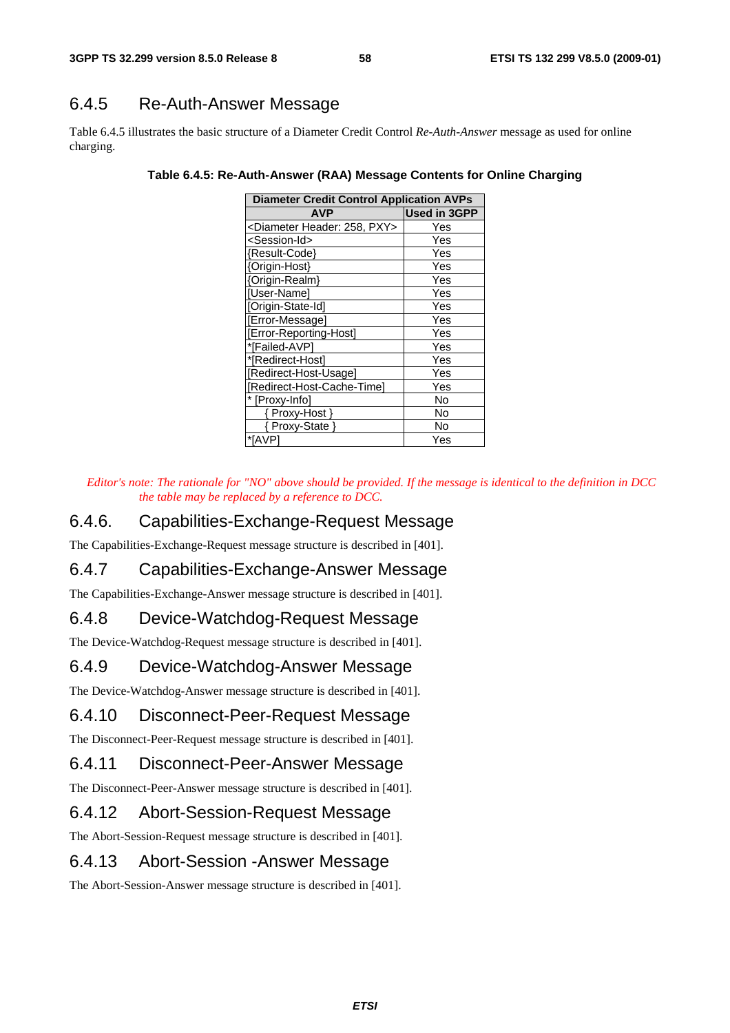### 6.4.5 Re-Auth-Answer Message

Table 6.4.5 illustrates the basic structure of a Diameter Credit Control *Re-Auth-Answer* message as used for online charging.

**Table 6.4.5: Re-Auth-Answer (RAA) Message Contents for Online Charging**

| Diameter Credit Control Application AVPs | |
|---|---|
| **AVP** | **Used in 3GPP** |
| <Diameter Header: 258, PXY> | Yes |
| <Session-Id> | Yes |
| {Result-Code} | Yes |
| {Origin-Host} | Yes |
| {Origin-Realm} | Yes |
| [User-Name] | Yes |
| [Origin-State-Id] | Yes |
| [Error-Message] | Yes |
| [Error-Reporting-Host] | Yes |
| *[Failed-AVP] | Yes |
| *[Redirect-Host] | Yes |
| [Redirect-Host-Usage] | Yes |
| [Redirect-Host-Cache-Time] | Yes |
| * [Proxy-Info] | No |
| { Proxy-Host } | No |
| { Proxy-State } | No |
| *[AVP] | Yes |

*Editor's note: The rationale for "NO" above should be provided. If the message is identical to the definition in DCC the table may be replaced by a reference to DCC.*

### 6.4.6. Capabilities-Exchange-Request Message

The Capabilities-Exchange-Request message structure is described in [401].

### 6.4.7 Capabilities-Exchange-Answer Message

The Capabilities-Exchange-Answer message structure is described in [401].

### 6.4.8 Device-Watchdog-Request Message

The Device-Watchdog-Request message structure is described in [401].

### 6.4.9 Device-Watchdog-Answer Message

The Device-Watchdog-Answer message structure is described in [401].

### 6.4.10 Disconnect-Peer-Request Message

The Disconnect-Peer-Request message structure is described in [401].

### 6.4.11 Disconnect-Peer-Answer Message

The Disconnect-Peer-Answer message structure is described in [401].

### 6.4.12 Abort-Session-Request Message

The Abort-Session-Request message structure is described in [401].

### 6.4.13 Abort-Session -Answer Message

The Abort-Session-Answer message structure is described in [401].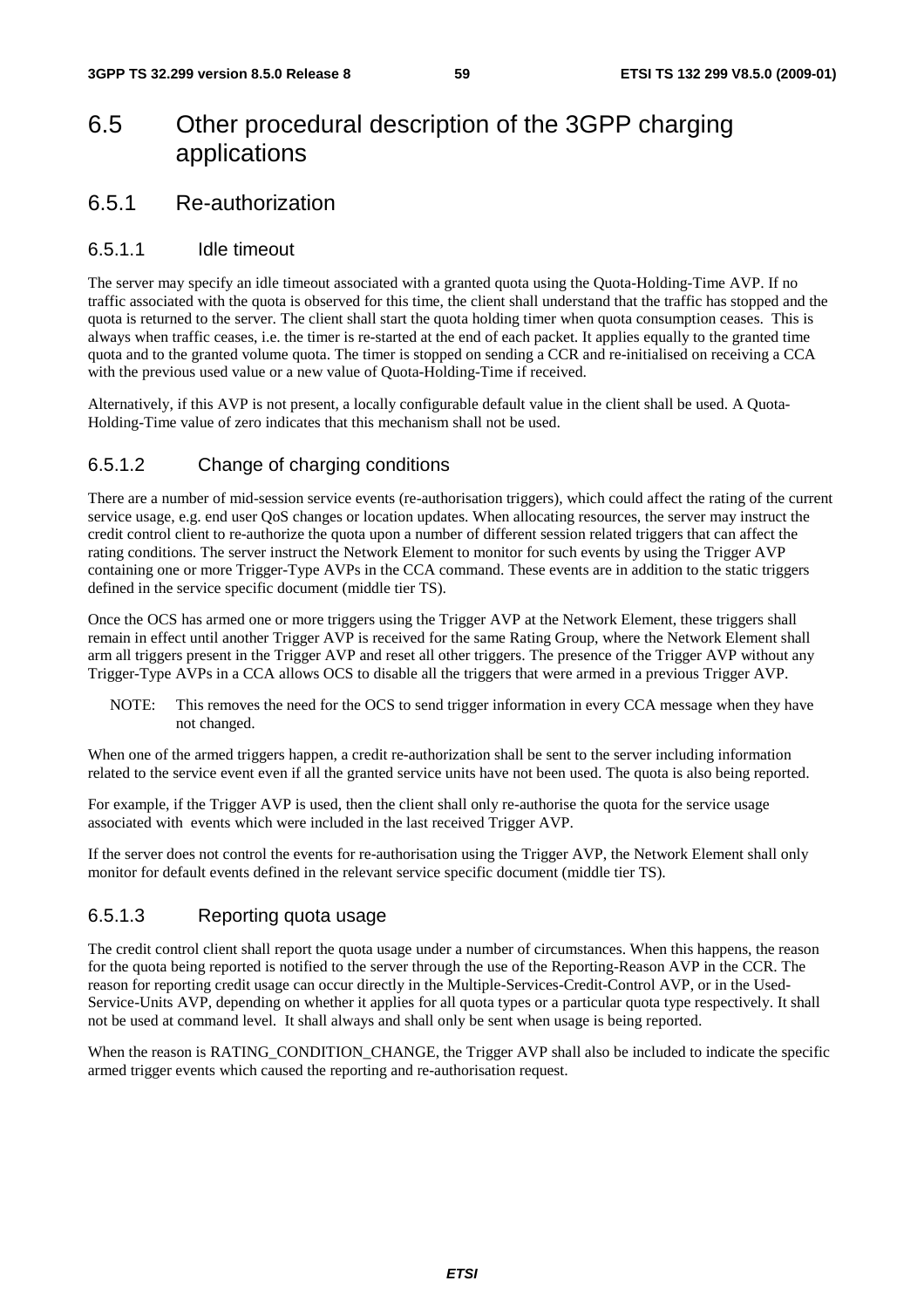# 6.5 Other procedural description of the 3GPP charging applications

## 6.5.1 Re-authorization

### 6.5.1.1 Idle timeout

The server may specify an idle timeout associated with a granted quota using the Quota-Holding-Time AVP. If no traffic associated with the quota is observed for this time, the client shall understand that the traffic has stopped and the quota is returned to the server. The client shall start the quota holding timer when quota consumption ceases. This is always when traffic ceases, i.e. the timer is re-started at the end of each packet. It applies equally to the granted time quota and to the granted volume quota. The timer is stopped on sending a CCR and re-initialised on receiving a CCA with the previous used value or a new value of Quota-Holding-Time if received.

Alternatively, if this AVP is not present, a locally configurable default value in the client shall be used. A Quota-Holding-Time value of zero indicates that this mechanism shall not be used.

### 6.5.1.2 Change of charging conditions

There are a number of mid-session service events (re-authorisation triggers), which could affect the rating of the current service usage, e.g. end user QoS changes or location updates. When allocating resources, the server may instruct the credit control client to re-authorize the quota upon a number of different session related triggers that can affect the rating conditions. The server instruct the Network Element to monitor for such events by using the Trigger AVP containing one or more Trigger-Type AVPs in the CCA command. These events are in addition to the static triggers defined in the service specific document (middle tier TS).

Once the OCS has armed one or more triggers using the Trigger AVP at the Network Element, these triggers shall remain in effect until another Trigger AVP is received for the same Rating Group, where the Network Element shall arm all triggers present in the Trigger AVP and reset all other triggers. The presence of the Trigger AVP without any Trigger-Type AVPs in a CCA allows OCS to disable all the triggers that were armed in a previous Trigger AVP.

NOTE: This removes the need for the OCS to send trigger information in every CCA message when they have not changed.

When one of the armed triggers happen, a credit re-authorization shall be sent to the server including information related to the service event even if all the granted service units have not been used. The quota is also being reported.

For example, if the Trigger AVP is used, then the client shall only re-authorise the quota for the service usage associated with events which were included in the last received Trigger AVP.

If the server does not control the events for re-authorisation using the Trigger AVP, the Network Element shall only monitor for default events defined in the relevant service specific document (middle tier TS).

### 6.5.1.3 Reporting quota usage

The credit control client shall report the quota usage under a number of circumstances. When this happens, the reason for the quota being reported is notified to the server through the use of the Reporting-Reason AVP in the CCR. The reason for reporting credit usage can occur directly in the Multiple-Services-Credit-Control AVP, or in the Used-Service-Units AVP, depending on whether it applies for all quota types or a particular quota type respectively. It shall not be used at command level. It shall always and shall only be sent when usage is being reported.

When the reason is RATING_CONDITION_CHANGE, the Trigger AVP shall also be included to indicate the specific armed trigger events which caused the reporting and re-authorisation request.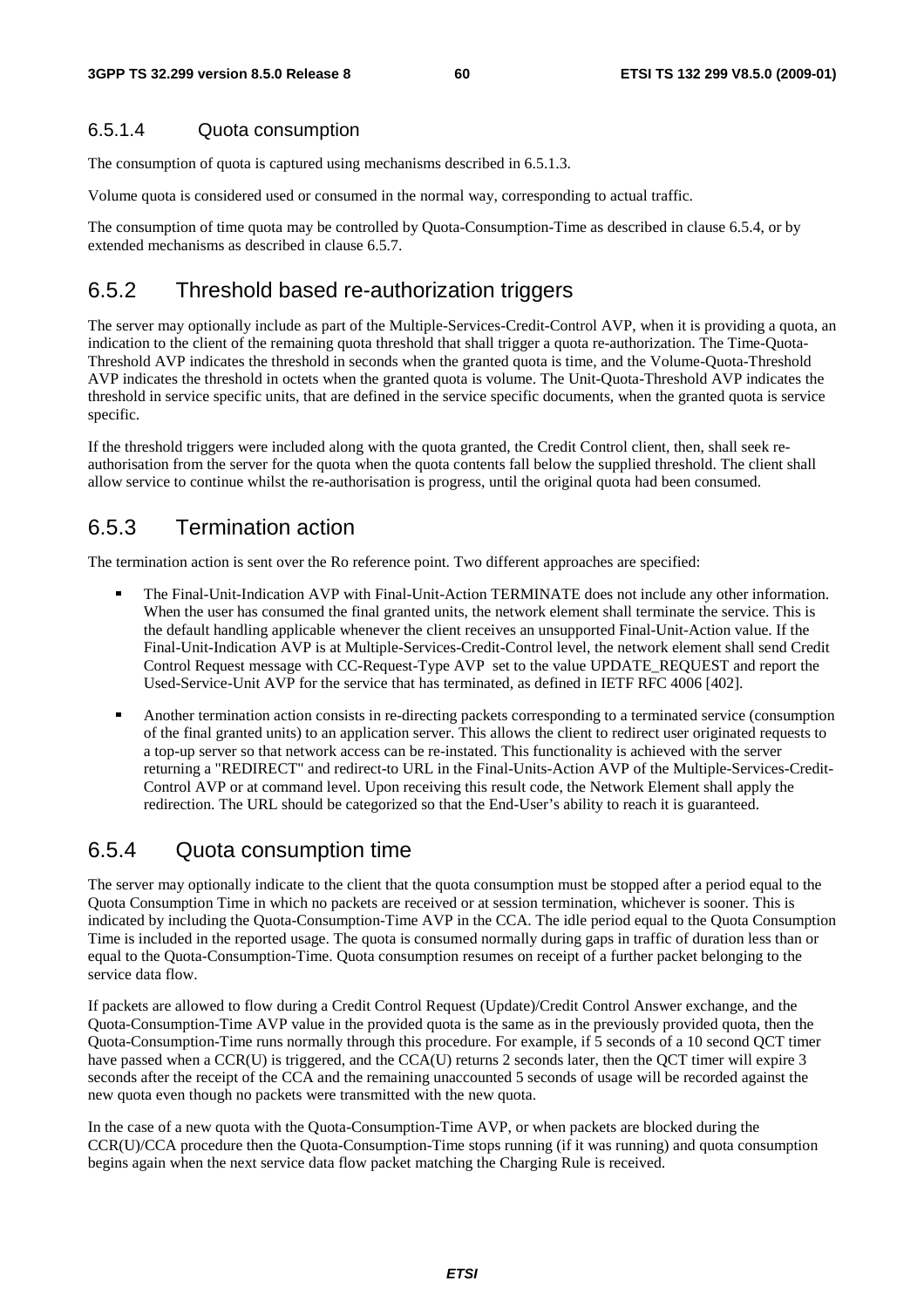#### 6.5.1.4 Quota consumption

The consumption of quota is captured using mechanisms described in 6.5.1.3.

Volume quota is considered used or consumed in the normal way, corresponding to actual traffic.

The consumption of time quota may be controlled by Quota-Consumption-Time as described in clause 6.5.4, or by extended mechanisms as described in clause 6.5.7.

### 6.5.2 Threshold based re-authorization triggers

The server may optionally include as part of the Multiple-Services-Credit-Control AVP, when it is providing a quota, an indication to the client of the remaining quota threshold that shall trigger a quota re-authorization. The Time-Quota-Threshold AVP indicates the threshold in seconds when the granted quota is time, and the Volume-Quota-Threshold AVP indicates the threshold in octets when the granted quota is volume. The Unit-Quota-Threshold AVP indicates the threshold in service specific units, that are defined in the service specific documents, when the granted quota is service specific.

If the threshold triggers were included along with the quota granted, the Credit Control client, then, shall seek re-authorisation from the server for the quota when the quota contents fall below the supplied threshold. The client shall allow service to continue whilst the re-authorisation is progress, until the original quota had been consumed.

### 6.5.3 Termination action

The termination action is sent over the Ro reference point. Two different approaches are specified:

- The Final-Unit-Indication AVP with Final-Unit-Action TERMINATE does not include any other information. When the user has consumed the final granted units, the network element shall terminate the service. This is the default handling applicable whenever the client receives an unsupported Final-Unit-Action value. If the Final-Unit-Indication AVP is at Multiple-Services-Credit-Control level, the network element shall send Credit Control Request message with CC-Request-Type AVP set to the value UPDATE_REQUEST and report the Used-Service-Unit AVP for the service that has terminated, as defined in IETF RFC 4006 [402].
- Another termination action consists in re-directing packets corresponding to a terminated service (consumption of the final granted units) to an application server. This allows the client to redirect user originated requests to a top-up server so that network access can be re-instated. This functionality is achieved with the server returning a "REDIRECT" and redirect-to URL in the Final-Units-Action AVP of the Multiple-Services-Credit-Control AVP or at command level. Upon receiving this result code, the Network Element shall apply the redirection. The URL should be categorized so that the End-User's ability to reach it is guaranteed.

### 6.5.4 Quota consumption time

The server may optionally indicate to the client that the quota consumption must be stopped after a period equal to the Quota Consumption Time in which no packets are received or at session termination, whichever is sooner. This is indicated by including the Quota-Consumption-Time AVP in the CCA. The idle period equal to the Quota Consumption Time is included in the reported usage. The quota is consumed normally during gaps in traffic of duration less than or equal to the Quota-Consumption-Time. Quota consumption resumes on receipt of a further packet belonging to the service data flow.

If packets are allowed to flow during a Credit Control Request (Update)/Credit Control Answer exchange, and the Quota-Consumption-Time AVP value in the provided quota is the same as in the previously provided quota, then the Quota-Consumption-Time runs normally through this procedure. For example, if 5 seconds of a 10 second QCT timer have passed when a CCR(U) is triggered, and the CCA(U) returns 2 seconds later, then the QCT timer will expire 3 seconds after the receipt of the CCA and the remaining unaccounted 5 seconds of usage will be recorded against the new quota even though no packets were transmitted with the new quota.

In the case of a new quota with the Quota-Consumption-Time AVP, or when packets are blocked during the CCR(U)/CCA procedure then the Quota-Consumption-Time stops running (if it was running) and quota consumption begins again when the next service data flow packet matching the Charging Rule is received.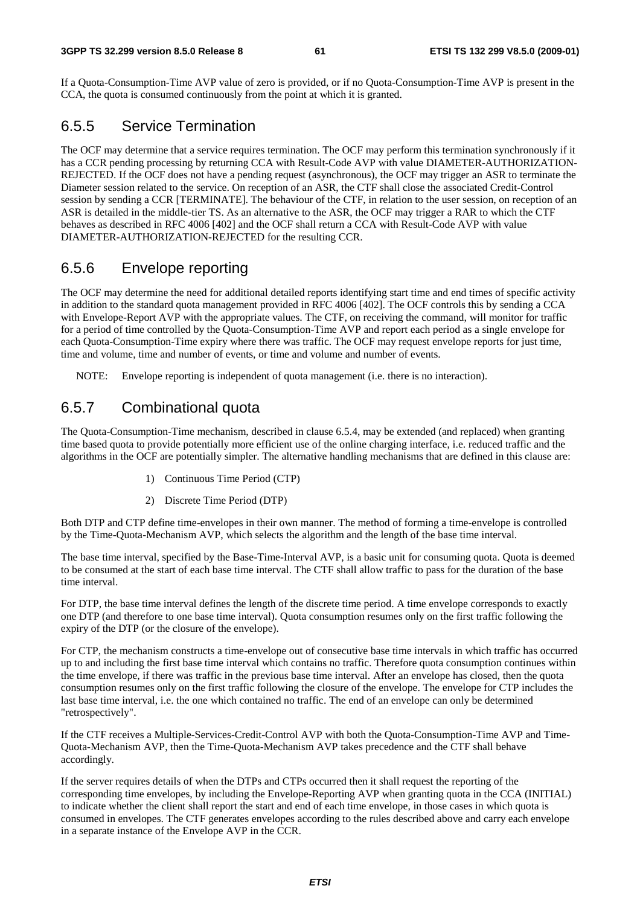If a Quota-Consumption-Time AVP value of zero is provided, or if no Quota-Consumption-Time AVP is present in the CCA, the quota is consumed continuously from the point at which it is granted.

### 6.5.5 Service Termination

The OCF may determine that a service requires termination. The OCF may perform this termination synchronously if it has a CCR pending processing by returning CCA with Result-Code AVP with value DIAMETER-AUTHORIZATION-REJECTED. If the OCF does not have a pending request (asynchronous), the OCF may trigger an ASR to terminate the Diameter session related to the service. On reception of an ASR, the CTF shall close the associated Credit-Control session by sending a CCR [TERMINATE]. The behaviour of the CTF, in relation to the user session, on reception of an ASR is detailed in the middle-tier TS. As an alternative to the ASR, the OCF may trigger a RAR to which the CTF behaves as described in RFC 4006 [402] and the OCF shall return a CCA with Result-Code AVP with value DIAMETER-AUTHORIZATION-REJECTED for the resulting CCR.

### 6.5.6 Envelope reporting

The OCF may determine the need for additional detailed reports identifying start time and end times of specific activity in addition to the standard quota management provided in RFC 4006 [402]. The OCF controls this by sending a CCA with Envelope-Report AVP with the appropriate values. The CTF, on receiving the command, will monitor for traffic for a period of time controlled by the Quota-Consumption-Time AVP and report each period as a single envelope for each Quota-Consumption-Time expiry where there was traffic. The OCF may request envelope reports for just time, time and volume, time and number of events, or time and volume and number of events.

NOTE: Envelope reporting is independent of quota management (i.e. there is no interaction).

### 6.5.7 Combinational quota

The Quota-Consumption-Time mechanism, described in clause 6.5.4, may be extended (and replaced) when granting time based quota to provide potentially more efficient use of the online charging interface, i.e. reduced traffic and the algorithms in the OCF are potentially simpler. The alternative handling mechanisms that are defined in this clause are:

1) Continuous Time Period (CTP)

2) Discrete Time Period (DTP)

Both DTP and CTP define time-envelopes in their own manner. The method of forming a time-envelope is controlled by the Time-Quota-Mechanism AVP, which selects the algorithm and the length of the base time interval.

The base time interval, specified by the Base-Time-Interval AVP, is a basic unit for consuming quota. Quota is deemed to be consumed at the start of each base time interval. The CTF shall allow traffic to pass for the duration of the base time interval.

For DTP, the base time interval defines the length of the discrete time period. A time envelope corresponds to exactly one DTP (and therefore to one base time interval). Quota consumption resumes only on the first traffic following the expiry of the DTP (or the closure of the envelope).

For CTP, the mechanism constructs a time-envelope out of consecutive base time intervals in which traffic has occurred up to and including the first base time interval which contains no traffic. Therefore quota consumption continues within the time envelope, if there was traffic in the previous base time interval. After an envelope has closed, then the quota consumption resumes only on the first traffic following the closure of the envelope. The envelope for CTP includes the last base time interval, i.e. the one which contained no traffic. The end of an envelope can only be determined "retrospectively".

If the CTF receives a Multiple-Services-Credit-Control AVP with both the Quota-Consumption-Time AVP and Time-Quota-Mechanism AVP, then the Time-Quota-Mechanism AVP takes precedence and the CTF shall behave accordingly.

If the server requires details of when the DTPs and CTPs occurred then it shall request the reporting of the corresponding time envelopes, by including the Envelope-Reporting AVP when granting quota in the CCA (INITIAL) to indicate whether the client shall report the start and end of each time envelope, in those cases in which quota is consumed in envelopes. The CTF generates envelopes according to the rules described above and carry each envelope in a separate instance of the Envelope AVP in the CCR.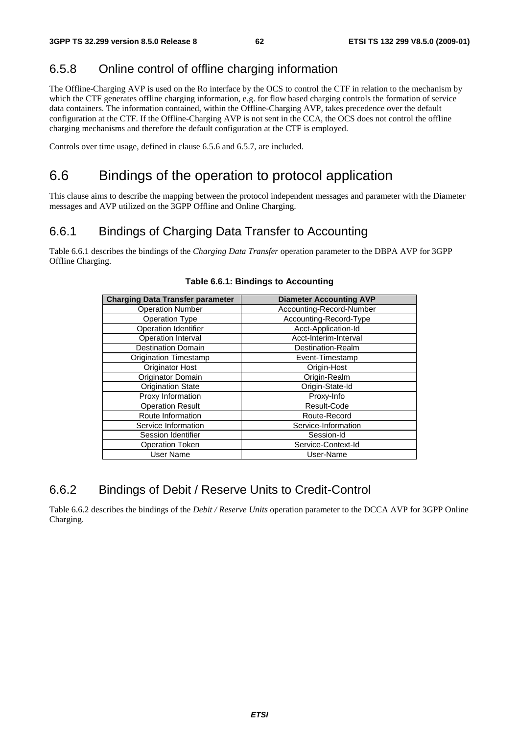### 6.5.8 Online control of offline charging information

The Offline-Charging AVP is used on the Ro interface by the OCS to control the CTF in relation to the mechanism by which the CTF generates offline charging information, e.g. for flow based charging controls the formation of service data containers. The information contained, within the Offline-Charging AVP, takes precedence over the default configuration at the CTF. If the Offline-Charging AVP is not sent in the CCA, the OCS does not control the offline charging mechanisms and therefore the default configuration at the CTF is employed.

Controls over time usage, defined in clause 6.5.6 and 6.5.7, are included.

## 6.6 Bindings of the operation to protocol application

This clause aims to describe the mapping between the protocol independent messages and parameter with the Diameter messages and AVP utilized on the 3GPP Offline and Online Charging.

### 6.6.1 Bindings of Charging Data Transfer to Accounting

Table 6.6.1 describes the bindings of the *Charging Data Transfer* operation parameter to the DBPA AVP for 3GPP Offline Charging.

**Table 6.6.1: Bindings to Accounting**

| Charging Data Transfer parameter | Diameter Accounting AVP |
|---|---|
| Operation Number | Accounting-Record-Number |
| Operation Type | Accounting-Record-Type |
| Operation Identifier | Acct-Application-Id |
| Operation Interval | Acct-Interim-Interval |
| Destination Domain | Destination-Realm |
| Origination Timestamp | Event-Timestamp |
| Originator Host | Origin-Host |
| Originator Domain | Origin-Realm |
| Origination State | Origin-State-Id |
| Proxy Information | Proxy-Info |
| Operation Result | Result-Code |
| Route Information | Route-Record |
| Service Information | Service-Information |
| Session Identifier | Session-Id |
| Operation Token | Service-Context-Id |
| User Name | User-Name |

### 6.6.2 Bindings of Debit / Reserve Units to Credit-Control

Table 6.6.2 describes the bindings of the *Debit / Reserve Units* operation parameter to the DCCA AVP for 3GPP Online Charging.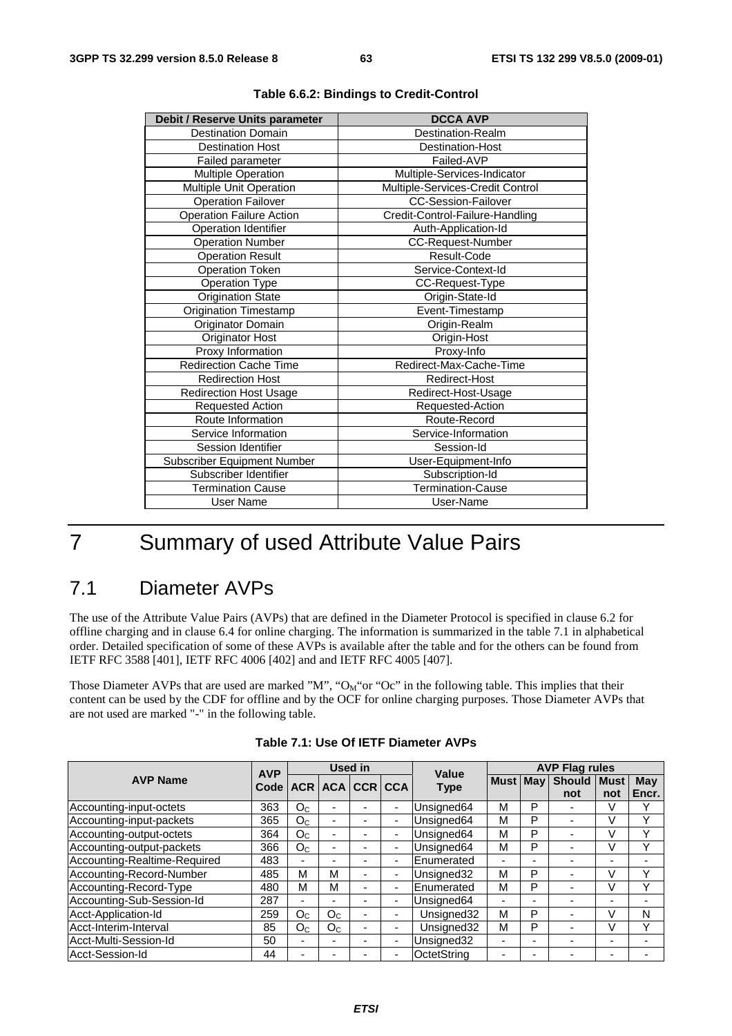**Table 6.6.2: Bindings to Credit-Control**

| Debit / Reserve Units parameter | DCCA AVP |
|---|---|
| Destination Domain | Destination-Realm |
| Destination Host | Destination-Host |
| Failed parameter | Failed-AVP |
| Multiple Operation | Multiple-Services-Indicator |
| Multiple Unit Operation | Multiple-Services-Credit Control |
| Operation Failover | CC-Session-Failover |
| Operation Failure Action | Credit-Control-Failure-Handling |
| Operation Identifier | Auth-Application-Id |
| Operation Number | CC-Request-Number |
| Operation Result | Result-Code |
| Operation Token | Service-Context-Id |
| Operation Type | CC-Request-Type |
| Origination State | Origin-State-Id |
| Origination Timestamp | Event-Timestamp |
| Originator Domain | Origin-Realm |
| Originator Host | Origin-Host |
| Proxy Information | Proxy-Info |
| Redirection Cache Time | Redirect-Max-Cache-Time |
| Redirection Host | Redirect-Host |
| Redirection Host Usage | Redirect-Host-Usage |
| Requested Action | Requested-Action |
| Route Information | Route-Record |
| Service Information | Service-Information |
| Session Identifier | Session-Id |
| Subscriber Equipment Number | User-Equipment-Info |
| Subscriber Identifier | Subscription-Id |
| Termination Cause | Termination-Cause |
| User Name | User-Name |

# 7 Summary of used Attribute Value Pairs

## 7.1 Diameter AVPs

The use of the Attribute Value Pairs (AVPs) that are defined in the Diameter Protocol is specified in clause 6.2 for offline charging and in clause 6.4 for online charging. The information is summarized in the table 7.1 in alphabetical order. Detailed specification of some of these AVPs is available after the table and for the others can be found from IETF RFC 3588 [401], IETF RFC 4006 [402] and and IETF RFC 4005 [407].

Those Diameter AVPs that are used are marked "M", "$O_M$"or "Oc" in the following table. This implies that their content can be used by the CDF for offline and by the OCF for online charging purposes. Those Diameter AVPs that are not used are marked "-" in the following table.

**Table 7.1: Use Of IETF Diameter AVPs**

| AVP Name | AVP Code | Used in | | | | Value Type | AVP Flag rules | | | | |
|---|---|---|---|---|---|---|---|---|---|---|---|
| | | ACR | ACA | CCR | CCA | | Must | May | Should not | Must not | May Encr. |
| Accounting-input-octets | 363 | $O_C$ | - | - | - | Unsigned64 | M | P | - | V | Y |
| Accounting-input-packets | 365 | $O_C$ | - | - | - | Unsigned64 | M | P | - | V | Y |
| Accounting-output-octets | 364 | $O_C$ | - | - | - | Unsigned64 | M | P | - | V | Y |
| Accounting-output-packets | 366 | $O_C$ | - | - | - | Unsigned64 | M | P | - | V | Y |
| Accounting-Realtime-Required | 483 | - | - | - | - | Enumerated | - | - | - | - | - |
| Accounting-Record-Number | 485 | M | M | - | - | Unsigned32 | M | P | - | V | Y |
| Accounting-Record-Type | 480 | M | M | - | - | Enumerated | M | P | - | V | Y |
| Accounting-Sub-Session-Id | 287 | - | - | - | - | Unsigned64 | - | - | - | - | - |
| Acct-Application-Id | 259 | $O_C$ | $O_C$ | - | - | Unsigned32 | M | P | - | V | N |
| Acct-Interim-Interval | 85 | $O_C$ | $O_C$ | - | - | Unsigned32 | M | P | - | V | Y |
| Acct-Multi-Session-Id | 50 | - | - | - | - | Unsigned32 | - | - | - | - | - |
| Acct-Session-Id | 44 | - | - | - | - | OctetString | - | - | - | - | - |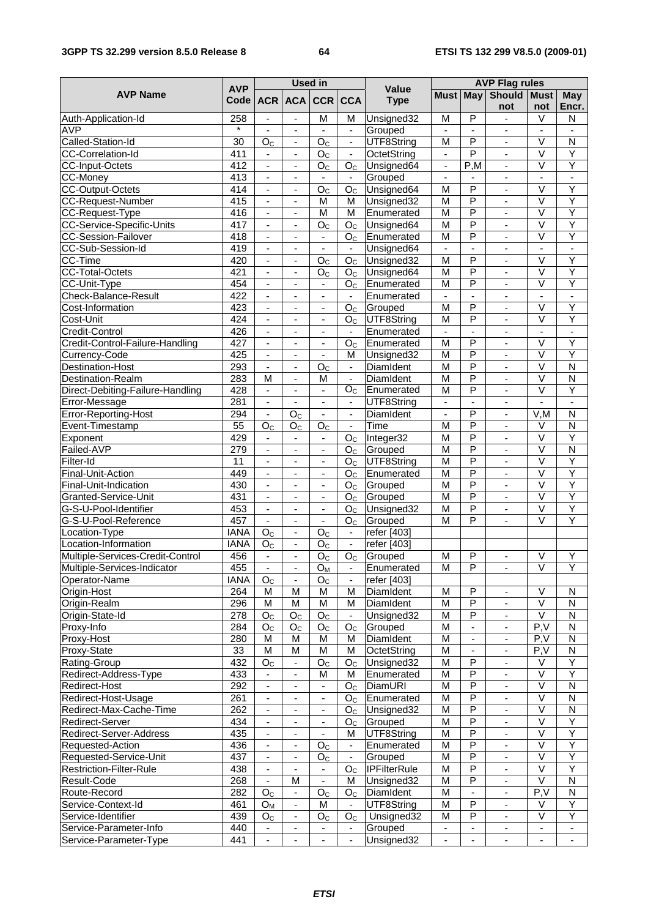| AVP Name | AVP Code | Used in | | | | Value Type | AVP Flag rules | | | | |
|---|---|---|---|---|---|---|---|---|---|---|---|
| | | ACR | ACA | CCR | CCA | | Must | May | Should not | Must not | May Encr. |
| Auth-Application-Id | 258 | - | - | M | M | Unsigned32 | M | P | - | V | N |
| AVP | * | - | - | - | - | Grouped | - | - | - | - | - |
| Called-Station-Id | 30 | $O_C$ | - | $O_C$ | - | UTF8String | M | P | - | V | N |
| CC-Correlation-Id | 411 | - | - | $O_C$ | - | OctetString | - | P | - | V | Y |
| CC-Input-Octets | 412 | - | - | $O_C$ | $O_C$ | Unsigned64 | - | P,M | - | V | Y |
| CC-Money | 413 | - | - | - | - | Grouped | - | - | - | - | - |
| CC-Output-Octets | 414 | - | - | $O_C$ | $O_C$ | Unsigned64 | M | P | - | V | Y |
| CC-Request-Number | 415 | - | - | M | M | Unsigned32 | M | P | - | V | Y |
| CC-Request-Type | 416 | - | - | M | M | Enumerated | M | P | - | V | Y |
| CC-Service-Specific-Units | 417 | - | - | $O_C$ | $O_C$ | Unsigned64 | M | P | - | V | Y |
| CC-Session-Failover | 418 | - | - | - | $O_C$ | Enumerated | M | P | - | V | Y |
| CC-Sub-Session-Id | 419 | - | - | - | - | Unsigned64 | - | - | - | - | - |
| CC-Time | 420 | - | - | $O_C$ | $O_C$ | Unsigned32 | M | P | - | V | Y |
| CC-Total-Octets | 421 | - | - | $O_C$ | $O_C$ | Unsigned64 | M | P | - | V | Y |
| CC-Unit-Type | 454 | - | - | - | $O_C$ | Enumerated | M | P | - | V | Y |
| Check-Balance-Result | 422 | - | - | - | - | Enumerated | - | - | - | - | - |
| Cost-Information | 423 | - | - | - | $O_C$ | Grouped | M | P | - | V | Y |
| Cost-Unit | 424 | - | - | - | $O_C$ | UTF8String | M | P | - | V | Y |
| Credit-Control | 426 | - | - | - | - | Enumerated | - | - | - | - | - |
| Credit-Control-Failure-Handling | 427 | - | - | - | $O_C$ | Enumerated | M | P | - | V | Y |
| Currency-Code | 425 | - | - | - | M | Unsigned32 | M | P | - | V | Y |
| Destination-Host | 293 | - | - | $O_C$ | - | DiamIdent | M | P | - | V | N |
| Destination-Realm | 283 | M | - | M | - | DiamIdent | M | P | - | V | N |
| Direct-Debiting-Failure-Handling | 428 | - | - | - | $O_C$ | Enumerated | M | P | - | V | Y |
| Error-Message | 281 | - | - | - | - | UTF8String | - | - | - | - | - |
| Error-Reporting-Host | 294 | - | $O_C$ | - | - | DiamIdent | - | P | - | V,M | N |
| Event-Timestamp | 55 | $O_C$ | $O_C$ | $O_C$ | - | Time | M | P | - | V | N |
| Exponent | 429 | - | - | - | $O_C$ | Integer32 | M | P | - | V | Y |
| Failed-AVP | 279 | - | - | - | $O_C$ | Grouped | M | P | - | V | N |
| Filter-Id | 11 | - | - | - | $O_C$ | UTF8String | M | P | - | V | Y |
| Final-Unit-Action | 449 | - | - | - | $O_C$ | Enumerated | M | P | - | V | Y |
| Final-Unit-Indication | 430 | - | - | - | $O_C$ | Grouped | M | P | - | V | Y |
| Granted-Service-Unit | 431 | - | - | - | $O_C$ | Grouped | M | P | - | V | Y |
| G-S-U-Pool-Identifier | 453 | - | - | - | $O_C$ | Unsigned32 | M | P | - | V | Y |
| G-S-U-Pool-Reference | 457 | - | - | - | $O_C$ | Grouped | M | P | - | V | Y |
| Location-Type | IANA | $O_C$ | - | $O_C$ | - | refer [403] | | | | | |
| Location-Information | IANA | $O_C$ | - | $O_C$ | - | refer [403] | | | | | |
| Multiple-Services-Credit-Control | 456 | - | - | $O_C$ | $O_C$ | Grouped | M | P | - | V | Y |
| Multiple-Services-Indicator | 455 | - | - | $O_M$ | - | Enumerated | M | P | - | V | Y |
| Operator-Name | IANA | $O_C$ | - | $O_C$ | - | refer [403] | | | | | |
| Origin-Host | 264 | M | M | M | M | DiamIdent | M | P | - | V | N |
| Origin-Realm | 296 | M | M | M | M | DiamIdent | M | P | - | V | N |
| Origin-State-Id | 278 | $O_C$ | $O_C$ | $O_C$ | - | Unsigned32 | M | P | - | V | N |
| Proxy-Info | 284 | $O_C$ | $O_C$ | $O_C$ | $O_C$ | Grouped | M | - | - | P,V | N |
| Proxy-Host | 280 | M | M | M | M | DiamIdent | M | - | - | P,V | N |
| Proxy-State | 33 | M | M | M | M | OctetString | M | - | - | P,V | N |
| Rating-Group | 432 | $O_C$ | - | $O_C$ | $O_C$ | Unsigned32 | M | P | - | V | Y |
| Redirect-Address-Type | 433 | - | - | M | M | Enumerated | M | P | - | V | Y |
| Redirect-Host | 292 | - | - | - | $O_C$ | DiamURI | M | P | - | V | N |
| Redirect-Host-Usage | 261 | - | - | - | $O_C$ | Enumerated | M | P | - | V | N |
| Redirect-Max-Cache-Time | 262 | - | - | - | $O_C$ | Unsigned32 | M | P | - | V | N |
| Redirect-Server | 434 | - | - | - | $O_C$ | Grouped | M | P | - | V | Y |
| Redirect-Server-Address | 435 | - | - | - | M | UTF8String | M | P | - | V | Y |
| Requested-Action | 436 | - | - | $O_C$ | - | Enumerated | M | P | - | V | Y |
| Requested-Service-Unit | 437 | - | - | $O_C$ | - | Grouped | M | P | - | V | Y |
| Restriction-Filter-Rule | 438 | - | - | - | $O_C$ | IPFilterRule | M | P | - | V | Y |
| Result-Code | 268 | - | M | - | M | Unsigned32 | M | P | - | V | N |
| Route-Record | 282 | $O_C$ | - | $O_C$ | $O_C$ | DiamIdent | M | - | - | P,V | N |
| Service-Context-Id | 461 | $O_M$ | - | M | - | UTF8String | M | P | - | V | Y |
| Service-Identifier | 439 | $O_C$ | - | $O_C$ | $O_C$ | Unsigned32 | M | P | - | V | Y |
| Service-Parameter-Info | 440 | - | - | - | - | Grouped | - | - | - | - | - |
| Service-Parameter-Type | 441 | - | - | - | - | Unsigned32 | - | - | - | - | - |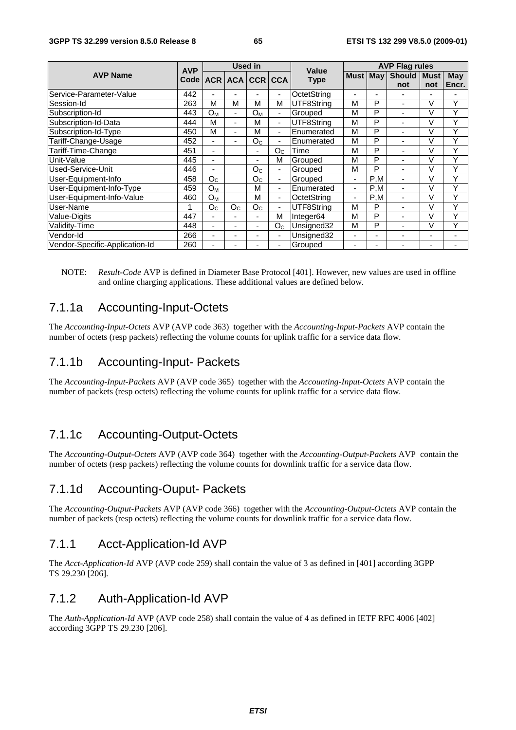| AVP Name | AVP Code | Used in | | | | Value Type | AVP Flag rules | | | | |
|---|---|---|---|---|---|---|---|---|---|---|---|
| | | ACR | ACA | CCR | CCA | | Must | May | Should not | Must not | May Encr. |
| Service-Parameter-Value | 442 | - | - | - | - | OctetString | - | - | - | - | - |
| Session-Id | 263 | M | M | M | M | UTF8String | M | P | - | V | Y |
| Subscription-Id | 443 | $O_M$ | - | $O_M$ | - | Grouped | M | P | - | V | Y |
| Subscription-Id-Data | 444 | M | - | M | - | UTF8String | M | P | - | V | Y |
| Subscription-Id-Type | 450 | M | - | M | - | Enumerated | M | P | - | V | Y |
| Tariff-Change-Usage | 452 | - | - | $O_C$ | - | Enumerated | M | P | - | V | Y |
| Tariff-Time-Change | 451 | - | | - | $O_C$ | Time | M | P | - | V | Y |
| Unit-Value | 445 | - | | - | M | Grouped | M | P | - | V | Y |
| Used-Service-Unit | 446 | - | | $O_C$ | - | Grouped | M | P | - | V | Y |
| User-Equipment-Info | 458 | $O_C$ | | $O_C$ | - | Grouped | - | P,M | - | V | Y |
| User-Equipment-Info-Type | 459 | $O_M$ | | M | - | Enumerated | - | P,M | - | V | Y |
| User-Equipment-Info-Value | 460 | $O_M$ | | M | - | OctetString | - | P,M | - | V | Y |
| User-Name | 1 | $O_C$ | $O_C$ | $O_C$ | - | UTF8String | M | P | - | V | Y |
| Value-Digits | 447 | - | - | - | M | Integer64 | M | P | - | V | Y |
| Validity-Time | 448 | - | - | - | $O_C$ | Unsigned32 | M | P | - | V | Y |
| Vendor-Id | 266 | - | - | - | - | Unsigned32 | - | - | - | - | - |
| Vendor-Specific-Application-Id | 260 | - | - | - | - | Grouped | - | - | - | - | - |

NOTE: *Result-Code* AVP is defined in Diameter Base Protocol [401]. However, new values are used in offline and online charging applications. These additional values are defined below.

### 7.1.1a Accounting-Input-Octets

The *Accounting-Input-Octets* AVP (AVP code 363) together with the *Accounting-Input-Packets* AVP contain the number of octets (resp packets) reflecting the volume counts for uplink traffic for a service data flow.

### 7.1.1b Accounting-Input- Packets

The *Accounting-Input-Packets* AVP (AVP code 365) together with the *Accounting-Input-Octets* AVP contain the number of packets (resp octets) reflecting the volume counts for uplink traffic for a service data flow.

### 7.1.1c Accounting-Output-Octets

The *Accounting-Output-Octets* AVP (AVP code 364) together with the *Accounting-Output-Packets* AVP contain the number of octets (resp packets) reflecting the volume counts for downlink traffic for a service data flow.

### 7.1.1d Accounting-Ouput- Packets

The *Accounting-Output-Packets* AVP (AVP code 366) together with the *Accounting-Output-Octets* AVP contain the number of packets (resp octets) reflecting the volume counts for downlink traffic for a service data flow.

### 7.1.1 Acct-Application-Id AVP

The *Acct-Application-Id* AVP (AVP code 259) shall contain the value of 3 as defined in [401] according 3GPP TS 29.230 [206].

### 7.1.2 Auth-Application-Id AVP

The *Auth-Application-Id* AVP (AVP code 258) shall contain the value of 4 as defined in IETF RFC 4006 [402] according 3GPP TS 29.230 [206].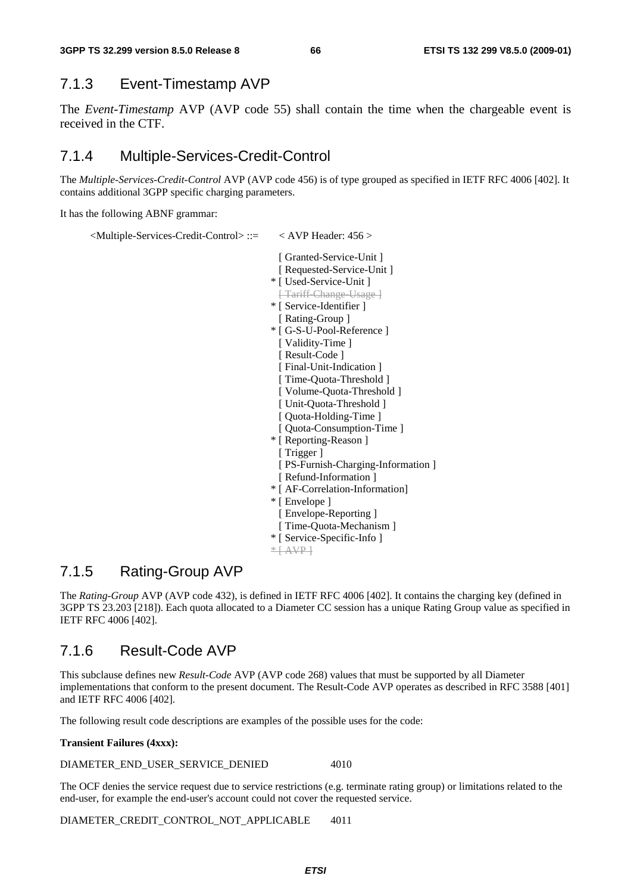## 7.1.3 Event-Timestamp AVP

The *Event-Timestamp* AVP (AVP code 55) shall contain the time when the chargeable event is received in the CTF.

## 7.1.4 Multiple-Services-Credit-Control

The *Multiple-Services-Credit-Control* AVP (AVP code 456) is of type grouped as specified in IETF RFC 4006 [402]. It contains additional 3GPP specific charging parameters.

It has the following ABNF grammar:

```
<Multiple-Services-Credit-Control> ::=     < AVP Header: 456 >

                                              [ Granted-Service-Unit ]
                                              [ Requested-Service-Unit ]
                                            * [ Used-Service-Unit ]
                                              [ Tariff-Change-Usage ]
                                            * [ Service-Identifier ]
                                              [ Rating-Group ]
                                            * [ G-S-U-Pool-Reference ]
                                              [ Validity-Time ]
                                              [ Result-Code ]
                                              [ Final-Unit-Indication ]
                                              [ Time-Quota-Threshold ]
                                              [ Volume-Quota-Threshold ]
                                              [ Unit-Quota-Threshold ]
                                              [ Quota-Holding-Time ]
                                              [ Quota-Consumption-Time ]
                                            * [ Reporting-Reason ]
                                              [ Trigger ]
                                              [ PS-Furnish-Charging-Information ]
                                              [ Refund-Information ]
                                            * [ AF-Correlation-Information]
                                            * [ Envelope ]
                                              [ Envelope-Reporting ]
                                              [ Time-Quota-Mechanism ]
                                            * [ Service-Specific-Info ]
                                            * [ AVP ]
```

## 7.1.5 Rating-Group AVP

The *Rating-Group* AVP (AVP code 432), is defined in IETF RFC 4006 [402]. It contains the charging key (defined in 3GPP TS 23.203 [218]). Each quota allocated to a Diameter CC session has a unique Rating Group value as specified in IETF RFC 4006 [402].

## 7.1.6 Result-Code AVP

This subclause defines new *Result-Code* AVP (AVP code 268) values that must be supported by all Diameter implementations that conform to the present document. The Result-Code AVP operates as described in RFC 3588 [401] and IETF RFC 4006 [402].

The following result code descriptions are examples of the possible uses for the code:

**Transient Failures (4xxx):**

DIAMETER_END_USER_SERVICE_DENIED 4010

The OCF denies the service request due to service restrictions (e.g. terminate rating group) or limitations related to the end-user, for example the end-user's account could not cover the requested service.

DIAMETER_CREDIT_CONTROL_NOT_APPLICABLE 4011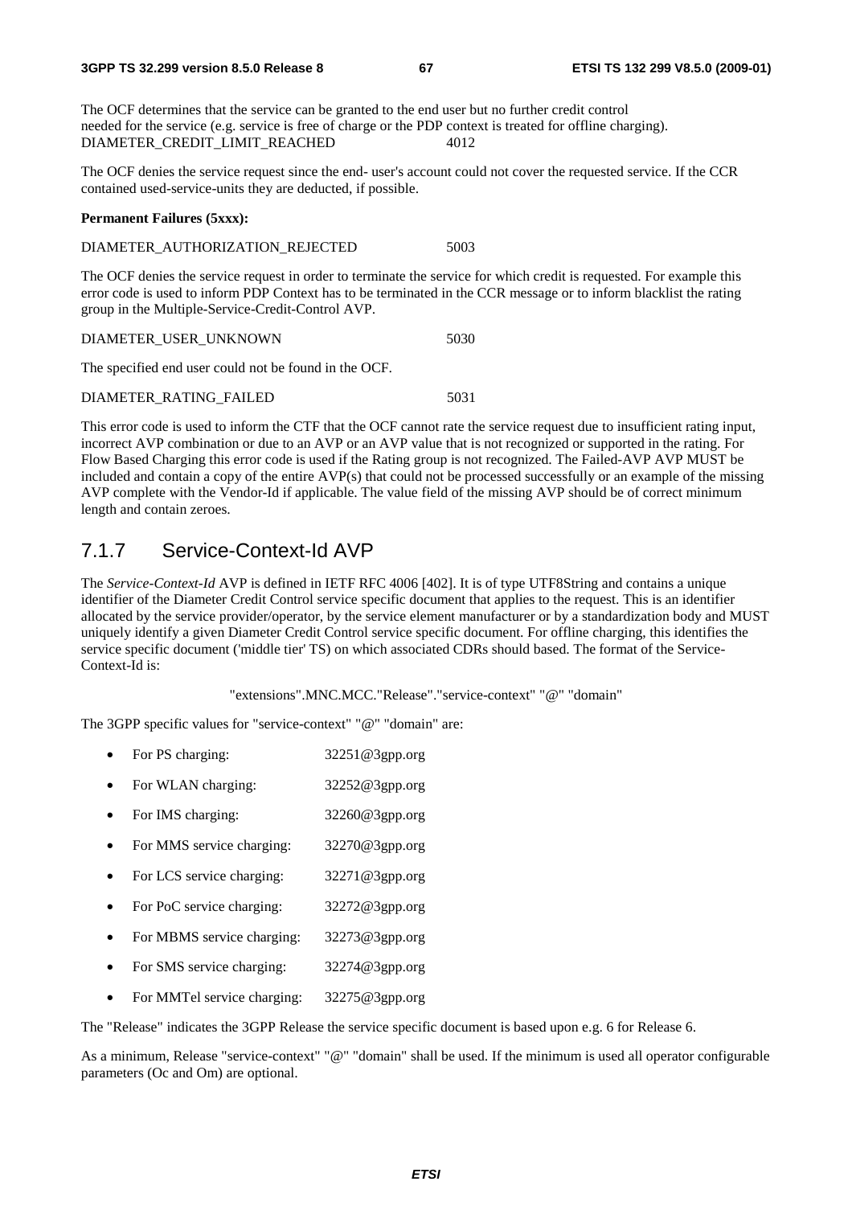The OCF determines that the service can be granted to the end user but no further credit control needed for the service (e.g. service is free of charge or the PDP context is treated for offline charging).
DIAMETER_CREDIT_LIMIT_REACHED 4012

The OCF denies the service request since the end- user's account could not cover the requested service. If the CCR contained used-service-units they are deducted, if possible.

**Permanent Failures (5xxx):**

DIAMETER_AUTHORIZATION_REJECTED 5003

The OCF denies the service request in order to terminate the service for which credit is requested. For example this error code is used to inform PDP Context has to be terminated in the CCR message or to inform blacklist the rating group in the Multiple-Service-Credit-Control AVP.

DIAMETER_USER_UNKNOWN 5030

The specified end user could not be found in the OCF.

DIAMETER_RATING_FAILED 5031

This error code is used to inform the CTF that the OCF cannot rate the service request due to insufficient rating input, incorrect AVP combination or due to an AVP or an AVP value that is not recognized or supported in the rating. For Flow Based Charging this error code is used if the Rating group is not recognized. The Failed-AVP AVP MUST be included and contain a copy of the entire AVP(s) that could not be processed successfully or an example of the missing AVP complete with the Vendor-Id if applicable. The value field of the missing AVP should be of correct minimum length and contain zeroes.

## 7.1.7 Service-Context-Id AVP

The *Service-Context-Id* AVP is defined in IETF RFC 4006 [402]. It is of type UTF8String and contains a unique identifier of the Diameter Credit Control service specific document that applies to the request. This is an identifier allocated by the service provider/operator, by the service element manufacturer or by a standardization body and MUST uniquely identify a given Diameter Credit Control service specific document. For offline charging, this identifies the service specific document ('middle tier' TS) on which associated CDRs should based. The format of the Service-Context-Id is:

"extensions".MNC.MCC."Release"."service-context" "@" "domain"

The 3GPP specific values for "service-context" "@" "domain" are:

- For PS charging: 32251@3gpp.org
- For WLAN charging: 32252@3gpp.org
- For IMS charging: 32260@3gpp.org
- For MMS service charging: 32270@3gpp.org
- For LCS service charging: 32271@3gpp.org
- For PoC service charging: 32272@3gpp.org
- For MBMS service charging: 32273@3gpp.org
- For SMS service charging: 32274@3gpp.org
- For MMTel service charging: 32275@3gpp.org

The "Release" indicates the 3GPP Release the service specific document is based upon e.g. 6 for Release 6.

As a minimum, Release "service-context" "@" "domain" shall be used. If the minimum is used all operator configurable parameters (Oc and Om) are optional.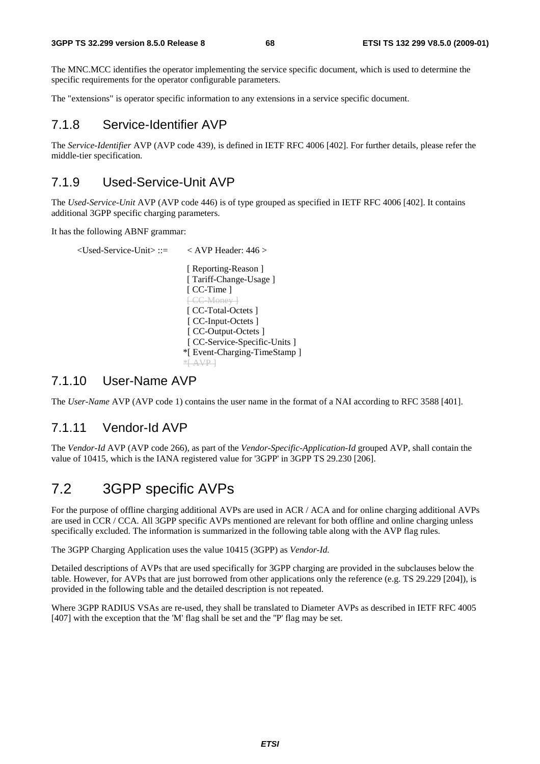The MNC.MCC identifies the operator implementing the service specific document, which is used to determine the specific requirements for the operator configurable parameters.

The "extensions" is operator specific information to any extensions in a service specific document.

### 7.1.8 Service-Identifier AVP

The *Service-Identifier* AVP (AVP code 439), is defined in IETF RFC 4006 [402]. For further details, please refer the middle-tier specification.

### 7.1.9 Used-Service-Unit AVP

The *Used-Service-Unit* AVP (AVP code 446) is of type grouped as specified in IETF RFC 4006 [402]. It contains additional 3GPP specific charging parameters.

It has the following ABNF grammar:

```
<Used-Service-Unit> ::=    < AVP Header: 446 >

                            [ Reporting-Reason ]
                            [ Tariff-Change-Usage ]
                            [ CC-Time ]
                            ~~[ CC-Money ]~~
                            [ CC-Total-Octets ]
                            [ CC-Input-Octets ]
                            [ CC-Output-Octets ]
                            [ CC-Service-Specific-Units ]
                           *[ Event-Charging-TimeStamp ]
                           ~~*[ AVP ]~~
```

### 7.1.10 User-Name AVP

The *User-Name* AVP (AVP code 1) contains the user name in the format of a NAI according to RFC 3588 [401].

### 7.1.11 Vendor-Id AVP

The *Vendor-Id* AVP (AVP code 266), as part of the *Vendor-Specific-Application-Id* grouped AVP, shall contain the value of 10415, which is the IANA registered value for '3GPP' in 3GPP TS 29.230 [206].

## 7.2 3GPP specific AVPs

For the purpose of offline charging additional AVPs are used in ACR / ACA and for online charging additional AVPs are used in CCR / CCA. All 3GPP specific AVPs mentioned are relevant for both offline and online charging unless specifically excluded. The information is summarized in the following table along with the AVP flag rules.

The 3GPP Charging Application uses the value 10415 (3GPP) as *Vendor-Id.*

Detailed descriptions of AVPs that are used specifically for 3GPP charging are provided in the subclauses below the table. However, for AVPs that are just borrowed from other applications only the reference (e.g. TS 29.229 [204]), is provided in the following table and the detailed description is not repeated.

Where 3GPP RADIUS VSAs are re-used, they shall be translated to Diameter AVPs as described in IETF RFC 4005 [407] with the exception that the 'M' flag shall be set and the "P' flag may be set.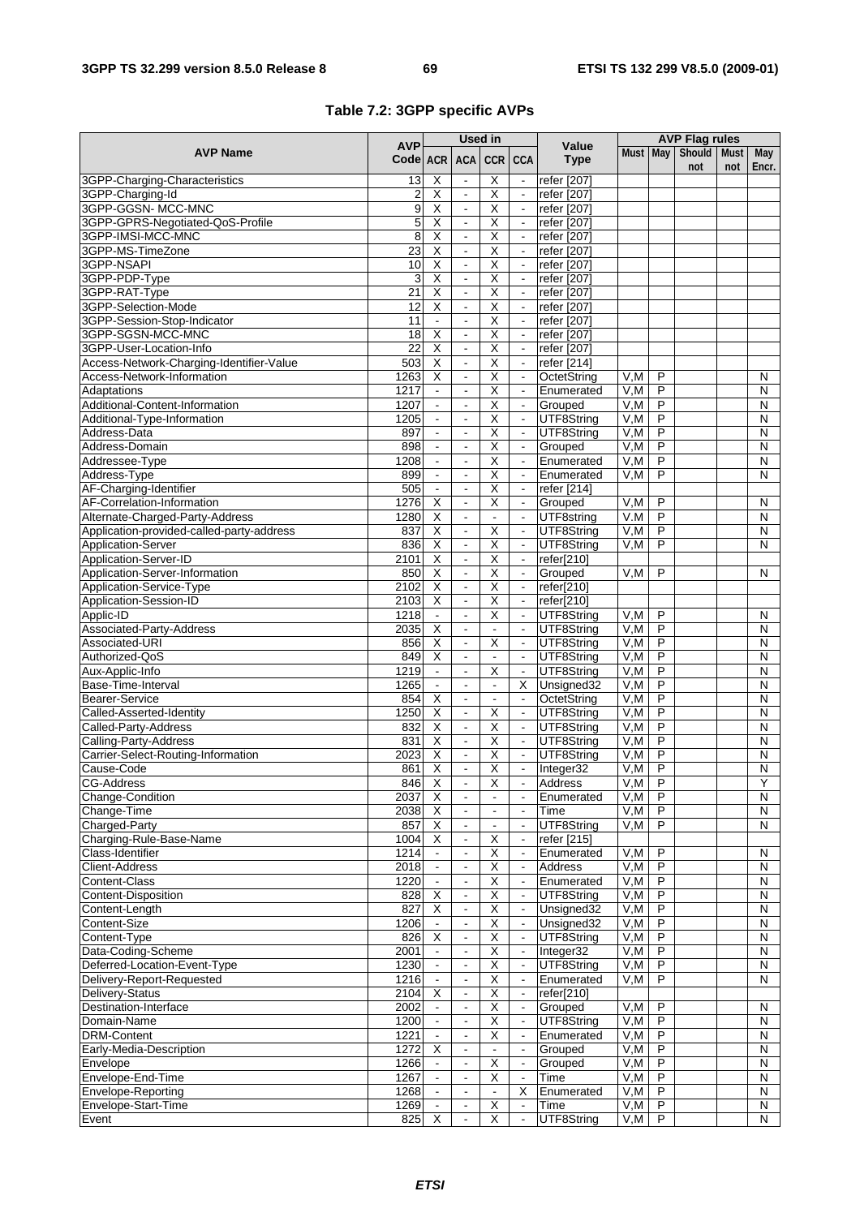**Table 7.2: 3GPP specific AVPs**

| AVP Name | AVP Code | Used in | | | | Value Type | AVP Flag rules | | | | |
|---|---|---|---|---|---|---|---|---|---|---|---|
| | | ACR | ACA | CCR | CCA | | Must | May | Should not | Must not | May Encr. |
| 3GPP-Charging-Characteristics | 13 | X | - | X | - | refer [207] | | | | | |
| 3GPP-Charging-Id | 2 | X | - | X | - | refer [207] | | | | | |
| 3GPP-GGSN- MCC-MNC | 9 | X | - | X | - | refer [207] | | | | | |
| 3GPP-GPRS-Negotiated-QoS-Profile | 5 | X | - | X | - | refer [207] | | | | | |
| 3GPP-IMSI-MCC-MNC | 8 | X | - | X | - | refer [207] | | | | | |
| 3GPP-MS-TimeZone | 23 | X | - | X | - | refer [207] | | | | | |
| 3GPP-NSAPI | 10 | X | - | X | - | refer [207] | | | | | |
| 3GPP-PDP-Type | 3 | X | - | X | - | refer [207] | | | | | |
| 3GPP-RAT-Type | 21 | X | - | X | - | refer [207] | | | | | |
| 3GPP-Selection-Mode | 12 | X | - | X | - | refer [207] | | | | | |
| 3GPP-Session-Stop-Indicator | 11 | - | - | X | - | refer [207] | | | | | |
| 3GPP-SGSN-MCC-MNC | 18 | X | - | X | - | refer [207] | | | | | |
| 3GPP-User-Location-Info | 22 | X | - | X | - | refer [207] | | | | | |
| Access-Network-Charging-Identifier-Value | 503 | X | - | X | - | refer [214] | | | | | |
| Access-Network-Information | 1263 | X | - | X | - | OctetString | V,M | P | | | N |
| Adaptations | 1217 | - | - | X | - | Enumerated | V,M | P | | | N |
| Additional-Content-Information | 1207 | - | - | X | - | Grouped | V,M | P | | | N |
| Additional-Type-Information | 1205 | - | - | X | - | UTF8String | V,M | P | | | N |
| Address-Data | 897 | - | - | X | - | UTF8String | V,M | P | | | N |
| Address-Domain | 898 | - | - | X | - | Grouped | V,M | P | | | N |
| Addressee-Type | 1208 | - | - | X | - | Enumerated | V,M | P | | | N |
| Address-Type | 899 | - | - | X | - | Enumerated | V,M | P | | | N |
| AF-Charging-Identifier | 505 | - | - | X | - | refer [214] | | | | | |
| AF-Correlation-Information | 1276 | X | - | X | - | Grouped | V,M | P | | | N |
| Alternate-Charged-Party-Address | 1280 | X | - | - | - | UTF8string | V.M | P | | | N |
| Application-provided-called-party-address | 837 | X | - | X | - | UTF8String | V,M | P | | | N |
| Application-Server | 836 | X | - | X | - | UTF8String | V,M | P | | | N |
| Application-Server-ID | 2101 | X | - | X | - | refer[210] | | | | | |
| Application-Server-Information | 850 | X | - | X | - | Grouped | V,M | P | | | N |
| Application-Service-Type | 2102 | X | - | X | - | refer[210] | | | | | |
| Application-Session-ID | 2103 | X | - | X | - | refer[210] | | | | | |
| Applic-ID | 1218 | - | - | X | - | UTF8String | V,M | P | | | N |
| Associated-Party-Address | 2035 | X | - | - | - | UTF8String | V,M | P | | | N |
| Associated-URI | 856 | X | - | X | - | UTF8String | V,M | P | | | N |
| Authorized-QoS | 849 | X | - | - | - | UTF8String | V,M | P | | | N |
| Aux-Applic-Info | 1219 | - | - | X | - | UTF8String | V,M | P | | | N |
| Base-Time-Interval | 1265 | - | - | - | X | Unsigned32 | V,M | P | | | N |
| Bearer-Service | 854 | X | - | - | - | OctetString | V,M | P | | | N |
| Called-Asserted-Identity | 1250 | X | - | X | - | UTF8String | V,M | P | | | N |
| Called-Party-Address | 832 | X | - | X | - | UTF8String | V,M | P | | | N |
| Calling-Party-Address | 831 | X | - | X | - | UTF8String | V,M | P | | | N |
| Carrier-Select-Routing-Information | 2023 | X | - | X | - | UTF8String | V,M | P | | | N |
| Cause-Code | 861 | X | - | X | - | Integer32 | V,M | P | | | N |
| CG-Address | 846 | X | - | X | - | Address | V,M | P | | | Y |
| Change-Condition | 2037 | X | - | - | - | Enumerated | V,M | P | | | N |
| Change-Time | 2038 | X | - | - | - | Time | V,M | P | | | N |
| Charged-Party | 857 | X | - | - | - | UTF8String | V,M | P | | | N |
| Charging-Rule-Base-Name | 1004 | X | - | X | - | refer [215] | | | | | |
| Class-Identifier | 1214 | - | - | X | - | Enumerated | V,M | P | | | N |
| Client-Address | 2018 | - | - | X | - | Address | V,M | P | | | N |
| Content-Class | 1220 | - | - | X | - | Enumerated | V,M | P | | | N |
| Content-Disposition | 828 | X | - | X | - | UTF8String | V,M | P | | | N |
| Content-Length | 827 | X | - | X | - | Unsigned32 | V,M | P | | | N |
| Content-Size | 1206 | - | - | X | - | Unsigned32 | V,M | P | | | N |
| Content-Type | 826 | X | - | X | - | UTF8String | V,M | P | | | N |
| Data-Coding-Scheme | 2001 | - | - | X | - | Integer32 | V,M | P | | | N |
| Deferred-Location-Event-Type | 1230 | - | - | X | - | UTF8String | V,M | P | | | N |
| Delivery-Report-Requested | 1216 | - | - | X | - | Enumerated | V,M | P | | | N |
| Delivery-Status | 2104 | X | - | X | - | refer[210] | | | | | |
| Destination-Interface | 2002 | - | - | X | - | Grouped | V,M | P | | | N |
| Domain-Name | 1200 | - | - | X | - | UTF8String | V,M | P | | | N |
| DRM-Content | 1221 | - | - | X | - | Enumerated | V,M | P | | | N |
| Early-Media-Description | 1272 | X | - | - | - | Grouped | V,M | P | | | N |
| Envelope | 1266 | - | - | X | - | Grouped | V,M | P | | | N |
| Envelope-End-Time | 1267 | - | - | X | - | Time | V,M | P | | | N |
| Envelope-Reporting | 1268 | - | - | - | X | Enumerated | V,M | P | | | N |
| Envelope-Start-Time | 1269 | - | - | X | - | Time | V,M | P | | | N |
| Event | 825 | X | - | X | - | UTF8String | V,M | P | | | N |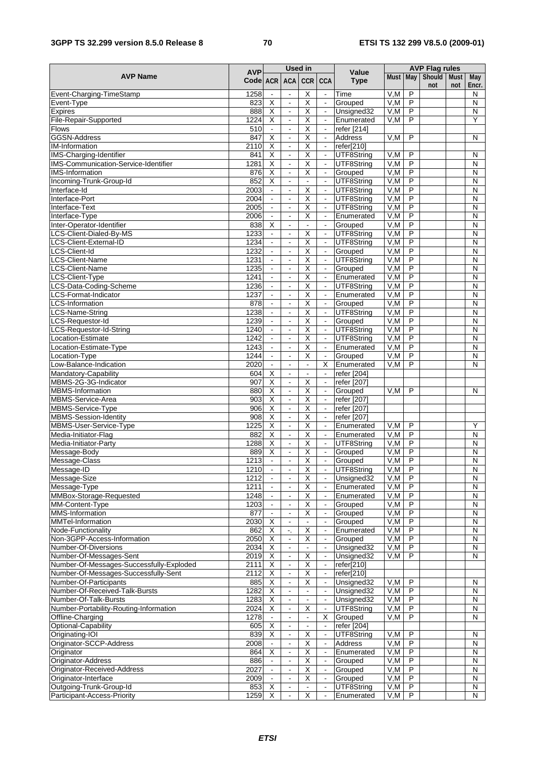| AVP Name | AVP Code | Used in | | | | Value Type | AVP Flag rules | | | | |
|---|---|---|---|---|---|---|---|---|---|---|---|
| | | ACR | ACA | CCR | CCA | | Must | May | Should not | Must not | May Encr. |
| Event-Charging-TimeStamp | 1258 | - | - | X | - | Time | V,M | P | | | N |
| Event-Type | 823 | X | - | X | - | Grouped | V,M | P | | | N |
| Expires | 888 | X | - | X | - | Unsigned32 | V,M | P | | | N |
| File-Repair-Supported | 1224 | X | - | X | - | Enumerated | V,M | P | | | Y |
| Flows | 510 | - | - | X | - | refer [214] | | | | | |
| GGSN-Address | 847 | X | - | X | - | Address | V,M | P | | | N |
| IM-Information | 2110 | X | - | X | - | refer[210] | | | | | |
| IMS-Charging-Identifier | 841 | X | - | X | - | UTF8String | V,M | P | | | N |
| IMS-Communication-Service-Identifier | 1281 | X | - | X | - | UTF8String | V,M | P | | | N |
| IMS-Information | 876 | X | - | X | - | Grouped | V,M | P | | | N |
| Incoming-Trunk-Group-Id | 852 | X | - | - | - | UTF8String | V,M | P | | | N |
| Interface-Id | 2003 | - | - | X | - | UTF8String | V,M | P | | | N |
| Interface-Port | 2004 | - | - | X | - | UTF8String | V,M | P | | | N |
| Interface-Text | 2005 | - | - | X | - | UTF8String | V,M | P | | | N |
| Interface-Type | 2006 | - | - | X | - | Enumerated | V,M | P | | | N |
| Inter-Operator-Identifier | 838 | X | - | - | - | Grouped | V,M | P | | | N |
| LCS-Client-Dialed-By-MS | 1233 | - | - | X | - | UTF8String | V,M | P | | | N |
| LCS-Client-External-ID | 1234 | - | - | X | - | UTF8String | V,M | P | | | N |
| LCS-Client-Id | 1232 | - | - | X | - | Grouped | V,M | P | | | N |
| LCS-Client-Name | 1231 | - | - | X | - | UTF8String | V,M | P | | | N |
| LCS-Client-Name | 1235 | - | - | X | - | Grouped | V,M | P | | | N |
| LCS-Client-Type | 1241 | - | - | X | - | Enumerated | V,M | P | | | N |
| LCS-Data-Coding-Scheme | 1236 | - | - | X | - | UTF8String | V,M | P | | | N |
| LCS-Format-Indicator | 1237 | - | - | X | - | Enumerated | V,M | P | | | N |
| LCS-Information | 878 | - | - | X | - | Grouped | V,M | P | | | N |
| LCS-Name-String | 1238 | - | - | X | - | UTF8String | V,M | P | | | N |
| LCS-Requestor-Id | 1239 | - | - | X | - | Grouped | V,M | P | | | N |
| LCS-Requestor-Id-String | 1240 | - | - | X | - | UTF8String | V,M | P | | | N |
| Location-Estimate | 1242 | - | - | X | - | UTF8String | V,M | P | | | N |
| Location-Estimate-Type | 1243 | - | - | X | - | Enumerated | V,M | P | | | N |
| Location-Type | 1244 | - | - | X | - | Grouped | V,M | P | | | N |
| Low-Balance-Indication | 2020 | - | - | - | X | Enumerated | V,M | P | | | N |
| Mandatory-Capability | 604 | X | - | - | - | refer [204] | | | | | |
| MBMS-2G-3G-Indicator | 907 | X | - | X | - | refer [207] | | | | | |
| MBMS-Information | 880 | X | - | X | - | Grouped | V,M | P | | | N |
| MBMS-Service-Area | 903 | X | - | X | - | refer [207] | | | | | |
| MBMS-Service-Type | 906 | X | - | X | - | refer [207] | | | | | |
| MBMS-Session-Identity | 908 | X | - | X | - | refer [207] | | | | | |
| MBMS-User-Service-Type | 1225 | X | - | X | - | Enumerated | V,M | P | | | Y |
| Media-Initiator-Flag | 882 | X | - | X | - | Enumerated | V,M | P | | | N |
| Media-Initiator-Party | 1288 | X | - | X | - | UTF8String | V,M | P | | | N |
| Message-Body | 889 | X | - | X | - | Grouped | V,M | P | | | N |
| Message-Class | 1213 | - | - | X | - | Grouped | V,M | P | | | N |
| Message-ID | 1210 | - | - | X | - | UTF8String | V,M | P | | | N |
| Message-Size | 1212 | - | - | X | - | Unsigned32 | V,M | P | | | N |
| Message-Type | 1211 | - | - | X | - | Enumerated | V,M | P | | | N |
| MMBox-Storage-Requested | 1248 | - | - | X | - | Enumerated | V,M | P | | | N |
| MM-Content-Type | 1203 | - | - | X | - | Grouped | V,M | P | | | N |
| MMS-Information | 877 | - | - | X | - | Grouped | V,M | P | | | N |
| MMTel-Information | 2030 | X | - | - | - | Grouped | V,M | P | | | N |
| Node-Functionality | 862 | X | -. | X | - | Enumerated | V,M | P | | | N |
| Non-3GPP-Access-Information | 2050 | X | - | X | - | Grouped | V,M | P | | | N |
| Number-Of-Diversions | 2034 | X | - | - | - | Unsigned32 | V,M | P | | | N |
| Number-Of-Messages-Sent | 2019 | X | - | X | - | Unsigned32 | V,M | P | | | N |
| Number-Of-Messages-Successfully-Exploded | 2111 | X | - | X | - | refer[210] | | | | | |
| Number-Of-Messages-Successfully-Sent | 2112 | X | - | X | - | refer[210] | | | | | |
| Number-Of-Participants | 885 | X | - | X | - | Unsigned32 | V,M | P | | | N |
| Number-Of-Received-Talk-Bursts | 1282 | X | - | - | - | Unsigned32 | V,M | P | | | N |
| Number-Of-Talk-Bursts | 1283 | X | - | - | - | Unsigned32 | V,M | P | | | N |
| Number-Portability-Routing-Information | 2024 | X | - | X | - | UTF8String | V,M | P | | | N |
| Offline-Charging | 1278 | - | - | - | X | Grouped | V,M | P | | | N |
| Optional-Capability | 605 | X | - | - | - | refer [204] | | | | | |
| Originating-IOI | 839 | X | - | X | - | UTF8String | V,M | P | | | N |
| Originator-SCCP-Address | 2008 | - | - | X | - | Address | V,M | P | | | N |
| Originator | 864 | X | - | X | - | Enumerated | V,M | P | | | N |
| Originator-Address | 886 | - | - | X | - | Grouped | V,M | P | | | N |
| Originator-Received-Address | 2027 | - | - | X | - | Grouped | V,M | P | | | N |
| Originator-Interface | 2009 | - | - | X | - | Grouped | V,M | P | | | N |
| Outgoing-Trunk-Group-Id | 853 | X | - | - | - | UTF8String | V,M | P | | | N |
| Participant-Access-Priority | 1259 | X | - | X | - | Enumerated | V,M | P | | | N |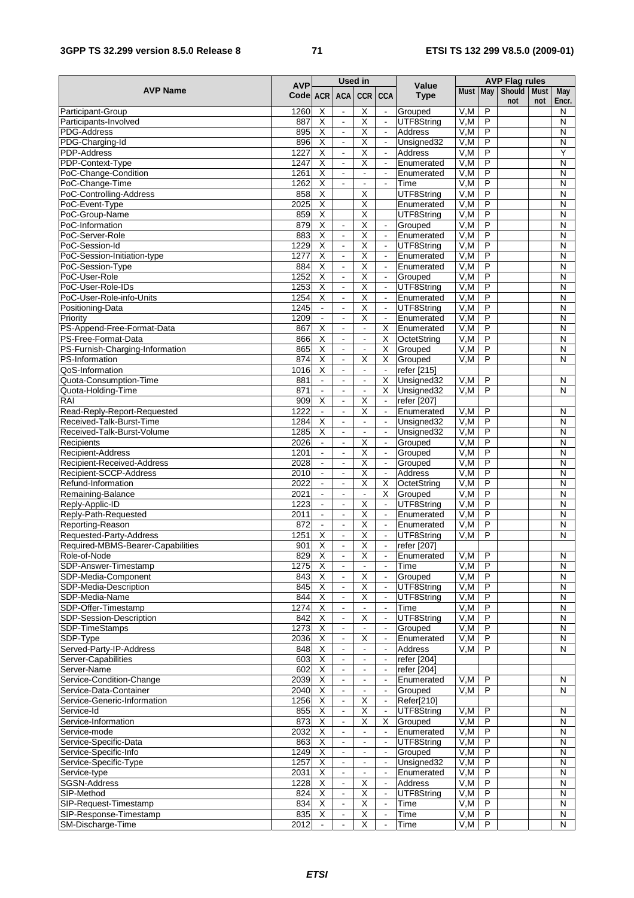| AVP Name | AVP Code | Used in | | | | Value Type | AVP Flag rules | | | | |
|---|---|---|---|---|---|---|---|---|---|---|---|
| | | ACR | ACA | CCR | CCA | | Must | May | Should not | Must not | May Encr. |
| Participant-Group | 1260 | X | - | X | - | Grouped | V,M | P | | | N |
| Participants-Involved | 887 | X | - | X | - | UTF8String | V,M | P | | | N |
| PDG-Address | 895 | X | - | X | - | Address | V,M | P | | | N |
| PDG-Charging-Id | 896 | X | - | X | - | Unsigned32 | V,M | P | | | N |
| PDP-Address | 1227 | X | - | X | - | Address | V,M | P | | | Y |
| PDP-Context-Type | 1247 | X | - | X | - | Enumerated | V,M | P | | | N |
| PoC-Change-Condition | 1261 | X | - | - | - | Enumerated | V,M | P | | | N |
| PoC-Change-Time | 1262 | X | - | - | - | Time | V,M | P | | | N |
| PoC-Controlling-Address | 858 | X | | X | | UTF8String | V,M | P | | | N |
| PoC-Event-Type | 2025 | X | | X | | Enumerated | V,M | P | | | N |
| PoC-Group-Name | 859 | X | | X | | UTF8String | V,M | P | | | N |
| PoC-Information | 879 | X | - | X | - | Grouped | V,M | P | | | N |
| PoC-Server-Role | 883 | X | - | X | - | Enumerated | V,M | P | | | N |
| PoC-Session-Id | 1229 | X | - | X | - | UTF8String | V,M | P | | | N |
| PoC-Session-Initiation-type | 1277 | X | - | X | - | Enumerated | V,M | P | | | N |
| PoC-Session-Type | 884 | X | - | X | - | Enumerated | V,M | P | | | N |
| PoC-User-Role | 1252 | X | - | X | - | Grouped | V,M | P | | | N |
| PoC-User-Role-IDs | 1253 | X | - | X | - | UTF8String | V,M | P | | | N |
| PoC-User-Role-info-Units | 1254 | X | - | X | - | Enumerated | V,M | P | | | N |
| Positioning-Data | 1245 | - | - | X | - | UTF8String | V,M | P | | | N |
| Priority | 1209 | - | - | X | - | Enumerated | V,M | P | | | N |
| PS-Append-Free-Format-Data | 867 | X | - | - | X | Enumerated | V,M | P | | | N |
| PS-Free-Format-Data | 866 | X | - | - | X | OctetString | V,M | P | | | N |
| PS-Furnish-Charging-Information | 865 | X | - | - | X | Grouped | V,M | P | | | N |
| PS-Information | 874 | X | - | X | X | Grouped | V,M | P | | | N |
| QoS-Information | 1016 | X | - | - | - | refer [215] | | | | | |
| Quota-Consumption-Time | 881 | - | - | - | X | Unsigned32 | V,M | P | | | N |
| Quota-Holding-Time | 871 | - | - | - | X | Unsigned32 | V,M | P | | | N |
| RAI | 909 | X | - | X | - | refer [207] | | | | | |
| Read-Reply-Report-Requested | 1222 | - | - | X | - | Enumerated | V,M | P | | | N |
| Received-Talk-Burst-Time | 1284 | X | - | - | - | Unsigned32 | V,M | P | | | N |
| Received-Talk-Burst-Volume | 1285 | X | - | - | - | Unsigned32 | V,M | P | | | N |
| Recipients | 2026 | - | - | X | - | Grouped | V,M | P | | | N |
| Recipient-Address | 1201 | - | - | X | - | Grouped | V,M | P | | | N |
| Recipient-Received-Address | 2028 | - | - | X | - | Grouped | V,M | P | | | N |
| Recipient-SCCP-Address | 2010 | - | - | X | - | Address | V,M | P | | | N |
| Refund-Information | 2022 | - | - | X | X | OctetString | V,M | P | | | N |
| Remaining-Balance | 2021 | - | - | - | X | Grouped | V,M | P | | | N |
| Reply-Applic-ID | 1223 | - | - | X | - | UTF8String | V,M | P | | | N |
| Reply-Path-Requested | 2011 | - | - | X | - | Enumerated | V,M | P | | | N |
| Reporting-Reason | 872 | - | - | X | - | Enumerated | V,M | P | | | N |
| Requested-Party-Address | 1251 | X | - | X | - | UTF8String | V,M | P | | | N |
| Required-MBMS-Bearer-Capabilities | 901 | X | - | X | - | refer [207] | | | | | |
| Role-of-Node | 829 | X | - | X | - | Enumerated | V,M | P | | | N |
| SDP-Answer-Timestamp | 1275 | X | - | - | - | Time | V,M | P | | | N |
| SDP-Media-Component | 843 | X | - | X | - | Grouped | V,M | P | | | N |
| SDP-Media-Description | 845 | X | - | X | - | UTF8String | V,M | P | | | N |
| SDP-Media-Name | 844 | X | - | X | - | UTF8String | V,M | P | | | N |
| SDP-Offer-Timestamp | 1274 | X | - | - | - | Time | V,M | P | | | N |
| SDP-Session-Description | 842 | X | - | X | - | UTF8String | V,M | P | | | N |
| SDP-TimeStamps | 1273 | X | - | - | - | Grouped | V,M | P | | | N |
| SDP-Type | 2036 | X | - | X | - | Enumerated | V,M | P | | | N |
| Served-Party-IP-Address | 848 | X | - | - | - | Address | V,M | P | | | N |
| Server-Capabilities | 603 | X | - | - | - | refer [204] | | | | | |
| Server-Name | 602 | X | - | - | - | refer [204] | | | | | |
| Service-Condition-Change | 2039 | X | - | - | - | Enumerated | V,M | P | | | N |
| Service-Data-Container | 2040 | X | - | - | - | Grouped | V,M | P | | | N |
| Service-Generic-Information | 1256 | X | - | X | - | Refer[210] | | | | | |
| Service-Id | 855 | X | - | X | - | UTF8String | V,M | P | | | N |
| Service-Information | 873 | X | - | X | X | Grouped | V,M | P | | | N |
| Service-mode | 2032 | X | - | - | - | Enumerated | V,M | P | | | N |
| Service-Specific-Data | 863 | X | - | - | - | UTF8String | V,M | P | | | N |
| Service-Specific-Info | 1249 | X | - | - | - | Grouped | V,M | P | | | N |
| Service-Specific-Type | 1257 | X | - | - | - | Unsigned32 | V,M | P | | | N |
| Service-type | 2031 | X | - | - | - | Enumerated | V,M | P | | | N |
| SGSN-Address | 1228 | X | - | X | - | Address | V,M | P | | | N |
| SIP-Method | 824 | X | - | X | - | UTF8String | V,M | P | | | N |
| SIP-Request-Timestamp | 834 | X | - | X | - | Time | V,M | P | | | N |
| SIP-Response-Timestamp | 835 | X | - | X | - | Time | V,M | P | | | N |
| SM-Discharge-Time | 2012 | - | - | X | - | Time | V,M | P | | | N |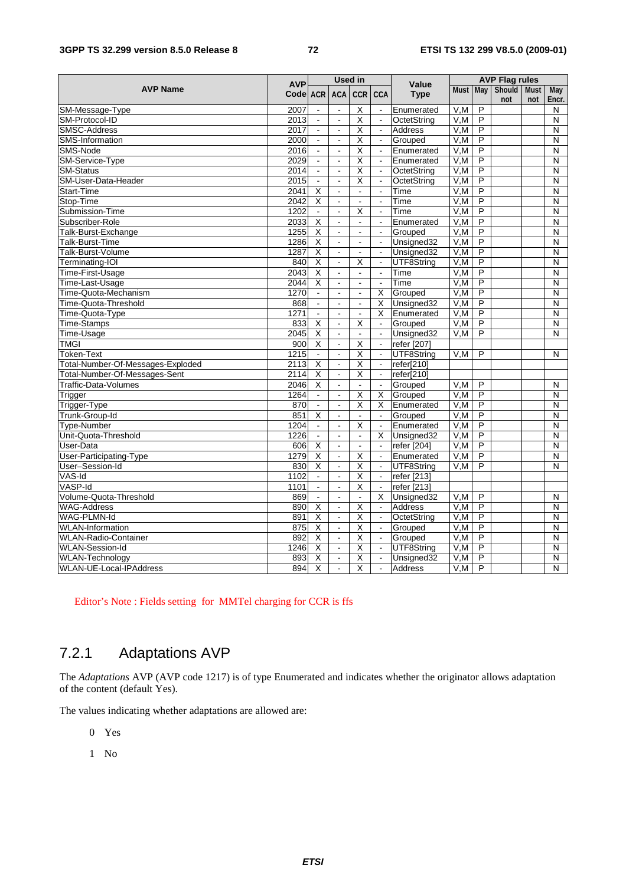| AVP Name | AVP Code | Used in | | | | Value Type | AVP Flag rules | | | | |
|---|---|---|---|---|---|---|---|---|---|---|---|
| | | ACR | ACA | CCR | CCA | | Must | May | Should not | Must not | May Encr. |
| SM-Message-Type | 2007 | - | - | X | - | Enumerated | V,M | P | | | N |
| SM-Protocol-ID | 2013 | - | - | X | - | OctetString | V,M | P | | | N |
| SMSC-Address | 2017 | - | - | X | - | Address | V,M | P | | | N |
| SMS-Information | 2000 | - | - | X | - | Grouped | V,M | P | | | N |
| SMS-Node | 2016 | - | - | X | - | Enumerated | V,M | P | | | N |
| SM-Service-Type | 2029 | - | - | X | - | Enumerated | V,M | P | | | N |
| SM-Status | 2014 | - | - | X | - | OctetString | V,M | P | | | N |
| SM-User-Data-Header | 2015 | - | - | X | - | OctetString | V,M | P | | | N |
| Start-Time | 2041 | X | - | - | - | Time | V,M | P | | | N |
| Stop-Time | 2042 | X | - | - | - | Time | V,M | P | | | N |
| Submission-Time | 1202 | - | - | X | - | Time | V,M | P | | | N |
| Subscriber-Role | 2033 | X | - | - | - | Enumerated | V,M | P | | | N |
| Talk-Burst-Exchange | 1255 | X | - | - | - | Grouped | V,M | P | | | N |
| Talk-Burst-Time | 1286 | X | - | - | - | Unsigned32 | V,M | P | | | N |
| Talk-Burst-Volume | 1287 | X | - | - | - | Unsigned32 | V,M | P | | | N |
| Terminating-IOI | 840 | X | - | X | - | UTF8String | V,M | P | | | N |
| Time-First-Usage | 2043 | X | - | - | - | Time | V,M | P | | | N |
| Time-Last-Usage | 2044 | X | - | - | - | Time | V,M | P | | | N |
| Time-Quota-Mechanism | 1270 | - | - | - | X | Grouped | V,M | P | | | N |
| Time-Quota-Threshold | 868 | - | - | - | X | Unsigned32 | V,M | P | | | N |
| Time-Quota-Type | 1271 | - | - | - | X | Enumerated | V,M | P | | | N |
| Time-Stamps | 833 | X | - | X | - | Grouped | V,M | P | | | N |
| Time-Usage | 2045 | X | - | - | - | Unsigned32 | V,M | P | | | N |
| TMGI | 900 | X | - | X | - | refer [207] | | | | | |
| Token-Text | 1215 | - | - | X | - | UTF8String | V,M | P | | | N |
| Total-Number-Of-Messages-Exploded | 2113 | X | - | X | - | refer[210] | | | | | |
| Total-Number-Of-Messages-Sent | 2114 | X | - | X | - | refer[210] | | | | | |
| Traffic-Data-Volumes | 2046 | X | - | - | - | Grouped | V,M | P | | | N |
| Trigger | 1264 | - | - | X | X | Grouped | V,M | P | | | N |
| Trigger-Type | 870 | - | - | X | X | Enumerated | V,M | P | | | N |
| Trunk-Group-Id | 851 | X | - | - | - | Grouped | V,M | P | | | N |
| Type-Number | 1204 | - | - | X | - | Enumerated | V,M | P | | | N |
| Unit-Quota-Threshold | 1226 | - | - | - | X | Unsigned32 | V,M | P | | | N |
| User-Data | 606 | X | - | - | - | refer [204] | V,M | P | | | N |
| User-Participating-Type | 1279 | X | - | X | - | Enumerated | V,M | P | | | N |
| User–Session-Id | 830 | X | - | X | - | UTF8String | V,M | P | | | N |
| VAS-Id | 1102 | - | - | X | - | refer [213] | | | | | |
| VASP-Id | 1101 | - | - | X | - | refer [213] | | | | | |
| Volume-Quota-Threshold | 869 | - | - | - | X | Unsigned32 | V,M | P | | | N |
| WAG-Address | 890 | X | - | X | - | Address | V,M | P | | | N |
| WAG-PLMN-Id | 891 | X | - | X | - | OctetString | V,M | P | | | N |
| WLAN-Information | 875 | X | - | X | - | Grouped | V,M | P | | | N |
| WLAN-Radio-Container | 892 | X | - | X | - | Grouped | V,M | P | | | N |
| WLAN-Session-Id | 1246 | X | - | X | - | UTF8String | V,M | P | | | N |
| WLAN-Technology | 893 | X | - | X | - | Unsigned32 | V,M | P | | | N |
| WLAN-UE-Local-IPAddress | 894 | X | - | X | - | Address | V,M | P | | | N |

Editor's Note : Fields setting for MMTel charging for CCR is ffs

## 7.2.1 Adaptations AVP

The *Adaptations* AVP (AVP code 1217) is of type Enumerated and indicates whether the originator allows adaptation of the content (default Yes).

The values indicating whether adaptations are allowed are:

0 Yes

1 No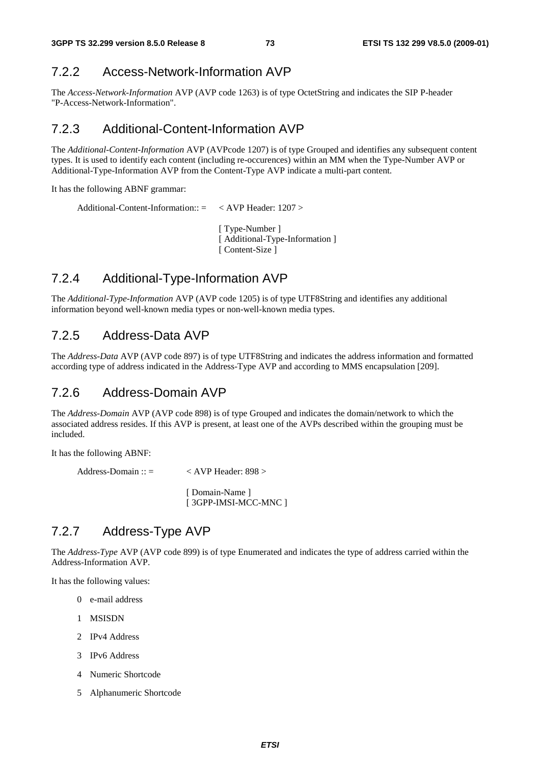### 7.2.2 Access-Network-Information AVP

The *Access-Network-Information* AVP (AVP code 1263) is of type OctetString and indicates the SIP P-header "P-Access-Network-Information".

### 7.2.3 Additional-Content-Information AVP

The *Additional-Content-Information* AVP (AVPcode 1207) is of type Grouped and identifies any subsequent content types. It is used to identify each content (including re-occurences) within an MM when the Type-Number AVP or Additional-Type-Information AVP from the Content-Type AVP indicate a multi-part content.

It has the following ABNF grammar:

```
Additional-Content-Information:: =    < AVP Header: 1207 >

                                      [ Type-Number ]
                                      [ Additional-Type-Information ]
                                      [ Content-Size ]
```

### 7.2.4 Additional-Type-Information AVP

The *Additional-Type-Information* AVP (AVP code 1205) is of type UTF8String and identifies any additional information beyond well-known media types or non-well-known media types.

### 7.2.5 Address-Data AVP

The *Address-Data* AVP (AVP code 897) is of type UTF8String and indicates the address information and formatted according type of address indicated in the Address-Type AVP and according to MMS encapsulation [209].

### 7.2.6 Address-Domain AVP

The *Address-Domain* AVP (AVP code 898) is of type Grouped and indicates the domain/network to which the associated address resides. If this AVP is present, at least one of the AVPs described within the grouping must be included.

It has the following ABNF:

```
Address-Domain :: =          < AVP Header: 898 >

                             [ Domain-Name ]
                             [ 3GPP-IMSI-MCC-MNC ]
```

### 7.2.7 Address-Type AVP

The *Address-Type* AVP (AVP code 899) is of type Enumerated and indicates the type of address carried within the Address-Information AVP.

It has the following values:

0 e-mail address

1 MSISDN

2 IPv4 Address

3 IPv6 Address

4 Numeric Shortcode

5 Alphanumeric Shortcode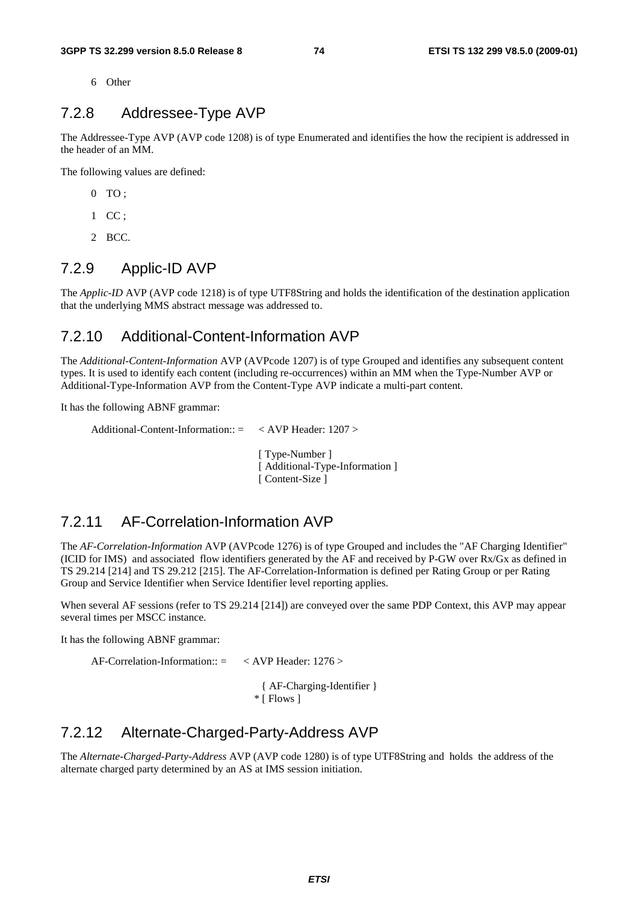6 Other

## 7.2.8 Addressee-Type AVP

The Addressee-Type AVP (AVP code 1208) is of type Enumerated and identifies the how the recipient is addressed in the header of an MM.

The following values are defined:

0 TO ;

1 CC ;

2 BCC.

## 7.2.9 Applic-ID AVP

The *Applic-ID* AVP (AVP code 1218) is of type UTF8String and holds the identification of the destination application that the underlying MMS abstract message was addressed to.

## 7.2.10 Additional-Content-Information AVP

The *Additional-Content-Information* AVP (AVPcode 1207) is of type Grouped and identifies any subsequent content types. It is used to identify each content (including re-occurrences) within an MM when the Type-Number AVP or Additional-Type-Information AVP from the Content-Type AVP indicate a multi-part content.

It has the following ABNF grammar:

```
Additional-Content-Information:: =    < AVP Header: 1207 >

                                       [ Type-Number ]
                                       [ Additional-Type-Information ]
                                       [ Content-Size ]
```

## 7.2.11 AF-Correlation-Information AVP

The *AF-Correlation-Information* AVP (AVPcode 1276) is of type Grouped and includes the "AF Charging Identifier" (ICID for IMS) and associated flow identifiers generated by the AF and received by P-GW over Rx/Gx as defined in TS 29.214 [214] and TS 29.212 [215]. The AF-Correlation-Information is defined per Rating Group or per Rating Group and Service Identifier when Service Identifier level reporting applies.

When several AF sessions (refer to TS 29.214 [214]) are conveyed over the same PDP Context, this AVP may appear several times per MSCC instance.

It has the following ABNF grammar:

```
AF-Correlation-Information:: =    < AVP Header: 1276 >

                                    { AF-Charging-Identifier }
                                  * [ Flows ]
```

## 7.2.12 Alternate-Charged-Party-Address AVP

The *Alternate-Charged-Party-Address* AVP (AVP code 1280) is of type UTF8String and holds the address of the alternate charged party determined by an AS at IMS session initiation.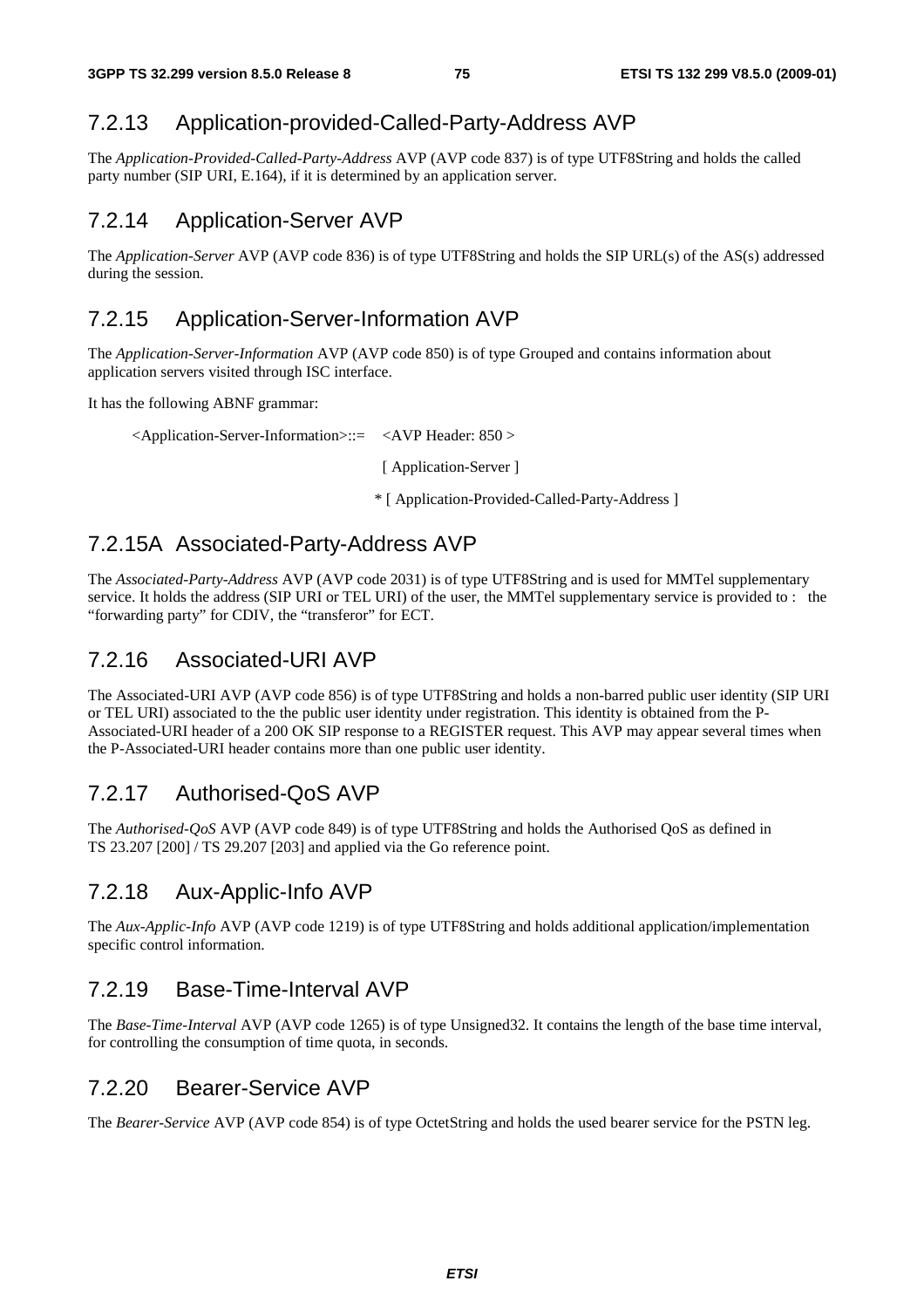### 7.2.13 Application-provided-Called-Party-Address AVP

The *Application-Provided-Called-Party-Address* AVP (AVP code 837) is of type UTF8String and holds the called party number (SIP URI, E.164), if it is determined by an application server.

### 7.2.14 Application-Server AVP

The *Application-Server* AVP (AVP code 836) is of type UTF8String and holds the SIP URL(s) of the AS(s) addressed during the session.

### 7.2.15 Application-Server-Information AVP

The *Application-Server-Information* AVP (AVP code 850) is of type Grouped and contains information about application servers visited through ISC interface.

It has the following ABNF grammar:

```
<Application-Server-Information>::=   <AVP Header: 850 >
                                        [ Application-Server ]
                                      * [ Application-Provided-Called-Party-Address ]
```

### 7.2.15A Associated-Party-Address AVP

The *Associated-Party-Address* AVP (AVP code 2031) is of type UTF8String and is used for MMTel supplementary service. It holds the address (SIP URI or TEL URI) of the user, the MMTel supplementary service is provided to : the "forwarding party" for CDIV, the "transferor" for ECT.

### 7.2.16 Associated-URI AVP

The Associated-URI AVP (AVP code 856) is of type UTF8String and holds a non-barred public user identity (SIP URI or TEL URI) associated to the the public user identity under registration. This identity is obtained from the P-Associated-URI header of a 200 OK SIP response to a REGISTER request. This AVP may appear several times when the P-Associated-URI header contains more than one public user identity.

### 7.2.17 Authorised-QoS AVP

The *Authorised-QoS* AVP (AVP code 849) is of type UTF8String and holds the Authorised QoS as defined in TS 23.207 [200] / TS 29.207 [203] and applied via the Go reference point.

### 7.2.18 Aux-Applic-Info AVP

The *Aux-Applic-Info* AVP (AVP code 1219) is of type UTF8String and holds additional application/implementation specific control information.

### 7.2.19 Base-Time-Interval AVP

The *Base-Time-Interval* AVP (AVP code 1265) is of type Unsigned32. It contains the length of the base time interval, for controlling the consumption of time quota, in seconds.

### 7.2.20 Bearer-Service AVP

The *Bearer-Service* AVP (AVP code 854) is of type OctetString and holds the used bearer service for the PSTN leg.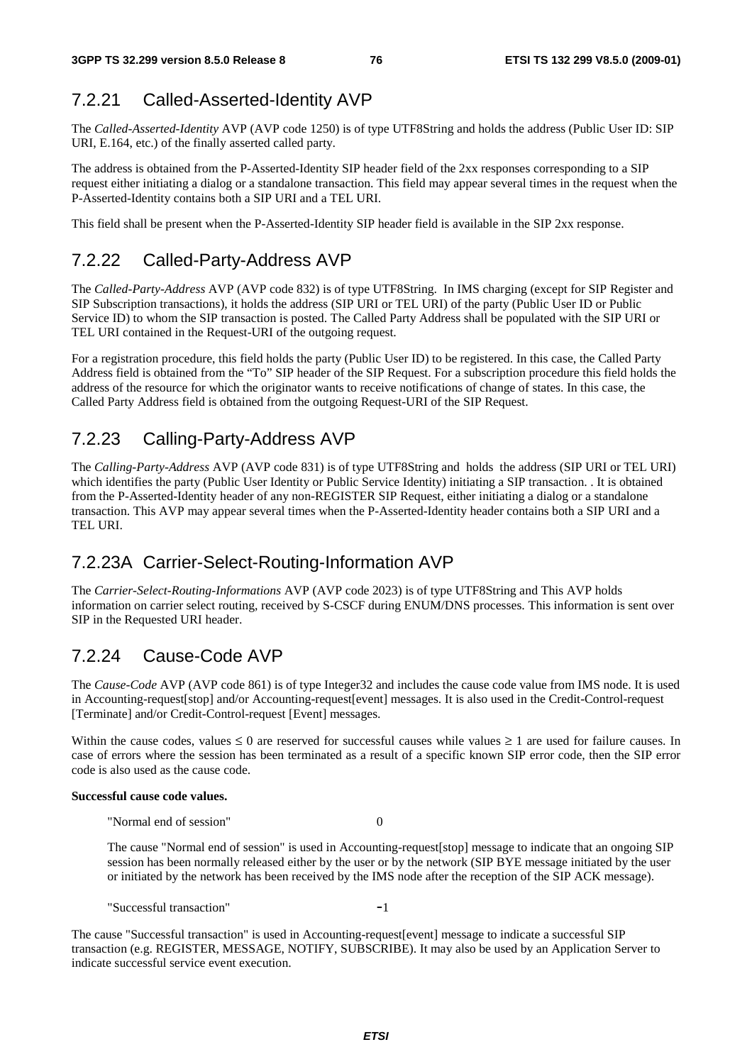### 7.2.21 Called-Asserted-Identity AVP

The *Called-Asserted-Identity* AVP (AVP code 1250) is of type UTF8String and holds the address (Public User ID: SIP URI, E.164, etc.) of the finally asserted called party.

The address is obtained from the P-Asserted-Identity SIP header field of the 2xx responses corresponding to a SIP request either initiating a dialog or a standalone transaction. This field may appear several times in the request when the P-Asserted-Identity contains both a SIP URI and a TEL URI.

This field shall be present when the P-Asserted-Identity SIP header field is available in the SIP 2xx response.

### 7.2.22 Called-Party-Address AVP

The *Called-Party-Address* AVP (AVP code 832) is of type UTF8String. In IMS charging (except for SIP Register and SIP Subscription transactions), it holds the address (SIP URI or TEL URI) of the party (Public User ID or Public Service ID) to whom the SIP transaction is posted. The Called Party Address shall be populated with the SIP URI or TEL URI contained in the Request-URI of the outgoing request.

For a registration procedure, this field holds the party (Public User ID) to be registered. In this case, the Called Party Address field is obtained from the "To" SIP header of the SIP Request. For a subscription procedure this field holds the address of the resource for which the originator wants to receive notifications of change of states. In this case, the Called Party Address field is obtained from the outgoing Request-URI of the SIP Request.

### 7.2.23 Calling-Party-Address AVP

The *Calling-Party-Address* AVP (AVP code 831) is of type UTF8String and holds the address (SIP URI or TEL URI) which identifies the party (Public User Identity or Public Service Identity) initiating a SIP transaction. . It is obtained from the P-Asserted-Identity header of any non-REGISTER SIP Request, either initiating a dialog or a standalone transaction. This AVP may appear several times when the P-Asserted-Identity header contains both a SIP URI and a TEL URI.

### 7.2.23A Carrier-Select-Routing-Information AVP

The *Carrier-Select-Routing-Informations* AVP (AVP code 2023) is of type UTF8String and This AVP holds information on carrier select routing, received by S-CSCF during ENUM/DNS processes. This information is sent over SIP in the Requested URI header.

### 7.2.24 Cause-Code AVP

The *Cause-Code* AVP (AVP code 861) is of type Integer32 and includes the cause code value from IMS node. It is used in Accounting-request[stop] and/or Accounting-request[event] messages. It is also used in the Credit-Control-request [Terminate] and/or Credit-Control-request [Event] messages.

Within the cause codes, values $\leq 0$ are reserved for successful causes while values $\geq 1$ are used for failure causes. In case of errors where the session has been terminated as a result of a specific known SIP error code, then the SIP error code is also used as the cause code.

**Successful cause code values.**

"Normal end of session" 0

The cause "Normal end of session" is used in Accounting-request[stop] message to indicate that an ongoing SIP session has been normally released either by the user or by the network (SIP BYE message initiated by the user or initiated by the network has been received by the IMS node after the reception of the SIP ACK message).

"Successful transaction" -1

The cause "Successful transaction" is used in Accounting-request[event] message to indicate a successful SIP transaction (e.g. REGISTER, MESSAGE, NOTIFY, SUBSCRIBE). It may also be used by an Application Server to indicate successful service event execution.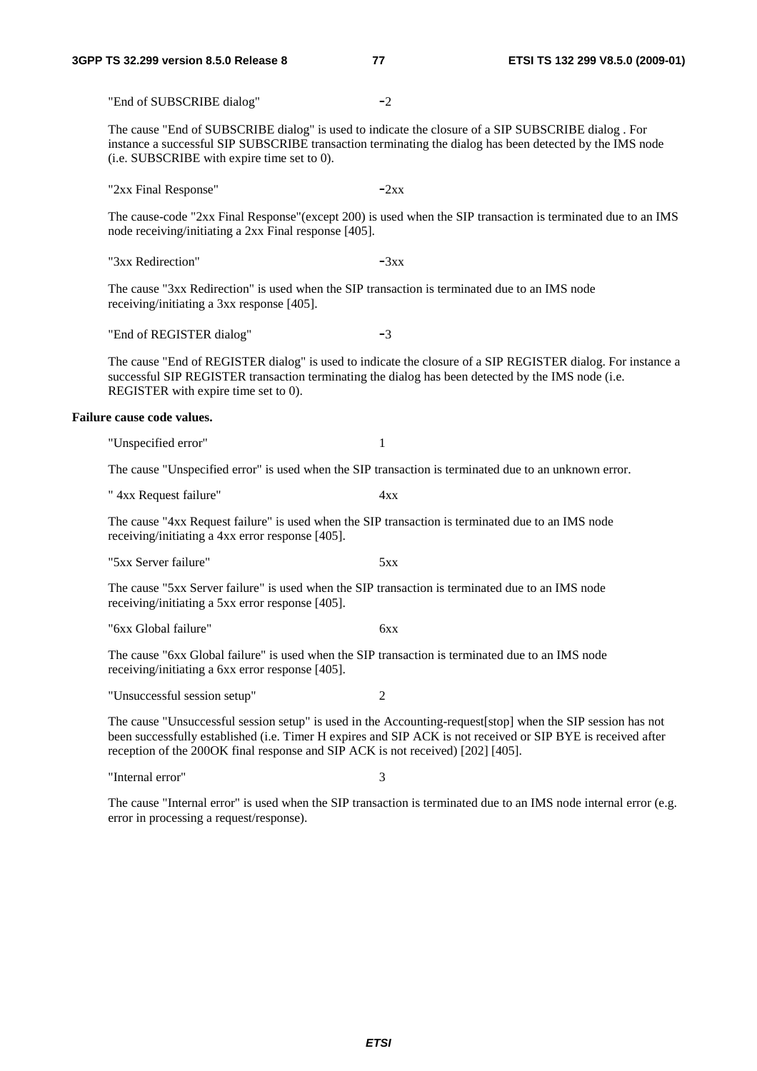"End of SUBSCRIBE dialog" -2

The cause "End of SUBSCRIBE dialog" is used to indicate the closure of a SIP SUBSCRIBE dialog . For instance a successful SIP SUBSCRIBE transaction terminating the dialog has been detected by the IMS node (i.e. SUBSCRIBE with expire time set to 0).

"2xx Final Response" -2xx

The cause-code "2xx Final Response"(except 200) is used when the SIP transaction is terminated due to an IMS node receiving/initiating a 2xx Final response [405].

"3xx Redirection" -3xx

The cause "3xx Redirection" is used when the SIP transaction is terminated due to an IMS node receiving/initiating a 3xx response [405].

"End of REGISTER dialog" -3

The cause "End of REGISTER dialog" is used to indicate the closure of a SIP REGISTER dialog. For instance a successful SIP REGISTER transaction terminating the dialog has been detected by the IMS node (i.e. REGISTER with expire time set to 0).

**Failure cause code values.**

"Unspecified error" 1

The cause "Unspecified error" is used when the SIP transaction is terminated due to an unknown error.

" 4xx Request failure" 4xx

The cause "4xx Request failure" is used when the SIP transaction is terminated due to an IMS node receiving/initiating a 4xx error response [405].

"5xx Server failure" 5xx

The cause "5xx Server failure" is used when the SIP transaction is terminated due to an IMS node receiving/initiating a 5xx error response [405].

"6xx Global failure" 6xx

The cause "6xx Global failure" is used when the SIP transaction is terminated due to an IMS node receiving/initiating a 6xx error response [405].

"Unsuccessful session setup" 2

The cause "Unsuccessful session setup" is used in the Accounting-request[stop] when the SIP session has not been successfully established (i.e. Timer H expires and SIP ACK is not received or SIP BYE is received after reception of the 200OK final response and SIP ACK is not received) [202] [405].

"Internal error" 3

The cause "Internal error" is used when the SIP transaction is terminated due to an IMS node internal error (e.g. error in processing a request/response).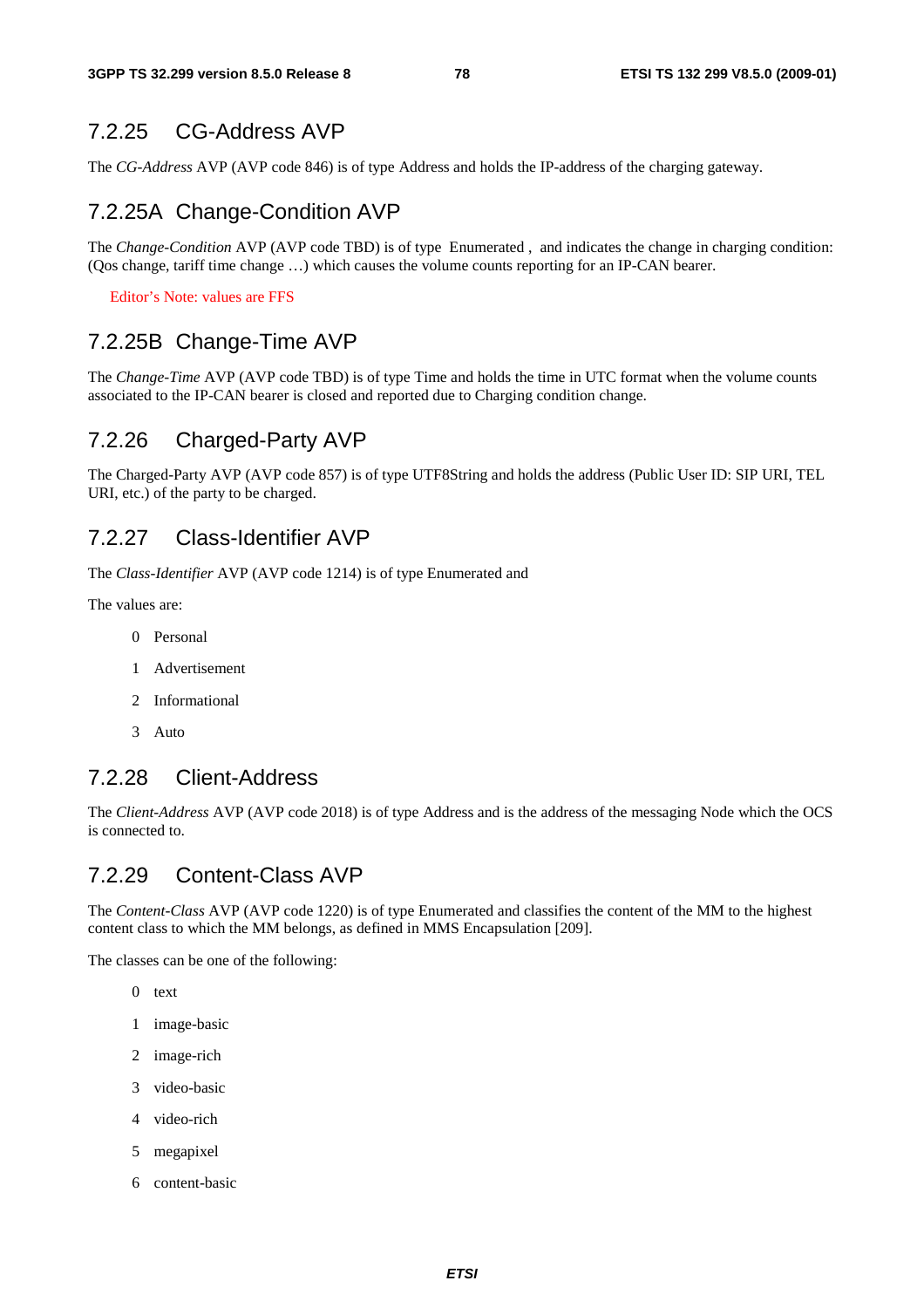### 7.2.25 CG-Address AVP

The *CG-Address* AVP (AVP code 846) is of type Address and holds the IP-address of the charging gateway.

### 7.2.25A Change-Condition AVP

The *Change-Condition* AVP (AVP code TBD) is of type Enumerated , and indicates the change in charging condition: (Qos change, tariff time change …) which causes the volume counts reporting for an IP-CAN bearer.

Editor's Note: values are FFS

### 7.2.25B Change-Time AVP

The *Change-Time* AVP (AVP code TBD) is of type Time and holds the time in UTC format when the volume counts associated to the IP-CAN bearer is closed and reported due to Charging condition change.

### 7.2.26 Charged-Party AVP

The Charged-Party AVP (AVP code 857) is of type UTF8String and holds the address (Public User ID: SIP URI, TEL URI, etc.) of the party to be charged.

### 7.2.27 Class-Identifier AVP

The *Class-Identifier* AVP (AVP code 1214) is of type Enumerated and

The values are:

0 Personal

1 Advertisement

2 Informational

3 Auto

### 7.2.28 Client-Address

The *Client-Address* AVP (AVP code 2018) is of type Address and is the address of the messaging Node which the OCS is connected to.

### 7.2.29 Content-Class AVP

The *Content-Class* AVP (AVP code 1220) is of type Enumerated and classifies the content of the MM to the highest content class to which the MM belongs, as defined in MMS Encapsulation [209].

The classes can be one of the following:

0 text

1 image-basic

2 image-rich

3 video-basic

4 video-rich

5 megapixel

6 content-basic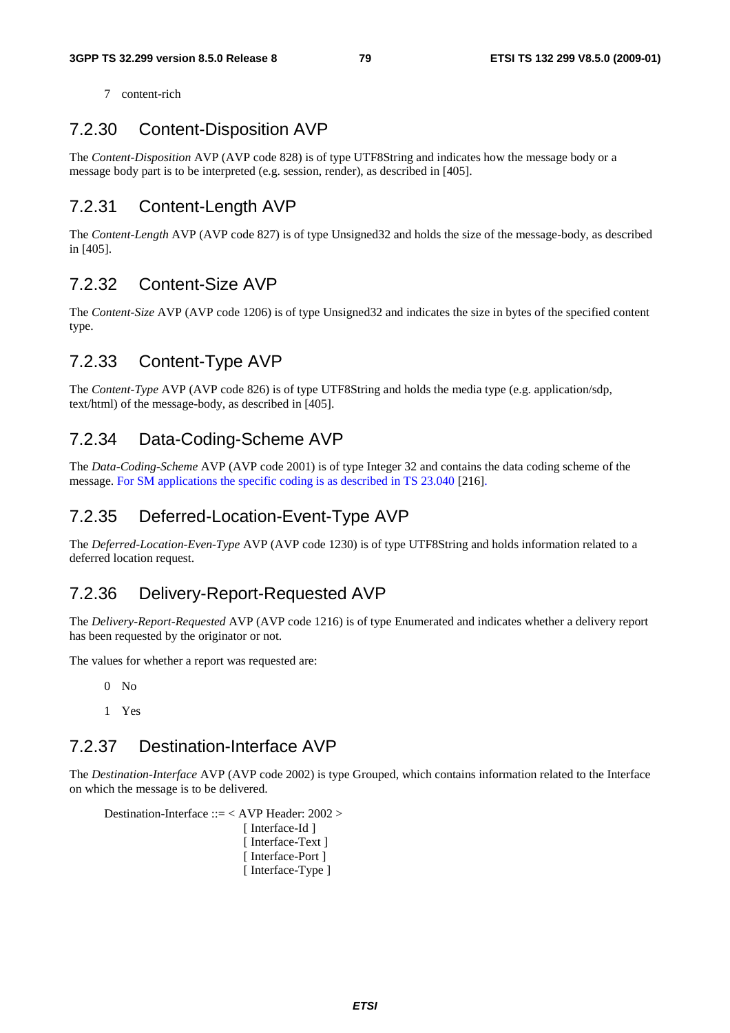7 content-rich

### 7.2.30 Content-Disposition AVP

The *Content-Disposition* AVP (AVP code 828) is of type UTF8String and indicates how the message body or a message body part is to be interpreted (e.g. session, render), as described in [405].

### 7.2.31 Content-Length AVP

The *Content-Length* AVP (AVP code 827) is of type Unsigned32 and holds the size of the message-body, as described in [405].

### 7.2.32 Content-Size AVP

The *Content-Size* AVP (AVP code 1206) is of type Unsigned32 and indicates the size in bytes of the specified content type.

### 7.2.33 Content-Type AVP

The *Content-Type* AVP (AVP code 826) is of type UTF8String and holds the media type (e.g. application/sdp, text/html) of the message-body, as described in [405].

### 7.2.34 Data-Coding-Scheme AVP

The *Data-Coding-Scheme* AVP (AVP code 2001) is of type Integer 32 and contains the data coding scheme of the message. For SM applications the specific coding is as described in TS 23.040 [216].

### 7.2.35 Deferred-Location-Event-Type AVP

The *Deferred-Location-Even-Type* AVP (AVP code 1230) is of type UTF8String and holds information related to a deferred location request.

### 7.2.36 Delivery-Report-Requested AVP

The *Delivery-Report-Requested* AVP (AVP code 1216) is of type Enumerated and indicates whether a delivery report has been requested by the originator or not.

The values for whether a report was requested are:

0 No

1 Yes

### 7.2.37 Destination-Interface AVP

The *Destination-Interface* AVP (AVP code 2002) is type Grouped, which contains information related to the Interface on which the message is to be delivered.

```
Destination-Interface ::= < AVP Header: 2002 >
                          [ Interface-Id ]
                          [ Interface-Text ]
                          [ Interface-Port ]
                          [ Interface-Type ]
```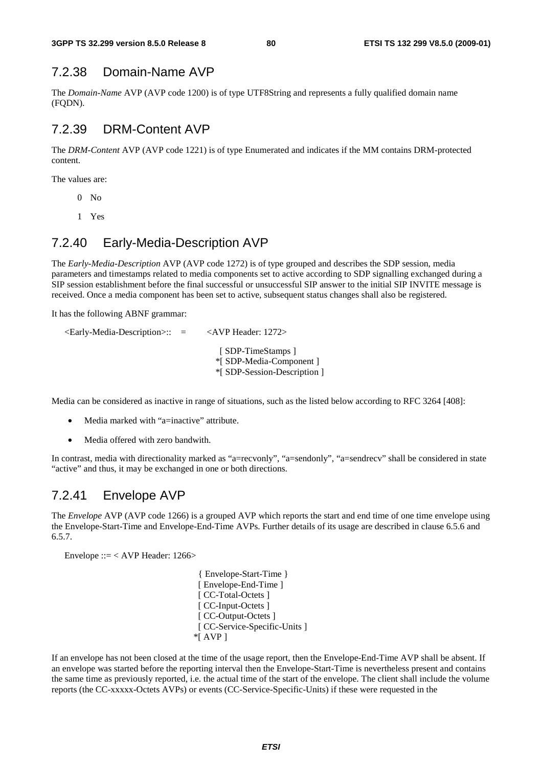### 7.2.38 Domain-Name AVP

The *Domain-Name* AVP (AVP code 1200) is of type UTF8String and represents a fully qualified domain name (FQDN).

### 7.2.39 DRM-Content AVP

The *DRM-Content* AVP (AVP code 1221) is of type Enumerated and indicates if the MM contains DRM-protected content.

The values are:

0 No

1 Yes

### 7.2.40 Early-Media-Description AVP

The *Early-Media-Description* AVP (AVP code 1272) is of type grouped and describes the SDP session, media parameters and timestamps related to media components set to active according to SDP signalling exchanged during a SIP session establishment before the final successful or unsuccessful SIP answer to the initial SIP INVITE message is received. Once a media component has been set to active, subsequent status changes shall also be registered.

It has the following ABNF grammar:

```
<Early-Media-Description>::  =      <AVP Header: 1272>

                                      [ SDP-TimeStamps ]
                                     *[ SDP-Media-Component ]
                                     *[ SDP-Session-Description ]
```

Media can be considered as inactive in range of situations, such as the listed below according to RFC 3264 [408]:

- Media marked with "a=inactive" attribute.
- Media offered with zero bandwith.

In contrast, media with directionality marked as "a=recvonly", "a=sendonly", "a=sendrecv" shall be considered in state "active" and thus, it may be exchanged in one or both directions.

### 7.2.41 Envelope AVP

The *Envelope* AVP (AVP code 1266) is a grouped AVP which reports the start and end time of one time envelope using the Envelope-Start-Time and Envelope-End-Time AVPs. Further details of its usage are described in clause 6.5.6 and 6.5.7.

```
Envelope ::= < AVP Header: 1266>

                                  { Envelope-Start-Time }
                                  [ Envelope-End-Time ]
                                  [ CC-Total-Octets ]
                                  [ CC-Input-Octets ]
                                  [ CC-Output-Octets ]
                                  [ CC-Service-Specific-Units ]
                                 *[ AVP ]
```

If an envelope has not been closed at the time of the usage report, then the Envelope-End-Time AVP shall be absent. If an envelope was started before the reporting interval then the Envelope-Start-Time is nevertheless present and contains the same time as previously reported, i.e. the actual time of the start of the envelope. The client shall include the volume reports (the CC-xxxxx-Octets AVPs) or events (CC-Service-Specific-Units) if these were requested in the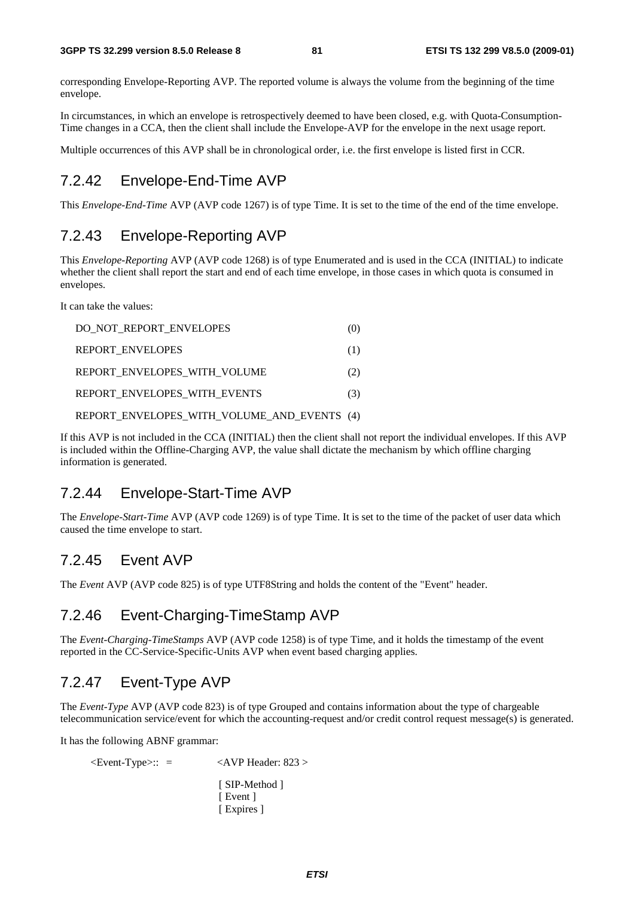corresponding Envelope-Reporting AVP. The reported volume is always the volume from the beginning of the time envelope.

In circumstances, in which an envelope is retrospectively deemed to have been closed, e.g. with Quota-Consumption-Time changes in a CCA, then the client shall include the Envelope-AVP for the envelope in the next usage report.

Multiple occurrences of this AVP shall be in chronological order, i.e. the first envelope is listed first in CCR.

## 7.2.42 Envelope-End-Time AVP

This *Envelope-End-Time* AVP (AVP code 1267) is of type Time. It is set to the time of the end of the time envelope.

## 7.2.43 Envelope-Reporting AVP

This *Envelope-Reporting* AVP (AVP code 1268) is of type Enumerated and is used in the CCA (INITIAL) to indicate whether the client shall report the start and end of each time envelope, in those cases in which quota is consumed in envelopes.

It can take the values:

DO_NOT_REPORT_ENVELOPES (0)

REPORT_ENVELOPES (1)

REPORT_ENVELOPES_WITH_VOLUME (2)

REPORT_ENVELOPES_WITH_EVENTS (3)

REPORT_ENVELOPES_WITH_VOLUME_AND_EVENTS (4)

If this AVP is not included in the CCA (INITIAL) then the client shall not report the individual envelopes. If this AVP is included within the Offline-Charging AVP, the value shall dictate the mechanism by which offline charging information is generated.

## 7.2.44 Envelope-Start-Time AVP

The *Envelope-Start-Time* AVP (AVP code 1269) is of type Time. It is set to the time of the packet of user data which caused the time envelope to start.

## 7.2.45 Event AVP

The *Event* AVP (AVP code 825) is of type UTF8String and holds the content of the "Event" header.

## 7.2.46 Event-Charging-TimeStamp AVP

The *Event-Charging-TimeStamps* AVP (AVP code 1258) is of type Time, and it holds the timestamp of the event reported in the CC-Service-Specific-Units AVP when event based charging applies.

## 7.2.47 Event-Type AVP

The *Event-Type* AVP (AVP code 823) is of type Grouped and contains information about the type of chargeable telecommunication service/event for which the accounting-request and/or credit control request message(s) is generated.

It has the following ABNF grammar:

```
<Event-Type>:: =        <AVP Header: 823 >

                        [ SIP-Method ]
                        [ Event ]
                        [ Expires ]
```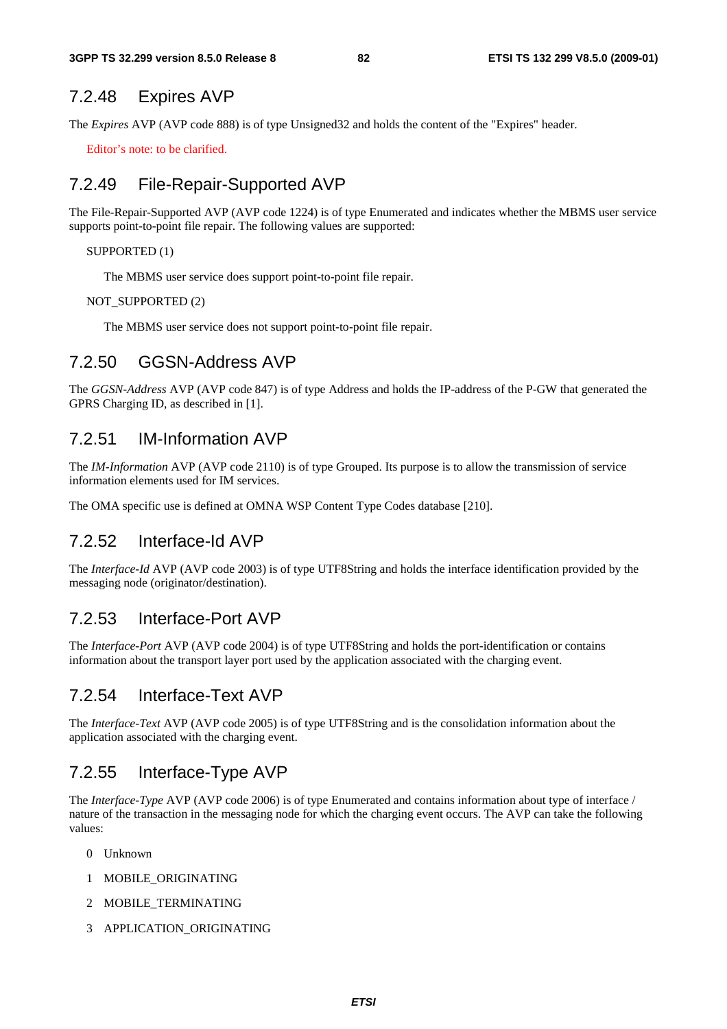### 7.2.48 Expires AVP

The *Expires* AVP (AVP code 888) is of type Unsigned32 and holds the content of the "Expires" header.

Editor's note: to be clarified.

### 7.2.49 File-Repair-Supported AVP

The File-Repair-Supported AVP (AVP code 1224) is of type Enumerated and indicates whether the MBMS user service supports point-to-point file repair. The following values are supported:

SUPPORTED (1)

The MBMS user service does support point-to-point file repair.

NOT_SUPPORTED (2)

The MBMS user service does not support point-to-point file repair.

### 7.2.50 GGSN-Address AVP

The *GGSN-Address* AVP (AVP code 847) is of type Address and holds the IP-address of the P-GW that generated the GPRS Charging ID, as described in [1].

### 7.2.51 IM-Information AVP

The *IM-Information* AVP (AVP code 2110) is of type Grouped. Its purpose is to allow the transmission of service information elements used for IM services.

The OMA specific use is defined at OMNA WSP Content Type Codes database [210].

### 7.2.52 Interface-Id AVP

The *Interface-Id* AVP (AVP code 2003) is of type UTF8String and holds the interface identification provided by the messaging node (originator/destination).

### 7.2.53 Interface-Port AVP

The *Interface-Port* AVP (AVP code 2004) is of type UTF8String and holds the port-identification or contains information about the transport layer port used by the application associated with the charging event.

### 7.2.54 Interface-Text AVP

The *Interface-Text* AVP (AVP code 2005) is of type UTF8String and is the consolidation information about the application associated with the charging event.

### 7.2.55 Interface-Type AVP

The *Interface-Type* AVP (AVP code 2006) is of type Enumerated and contains information about type of interface / nature of the transaction in the messaging node for which the charging event occurs. The AVP can take the following values:

0 Unknown

1 MOBILE_ORIGINATING

2 MOBILE_TERMINATING

3 APPLICATION_ORIGINATING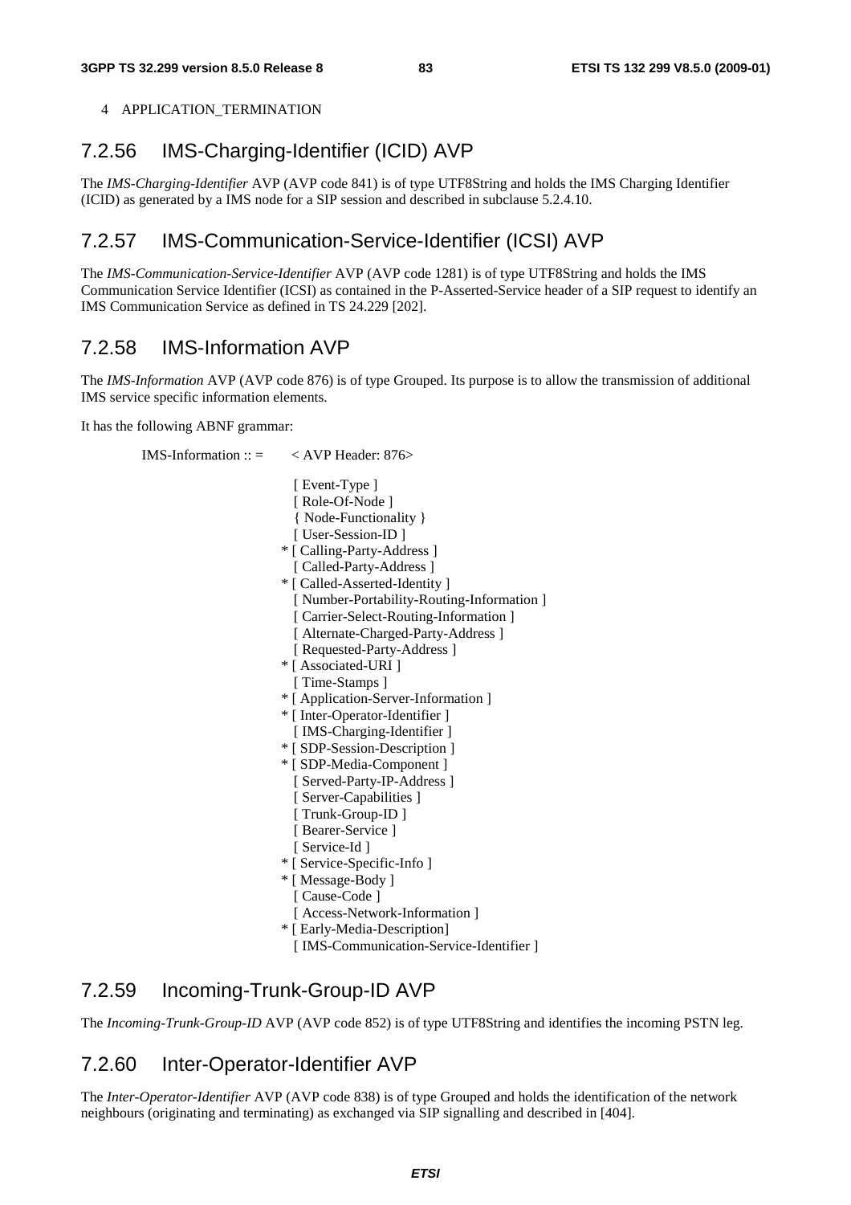4 APPLICATION_TERMINATION

### 7.2.56 IMS-Charging-Identifier (ICID) AVP

The *IMS-Charging-Identifier* AVP (AVP code 841) is of type UTF8String and holds the IMS Charging Identifier (ICID) as generated by a IMS node for a SIP session and described in subclause 5.2.4.10.

### 7.2.57 IMS-Communication-Service-Identifier (ICSI) AVP

The *IMS-Communication-Service-Identifier* AVP (AVP code 1281) is of type UTF8String and holds the IMS Communication Service Identifier (ICSI) as contained in the P-Asserted-Service header of a SIP request to identify an IMS Communication Service as defined in TS 24.229 [202].

### 7.2.58 IMS-Information AVP

The *IMS-Information* AVP (AVP code 876) is of type Grouped. Its purpose is to allow the transmission of additional IMS service specific information elements.

It has the following ABNF grammar:

```
IMS-Information :: =    < AVP Header: 876>

                          [ Event-Type ]
                          [ Role-Of-Node ]
                          { Node-Functionality }
                          [ User-Session-ID ]
                        * [ Calling-Party-Address ]
                          [ Called-Party-Address ]
                        * [ Called-Asserted-Identity ]
                          [ Number-Portability-Routing-Information ]
                          [ Carrier-Select-Routing-Information ]
                          [ Alternate-Charged-Party-Address ]
                          [ Requested-Party-Address ]
                        * [ Associated-URI ]
                          [ Time-Stamps ]
                        * [ Application-Server-Information ]
                        * [ Inter-Operator-Identifier ]
                          [ IMS-Charging-Identifier ]
                        * [ SDP-Session-Description ]
                        * [ SDP-Media-Component ]
                          [ Served-Party-IP-Address ]
                          [ Server-Capabilities ]
                          [ Trunk-Group-ID ]
                          [ Bearer-Service ]
                          [ Service-Id ]
                        * [ Service-Specific-Info ]
                        * [ Message-Body ]
                          [ Cause-Code ]
                          [ Access-Network-Information ]
                        * [ Early-Media-Description]
                          [ IMS-Communication-Service-Identifier ]
```

### 7.2.59 Incoming-Trunk-Group-ID AVP

The *Incoming-Trunk-Group-ID* AVP (AVP code 852) is of type UTF8String and identifies the incoming PSTN leg.

### 7.2.60 Inter-Operator-Identifier AVP

The *Inter-Operator-Identifier* AVP (AVP code 838) is of type Grouped and holds the identification of the network neighbours (originating and terminating) as exchanged via SIP signalling and described in [404].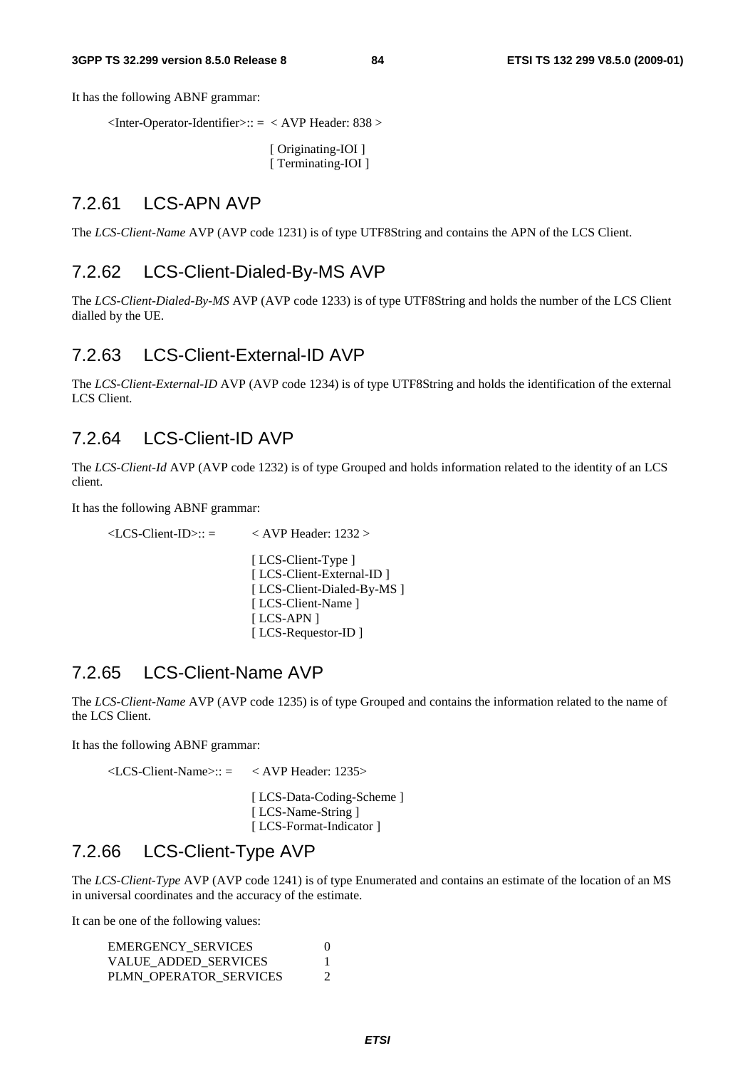It has the following ABNF grammar:

```
<Inter-Operator-Identifier>:: =  < AVP Header: 838 >

                                 [ Originating-IOI ]
                                 [ Terminating-IOI ]
```

## 7.2.61 LCS-APN AVP

The *LCS-Client-Name* AVP (AVP code 1231) is of type UTF8String and contains the APN of the LCS Client.

## 7.2.62 LCS-Client-Dialed-By-MS AVP

The *LCS-Client-Dialed-By-MS* AVP (AVP code 1233) is of type UTF8String and holds the number of the LCS Client dialled by the UE.

## 7.2.63 LCS-Client-External-ID AVP

The *LCS-Client-External-ID* AVP (AVP code 1234) is of type UTF8String and holds the identification of the external LCS Client.

## 7.2.64 LCS-Client-ID AVP

The *LCS-Client-Id* AVP (AVP code 1232) is of type Grouped and holds information related to the identity of an LCS client.

It has the following ABNF grammar:

```
<LCS-Client-ID>:: =        < AVP Header: 1232 >

                           [ LCS-Client-Type ]
                           [ LCS-Client-External-ID ]
                           [ LCS-Client-Dialed-By-MS ]
                           [ LCS-Client-Name ]
                           [ LCS-APN ]
                           [ LCS-Requestor-ID ]
```

## 7.2.65 LCS-Client-Name AVP

The *LCS-Client-Name* AVP (AVP code 1235) is of type Grouped and contains the information related to the name of the LCS Client.

It has the following ABNF grammar:

```
<LCS-Client-Name>:: =      < AVP Header: 1235>

                           [ LCS-Data-Coding-Scheme ]
                           [ LCS-Name-String ]
                           [ LCS-Format-Indicator ]
```

## 7.2.66 LCS-Client-Type AVP

The *LCS-Client-Type* AVP (AVP code 1241) is of type Enumerated and contains an estimate of the location of an MS in universal coordinates and the accuracy of the estimate.

It can be one of the following values:

```
EMERGENCY_SERVICES          0
VALUE_ADDED_SERVICES        1
PLMN_OPERATOR_SERVICES      2
```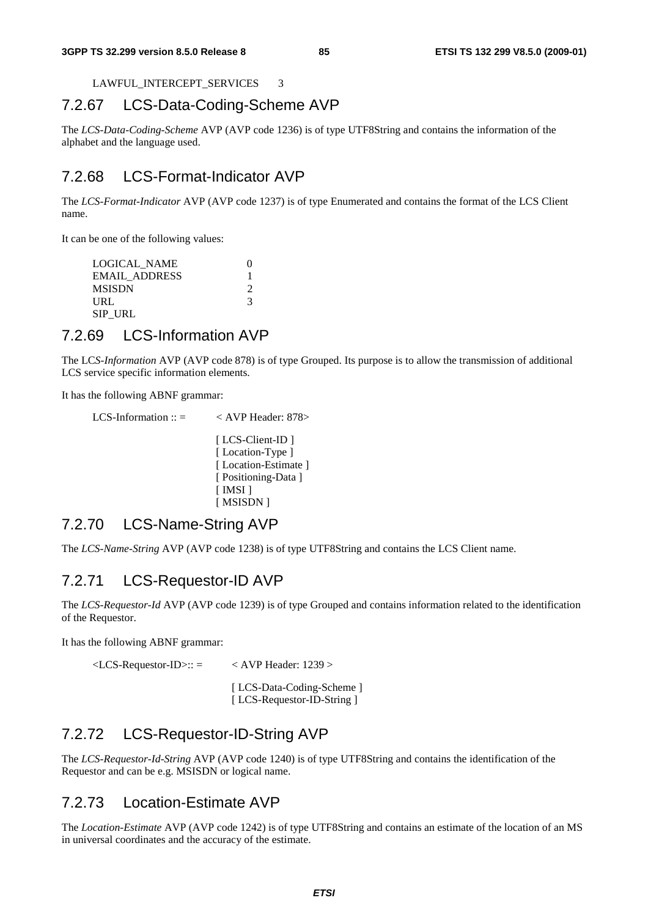LAWFUL_INTERCEPT_SERVICES 3

## 7.2.67 LCS-Data-Coding-Scheme AVP

The *LCS-Data-Coding-Scheme* AVP (AVP code 1236) is of type UTF8String and contains the information of the alphabet and the language used.

## 7.2.68 LCS-Format-Indicator AVP

The *LCS-Format-Indicator* AVP (AVP code 1237) is of type Enumerated and contains the format of the LCS Client name.

It can be one of the following values:

```
LOGICAL_NAME      0
EMAIL_ADDRESS     1
MSISDN            2
URL               3
SIP_URL
```

## 7.2.69 LCS-Information AVP

The L*CS-Information* AVP (AVP code 878) is of type Grouped. Its purpose is to allow the transmission of additional LCS service specific information elements.

It has the following ABNF grammar:

```
LCS-Information :: =      < AVP Header: 878>

                          [ LCS-Client-ID ]
                          [ Location-Type ]
                          [ Location-Estimate ]
                          [ Positioning-Data ]
                          [ IMSI ]
                          [ MSISDN ]
```

## 7.2.70 LCS-Name-String AVP

The *LCS-Name-String* AVP (AVP code 1238) is of type UTF8String and contains the LCS Client name.

## 7.2.71 LCS-Requestor-ID AVP

The *LCS-Requestor-Id* AVP (AVP code 1239) is of type Grouped and contains information related to the identification of the Requestor.

It has the following ABNF grammar:

```
<LCS-Requestor-ID>:: =    < AVP Header: 1239 >

                          [ LCS-Data-Coding-Scheme ]
                          [ LCS-Requestor-ID-String ]
```

## 7.2.72 LCS-Requestor-ID-String AVP

The *LCS-Requestor-Id-String* AVP (AVP code 1240) is of type UTF8String and contains the identification of the Requestor and can be e.g. MSISDN or logical name.

## 7.2.73 Location-Estimate AVP

The *Location-Estimate* AVP (AVP code 1242) is of type UTF8String and contains an estimate of the location of an MS in universal coordinates and the accuracy of the estimate.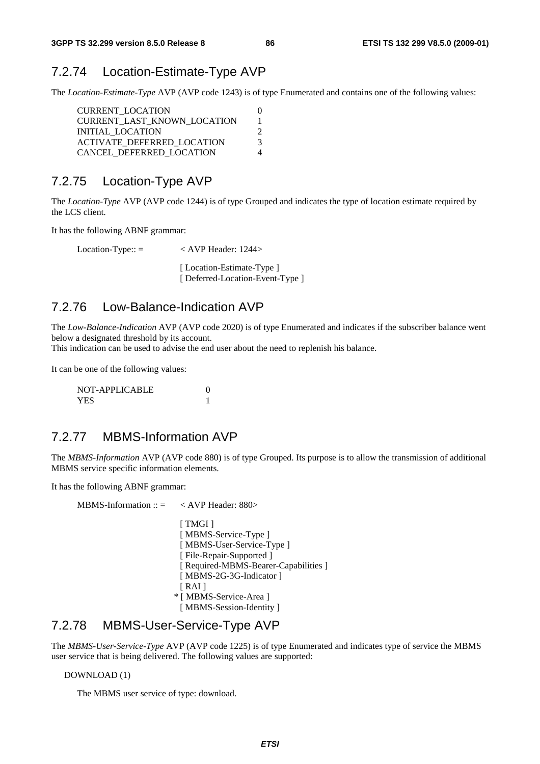### 7.2.74 Location-Estimate-Type AVP

The *Location-Estimate-Type* AVP (AVP code 1243) is of type Enumerated and contains one of the following values:

```
CURRENT_LOCATION                 0
CURRENT_LAST_KNOWN_LOCATION      1
INITIAL_LOCATION                 2
ACTIVATE_DEFERRED_LOCATION       3
CANCEL_DEFERRED_LOCATION         4
```

### 7.2.75 Location-Type AVP

The *Location-Type* AVP (AVP code 1244) is of type Grouped and indicates the type of location estimate required by the LCS client.

It has the following ABNF grammar:

```
Location-Type:: =        < AVP Header: 1244>

                         [ Location-Estimate-Type ]
                         [ Deferred-Location-Event-Type ]
```

### 7.2.76 Low-Balance-Indication AVP

The *Low-Balance-Indication* AVP (AVP code 2020) is of type Enumerated and indicates if the subscriber balance went below a designated threshold by its account.
This indication can be used to advise the end user about the need to replenish his balance.

It can be one of the following values:

```
NOT-APPLICABLE      0
YES                 1
```

### 7.2.77 MBMS-Information AVP

The *MBMS-Information* AVP (AVP code 880) is of type Grouped. Its purpose is to allow the transmission of additional MBMS service specific information elements.

It has the following ABNF grammar:

```
MBMS-Information :: =    < AVP Header: 880>

                         [ TMGI ]
                         [ MBMS-Service-Type ]
                         [ MBMS-User-Service-Type ]
                         [ File-Repair-Supported ]
                         [ Required-MBMS-Bearer-Capabilities ]
                         [ MBMS-2G-3G-Indicator ]
                         [ RAI ]
                       * [ MBMS-Service-Area ]
                         [ MBMS-Session-Identity ]
```

### 7.2.78 MBMS-User-Service-Type AVP

The *MBMS-User-Service-Type* AVP (AVP code 1225) is of type Enumerated and indicates type of service the MBMS user service that is being delivered. The following values are supported:

DOWNLOAD (1)

The MBMS user service of type: download.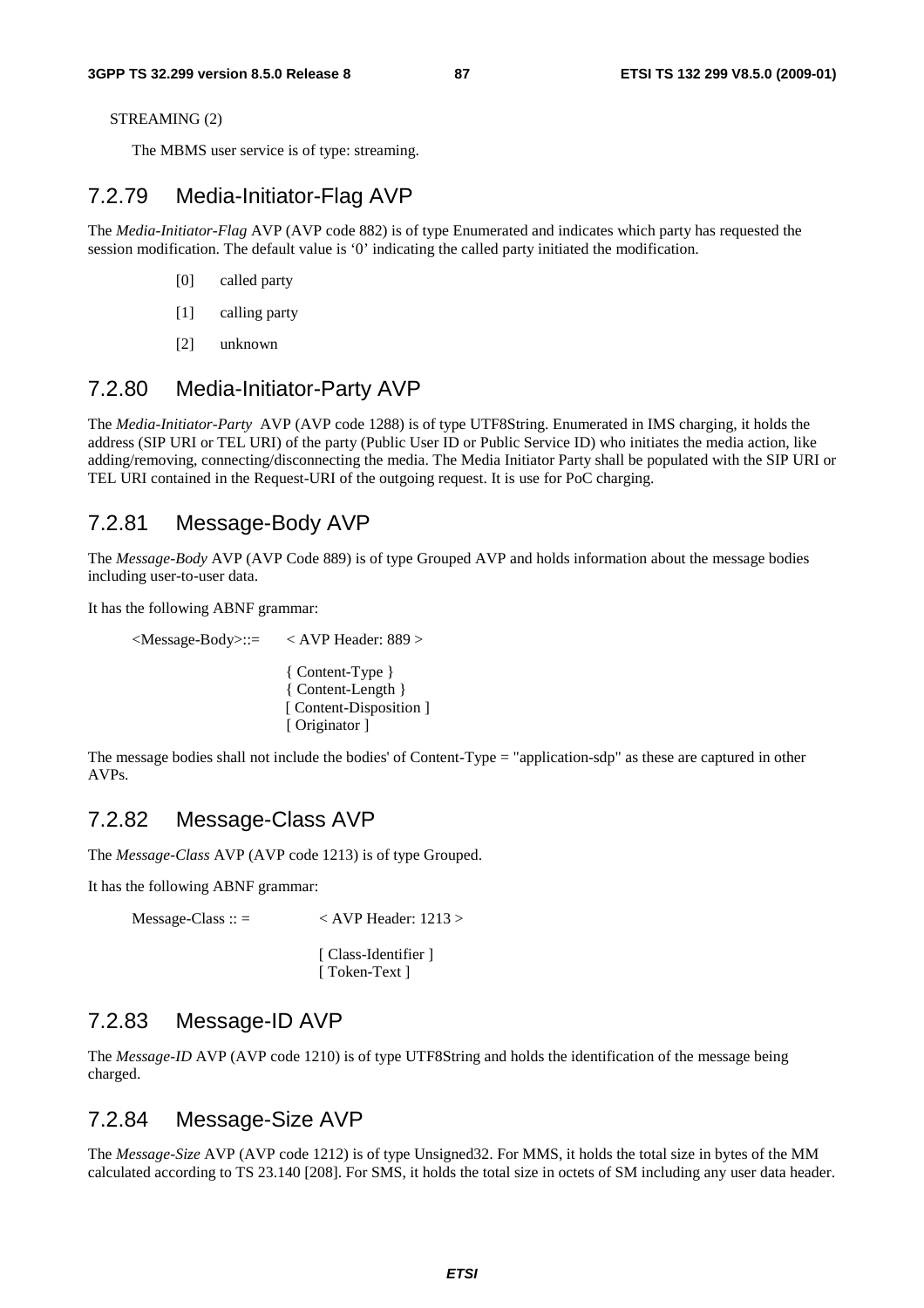STREAMING (2)

The MBMS user service is of type: streaming.

### 7.2.79 Media-Initiator-Flag AVP

The *Media-Initiator-Flag* AVP (AVP code 882) is of type Enumerated and indicates which party has requested the session modification. The default value is '0' indicating the called party initiated the modification.

[0] called party

[1] calling party

[2] unknown

### 7.2.80 Media-Initiator-Party AVP

The *Media-Initiator-Party* AVP (AVP code 1288) is of type UTF8String. Enumerated in IMS charging, it holds the address (SIP URI or TEL URI) of the party (Public User ID or Public Service ID) who initiates the media action, like adding/removing, connecting/disconnecting the media. The Media Initiator Party shall be populated with the SIP URI or TEL URI contained in the Request-URI of the outgoing request. It is use for PoC charging.

### 7.2.81 Message-Body AVP

The *Message-Body* AVP (AVP Code 889) is of type Grouped AVP and holds information about the message bodies including user-to-user data.

It has the following ABNF grammar:

```
<Message-Body>::=    < AVP Header: 889 >

                     { Content-Type }
                     { Content-Length }
                     [ Content-Disposition ]
                     [ Originator ]
```

The message bodies shall not include the bodies' of Content-Type = "application-sdp" as these are captured in other AVPs.

### 7.2.82 Message-Class AVP

The *Message-Class* AVP (AVP code 1213) is of type Grouped.

It has the following ABNF grammar:

```
Message-Class :: =       < AVP Header: 1213 >

                         [ Class-Identifier ]
                         [ Token-Text ]
```

### 7.2.83 Message-ID AVP

The *Message-ID* AVP (AVP code 1210) is of type UTF8String and holds the identification of the message being charged.

### 7.2.84 Message-Size AVP

The *Message-Size* AVP (AVP code 1212) is of type Unsigned32. For MMS, it holds the total size in bytes of the MM calculated according to TS 23.140 [208]. For SMS, it holds the total size in octets of SM including any user data header.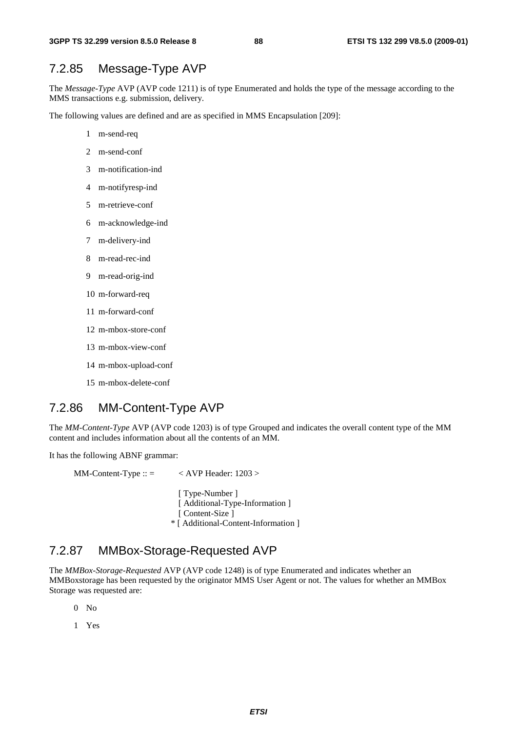### 7.2.85 Message-Type AVP

The *Message-Type* AVP (AVP code 1211) is of type Enumerated and holds the type of the message according to the MMS transactions e.g. submission, delivery.

The following values are defined and are as specified in MMS Encapsulation [209]:

1 m-send-req

2 m-send-conf

3 m-notification-ind

4 m-notifyresp-ind

5 m-retrieve-conf

6 m-acknowledge-ind

7 m-delivery-ind

8 m-read-rec-ind

9 m-read-orig-ind

10 m-forward-req

11 m-forward-conf

12 m-mbox-store-conf

13 m-mbox-view-conf

14 m-mbox-upload-conf

15 m-mbox-delete-conf

### 7.2.86 MM-Content-Type AVP

The *MM-Content-Type* AVP (AVP code 1203) is of type Grouped and indicates the overall content type of the MM content and includes information about all the contents of an MM.

It has the following ABNF grammar:

```
MM-Content-Type :: =        < AVP Header: 1203 >

                             [ Type-Number ]
                             [ Additional-Type-Information ]
                             [ Content-Size ]
                           * [ Additional-Content-Information ]
```

### 7.2.87 MMBox-Storage-Requested AVP

The *MMBox-Storage-Requested* AVP (AVP code 1248) is of type Enumerated and indicates whether an MMBoxstorage has been requested by the originator MMS User Agent or not. The values for whether an MMBox Storage was requested are:

0 No

1 Yes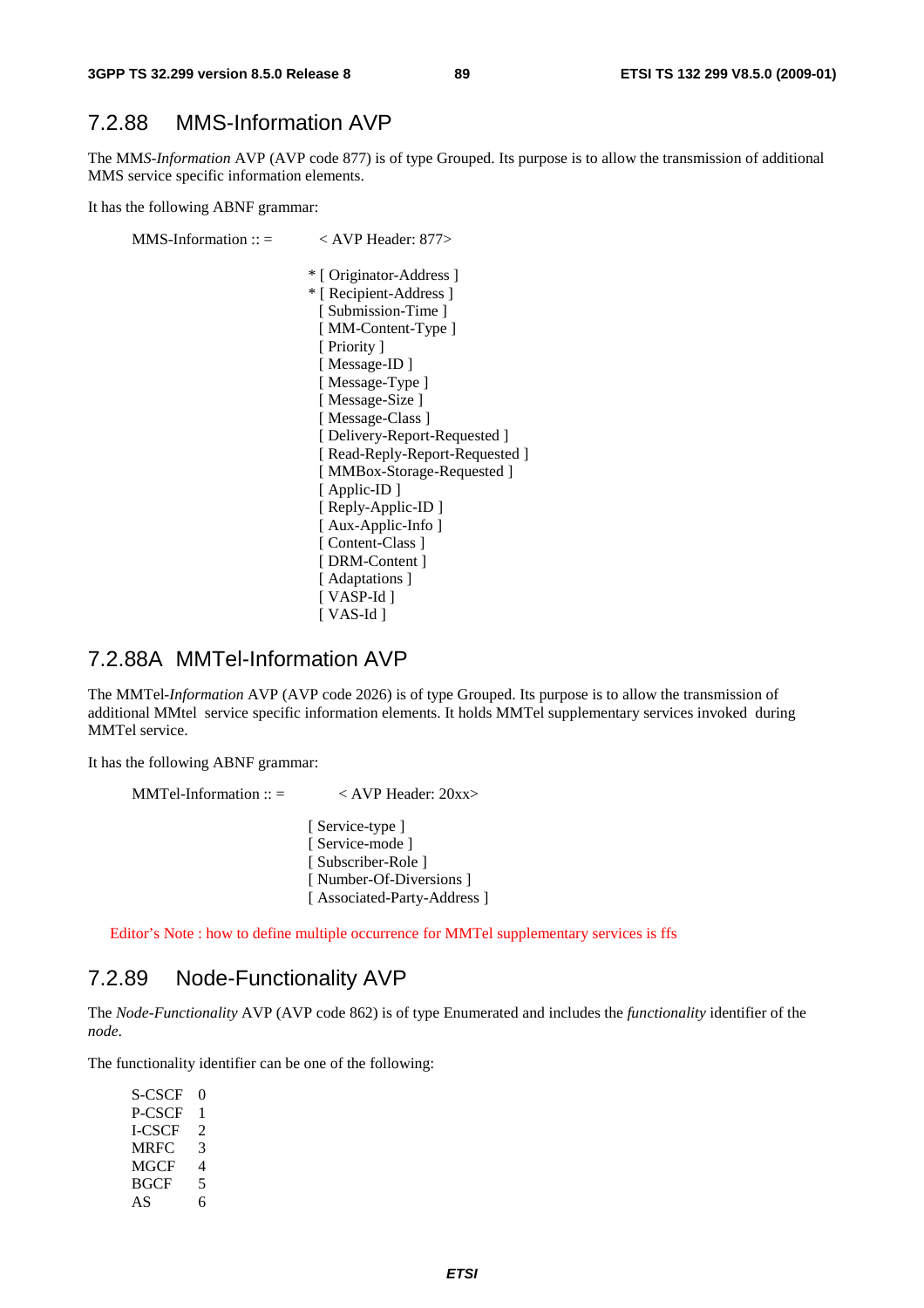## 7.2.88 MMS-Information AVP

The MM*S-Information* AVP (AVP code 877) is of type Grouped. Its purpose is to allow the transmission of additional MMS service specific information elements.

It has the following ABNF grammar:

```
MMS-Information :: =        < AVP Header: 877>

                          * [ Originator-Address ]
                          * [ Recipient-Address ]
                            [ Submission-Time ]
                            [ MM-Content-Type ]
                            [ Priority ]
                            [ Message-ID ]
                            [ Message-Type ]
                            [ Message-Size ]
                            [ Message-Class ]
                            [ Delivery-Report-Requested ]
                            [ Read-Reply-Report-Requested ]
                            [ MMBox-Storage-Requested ]
                            [ Applic-ID ]
                            [ Reply-Applic-ID ]
                            [ Aux-Applic-Info ]
                            [ Content-Class ]
                            [ DRM-Content ]
                            [ Adaptations ]
                            [ VASP-Id ]
                            [ VAS-Id ]
```

## 7.2.88A MMTel-Information AVP

The MMTel-*Information* AVP (AVP code 2026) is of type Grouped. Its purpose is to allow the transmission of additional MMtel service specific information elements. It holds MMTel supplementary services invoked during MMTel service.

It has the following ABNF grammar:

```
MMTel-Information :: =        < AVP Header: 20xx>

                            [ Service-type ]
                            [ Service-mode ]
                            [ Subscriber-Role ]
                            [ Number-Of-Diversions ]
                            [ Associated-Party-Address ]
```

Editor's Note : how to define multiple occurrence for MMTel supplementary services is ffs

## 7.2.89 Node-Functionality AVP

The *Node-Functionality* AVP (AVP code 862) is of type Enumerated and includes the *functionality* identifier of the *node*.

The functionality identifier can be one of the following:

| | |
|---|---|
| S-CSCF | 0 |
| P-CSCF | 1 |
| I-CSCF | 2 |
| MRFC | 3 |
| MGCF | 4 |
| BGCF | 5 |
| AS | 6 |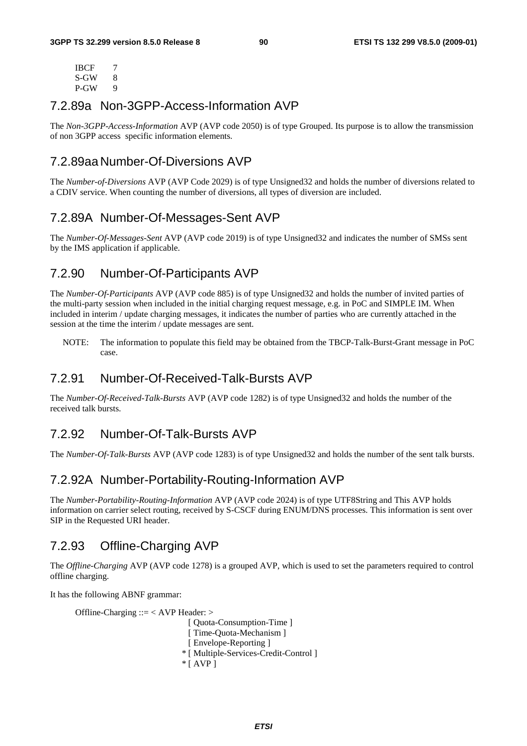IBCF 7
S-GW 8
P-GW 9

### 7.2.89a Non-3GPP-Access-Information AVP

The *Non-3GPP-Access-Information* AVP (AVP code 2050) is of type Grouped. Its purpose is to allow the transmission of non 3GPP access specific information elements.

### 7.2.89aa Number-Of-Diversions AVP

The *Number-of-Diversions* AVP (AVP Code 2029) is of type Unsigned32 and holds the number of diversions related to a CDIV service. When counting the number of diversions, all types of diversion are included.

### 7.2.89A Number-Of-Messages-Sent AVP

The *Number-Of-Messages-Sent* AVP (AVP code 2019) is of type Unsigned32 and indicates the number of SMSs sent by the IMS application if applicable.

### 7.2.90 Number-Of-Participants AVP

The *Number-Of-Participants* AVP (AVP code 885) is of type Unsigned32 and holds the number of invited parties of the multi-party session when included in the initial charging request message, e.g. in PoC and SIMPLE IM. When included in interim / update charging messages, it indicates the number of parties who are currently attached in the session at the time the interim / update messages are sent.

NOTE: The information to populate this field may be obtained from the TBCP-Talk-Burst-Grant message in PoC case.

### 7.2.91 Number-Of-Received-Talk-Bursts AVP

The *Number-Of-Received-Talk-Bursts* AVP (AVP code 1282) is of type Unsigned32 and holds the number of the received talk bursts.

### 7.2.92 Number-Of-Talk-Bursts AVP

The *Number-Of-Talk-Bursts* AVP (AVP code 1283) is of type Unsigned32 and holds the number of the sent talk bursts.

### 7.2.92A Number-Portability-Routing-Information AVP

The *Number-Portability-Routing-Information* AVP (AVP code 2024) is of type UTF8String and This AVP holds information on carrier select routing, received by S-CSCF during ENUM/DNS processes. This information is sent over SIP in the Requested URI header.

### 7.2.93 Offline-Charging AVP

The *Offline-Charging* AVP (AVP code 1278) is a grouped AVP, which is used to set the parameters required to control offline charging.

It has the following ABNF grammar:

```
Offline-Charging ::= < AVP Header: >
                       [ Quota-Consumption-Time ]
                       [ Time-Quota-Mechanism ]
                       [ Envelope-Reporting ]
                     * [ Multiple-Services-Credit-Control ]
                     * [ AVP ]
```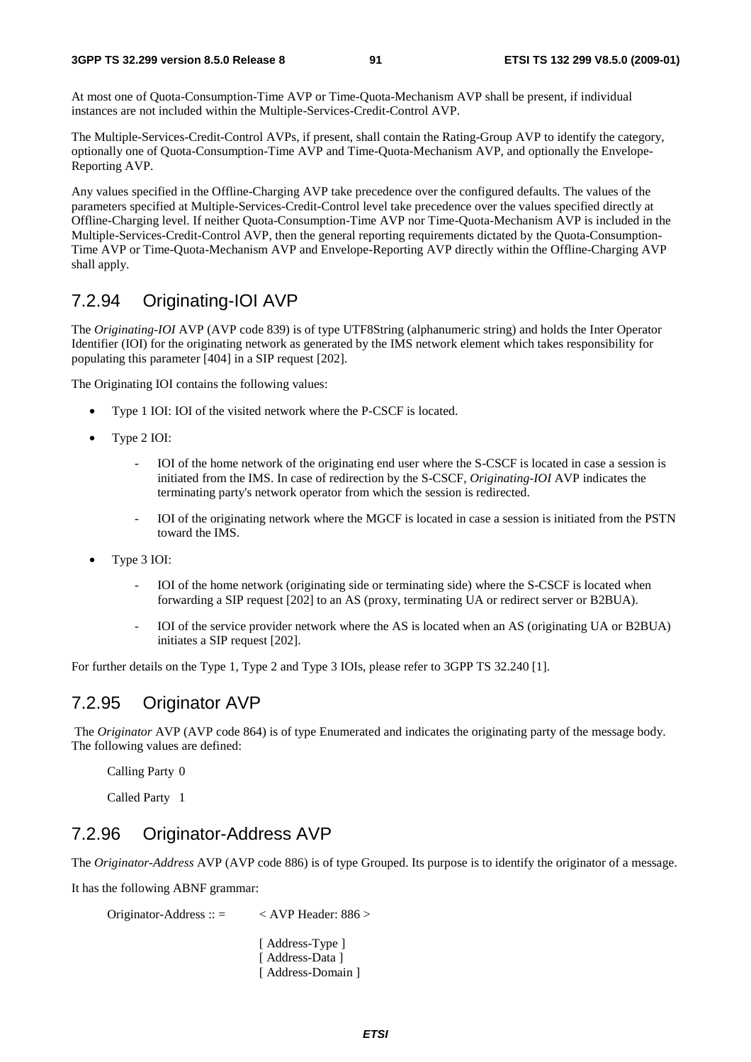At most one of Quota-Consumption-Time AVP or Time-Quota-Mechanism AVP shall be present, if individual instances are not included within the Multiple-Services-Credit-Control AVP.

The Multiple-Services-Credit-Control AVPs, if present, shall contain the Rating-Group AVP to identify the category, optionally one of Quota-Consumption-Time AVP and Time-Quota-Mechanism AVP, and optionally the Envelope-Reporting AVP.

Any values specified in the Offline-Charging AVP take precedence over the configured defaults. The values of the parameters specified at Multiple-Services-Credit-Control level take precedence over the values specified directly at Offline-Charging level. If neither Quota-Consumption-Time AVP nor Time-Quota-Mechanism AVP is included in the Multiple-Services-Credit-Control AVP, then the general reporting requirements dictated by the Quota-Consumption-Time AVP or Time-Quota-Mechanism AVP and Envelope-Reporting AVP directly within the Offline-Charging AVP shall apply.

## 7.2.94 Originating-IOI AVP

The *Originating-IOI* AVP (AVP code 839) is of type UTF8String (alphanumeric string) and holds the Inter Operator Identifier (IOI) for the originating network as generated by the IMS network element which takes responsibility for populating this parameter [404] in a SIP request [202].

The Originating IOI contains the following values:

- Type 1 IOI: IOI of the visited network where the P-CSCF is located.
- Type 2 IOI:
  - IOI of the home network of the originating end user where the S-CSCF is located in case a session is initiated from the IMS. In case of redirection by the S-CSCF, *Originating-IOI* AVP indicates the terminating party's network operator from which the session is redirected.
  - IOI of the originating network where the MGCF is located in case a session is initiated from the PSTN toward the IMS.
- Type 3 IOI:
  - IOI of the home network (originating side or terminating side) where the S-CSCF is located when forwarding a SIP request [202] to an AS (proxy, terminating UA or redirect server or B2BUA).
  - IOI of the service provider network where the AS is located when an AS (originating UA or B2BUA) initiates a SIP request [202].

For further details on the Type 1, Type 2 and Type 3 IOIs, please refer to 3GPP TS 32.240 [1].

## 7.2.95 Originator AVP

The *Originator* AVP (AVP code 864) is of type Enumerated and indicates the originating party of the message body. The following values are defined:

Calling Party 0

Called Party 1

## 7.2.96 Originator-Address AVP

The *Originator-Address* AVP (AVP code 886) is of type Grouped. Its purpose is to identify the originator of a message.

It has the following ABNF grammar:

```
Originator-Address :: =     < AVP Header: 886 >

                            [ Address-Type ]
                            [ Address-Data ]
                            [ Address-Domain ]
```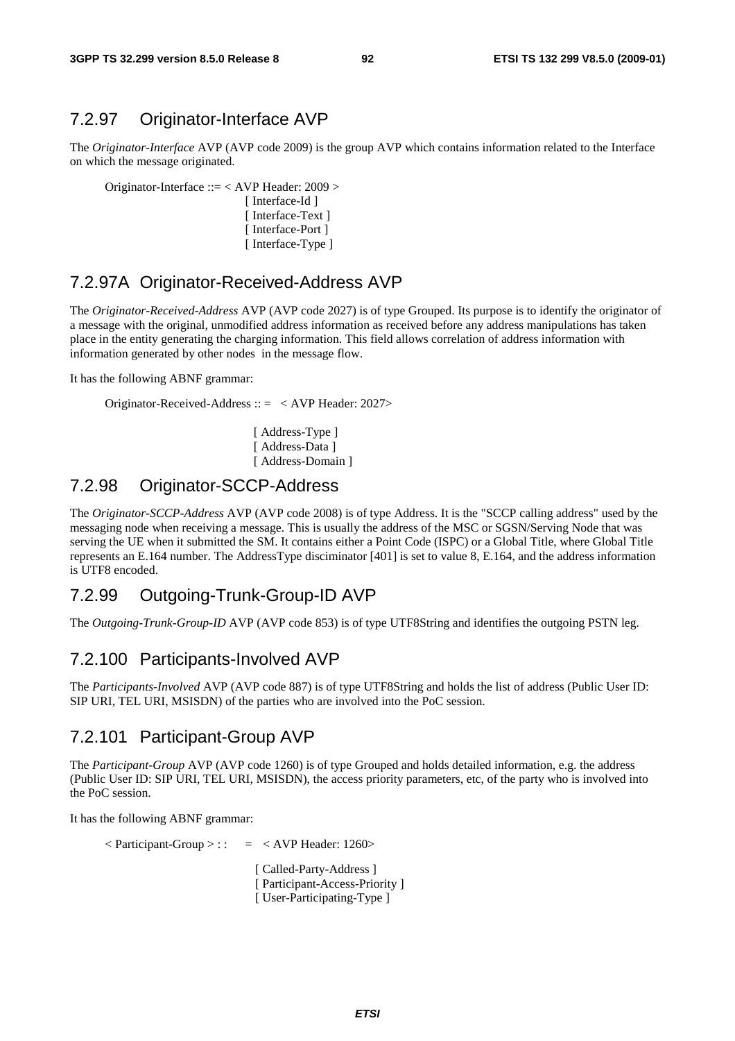### 7.2.97 Originator-Interface AVP

The *Originator-Interface* AVP (AVP code 2009) is the group AVP which contains information related to the Interface on which the message originated.

```
Originator-Interface ::= < AVP Header: 2009 >
                         [ Interface-Id ]
                         [ Interface-Text ]
                         [ Interface-Port ]
                         [ Interface-Type ]
```

### 7.2.97A Originator-Received-Address AVP

The *Originator-Received-Address* AVP (AVP code 2027) is of type Grouped. Its purpose is to identify the originator of a message with the original, unmodified address information as received before any address manipulations has taken place in the entity generating the charging information. This field allows correlation of address information with information generated by other nodes in the message flow.

It has the following ABNF grammar:

```
Originator-Received-Address :: =   < AVP Header: 2027>

                                   [ Address-Type ]
                                   [ Address-Data ]
                                   [ Address-Domain ]
```

### 7.2.98 Originator-SCCP-Address

The *Originator-SCCP-Address* AVP (AVP code 2008) is of type Address. It is the "SCCP calling address" used by the messaging node when receiving a message. This is usually the address of the MSC or SGSN/Serving Node that was serving the UE when it submitted the SM. It contains either a Point Code (ISPC) or a Global Title, where Global Title represents an E.164 number. The AddressType disciminator [401] is set to value 8, E.164, and the address information is UTF8 encoded.

### 7.2.99 Outgoing-Trunk-Group-ID AVP

The *Outgoing-Trunk-Group-ID* AVP (AVP code 853) is of type UTF8String and identifies the outgoing PSTN leg.

### 7.2.100 Participants-Involved AVP

The *Participants-Involved* AVP (AVP code 887) is of type UTF8String and holds the list of address (Public User ID: SIP URI, TEL URI, MSISDN) of the parties who are involved into the PoC session.

### 7.2.101 Participant-Group AVP

The *Participant-Group* AVP (AVP code 1260) is of type Grouped and holds detailed information, e.g. the address (Public User ID: SIP URI, TEL URI, MSISDN), the access priority parameters, etc, of the party who is involved into the PoC session.

It has the following ABNF grammar:

```
< Participant-Group > : :    =   < AVP Header: 1260>

                                 [ Called-Party-Address ]
                                 [ Participant-Access-Priority ]
                                 [ User-Participating-Type ]
```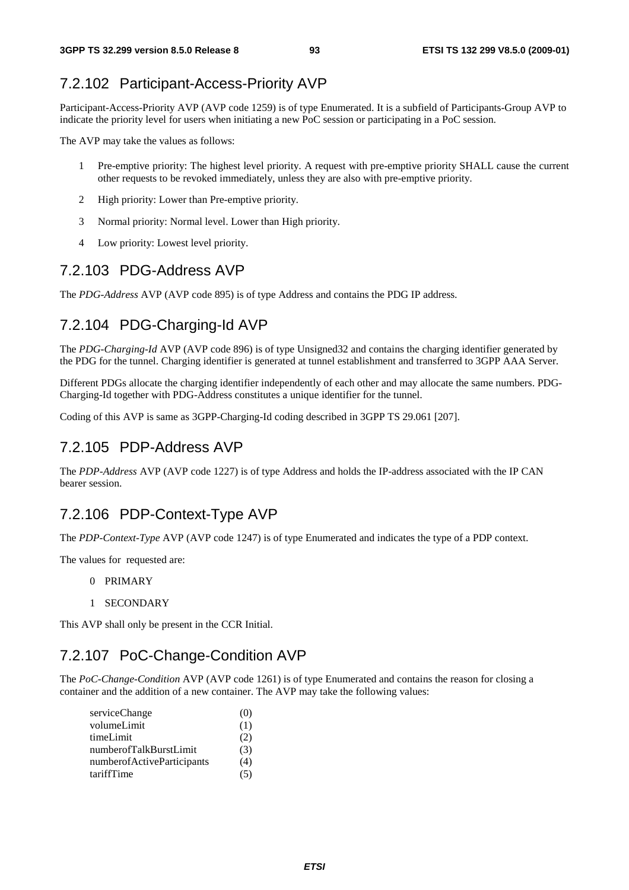### 7.2.102 Participant-Access-Priority AVP

Participant-Access-Priority AVP (AVP code 1259) is of type Enumerated. It is a subfield of Participants-Group AVP to indicate the priority level for users when initiating a new PoC session or participating in a PoC session.

The AVP may take the values as follows:

1 Pre-emptive priority: The highest level priority. A request with pre-emptive priority SHALL cause the current other requests to be revoked immediately, unless they are also with pre-emptive priority.

2 High priority: Lower than Pre-emptive priority.

3 Normal priority: Normal level. Lower than High priority.

4 Low priority: Lowest level priority.

### 7.2.103 PDG-Address AVP

The *PDG-Address* AVP (AVP code 895) is of type Address and contains the PDG IP address.

### 7.2.104 PDG-Charging-Id AVP

The *PDG-Charging-Id* AVP (AVP code 896) is of type Unsigned32 and contains the charging identifier generated by the PDG for the tunnel. Charging identifier is generated at tunnel establishment and transferred to 3GPP AAA Server.

Different PDGs allocate the charging identifier independently of each other and may allocate the same numbers. PDG-Charging-Id together with PDG-Address constitutes a unique identifier for the tunnel.

Coding of this AVP is same as 3GPP-Charging-Id coding described in 3GPP TS 29.061 [207].

### 7.2.105 PDP-Address AVP

The *PDP-Address* AVP (AVP code 1227) is of type Address and holds the IP-address associated with the IP CAN bearer session.

### 7.2.106 PDP-Context-Type AVP

The *PDP-Context-Type* AVP (AVP code 1247) is of type Enumerated and indicates the type of a PDP context.

The values for requested are:

0 PRIMARY

1 SECONDARY

This AVP shall only be present in the CCR Initial.

### 7.2.107 PoC-Change-Condition AVP

The *PoC-Change-Condition* AVP (AVP code 1261) is of type Enumerated and contains the reason for closing a container and the addition of a new container. The AVP may take the following values:

| | |
|---|---|
| serviceChange | (0) |
| volumeLimit | (1) |
| timeLimit | (2) |
| numberofTalkBurstLimit | (3) |
| numberofActiveParticipants | (4) |
| tariffTime | (5) |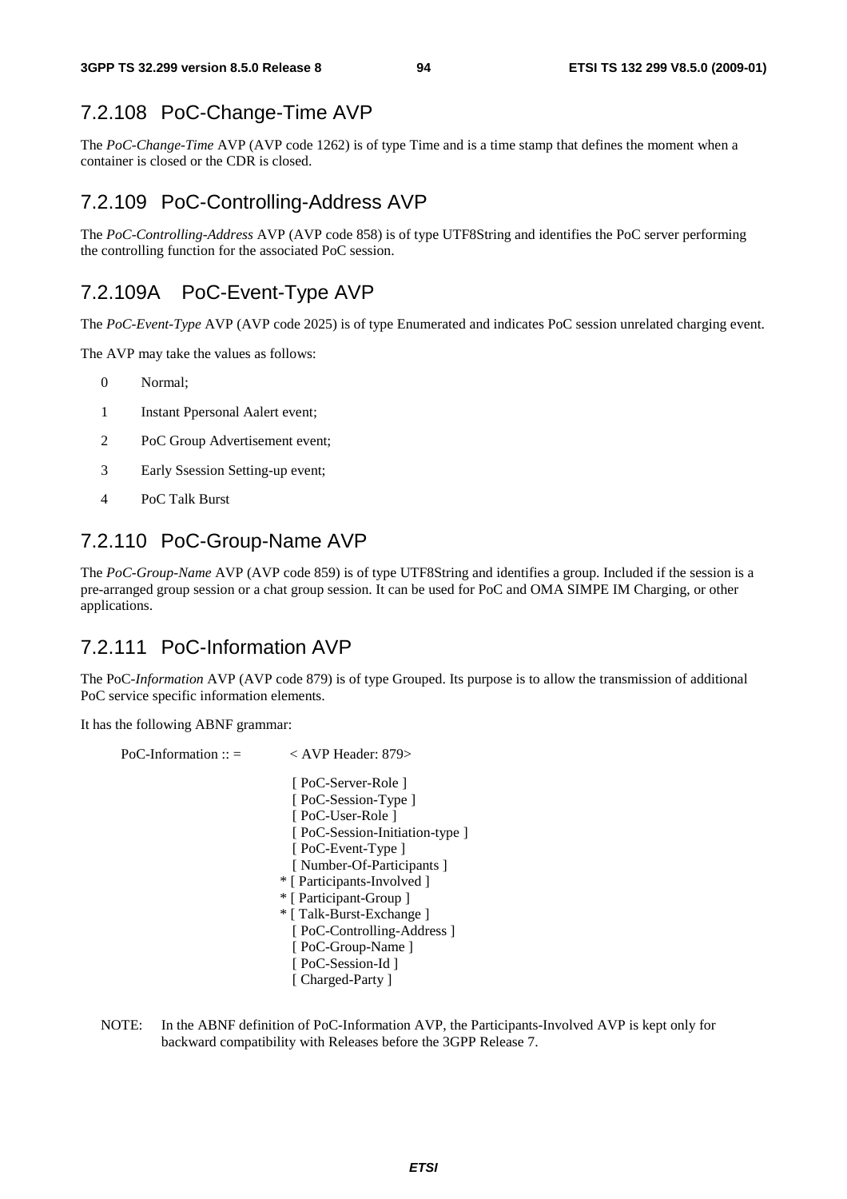## 7.2.108 PoC-Change-Time AVP

The *PoC-Change-Time* AVP (AVP code 1262) is of type Time and is a time stamp that defines the moment when a container is closed or the CDR is closed.

## 7.2.109 PoC-Controlling-Address AVP

The *PoC-Controlling-Address* AVP (AVP code 858) is of type UTF8String and identifies the PoC server performing the controlling function for the associated PoC session.

## 7.2.109A PoC-Event-Type AVP

The *PoC-Event-Type* AVP (AVP code 2025) is of type Enumerated and indicates PoC session unrelated charging event.

The AVP may take the values as follows:

0 Normal;

1 Instant Ppersonal Aalert event;

2 PoC Group Advertisement event;

3 Early Ssession Setting-up event;

4 PoC Talk Burst

## 7.2.110 PoC-Group-Name AVP

The *PoC-Group-Name* AVP (AVP code 859) is of type UTF8String and identifies a group. Included if the session is a pre-arranged group session or a chat group session. It can be used for PoC and OMA SIMPE IM Charging, or other applications.

## 7.2.111 PoC-Information AVP

The PoC-*Information* AVP (AVP code 879) is of type Grouped. Its purpose is to allow the transmission of additional PoC service specific information elements.

It has the following ABNF grammar:

```
PoC-Information :: =        < AVP Header: 879>

                              [ PoC-Server-Role ]
                              [ PoC-Session-Type ]
                              [ PoC-User-Role ]
                              [ PoC-Session-Initiation-type ]
                              [ PoC-Event-Type ]
                              [ Number-Of-Participants ]
                            * [ Participants-Involved ]
                            * [ Participant-Group ]
                            * [ Talk-Burst-Exchange ]
                              [ PoC-Controlling-Address ]
                              [ PoC-Group-Name ]
                              [ PoC-Session-Id ]
                              [ Charged-Party ]
```

NOTE: In the ABNF definition of PoC-Information AVP, the Participants-Involved AVP is kept only for backward compatibility with Releases before the 3GPP Release 7.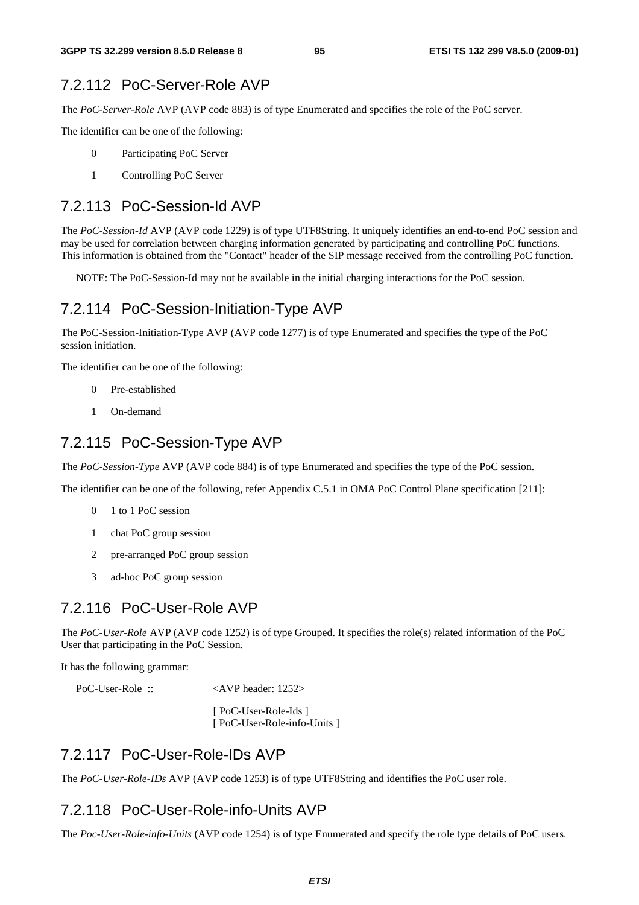### 7.2.112 PoC-Server-Role AVP

The *PoC-Server-Role* AVP (AVP code 883) is of type Enumerated and specifies the role of the PoC server.

The identifier can be one of the following:

0 Participating PoC Server

1 Controlling PoC Server

### 7.2.113 PoC-Session-Id AVP

The *PoC-Session-Id* AVP (AVP code 1229) is of type UTF8String. It uniquely identifies an end-to-end PoC session and may be used for correlation between charging information generated by participating and controlling PoC functions. This information is obtained from the "Contact" header of the SIP message received from the controlling PoC function.

NOTE: The PoC-Session-Id may not be available in the initial charging interactions for the PoC session.

### 7.2.114 PoC-Session-Initiation-Type AVP

The PoC-Session-Initiation-Type AVP (AVP code 1277) is of type Enumerated and specifies the type of the PoC session initiation.

The identifier can be one of the following:

0 Pre-established

1 On-demand

### 7.2.115 PoC-Session-Type AVP

The *PoC-Session-Type* AVP (AVP code 884) is of type Enumerated and specifies the type of the PoC session.

The identifier can be one of the following, refer Appendix C.5.1 in OMA PoC Control Plane specification [211]:

0 1 to 1 PoC session

1 chat PoC group session

2 pre-arranged PoC group session

3 ad-hoc PoC group session

### 7.2.116 PoC-User-Role AVP

The *PoC-User-Role* AVP (AVP code 1252) is of type Grouped. It specifies the role(s) related information of the PoC User that participating in the PoC Session.

It has the following grammar:

```
PoC-User-Role ::        <AVP header: 1252>

                        [ PoC-User-Role-Ids ]
                        [ PoC-User-Role-info-Units ]
```

### 7.2.117 PoC-User-Role-IDs AVP

The *PoC-User-Role-IDs* AVP (AVP code 1253) is of type UTF8String and identifies the PoC user role.

### 7.2.118 PoC-User-Role-info-Units AVP

The *Poc-User-Role-info-Units* (AVP code 1254) is of type Enumerated and specify the role type details of PoC users.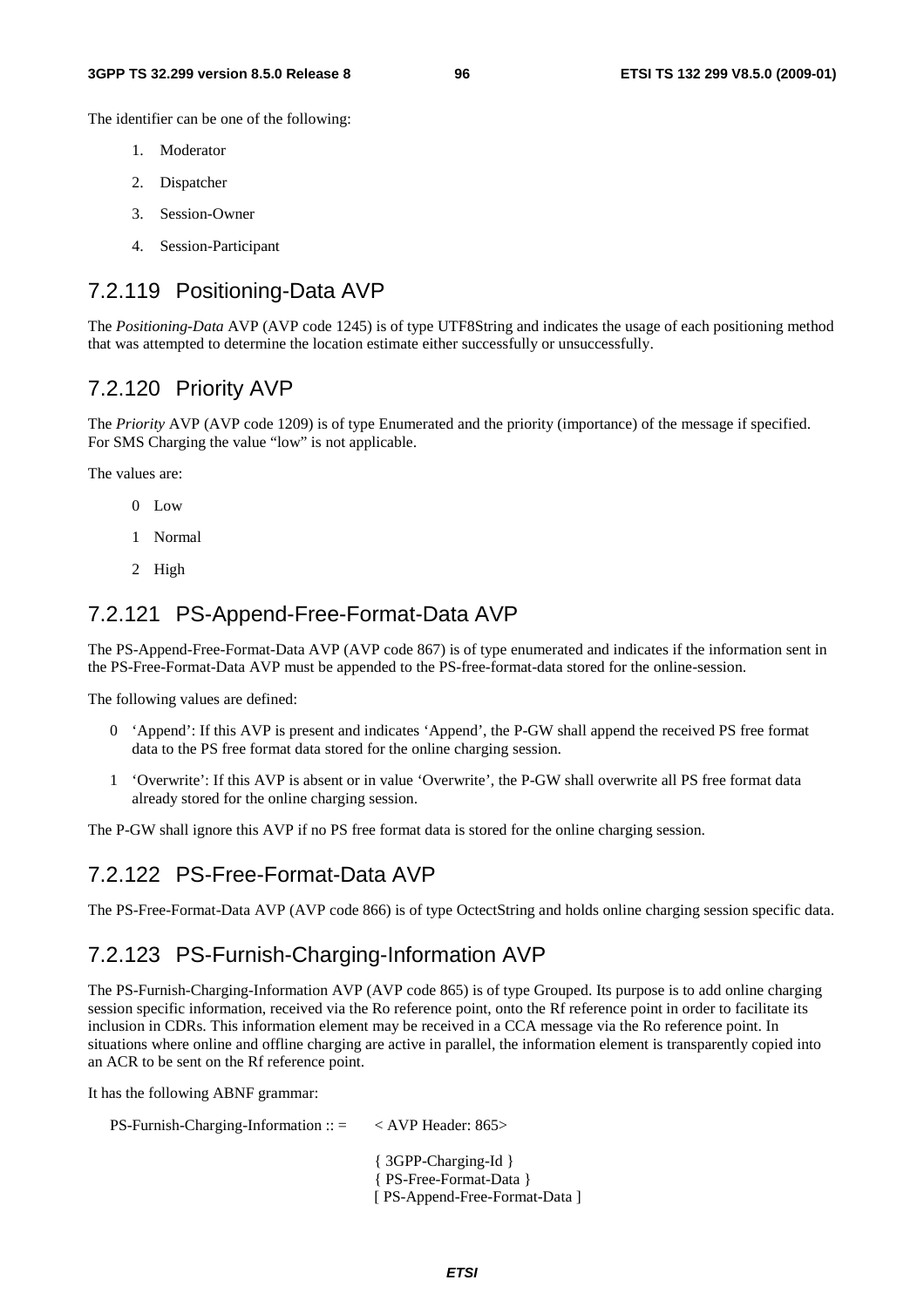The identifier can be one of the following:

1. Moderator
2. Dispatcher
3. Session-Owner
4. Session-Participant

## 7.2.119 Positioning-Data AVP

The *Positioning-Data* AVP (AVP code 1245) is of type UTF8String and indicates the usage of each positioning method that was attempted to determine the location estimate either successfully or unsuccessfully.

## 7.2.120 Priority AVP

The *Priority* AVP (AVP code 1209) is of type Enumerated and the priority (importance) of the message if specified. For SMS Charging the value "low" is not applicable.

The values are:

0 Low

1 Normal

2 High

## 7.2.121 PS-Append-Free-Format-Data AVP

The PS-Append-Free-Format-Data AVP (AVP code 867) is of type enumerated and indicates if the information sent in the PS-Free-Format-Data AVP must be appended to the PS-free-format-data stored for the online-session.

The following values are defined:

0 'Append': If this AVP is present and indicates 'Append', the P-GW shall append the received PS free format data to the PS free format data stored for the online charging session.

1 'Overwrite': If this AVP is absent or in value 'Overwrite', the P-GW shall overwrite all PS free format data already stored for the online charging session.

The P-GW shall ignore this AVP if no PS free format data is stored for the online charging session.

## 7.2.122 PS-Free-Format-Data AVP

The PS-Free-Format-Data AVP (AVP code 866) is of type OctectString and holds online charging session specific data.

## 7.2.123 PS-Furnish-Charging-Information AVP

The PS-Furnish-Charging-Information AVP (AVP code 865) is of type Grouped. Its purpose is to add online charging session specific information, received via the Ro reference point, onto the Rf reference point in order to facilitate its inclusion in CDRs. This information element may be received in a CCA message via the Ro reference point. In situations where online and offline charging are active in parallel, the information element is transparently copied into an ACR to be sent on the Rf reference point.

It has the following ABNF grammar:

```
PS-Furnish-Charging-Information :: =    < AVP Header: 865>

                                        { 3GPP-Charging-Id }
                                        { PS-Free-Format-Data }
                                        [ PS-Append-Free-Format-Data ]
```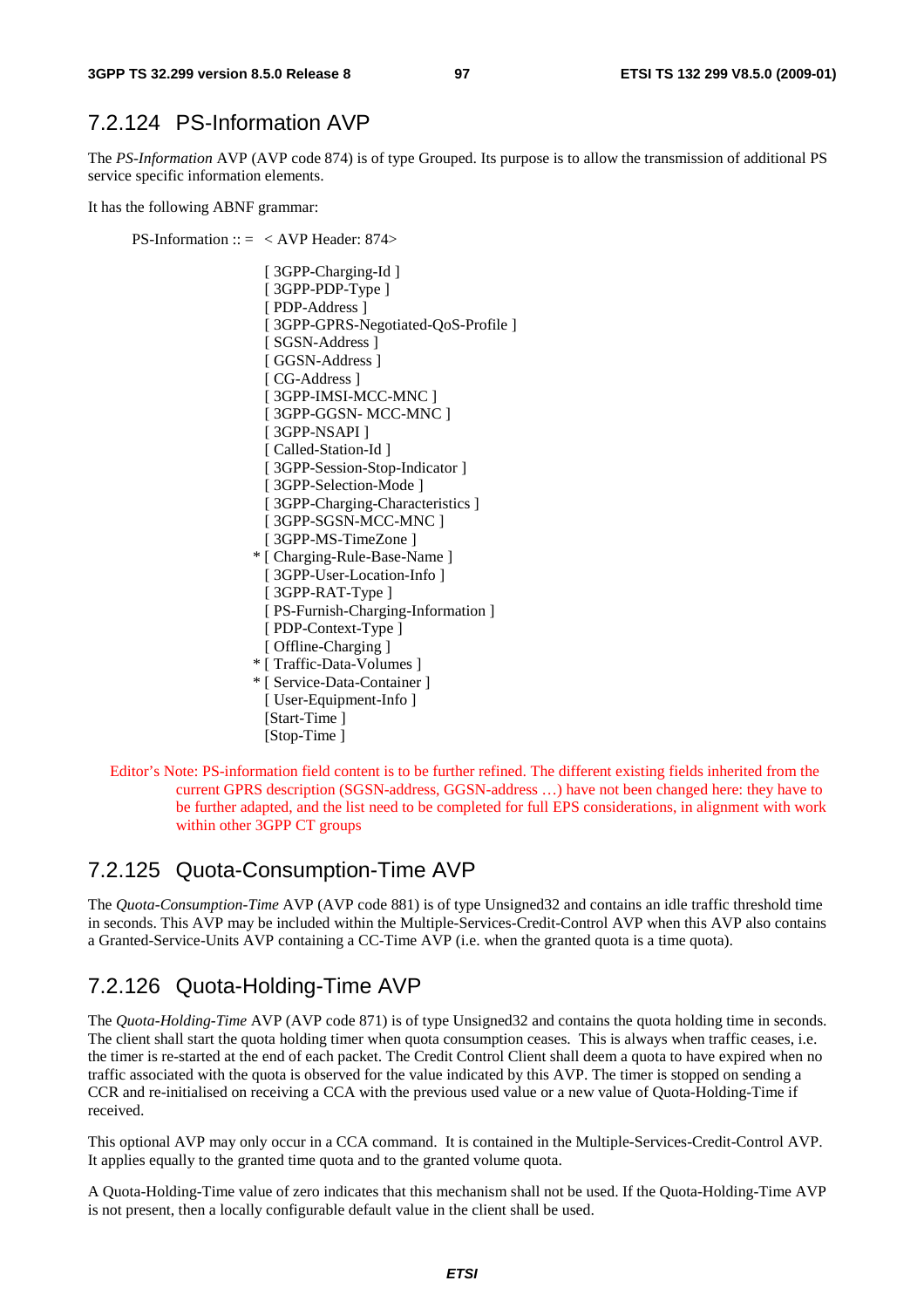### 7.2.124 PS-Information AVP

The *PS-Information* AVP (AVP code 874) is of type Grouped. Its purpose is to allow the transmission of additional PS service specific information elements.

It has the following ABNF grammar:

```
PS-Information :: =  < AVP Header: 874>

                  [ 3GPP-Charging-Id ]
                  [ 3GPP-PDP-Type ]
                  [ PDP-Address ]
                  [ 3GPP-GPRS-Negotiated-QoS-Profile ]
                  [ SGSN-Address ]
                  [ GGSN-Address ]
                  [ CG-Address ]
                  [ 3GPP-IMSI-MCC-MNC ]
                  [ 3GPP-GGSN- MCC-MNC ]
                  [ 3GPP-NSAPI ]
                  [ Called-Station-Id ]
                  [ 3GPP-Session-Stop-Indicator ]
                  [ 3GPP-Selection-Mode ]
                  [ 3GPP-Charging-Characteristics ]
                  [ 3GPP-SGSN-MCC-MNC ]
                  [ 3GPP-MS-TimeZone ]
                * [ Charging-Rule-Base-Name ]
                  [ 3GPP-User-Location-Info ]
                  [ 3GPP-RAT-Type ]
                  [ PS-Furnish-Charging-Information ]
                  [ PDP-Context-Type ]
                  [ Offline-Charging ]
                * [ Traffic-Data-Volumes ]
                * [ Service-Data-Container ]
                  [ User-Equipment-Info ]
                  [Start-Time ]
                  [Stop-Time ]
```

Editor's Note: PS-information field content is to be further refined. The different existing fields inherited from the current GPRS description (SGSN-address, GGSN-address …) have not been changed here: they have to be further adapted, and the list need to be completed for full EPS considerations, in alignment with work within other 3GPP CT groups

### 7.2.125 Quota-Consumption-Time AVP

The *Quota-Consumption-Time* AVP (AVP code 881) is of type Unsigned32 and contains an idle traffic threshold time in seconds. This AVP may be included within the Multiple-Services-Credit-Control AVP when this AVP also contains a Granted-Service-Units AVP containing a CC-Time AVP (i.e. when the granted quota is a time quota).

### 7.2.126 Quota-Holding-Time AVP

The *Quota-Holding-Time* AVP (AVP code 871) is of type Unsigned32 and contains the quota holding time in seconds. The client shall start the quota holding timer when quota consumption ceases. This is always when traffic ceases, i.e. the timer is re-started at the end of each packet. The Credit Control Client shall deem a quota to have expired when no traffic associated with the quota is observed for the value indicated by this AVP. The timer is stopped on sending a CCR and re-initialised on receiving a CCA with the previous used value or a new value of Quota-Holding-Time if received.

This optional AVP may only occur in a CCA command. It is contained in the Multiple-Services-Credit-Control AVP. It applies equally to the granted time quota and to the granted volume quota.

A Quota-Holding-Time value of zero indicates that this mechanism shall not be used. If the Quota-Holding-Time AVP is not present, then a locally configurable default value in the client shall be used.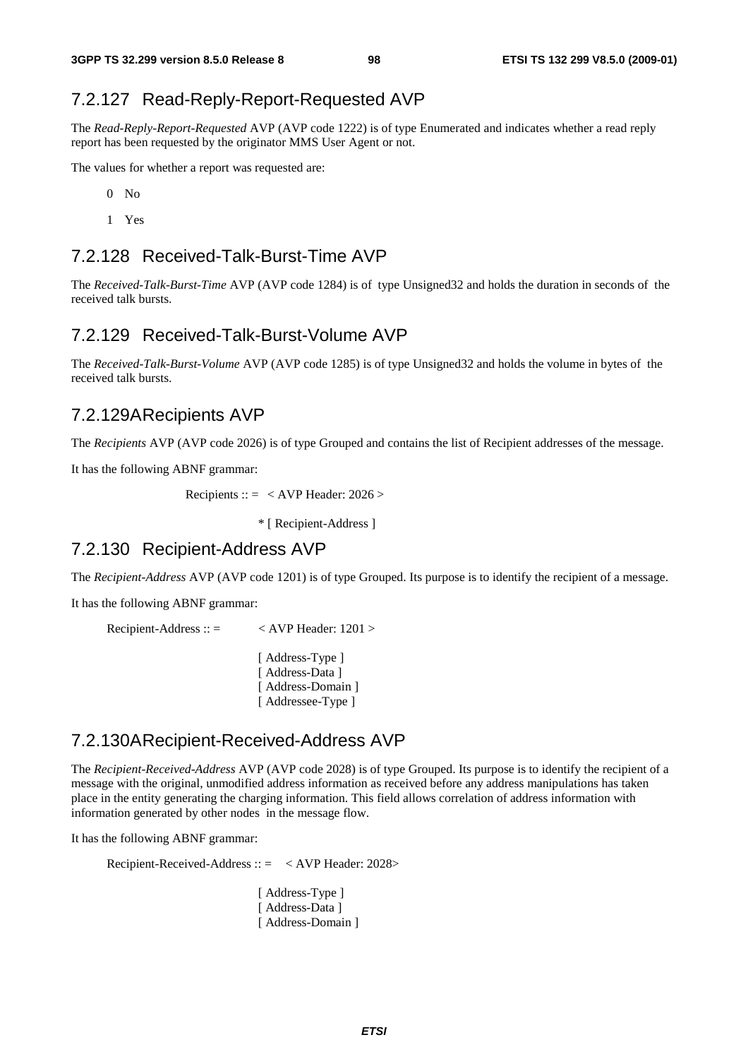### 7.2.127 Read-Reply-Report-Requested AVP

The *Read-Reply-Report-Requested* AVP (AVP code 1222) is of type Enumerated and indicates whether a read reply report has been requested by the originator MMS User Agent or not.

The values for whether a report was requested are:

0 No

1 Yes

### 7.2.128 Received-Talk-Burst-Time AVP

The *Received-Talk-Burst-Time* AVP (AVP code 1284) is of type Unsigned32 and holds the duration in seconds of the received talk bursts.

### 7.2.129 Received-Talk-Burst-Volume AVP

The *Received-Talk-Burst-Volume* AVP (AVP code 1285) is of type Unsigned32 and holds the volume in bytes of the received talk bursts.

### 7.2.129A Recipients AVP

The *Recipients* AVP (AVP code 2026) is of type Grouped and contains the list of Recipient addresses of the message.

It has the following ABNF grammar:

```
Recipients :: =  < AVP Header: 2026 >

                 * [ Recipient-Address ]
```

### 7.2.130 Recipient-Address AVP

The *Recipient-Address* AVP (AVP code 1201) is of type Grouped. Its purpose is to identify the recipient of a message.

It has the following ABNF grammar:

```
Recipient-Address :: =    < AVP Header: 1201 >

                          [ Address-Type ]
                          [ Address-Data ]
                          [ Address-Domain ]
                          [ Addressee-Type ]
```

### 7.2.130A Recipient-Received-Address AVP

The *Recipient-Received-Address* AVP (AVP code 2028) is of type Grouped. Its purpose is to identify the recipient of a message with the original, unmodified address information as received before any address manipulations has taken place in the entity generating the charging information. This field allows correlation of address information with information generated by other nodes in the message flow.

It has the following ABNF grammar:

```
Recipient-Received-Address :: =   < AVP Header: 2028>

                                  [ Address-Type ]
                                  [ Address-Data ]
                                  [ Address-Domain ]
```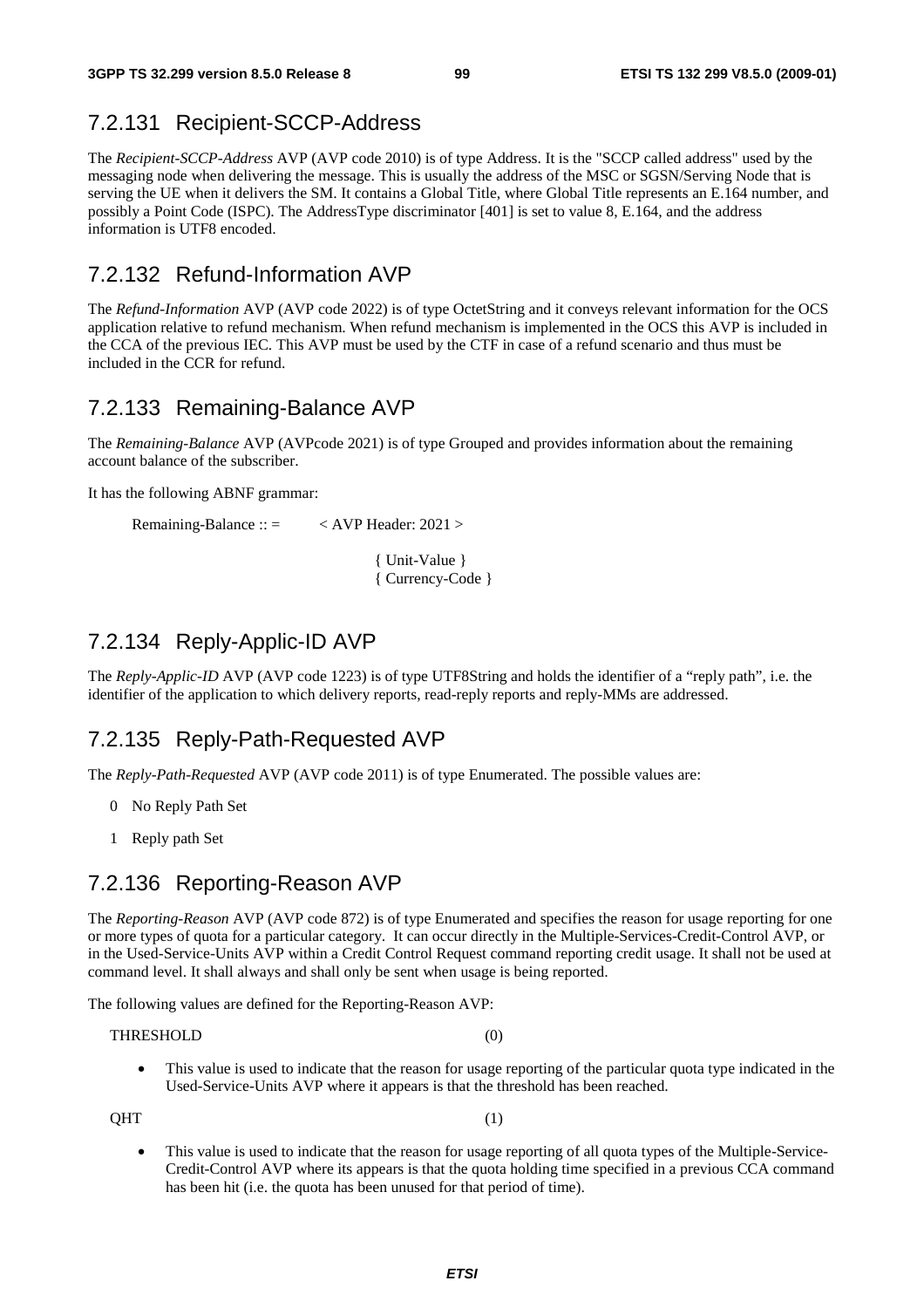## 7.2.131 Recipient-SCCP-Address

The *Recipient-SCCP-Address* AVP (AVP code 2010) is of type Address. It is the "SCCP called address" used by the messaging node when delivering the message. This is usually the address of the MSC or SGSN/Serving Node that is serving the UE when it delivers the SM. It contains a Global Title, where Global Title represents an E.164 number, and possibly a Point Code (ISPC). The AddressType discriminator [401] is set to value 8, E.164, and the address information is UTF8 encoded.

## 7.2.132 Refund-Information AVP

The *Refund-Information* AVP (AVP code 2022) is of type OctetString and it conveys relevant information for the OCS application relative to refund mechanism. When refund mechanism is implemented in the OCS this AVP is included in the CCA of the previous IEC. This AVP must be used by the CTF in case of a refund scenario and thus must be included in the CCR for refund.

## 7.2.133 Remaining-Balance AVP

The *Remaining-Balance* AVP (AVPcode 2021) is of type Grouped and provides information about the remaining account balance of the subscriber.

It has the following ABNF grammar:

```
Remaining-Balance :: =     < AVP Header: 2021 >

                           { Unit-Value }
                           { Currency-Code }
```

## 7.2.134 Reply-Applic-ID AVP

The *Reply-Applic-ID* AVP (AVP code 1223) is of type UTF8String and holds the identifier of a "reply path", i.e. the identifier of the application to which delivery reports, read-reply reports and reply-MMs are addressed.

## 7.2.135 Reply-Path-Requested AVP

The *Reply-Path-Requested* AVP (AVP code 2011) is of type Enumerated. The possible values are:

0 No Reply Path Set

1 Reply path Set

## 7.2.136 Reporting-Reason AVP

The *Reporting-Reason* AVP (AVP code 872) is of type Enumerated and specifies the reason for usage reporting for one or more types of quota for a particular category. It can occur directly in the Multiple-Services-Credit-Control AVP, or in the Used-Service-Units AVP within a Credit Control Request command reporting credit usage. It shall not be used at command level. It shall always and shall only be sent when usage is being reported.

The following values are defined for the Reporting-Reason AVP:

THRESHOLD (0)

- This value is used to indicate that the reason for usage reporting of the particular quota type indicated in the Used-Service-Units AVP where it appears is that the threshold has been reached.

QHT (1)

- This value is used to indicate that the reason for usage reporting of all quota types of the Multiple-Service-Credit-Control AVP where its appears is that the quota holding time specified in a previous CCA command has been hit (i.e. the quota has been unused for that period of time).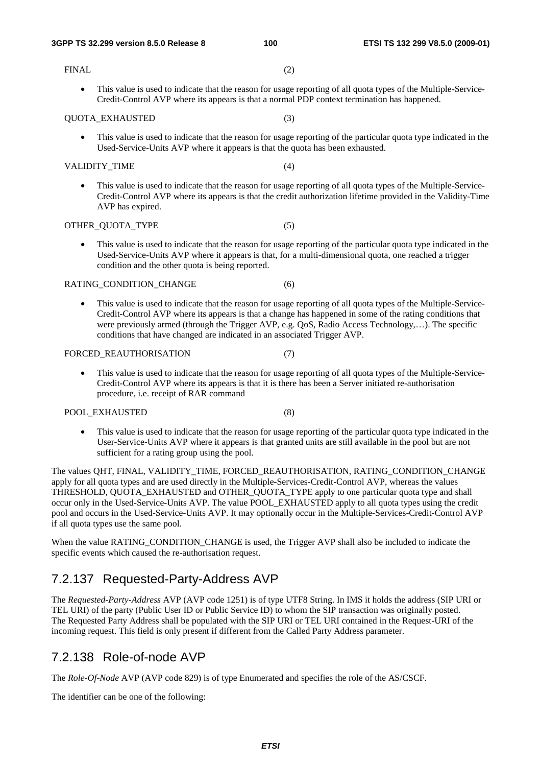FINAL (2)

- This value is used to indicate that the reason for usage reporting of all quota types of the Multiple-Service-Credit-Control AVP where its appears is that a normal PDP context termination has happened.

QUOTA_EXHAUSTED (3)

- This value is used to indicate that the reason for usage reporting of the particular quota type indicated in the Used-Service-Units AVP where it appears is that the quota has been exhausted.

VALIDITY_TIME (4)

- This value is used to indicate that the reason for usage reporting of all quota types of the Multiple-Service-Credit-Control AVP where its appears is that the credit authorization lifetime provided in the Validity-Time AVP has expired.

OTHER_QUOTA_TYPE (5)

- This value is used to indicate that the reason for usage reporting of the particular quota type indicated in the Used-Service-Units AVP where it appears is that, for a multi-dimensional quota, one reached a trigger condition and the other quota is being reported.

RATING_CONDITION_CHANGE (6)

- This value is used to indicate that the reason for usage reporting of all quota types of the Multiple-Service-Credit-Control AVP where its appears is that a change has happened in some of the rating conditions that were previously armed (through the Trigger AVP, e.g. QoS, Radio Access Technology,…). The specific conditions that have changed are indicated in an associated Trigger AVP.

FORCED_REAUTHORISATION (7)

- This value is used to indicate that the reason for usage reporting of all quota types of the Multiple-Service-Credit-Control AVP where its appears is that it is there has been a Server initiated re-authorisation procedure, i.e. receipt of RAR command

POOL_EXHAUSTED (8)

- This value is used to indicate that the reason for usage reporting of the particular quota type indicated in the User-Service-Units AVP where it appears is that granted units are still available in the pool but are not sufficient for a rating group using the pool.

The values QHT, FINAL, VALIDITY_TIME, FORCED_REAUTHORISATION, RATING_CONDITION_CHANGE apply for all quota types and are used directly in the Multiple-Services-Credit-Control AVP, whereas the values THRESHOLD, QUOTA_EXHAUSTED and OTHER_QUOTA_TYPE apply to one particular quota type and shall occur only in the Used-Service-Units AVP. The value POOL_EXHAUSTED apply to all quota types using the credit pool and occurs in the Used-Service-Units AVP. It may optionally occur in the Multiple-Services-Credit-Control AVP if all quota types use the same pool.

When the value RATING_CONDITION_CHANGE is used, the Trigger AVP shall also be included to indicate the specific events which caused the re-authorisation request.

## 7.2.137 Requested-Party-Address AVP

The *Requested-Party-Address* AVP (AVP code 1251) is of type UTF8 String. In IMS it holds the address (SIP URI or TEL URI) of the party (Public User ID or Public Service ID) to whom the SIP transaction was originally posted. The Requested Party Address shall be populated with the SIP URI or TEL URI contained in the Request-URI of the incoming request. This field is only present if different from the Called Party Address parameter.

## 7.2.138 Role-of-node AVP

The *Role-Of-Node* AVP (AVP code 829) is of type Enumerated and specifies the role of the AS/CSCF.

The identifier can be one of the following: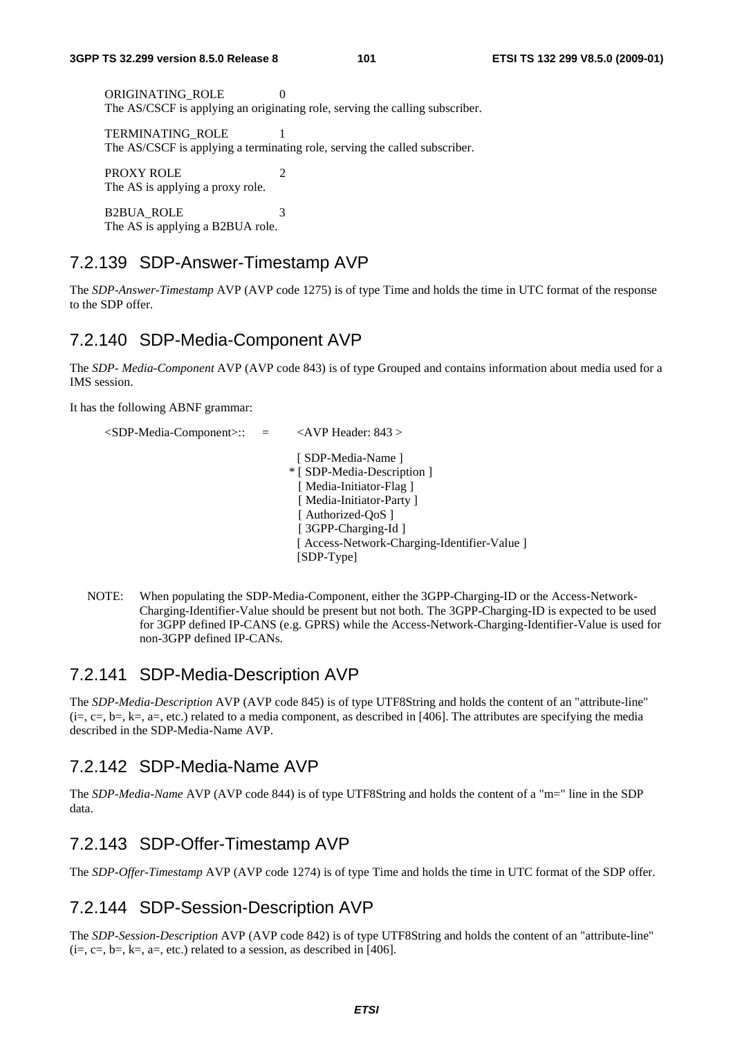ORIGINATING_ROLE 0
The AS/CSCF is applying an originating role, serving the calling subscriber.

TERMINATING_ROLE 1
The AS/CSCF is applying a terminating role, serving the called subscriber.

PROXY ROLE 2
The AS is applying a proxy role.

B2BUA_ROLE 3
The AS is applying a B2BUA role.

## 7.2.139 SDP-Answer-Timestamp AVP

The *SDP-Answer-Timestamp* AVP (AVP code 1275) is of type Time and holds the time in UTC format of the response to the SDP offer.

## 7.2.140 SDP-Media-Component AVP

The *SDP- Media-Component* AVP (AVP code 843) is of type Grouped and contains information about media used for a IMS session.

It has the following ABNF grammar:

```
<SDP-Media-Component>::  =    <AVP Header: 843 >

                                [ SDP-Media-Name ]
                              * [ SDP-Media-Description ]
                                [ Media-Initiator-Flag ]
                                [ Media-Initiator-Party ]
                                [ Authorized-QoS ]
                                [ 3GPP-Charging-Id ]
                                [ Access-Network-Charging-Identifier-Value ]
                                [SDP-Type]
```

NOTE: When populating the SDP-Media-Component, either the 3GPP-Charging-ID or the Access-Network-Charging-Identifier-Value should be present but not both. The 3GPP-Charging-ID is expected to be used for 3GPP defined IP-CANS (e.g. GPRS) while the Access-Network-Charging-Identifier-Value is used for non-3GPP defined IP-CANs.

## 7.2.141 SDP-Media-Description AVP

The *SDP-Media-Description* AVP (AVP code 845) is of type UTF8String and holds the content of an "attribute-line" (i=, c=, b=, k=, a=, etc.) related to a media component, as described in [406]. The attributes are specifying the media described in the SDP-Media-Name AVP.

## 7.2.142 SDP-Media-Name AVP

The *SDP-Media-Name* AVP (AVP code 844) is of type UTF8String and holds the content of a "m=" line in the SDP data.

## 7.2.143 SDP-Offer-Timestamp AVP

The *SDP-Offer-Timestamp* AVP (AVP code 1274) is of type Time and holds the time in UTC format of the SDP offer.

## 7.2.144 SDP-Session-Description AVP

The *SDP-Session-Description* AVP (AVP code 842) is of type UTF8String and holds the content of an "attribute-line" (i=, c=, b=, k=, a=, etc.) related to a session, as described in [406].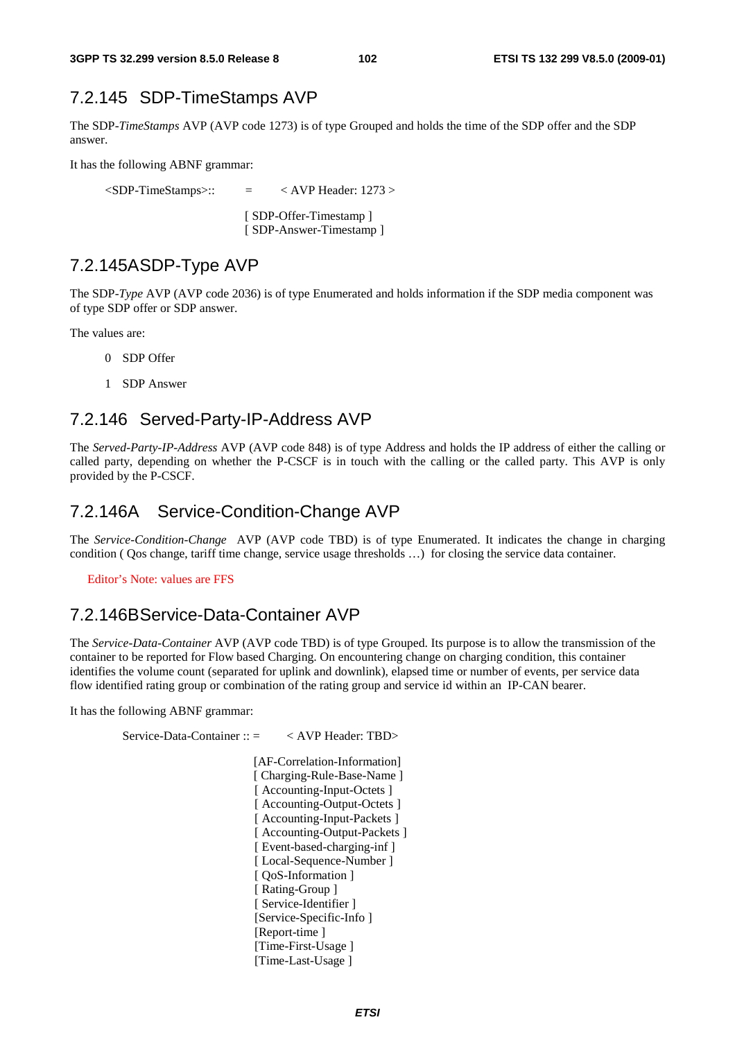### 7.2.145 SDP-TimeStamps AVP

The SDP-*TimeStamps* AVP (AVP code 1273) is of type Grouped and holds the time of the SDP offer and the SDP answer.

It has the following ABNF grammar:

```
<SDP-TimeStamps>::	=	< AVP Header: 1273 >

			[ SDP-Offer-Timestamp ]
			[ SDP-Answer-Timestamp ]
```

### 7.2.145A SDP-Type AVP

The SDP-*Type* AVP (AVP code 2036) is of type Enumerated and holds information if the SDP media component was of type SDP offer or SDP answer.

The values are:

0 SDP Offer

1 SDP Answer

### 7.2.146 Served-Party-IP-Address AVP

The *Served-Party-IP-Address* AVP (AVP code 848) is of type Address and holds the IP address of either the calling or called party, depending on whether the P-CSCF is in touch with the calling or the called party. This AVP is only provided by the P-CSCF.

### 7.2.146A Service-Condition-Change AVP

The *Service-Condition-Change* AVP (AVP code TBD) is of type Enumerated. It indicates the change in charging condition ( Qos change, tariff time change, service usage thresholds …) for closing the service data container.

Editor's Note: values are FFS

### 7.2.146B Service-Data-Container AVP

The *Service-Data-Container* AVP (AVP code TBD) is of type Grouped. Its purpose is to allow the transmission of the container to be reported for Flow based Charging. On encountering change on charging condition, this container identifies the volume count (separated for uplink and downlink), elapsed time or number of events, per service data flow identified rating group or combination of the rating group and service id within an IP-CAN bearer.

It has the following ABNF grammar:

```
Service-Data-Container :: =	< AVP Header: TBD>

			[AF-Correlation-Information]
			[ Charging-Rule-Base-Name ]
			[ Accounting-Input-Octets ]
			[ Accounting-Output-Octets ]
			[ Accounting-Input-Packets ]
			[ Accounting-Output-Packets ]
			[ Event-based-charging-inf ]
			[ Local-Sequence-Number ]
			[ QoS-Information ]
			[ Rating-Group ]
			[ Service-Identifier ]
			[Service-Specific-Info ]
			[Report-time ]
			[Time-First-Usage ]
			[Time-Last-Usage ]
```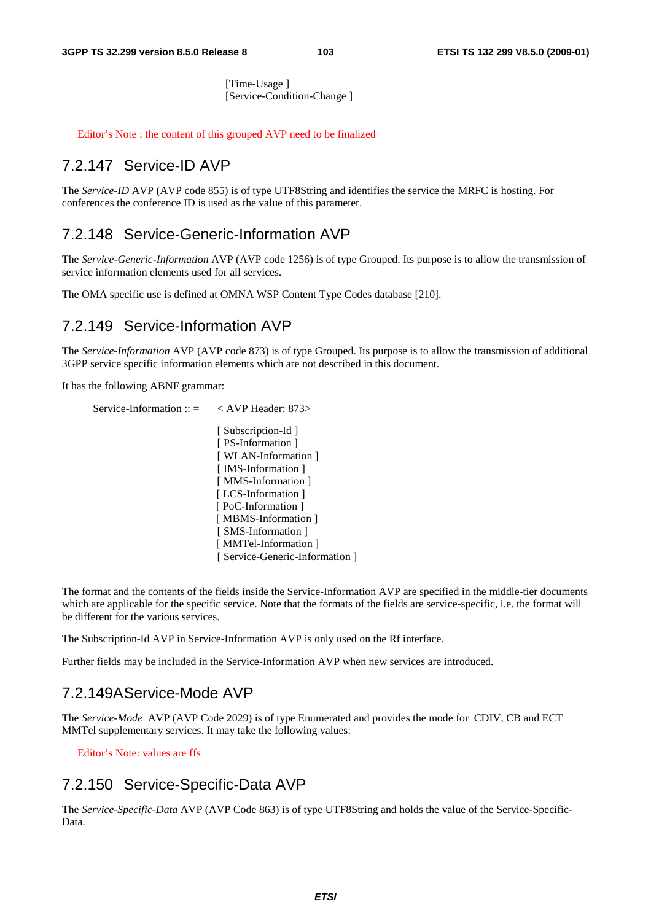[Time-Usage ]
[Service-Condition-Change ]

Editor's Note : the content of this grouped AVP need to be finalized

## 7.2.147 Service-ID AVP

The *Service-ID* AVP (AVP code 855) is of type UTF8String and identifies the service the MRFC is hosting. For conferences the conference ID is used as the value of this parameter.

## 7.2.148 Service-Generic-Information AVP

The *Service-Generic-Information* AVP (AVP code 1256) is of type Grouped. Its purpose is to allow the transmission of service information elements used for all services.

The OMA specific use is defined at OMNA WSP Content Type Codes database [210].

## 7.2.149 Service-Information AVP

The *Service-Information* AVP (AVP code 873) is of type Grouped. Its purpose is to allow the transmission of additional 3GPP service specific information elements which are not described in this document.

It has the following ABNF grammar:

```
Service-Information :: =    < AVP Header: 873>

                            [ Subscription-Id ]
                            [ PS-Information ]
                            [ WLAN-Information ]
                            [ IMS-Information ]
                            [ MMS-Information ]
                            [ LCS-Information ]
                            [ PoC-Information ]
                            [ MBMS-Information ]
                            [ SMS-Information ]
                            [ MMTel-Information ]
                            [ Service-Generic-Information ]
```

The format and the contents of the fields inside the Service-Information AVP are specified in the middle-tier documents which are applicable for the specific service. Note that the formats of the fields are service-specific, i.e. the format will be different for the various services.

The Subscription-Id AVP in Service-Information AVP is only used on the Rf interface.

Further fields may be included in the Service-Information AVP when new services are introduced.

## 7.2.149A Service-Mode AVP

The *Service-Mode* AVP (AVP Code 2029) is of type Enumerated and provides the mode for CDIV, CB and ECT MMTel supplementary services. It may take the following values:

Editor's Note: values are ffs

## 7.2.150 Service-Specific-Data AVP

The *Service-Specific-Data* AVP (AVP Code 863) is of type UTF8String and holds the value of the Service-Specific-Data.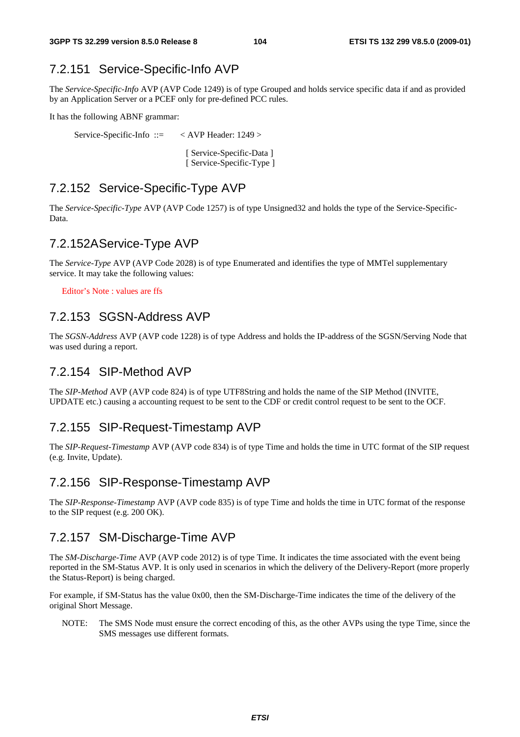### 7.2.151 Service-Specific-Info AVP

The *Service-Specific-Info* AVP (AVP Code 1249) is of type Grouped and holds service specific data if and as provided by an Application Server or a PCEF only for pre-defined PCC rules.

It has the following ABNF grammar:

```
Service-Specific-Info ::=     < AVP Header: 1249 >

                               [ Service-Specific-Data ]
                               [ Service-Specific-Type ]
```

### 7.2.152 Service-Specific-Type AVP

The *Service-Specific-Type* AVP (AVP Code 1257) is of type Unsigned32 and holds the type of the Service-Specific-Data.

### 7.2.152A Service-Type AVP

The *Service-Type* AVP (AVP Code 2028) is of type Enumerated and identifies the type of MMTel supplementary service. It may take the following values:

Editor's Note : values are ffs

### 7.2.153 SGSN-Address AVP

The *SGSN-Address* AVP (AVP code 1228) is of type Address and holds the IP-address of the SGSN/Serving Node that was used during a report.

### 7.2.154 SIP-Method AVP

The *SIP-Method* AVP (AVP code 824) is of type UTF8String and holds the name of the SIP Method (INVITE, UPDATE etc.) causing a accounting request to be sent to the CDF or credit control request to be sent to the OCF.

### 7.2.155 SIP-Request-Timestamp AVP

The *SIP-Request-Timestamp* AVP (AVP code 834) is of type Time and holds the time in UTC format of the SIP request (e.g. Invite, Update).

### 7.2.156 SIP-Response-Timestamp AVP

The *SIP-Response-Timestamp* AVP (AVP code 835) is of type Time and holds the time in UTC format of the response to the SIP request (e.g. 200 OK).

### 7.2.157 SM-Discharge-Time AVP

The *SM-Discharge-Time* AVP (AVP code 2012) is of type Time. It indicates the time associated with the event being reported in the SM-Status AVP. It is only used in scenarios in which the delivery of the Delivery-Report (more properly the Status-Report) is being charged.

For example, if SM-Status has the value 0x00, then the SM-Discharge-Time indicates the time of the delivery of the original Short Message.

NOTE: The SMS Node must ensure the correct encoding of this, as the other AVPs using the type Time, since the SMS messages use different formats.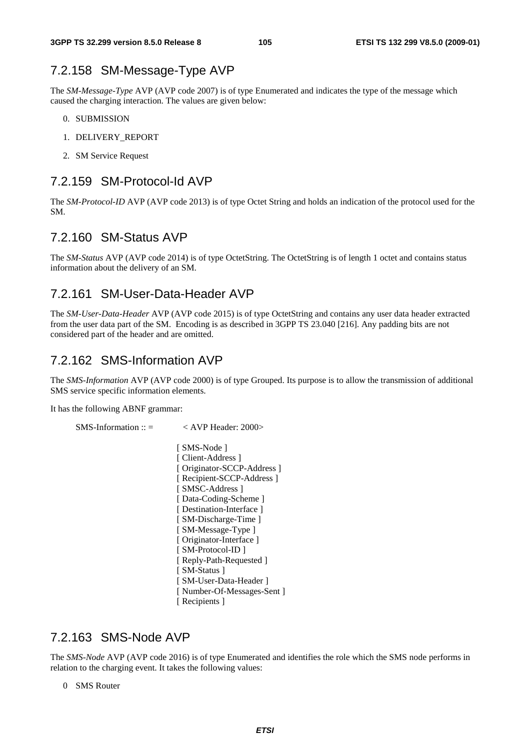### 7.2.158 SM-Message-Type AVP

The *SM-Message-Type* AVP (AVP code 2007) is of type Enumerated and indicates the type of the message which caused the charging interaction. The values are given below:

0. SUBMISSION
1. DELIVERY_REPORT
2. SM Service Request

### 7.2.159 SM-Protocol-Id AVP

The *SM-Protocol-ID* AVP (AVP code 2013) is of type Octet String and holds an indication of the protocol used for the SM.

### 7.2.160 SM-Status AVP

The *SM-Status* AVP (AVP code 2014) is of type OctetString. The OctetString is of length 1 octet and contains status information about the delivery of an SM.

### 7.2.161 SM-User-Data-Header AVP

The *SM-User-Data-Header* AVP (AVP code 2015) is of type OctetString and contains any user data header extracted from the user data part of the SM. Encoding is as described in 3GPP TS 23.040 [216]. Any padding bits are not considered part of the header and are omitted.

### 7.2.162 SMS-Information AVP

The *SMS-Information* AVP (AVP code 2000) is of type Grouped. Its purpose is to allow the transmission of additional SMS service specific information elements.

It has the following ABNF grammar:

```
SMS-Information :: =        < AVP Header: 2000>

                            [ SMS-Node ]
                            [ Client-Address ]
                            [ Originator-SCCP-Address ]
                            [ Recipient-SCCP-Address ]
                            [ SMSC-Address ]
                            [ Data-Coding-Scheme ]
                            [ Destination-Interface ]
                            [ SM-Discharge-Time ]
                            [ SM-Message-Type ]
                            [ Originator-Interface ]
                            [ SM-Protocol-ID ]
                            [ Reply-Path-Requested ]
                            [ SM-Status ]
                            [ SM-User-Data-Header ]
                            [ Number-Of-Messages-Sent ]
                            [ Recipients ]
```

### 7.2.163 SMS-Node AVP

The *SMS-Node* AVP (AVP code 2016) is of type Enumerated and identifies the role which the SMS node performs in relation to the charging event. It takes the following values:

0 SMS Router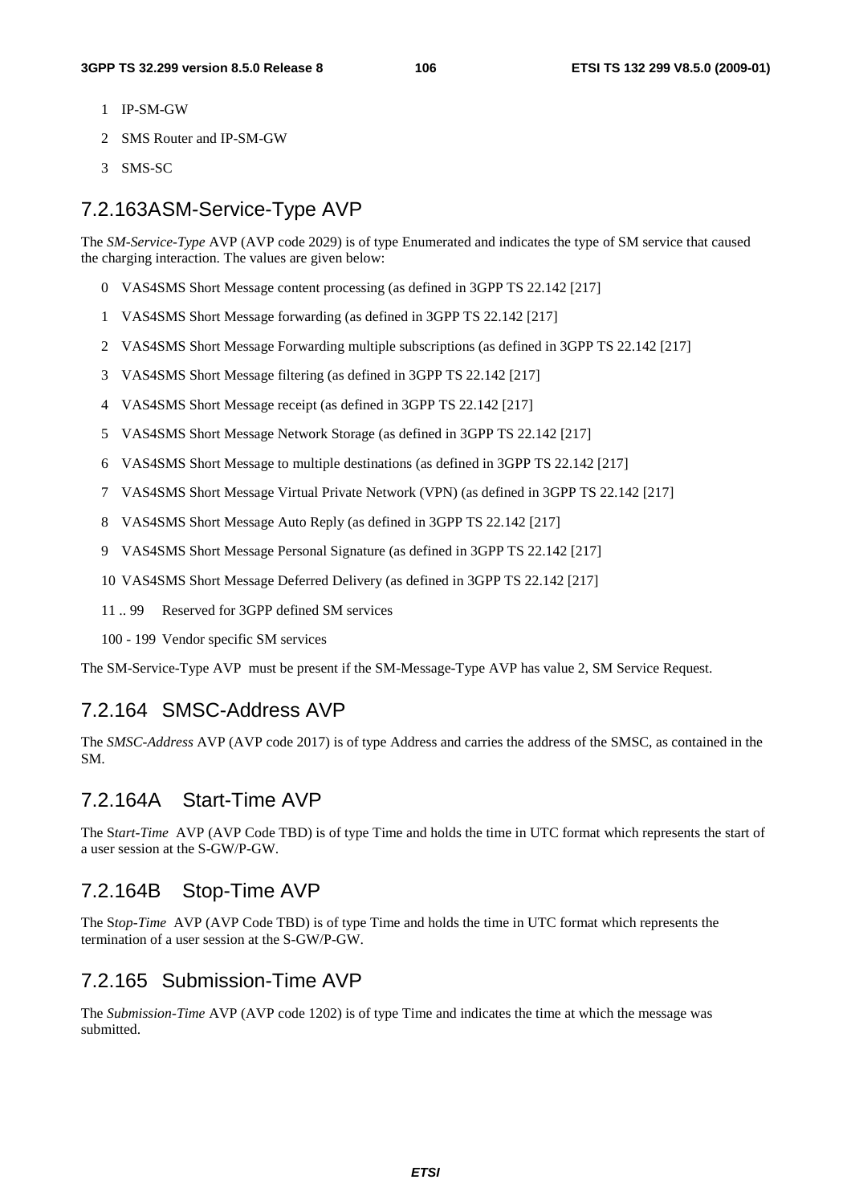1 IP-SM-GW

2 SMS Router and IP-SM-GW

3 SMS-SC

## 7.2.163A SM-Service-Type AVP

The *SM-Service-Type* AVP (AVP code 2029) is of type Enumerated and indicates the type of SM service that caused the charging interaction. The values are given below:

0 VAS4SMS Short Message content processing (as defined in 3GPP TS 22.142 [217]

1 VAS4SMS Short Message forwarding (as defined in 3GPP TS 22.142 [217]

2 VAS4SMS Short Message Forwarding multiple subscriptions (as defined in 3GPP TS 22.142 [217]

3 VAS4SMS Short Message filtering (as defined in 3GPP TS 22.142 [217]

4 VAS4SMS Short Message receipt (as defined in 3GPP TS 22.142 [217]

5 VAS4SMS Short Message Network Storage (as defined in 3GPP TS 22.142 [217]

6 VAS4SMS Short Message to multiple destinations (as defined in 3GPP TS 22.142 [217]

7 VAS4SMS Short Message Virtual Private Network (VPN) (as defined in 3GPP TS 22.142 [217]

8 VAS4SMS Short Message Auto Reply (as defined in 3GPP TS 22.142 [217]

9 VAS4SMS Short Message Personal Signature (as defined in 3GPP TS 22.142 [217]

10 VAS4SMS Short Message Deferred Delivery (as defined in 3GPP TS 22.142 [217]

11 .. 99 Reserved for 3GPP defined SM services

100 - 199 Vendor specific SM services

The SM-Service-Type AVP must be present if the SM-Message-Type AVP has value 2, SM Service Request.

## 7.2.164 SMSC-Address AVP

The *SMSC-Address* AVP (AVP code 2017) is of type Address and carries the address of the SMSC, as contained in the SM.

## 7.2.164A Start-Time AVP

The S*tart-Time* AVP (AVP Code TBD) is of type Time and holds the time in UTC format which represents the start of a user session at the S-GW/P-GW.

## 7.2.164B Stop-Time AVP

The S*top-Time* AVP (AVP Code TBD) is of type Time and holds the time in UTC format which represents the termination of a user session at the S-GW/P-GW.

## 7.2.165 Submission-Time AVP

The *Submission-Time* AVP (AVP code 1202) is of type Time and indicates the time at which the message was submitted.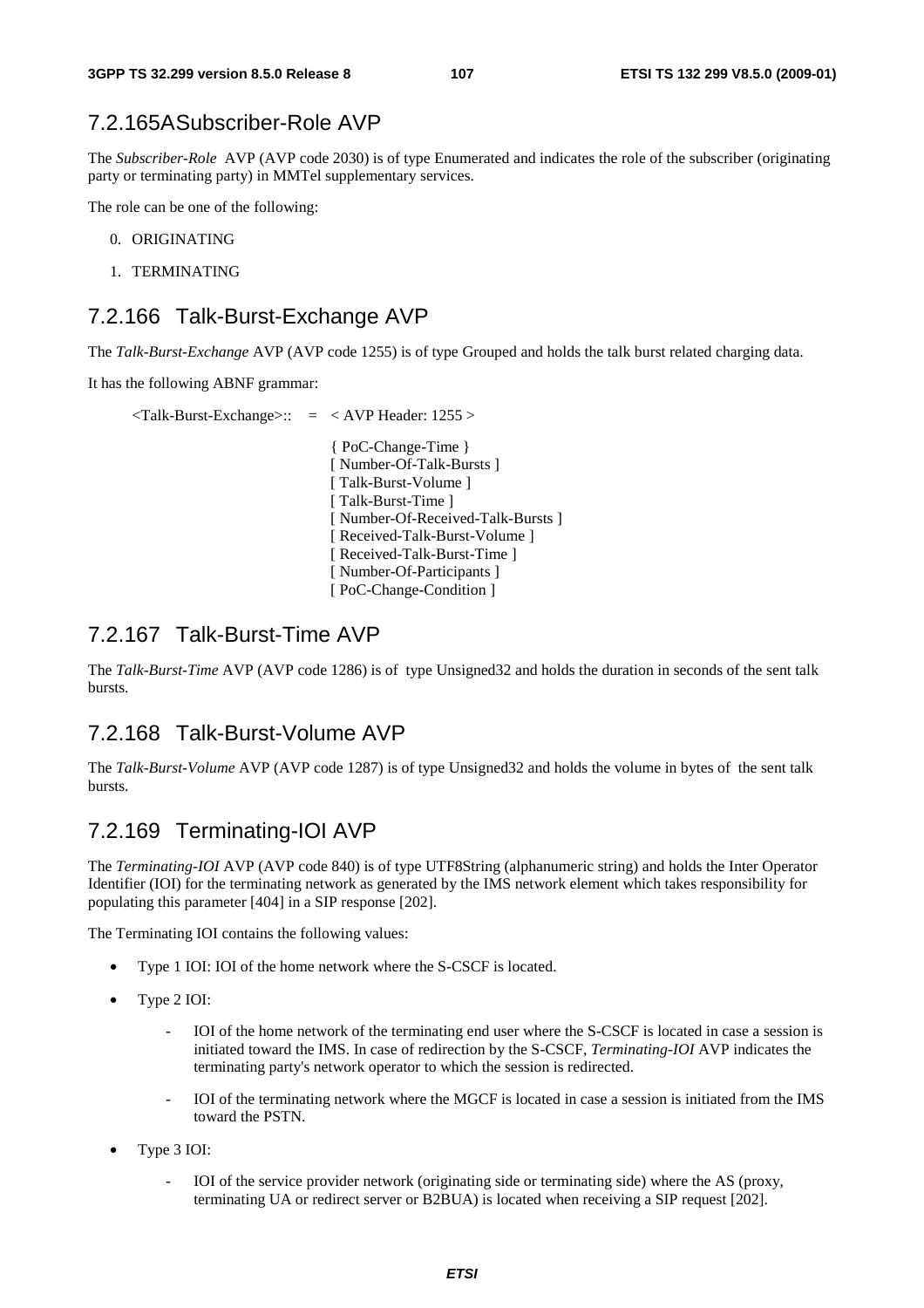### 7.2.165A Subscriber-Role AVP

The *Subscriber-Role* AVP (AVP code 2030) is of type Enumerated and indicates the role of the subscriber (originating party or terminating party) in MMTel supplementary services.

The role can be one of the following:

0. ORIGINATING
1. TERMINATING

### 7.2.166 Talk-Burst-Exchange AVP

The *Talk-Burst-Exchange* AVP (AVP code 1255) is of type Grouped and holds the talk burst related charging data.

It has the following ABNF grammar:

```
<Talk-Burst-Exchange>::  =  < AVP Header: 1255 >

                            { PoC-Change-Time }
                            [ Number-Of-Talk-Bursts ]
                            [ Talk-Burst-Volume ]
                            [ Talk-Burst-Time ]
                            [ Number-Of-Received-Talk-Bursts ]
                            [ Received-Talk-Burst-Volume ]
                            [ Received-Talk-Burst-Time ]
                            [ Number-Of-Participants ]
                            [ PoC-Change-Condition ]
```

### 7.2.167 Talk-Burst-Time AVP

The *Talk-Burst-Time* AVP (AVP code 1286) is of type Unsigned32 and holds the duration in seconds of the sent talk bursts.

### 7.2.168 Talk-Burst-Volume AVP

The *Talk-Burst-Volume* AVP (AVP code 1287) is of type Unsigned32 and holds the volume in bytes of the sent talk bursts.

### 7.2.169 Terminating-IOI AVP

The *Terminating-IOI* AVP (AVP code 840) is of type UTF8String (alphanumeric string) and holds the Inter Operator Identifier (IOI) for the terminating network as generated by the IMS network element which takes responsibility for populating this parameter [404] in a SIP response [202].

The Terminating IOI contains the following values:

- Type 1 IOI: IOI of the home network where the S-CSCF is located.
- Type 2 IOI:
  - IOI of the home network of the terminating end user where the S-CSCF is located in case a session is initiated toward the IMS. In case of redirection by the S-CSCF, *Terminating-IOI* AVP indicates the terminating party's network operator to which the session is redirected.
  - IOI of the terminating network where the MGCF is located in case a session is initiated from the IMS toward the PSTN.
- Type 3 IOI:
  - IOI of the service provider network (originating side or terminating side) where the AS (proxy, terminating UA or redirect server or B2BUA) is located when receiving a SIP request [202].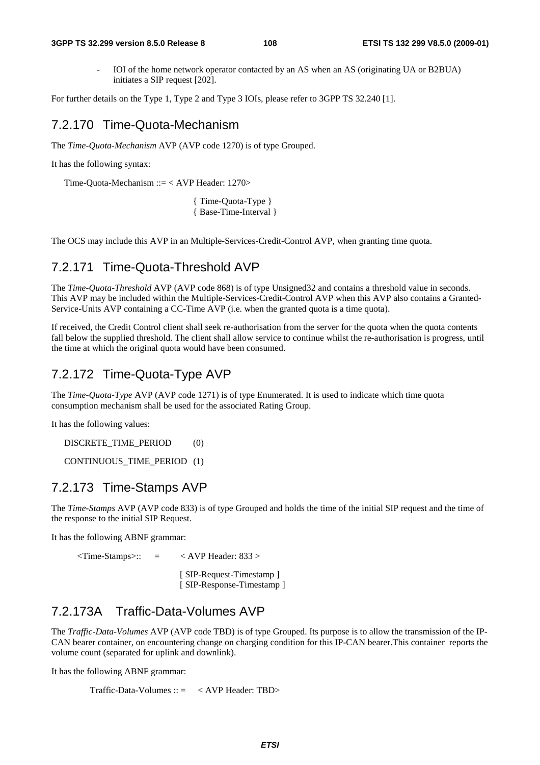- IOI of the home network operator contacted by an AS when an AS (originating UA or B2BUA) initiates a SIP request [202].

For further details on the Type 1, Type 2 and Type 3 IOIs, please refer to 3GPP TS 32.240 [1].

## 7.2.170 Time-Quota-Mechanism

The *Time-Quota-Mechanism* AVP (AVP code 1270) is of type Grouped.

It has the following syntax:

```
Time-Quota-Mechanism ::= < AVP Header: 1270>

                    { Time-Quota-Type }
                    { Base-Time-Interval }
```

The OCS may include this AVP in an Multiple-Services-Credit-Control AVP, when granting time quota.

## 7.2.171 Time-Quota-Threshold AVP

The *Time-Quota-Threshold* AVP (AVP code 868) is of type Unsigned32 and contains a threshold value in seconds. This AVP may be included within the Multiple-Services-Credit-Control AVP when this AVP also contains a Granted-Service-Units AVP containing a CC-Time AVP (i.e. when the granted quota is a time quota).

If received, the Credit Control client shall seek re-authorisation from the server for the quota when the quota contents fall below the supplied threshold. The client shall allow service to continue whilst the re-authorisation is progress, until the time at which the original quota would have been consumed.

## 7.2.172 Time-Quota-Type AVP

The *Time-Quota-Type* AVP (AVP code 1271) is of type Enumerated. It is used to indicate which time quota consumption mechanism shall be used for the associated Rating Group.

It has the following values:

DISCRETE_TIME_PERIOD (0)

CONTINUOUS_TIME_PERIOD (1)

## 7.2.173 Time-Stamps AVP

The *Time-Stamps* AVP (AVP code 833) is of type Grouped and holds the time of the initial SIP request and the time of the response to the initial SIP Request.

It has the following ABNF grammar:

```
<Time-Stamps>::  =     < AVP Header: 833 >

                       [ SIP-Request-Timestamp ]
                       [ SIP-Response-Timestamp ]
```

## 7.2.173A Traffic-Data-Volumes AVP

The *Traffic-Data-Volumes* AVP (AVP code TBD) is of type Grouped. Its purpose is to allow the transmission of the IP-CAN bearer container, on encountering change on charging condition for this IP-CAN bearer.This container reports the volume count (separated for uplink and downlink).

It has the following ABNF grammar:

```
Traffic-Data-Volumes :: =    < AVP Header: TBD>
```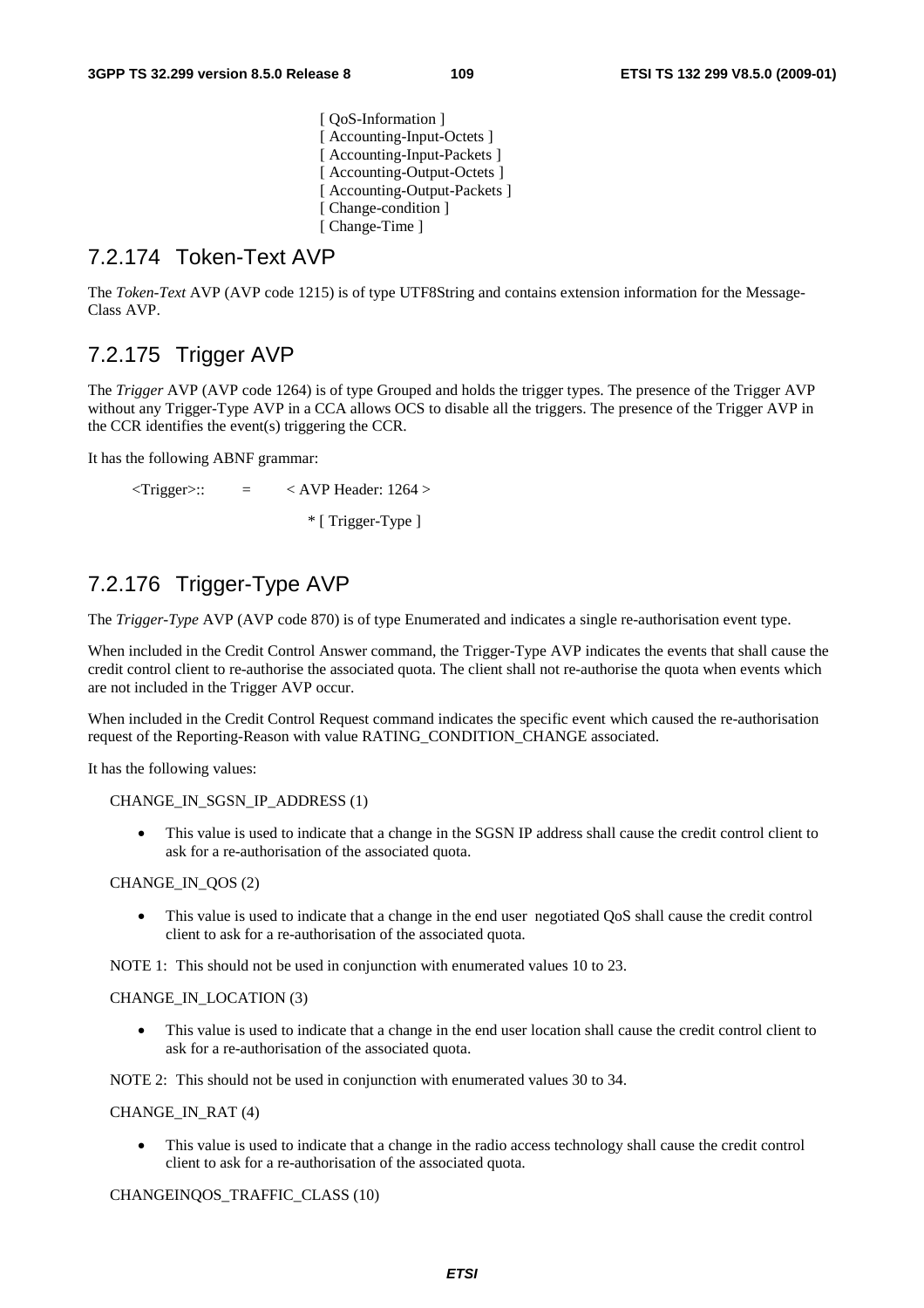[ QoS-Information ]
[ Accounting-Input-Octets ]
[ Accounting-Input-Packets ]
[ Accounting-Output-Octets ]
[ Accounting-Output-Packets ]
[ Change-condition ]
[ Change-Time ]

### 7.2.174 Token-Text AVP

The *Token-Text* AVP (AVP code 1215) is of type UTF8String and contains extension information for the Message-Class AVP.

### 7.2.175 Trigger AVP

The *Trigger* AVP (AVP code 1264) is of type Grouped and holds the trigger types. The presence of the Trigger AVP without any Trigger-Type AVP in a CCA allows OCS to disable all the triggers. The presence of the Trigger AVP in the CCR identifies the event(s) triggering the CCR.

It has the following ABNF grammar:

```
<Trigger>::    =    < AVP Header: 1264 >
                     * [ Trigger-Type ]
```

### 7.2.176 Trigger-Type AVP

The *Trigger-Type* AVP (AVP code 870) is of type Enumerated and indicates a single re-authorisation event type.

When included in the Credit Control Answer command, the Trigger-Type AVP indicates the events that shall cause the credit control client to re-authorise the associated quota. The client shall not re-authorise the quota when events which are not included in the Trigger AVP occur.

When included in the Credit Control Request command indicates the specific event which caused the re-authorisation request of the Reporting-Reason with value RATING_CONDITION_CHANGE associated.

It has the following values:

CHANGE_IN_SGSN_IP_ADDRESS (1)

- This value is used to indicate that a change in the SGSN IP address shall cause the credit control client to ask for a re-authorisation of the associated quota.

CHANGE_IN_QOS (2)

- This value is used to indicate that a change in the end user negotiated QoS shall cause the credit control client to ask for a re-authorisation of the associated quota.

NOTE 1: This should not be used in conjunction with enumerated values 10 to 23.

CHANGE_IN_LOCATION (3)

- This value is used to indicate that a change in the end user location shall cause the credit control client to ask for a re-authorisation of the associated quota.

NOTE 2: This should not be used in conjunction with enumerated values 30 to 34.

CHANGE_IN_RAT (4)

- This value is used to indicate that a change in the radio access technology shall cause the credit control client to ask for a re-authorisation of the associated quota.

CHANGEINQOS_TRAFFIC_CLASS (10)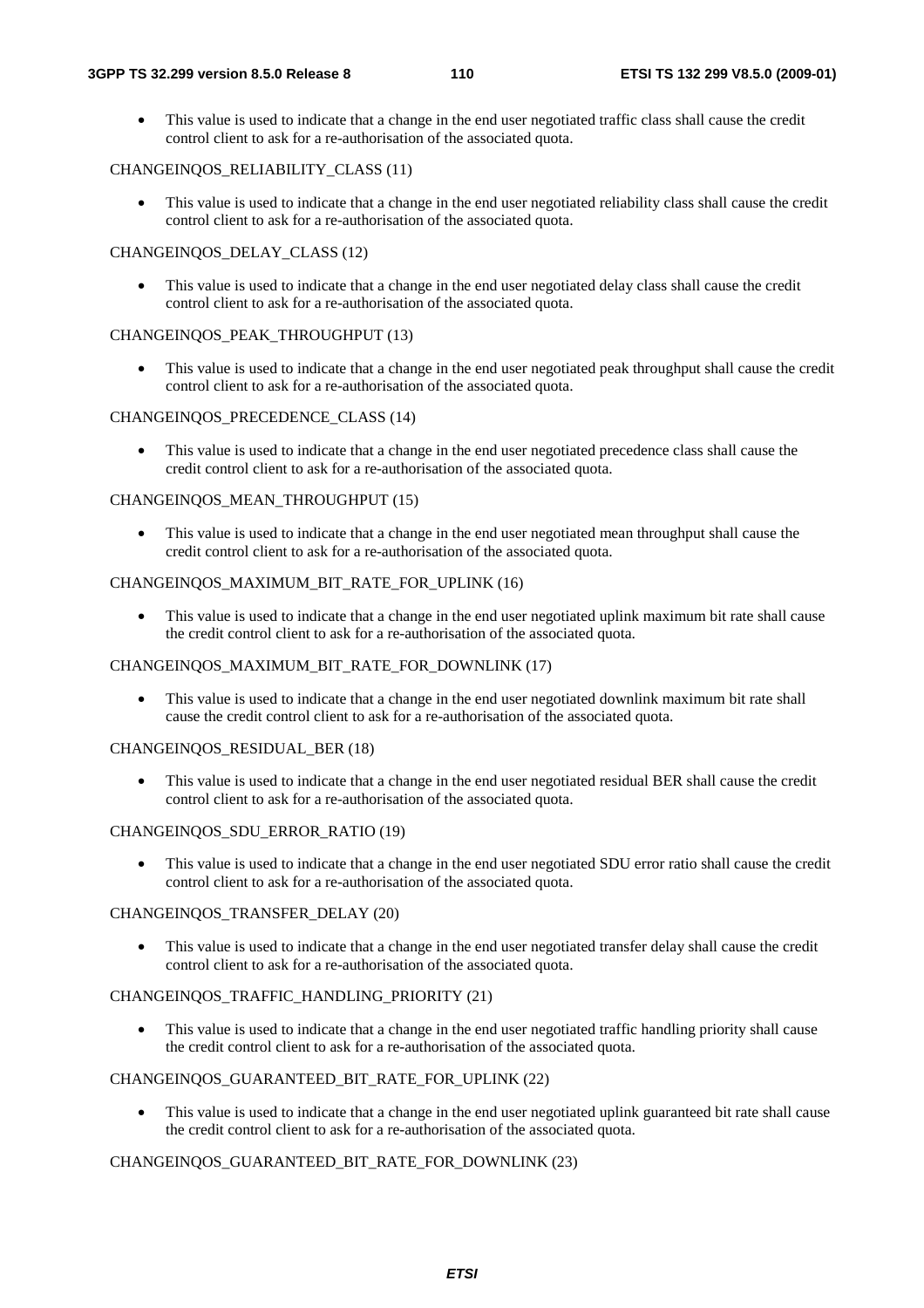- This value is used to indicate that a change in the end user negotiated traffic class shall cause the credit control client to ask for a re-authorisation of the associated quota.

CHANGEINQOS_RELIABILITY_CLASS (11)

- This value is used to indicate that a change in the end user negotiated reliability class shall cause the credit control client to ask for a re-authorisation of the associated quota.

CHANGEINQOS_DELAY_CLASS (12)

- This value is used to indicate that a change in the end user negotiated delay class shall cause the credit control client to ask for a re-authorisation of the associated quota.

CHANGEINQOS_PEAK_THROUGHPUT (13)

- This value is used to indicate that a change in the end user negotiated peak throughput shall cause the credit control client to ask for a re-authorisation of the associated quota.

CHANGEINQOS_PRECEDENCE_CLASS (14)

- This value is used to indicate that a change in the end user negotiated precedence class shall cause the credit control client to ask for a re-authorisation of the associated quota.

CHANGEINQOS_MEAN_THROUGHPUT (15)

- This value is used to indicate that a change in the end user negotiated mean throughput shall cause the credit control client to ask for a re-authorisation of the associated quota.

CHANGEINQOS_MAXIMUM_BIT_RATE_FOR_UPLINK (16)

- This value is used to indicate that a change in the end user negotiated uplink maximum bit rate shall cause the credit control client to ask for a re-authorisation of the associated quota.

CHANGEINQOS_MAXIMUM_BIT_RATE_FOR_DOWNLINK (17)

- This value is used to indicate that a change in the end user negotiated downlink maximum bit rate shall cause the credit control client to ask for a re-authorisation of the associated quota.

CHANGEINQOS_RESIDUAL_BER (18)

- This value is used to indicate that a change in the end user negotiated residual BER shall cause the credit control client to ask for a re-authorisation of the associated quota.

CHANGEINQOS_SDU_ERROR_RATIO (19)

- This value is used to indicate that a change in the end user negotiated SDU error ratio shall cause the credit control client to ask for a re-authorisation of the associated quota.

CHANGEINQOS_TRANSFER_DELAY (20)

- This value is used to indicate that a change in the end user negotiated transfer delay shall cause the credit control client to ask for a re-authorisation of the associated quota.

CHANGEINQOS_TRAFFIC_HANDLING_PRIORITY (21)

- This value is used to indicate that a change in the end user negotiated traffic handling priority shall cause the credit control client to ask for a re-authorisation of the associated quota.

CHANGEINQOS_GUARANTEED_BIT_RATE_FOR_UPLINK (22)

- This value is used to indicate that a change in the end user negotiated uplink guaranteed bit rate shall cause the credit control client to ask for a re-authorisation of the associated quota.

CHANGEINQOS_GUARANTEED_BIT_RATE_FOR_DOWNLINK (23)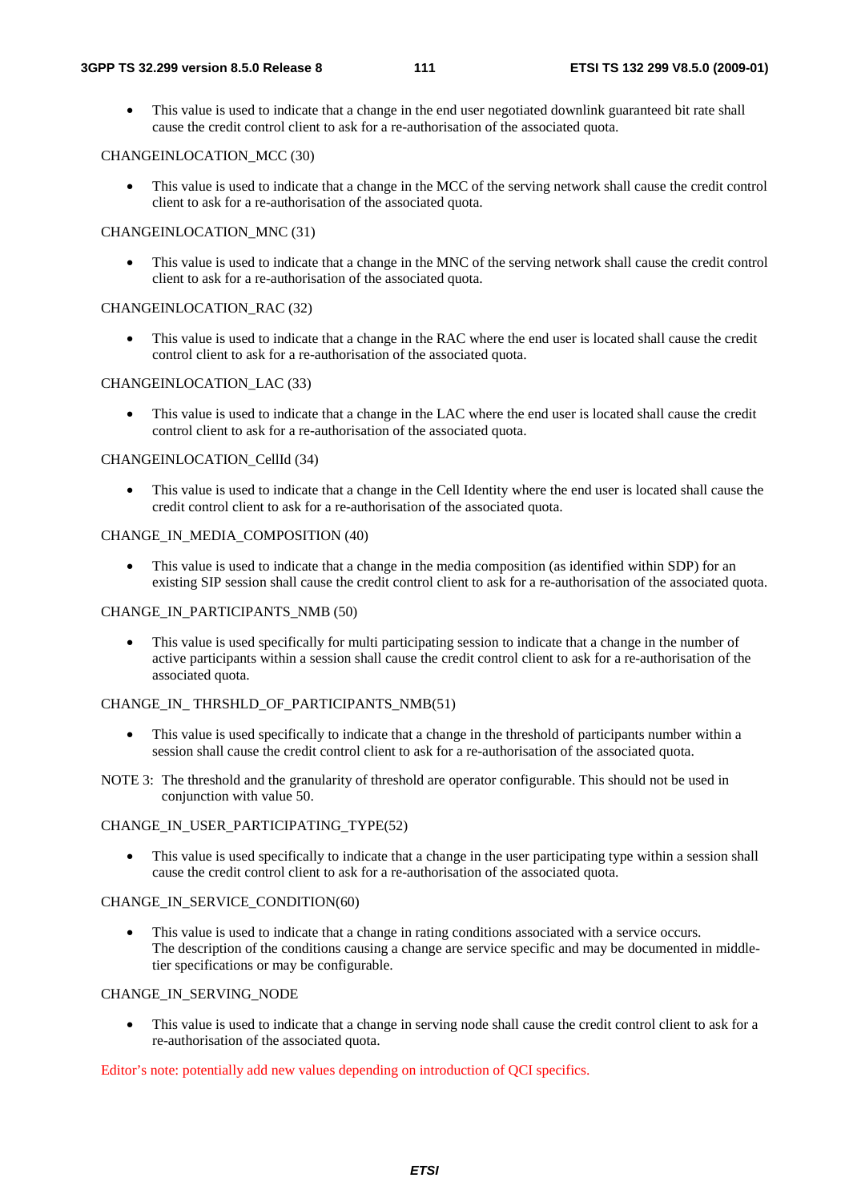- This value is used to indicate that a change in the end user negotiated downlink guaranteed bit rate shall cause the credit control client to ask for a re-authorisation of the associated quota.

CHANGEINLOCATION_MCC (30)

- This value is used to indicate that a change in the MCC of the serving network shall cause the credit control client to ask for a re-authorisation of the associated quota.

CHANGEINLOCATION_MNC (31)

- This value is used to indicate that a change in the MNC of the serving network shall cause the credit control client to ask for a re-authorisation of the associated quota.

CHANGEINLOCATION_RAC (32)

- This value is used to indicate that a change in the RAC where the end user is located shall cause the credit control client to ask for a re-authorisation of the associated quota.

CHANGEINLOCATION_LAC (33)

- This value is used to indicate that a change in the LAC where the end user is located shall cause the credit control client to ask for a re-authorisation of the associated quota.

CHANGEINLOCATION_CellId (34)

- This value is used to indicate that a change in the Cell Identity where the end user is located shall cause the credit control client to ask for a re-authorisation of the associated quota.

CHANGE_IN_MEDIA_COMPOSITION (40)

- This value is used to indicate that a change in the media composition (as identified within SDP) for an existing SIP session shall cause the credit control client to ask for a re-authorisation of the associated quota.

CHANGE_IN_PARTICIPANTS_NMB (50)

- This value is used specifically for multi participating session to indicate that a change in the number of active participants within a session shall cause the credit control client to ask for a re-authorisation of the associated quota.

CHANGE_IN_ THRSHLD_OF_PARTICIPANTS_NMB(51)

- This value is used specifically to indicate that a change in the threshold of participants number within a session shall cause the credit control client to ask for a re-authorisation of the associated quota.

NOTE 3: The threshold and the granularity of threshold are operator configurable. This should not be used in conjunction with value 50.

CHANGE_IN_USER_PARTICIPATING_TYPE(52)

- This value is used specifically to indicate that a change in the user participating type within a session shall cause the credit control client to ask for a re-authorisation of the associated quota.

CHANGE_IN_SERVICE_CONDITION(60)

- This value is used to indicate that a change in rating conditions associated with a service occurs. The description of the conditions causing a change are service specific and may be documented in middle-tier specifications or may be configurable.

CHANGE_IN_SERVING_NODE

- This value is used to indicate that a change in serving node shall cause the credit control client to ask for a re-authorisation of the associated quota.

Editor's note: potentially add new values depending on introduction of QCI specifics.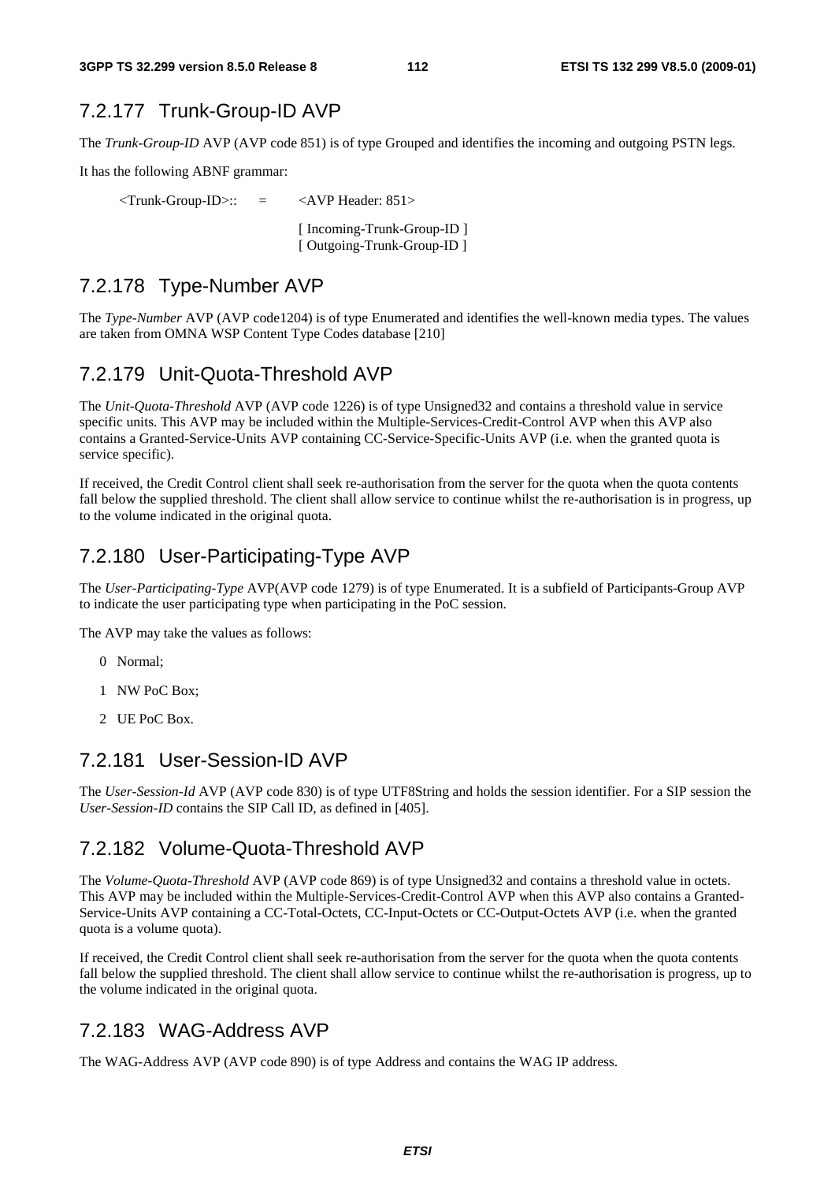### 7.2.177 Trunk-Group-ID AVP

The *Trunk-Group-ID* AVP (AVP code 851) is of type Grouped and identifies the incoming and outgoing PSTN legs.

It has the following ABNF grammar:

```
<Trunk-Group-ID>::   =    <AVP Header: 851>

                          [ Incoming-Trunk-Group-ID ]
                          [ Outgoing-Trunk-Group-ID ]
```

### 7.2.178 Type-Number AVP

The *Type-Number* AVP (AVP code1204) is of type Enumerated and identifies the well-known media types. The values are taken from OMNA WSP Content Type Codes database [210]

### 7.2.179 Unit-Quota-Threshold AVP

The *Unit-Quota-Threshold* AVP (AVP code 1226) is of type Unsigned32 and contains a threshold value in service specific units. This AVP may be included within the Multiple-Services-Credit-Control AVP when this AVP also contains a Granted-Service-Units AVP containing CC-Service-Specific-Units AVP (i.e. when the granted quota is service specific).

If received, the Credit Control client shall seek re-authorisation from the server for the quota when the quota contents fall below the supplied threshold. The client shall allow service to continue whilst the re-authorisation is in progress, up to the volume indicated in the original quota.

### 7.2.180 User-Participating-Type AVP

The *User-Participating-Type* AVP(AVP code 1279) is of type Enumerated. It is a subfield of Participants-Group AVP to indicate the user participating type when participating in the PoC session.

The AVP may take the values as follows:

- 0 Normal;
- 1 NW PoC Box;
- 2 UE PoC Box.

### 7.2.181 User-Session-ID AVP

The *User-Session-Id* AVP (AVP code 830) is of type UTF8String and holds the session identifier. For a SIP session the *User-Session-ID* contains the SIP Call ID, as defined in [405].

### 7.2.182 Volume-Quota-Threshold AVP

The *Volume-Quota-Threshold* AVP (AVP code 869) is of type Unsigned32 and contains a threshold value in octets. This AVP may be included within the Multiple-Services-Credit-Control AVP when this AVP also contains a Granted-Service-Units AVP containing a CC-Total-Octets, CC-Input-Octets or CC-Output-Octets AVP (i.e. when the granted quota is a volume quota).

If received, the Credit Control client shall seek re-authorisation from the server for the quota when the quota contents fall below the supplied threshold. The client shall allow service to continue whilst the re-authorisation is progress, up to the volume indicated in the original quota.

### 7.2.183 WAG-Address AVP

The WAG-Address AVP (AVP code 890) is of type Address and contains the WAG IP address.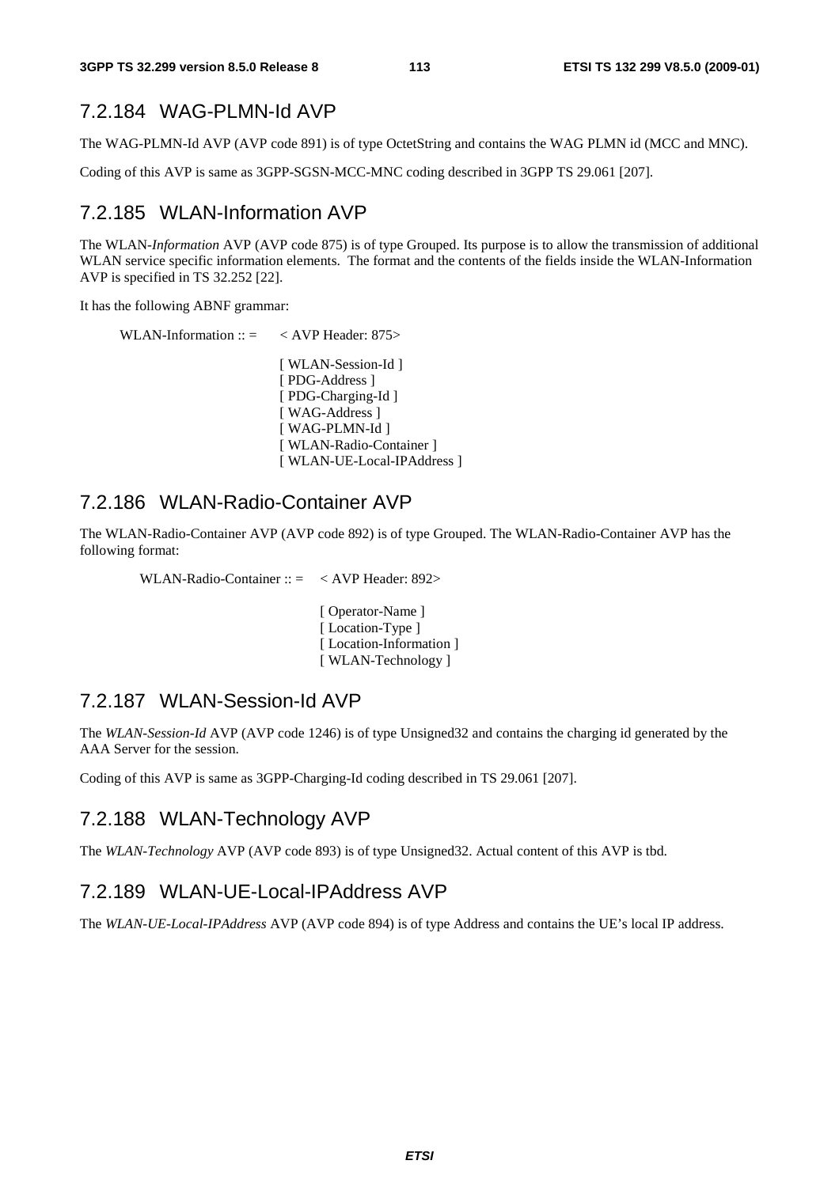### 7.2.184 WAG-PLMN-Id AVP

The WAG-PLMN-Id AVP (AVP code 891) is of type OctetString and contains the WAG PLMN id (MCC and MNC).

Coding of this AVP is same as 3GPP-SGSN-MCC-MNC coding described in 3GPP TS 29.061 [207].

### 7.2.185 WLAN-Information AVP

The WLAN-*Information* AVP (AVP code 875) is of type Grouped. Its purpose is to allow the transmission of additional WLAN service specific information elements. The format and the contents of the fields inside the WLAN-Information AVP is specified in TS 32.252 [22].

It has the following ABNF grammar:

```
WLAN-Information :: =    < AVP Header: 875>

                         [ WLAN-Session-Id ]
                         [ PDG-Address ]
                         [ PDG-Charging-Id ]
                         [ WAG-Address ]
                         [ WAG-PLMN-Id ]
                         [ WLAN-Radio-Container ]
                         [ WLAN-UE-Local-IPAddress ]
```

### 7.2.186 WLAN-Radio-Container AVP

The WLAN-Radio-Container AVP (AVP code 892) is of type Grouped. The WLAN-Radio-Container AVP has the following format:

```
WLAN-Radio-Container :: =    < AVP Header: 892>

                             [ Operator-Name ]
                             [ Location-Type ]
                             [ Location-Information ]
                             [ WLAN-Technology ]
```

### 7.2.187 WLAN-Session-Id AVP

The *WLAN-Session-Id* AVP (AVP code 1246) is of type Unsigned32 and contains the charging id generated by the AAA Server for the session.

Coding of this AVP is same as 3GPP-Charging-Id coding described in TS 29.061 [207].

### 7.2.188 WLAN-Technology AVP

The *WLAN-Technology* AVP (AVP code 893) is of type Unsigned32. Actual content of this AVP is tbd.

### 7.2.189 WLAN-UE-Local-IPAddress AVP

The *WLAN-UE-Local-IPAddress* AVP (AVP code 894) is of type Address and contains the UE's local IP address.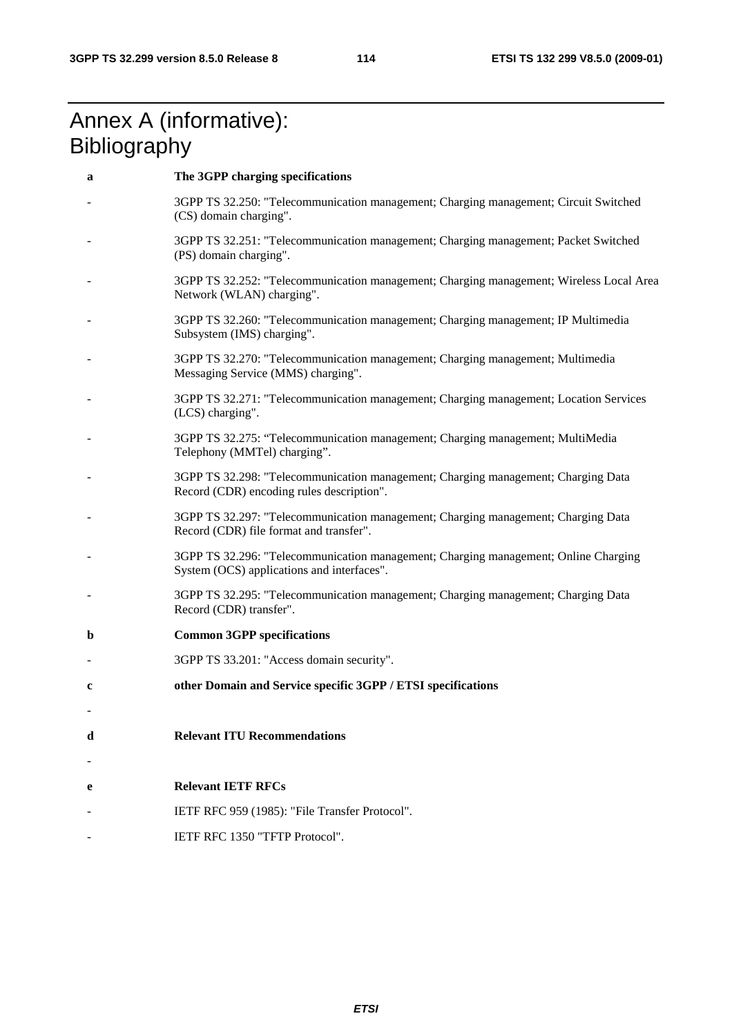# Annex A (informative): Bibliography

**a The 3GPP charging specifications**

- 3GPP TS 32.250: "Telecommunication management; Charging management; Circuit Switched (CS) domain charging".
- 3GPP TS 32.251: "Telecommunication management; Charging management; Packet Switched (PS) domain charging".
- 3GPP TS 32.252: "Telecommunication management; Charging management; Wireless Local Area Network (WLAN) charging".
- 3GPP TS 32.260: "Telecommunication management; Charging management; IP Multimedia Subsystem (IMS) charging".
- 3GPP TS 32.270: "Telecommunication management; Charging management; Multimedia Messaging Service (MMS) charging".
- 3GPP TS 32.271: "Telecommunication management; Charging management; Location Services (LCS) charging".
- 3GPP TS 32.275: "Telecommunication management; Charging management; MultiMedia Telephony (MMTel) charging".
- 3GPP TS 32.298: "Telecommunication management; Charging management; Charging Data Record (CDR) encoding rules description".
- 3GPP TS 32.297: "Telecommunication management; Charging management; Charging Data Record (CDR) file format and transfer".
- 3GPP TS 32.296: "Telecommunication management; Charging management; Online Charging System (OCS) applications and interfaces".
- 3GPP TS 32.295: "Telecommunication management; Charging management; Charging Data Record (CDR) transfer".

**b Common 3GPP specifications**

- 3GPP TS 33.201: "Access domain security".

**c other Domain and Service specific 3GPP / ETSI specifications**

-

**d Relevant ITU Recommendations**

-

**e Relevant IETF RFCs**

- IETF RFC 959 (1985): "File Transfer Protocol".
- IETF RFC 1350 "TFTP Protocol".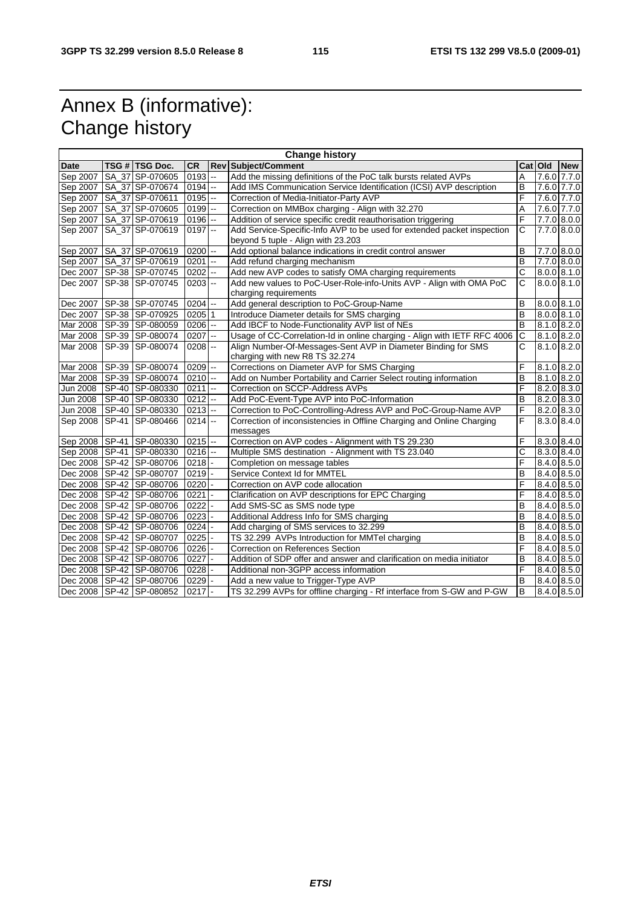# Annex B (informative): Change history

| Change history | | | | | | | | |
|---|---|---|---|---|---|---|---|---|
| **Date** | **TSG #** | **TSG Doc.** | **CR** | **Rev** | **Subject/Comment** | **Cat** | **Old** | **New** |
| Sep 2007 | SA_37 | SP-070605 | 0193 | -- | Add the missing definitions of the PoC talk bursts related AVPs | A | 7.6.0 | 7.7.0 |
| Sep 2007 | SA_37 | SP-070674 | 0194 | -- | Add IMS Communication Service Identification (ICSI) AVP description | B | 7.6.0 | 7.7.0 |
| Sep 2007 | SA_37 | SP-070611 | 0195 | -- | Correction of Media-Initiator-Party AVP | F | 7.6.0 | 7.7.0 |
| Sep 2007 | SA_37 | SP-070605 | 0199 | -- | Correction on MMBox charging - Align with 32.270 | A | 7.6.0 | 7.7.0 |
| Sep 2007 | SA_37 | SP-070619 | 0196 | -- | Addition of service specific credit reauthorisation triggering | F | 7.7.0 | 8.0.0 |
| Sep 2007 | SA_37 | SP-070619 | 0197 | -- | Add Service-Specific-Info AVP to be used for extended packet inspection beyond 5 tuple - Align with 23.203 | C | 7.7.0 | 8.0.0 |
| Sep 2007 | SA_37 | SP-070619 | 0200 | -- | Add optional balance indications in credit control answer | B | 7.7.0 | 8.0.0 |
| Sep 2007 | SA_37 | SP-070619 | 0201 | -- | Add refund charging mechanism | B | 7.7.0 | 8.0.0 |
| Dec 2007 | SP-38 | SP-070745 | 0202 | -- | Add new AVP codes to satisfy OMA charging requirements | C | 8.0.0 | 8.1.0 |
| Dec 2007 | SP-38 | SP-070745 | 0203 | -- | Add new values to PoC-User-Role-info-Units AVP - Align with OMA PoC charging requirements | C | 8.0.0 | 8.1.0 |
| Dec 2007 | SP-38 | SP-070745 | 0204 | -- | Add general description to PoC-Group-Name | B | 8.0.0 | 8.1.0 |
| Dec 2007 | SP-38 | SP-070925 | 0205 | 1 | Introduce Diameter details for SMS charging | B | 8.0.0 | 8.1.0 |
| Mar 2008 | SP-39 | SP-080059 | 0206 | -- | Add IBCF to Node-Functionality AVP list of NEs | B | 8.1.0 | 8.2.0 |
| Mar 2008 | SP-39 | SP-080074 | 0207 | -- | Usage of CC-Correlation-Id in online charging - Align with IETF RFC 4006 | C | 8.1.0 | 8.2.0 |
| Mar 2008 | SP-39 | SP-080074 | 0208 | -- | Align Number-Of-Messages-Sent AVP in Diameter Binding for SMS charging with new R8 TS 32.274 | C | 8.1.0 | 8.2.0 |
| Mar 2008 | SP-39 | SP-080074 | 0209 | -- | Corrections on Diameter AVP for SMS Charging | F | 8.1.0 | 8.2.0 |
| Mar 2008 | SP-39 | SP-080074 | 0210 | -- | Add on Number Portability and Carrier Select routing information | B | 8.1.0 | 8.2.0 |
| Jun 2008 | SP-40 | SP-080330 | 0211 | -- | Correction on SCCP-Address AVPs | F | 8.2.0 | 8.3.0 |
| Jun 2008 | SP-40 | SP-080330 | 0212 | -- | Add PoC-Event-Type AVP into PoC-Information | B | 8.2.0 | 8.3.0 |
| Jun 2008 | SP-40 | SP-080330 | 0213 | -- | Correction to PoC-Controlling-Adress AVP and PoC-Group-Name AVP | F | 8.2.0 | 8.3.0 |
| Sep 2008 | SP-41 | SP-080466 | 0214 | -- | Correction of inconsistencies in Offline Charging and Online Charging messages | F | 8.3.0 | 8.4.0 |
| Sep 2008 | SP-41 | SP-080330 | 0215 | -- | Correction on AVP codes - Alignment with TS 29.230 | F | 8.3.0 | 8.4.0 |
| Sep 2008 | SP-41 | SP-080330 | 0216 | -- | Multiple SMS destination - Alignment with TS 23.040 | C | 8.3.0 | 8.4.0 |
| Dec 2008 | SP-42 | SP-080706 | 0218 | - | Completion on message tables | F | 8.4.0 | 8.5.0 |
| Dec 2008 | SP-42 | SP-080707 | 0219 | - | Service Context Id for MMTEL | B | 8.4.0 | 8.5.0 |
| Dec 2008 | SP-42 | SP-080706 | 0220 | - | Correction on AVP code allocation | F | 8.4.0 | 8.5.0 |
| Dec 2008 | SP-42 | SP-080706 | 0221 | - | Clarification on AVP descriptions for EPC Charging | F | 8.4.0 | 8.5.0 |
| Dec 2008 | SP-42 | SP-080706 | 0222 | - | Add SMS-SC as SMS node type | B | 8.4.0 | 8.5.0 |
| Dec 2008 | SP-42 | SP-080706 | 0223 | - | Additional Address Info for SMS charging | B | 8.4.0 | 8.5.0 |
| Dec 2008 | SP-42 | SP-080706 | 0224 | - | Add charging of SMS services to 32.299 | B | 8.4.0 | 8.5.0 |
| Dec 2008 | SP-42 | SP-080707 | 0225 | - | TS 32.299 AVPs Introduction for MMTel charging | B | 8.4.0 | 8.5.0 |
| Dec 2008 | SP-42 | SP-080706 | 0226 | - | Correction on References Section | F | 8.4.0 | 8.5.0 |
| Dec 2008 | SP-42 | SP-080706 | 0227 | - | Addition of SDP offer and answer and clarification on media initiator | B | 8.4.0 | 8.5.0 |
| Dec 2008 | SP-42 | SP-080706 | 0228 | - | Additional non-3GPP access information | F | 8.4.0 | 8.5.0 |
| Dec 2008 | SP-42 | SP-080706 | 0229 | - | Add a new value to Trigger-Type AVP | B | 8.4.0 | 8.5.0 |
| Dec 2008 | SP-42 | SP-080852 | 0217 | - | TS 32.299 AVPs for offline charging - Rf interface from S-GW and P-GW | B | 8.4.0 | 8.5.0 |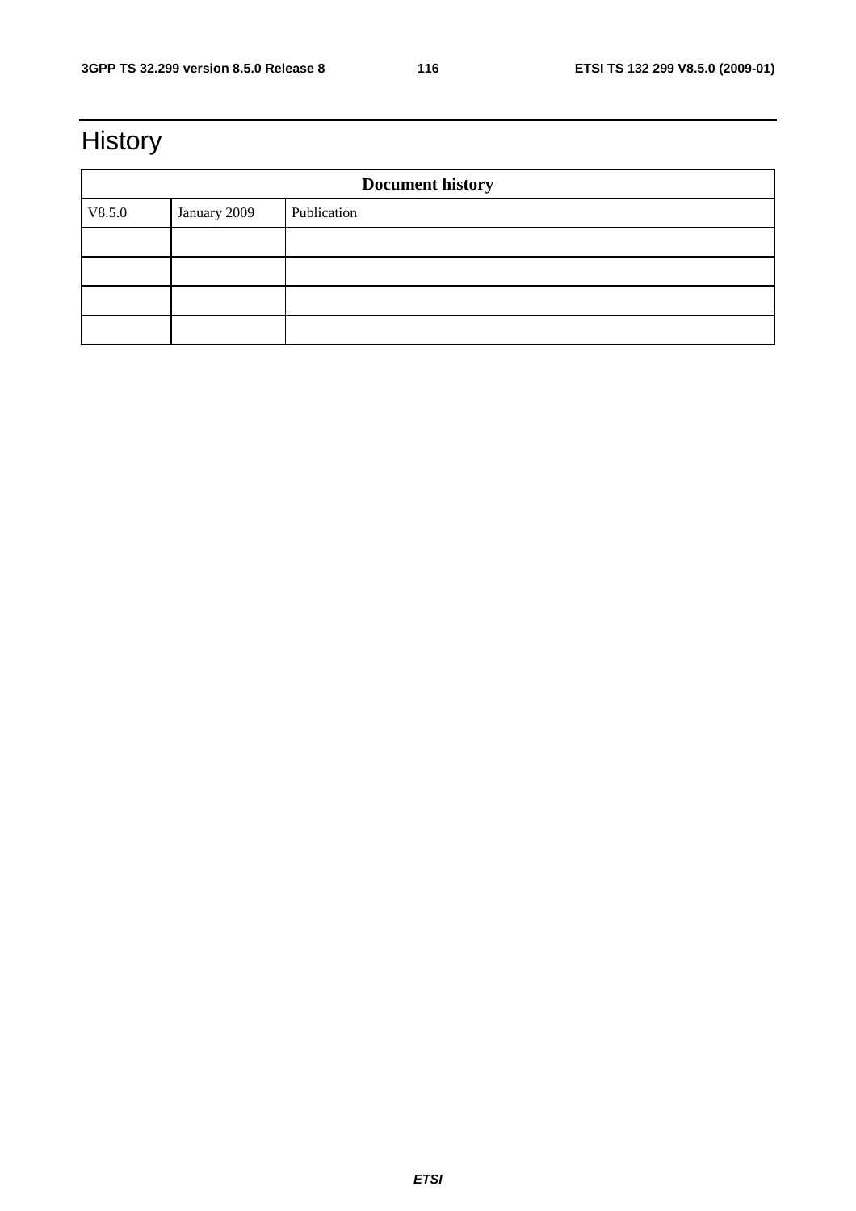# History

| Document history | | |
|---|---|---|
| V8.5.0 | January 2009 | Publication |
| | | |
| | | |
| | | |
| | | |